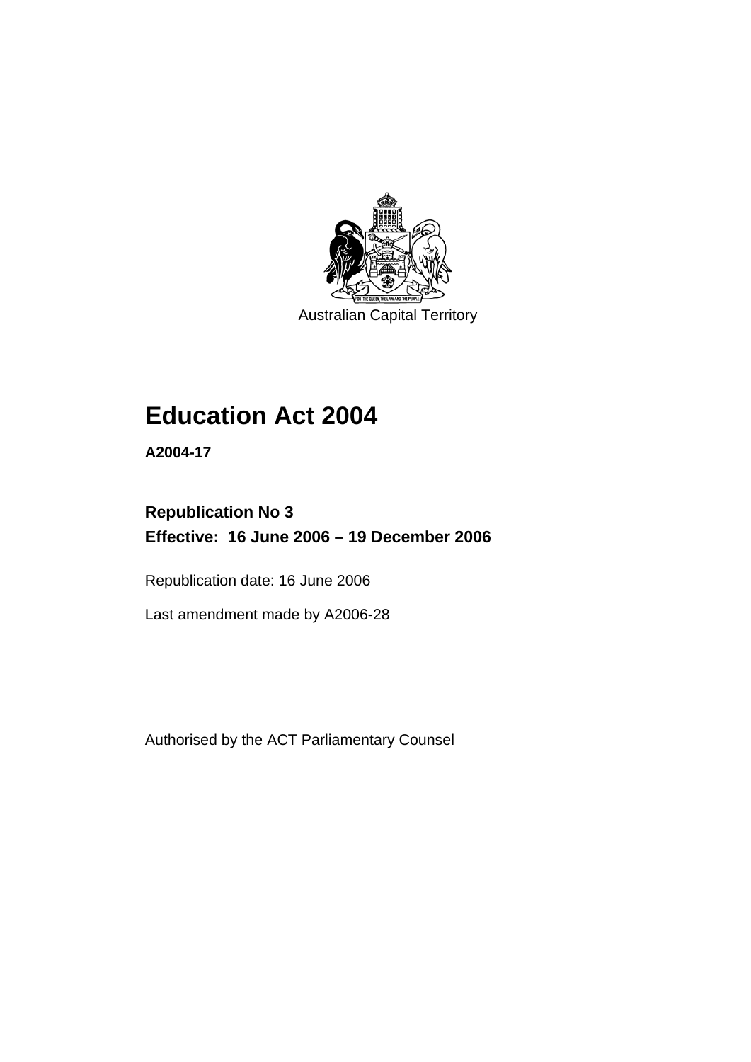Australian Capital Territory

# Education Act 2004

**A2004-17**

## Republication No 3
## Effective: 16 June 2006 – 19 December 2006

Republication date: 16 June 2006

Last amendment made by A2006-28

Authorised by the ACT Parliamentary Counsel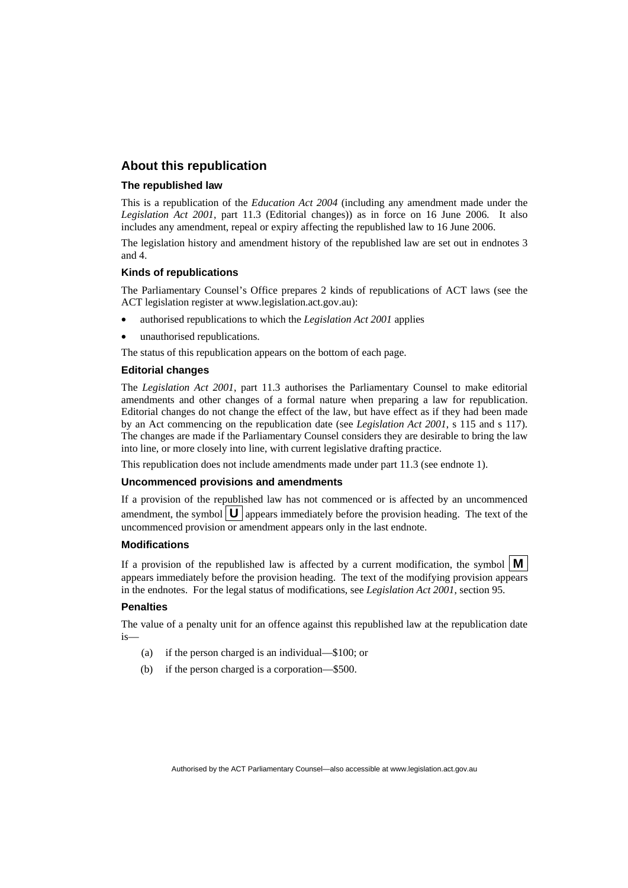## About this republication

### The republished law

This is a republication of the *Education Act 2004* (including any amendment made under the *Legislation Act 2001*, part 11.3 (Editorial changes)) as in force on 16 June 2006. It also includes any amendment, repeal or expiry affecting the republished law to 16 June 2006.

The legislation history and amendment history of the republished law are set out in endnotes 3 and 4.

### Kinds of republications

The Parliamentary Counsel's Office prepares 2 kinds of republications of ACT laws (see the ACT legislation register at www.legislation.act.gov.au):

- authorised republications to which the *Legislation Act 2001* applies
- unauthorised republications.

The status of this republication appears on the bottom of each page.

### Editorial changes

The *Legislation Act 2001*, part 11.3 authorises the Parliamentary Counsel to make editorial amendments and other changes of a formal nature when preparing a law for republication. Editorial changes do not change the effect of the law, but have effect as if they had been made by an Act commencing on the republication date (see *Legislation Act 2001*, s 115 and s 117). The changes are made if the Parliamentary Counsel considers they are desirable to bring the law into line, or more closely into line, with current legislative drafting practice.

This republication does not include amendments made under part 11.3 (see endnote 1).

### Uncommenced provisions and amendments

If a provision of the republished law has not commenced or is affected by an uncommenced amendment, the symbol **U** appears immediately before the provision heading. The text of the uncommenced provision or amendment appears only in the last endnote.

### Modifications

If a provision of the republished law is affected by a current modification, the symbol **M** appears immediately before the provision heading. The text of the modifying provision appears in the endnotes. For the legal status of modifications, see *Legislation Act 2001*, section 95.

### Penalties

The value of a penalty unit for an offence against this republished law at the republication date is—

(a) if the person charged is an individual—$100; or

(b) if the person charged is a corporation—$500.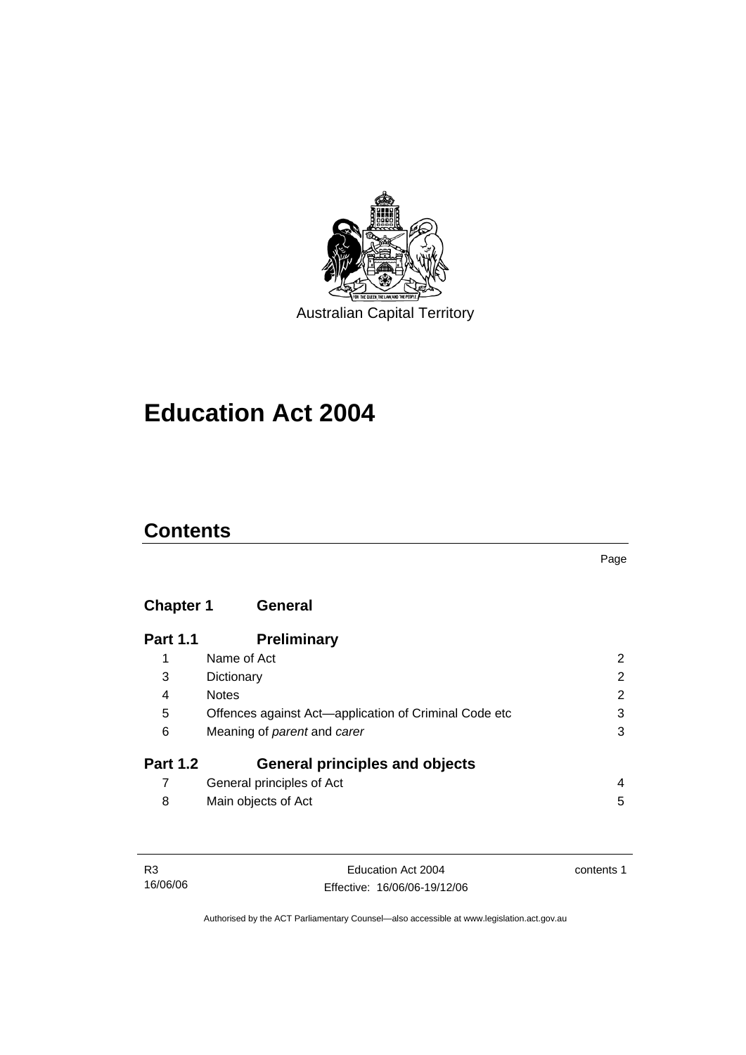Australian Capital Territory

# Education Act 2004

## Contents

| | | Page |
|---|---|---|
| **Chapter 1** | **General** | |
| **Part 1.1** | **Preliminary** | |
| 1 | Name of Act | 2 |
| 3 | Dictionary | 2 |
| 4 | Notes | 2 |
| 5 | Offences against Act—application of Criminal Code etc | 3 |
| 6 | Meaning of *parent* and *carer* | 3 |
| **Part 1.2** | **General principles and objects** | |
| 7 | General principles of Act | 4 |
| 8 | Main objects of Act | 5 |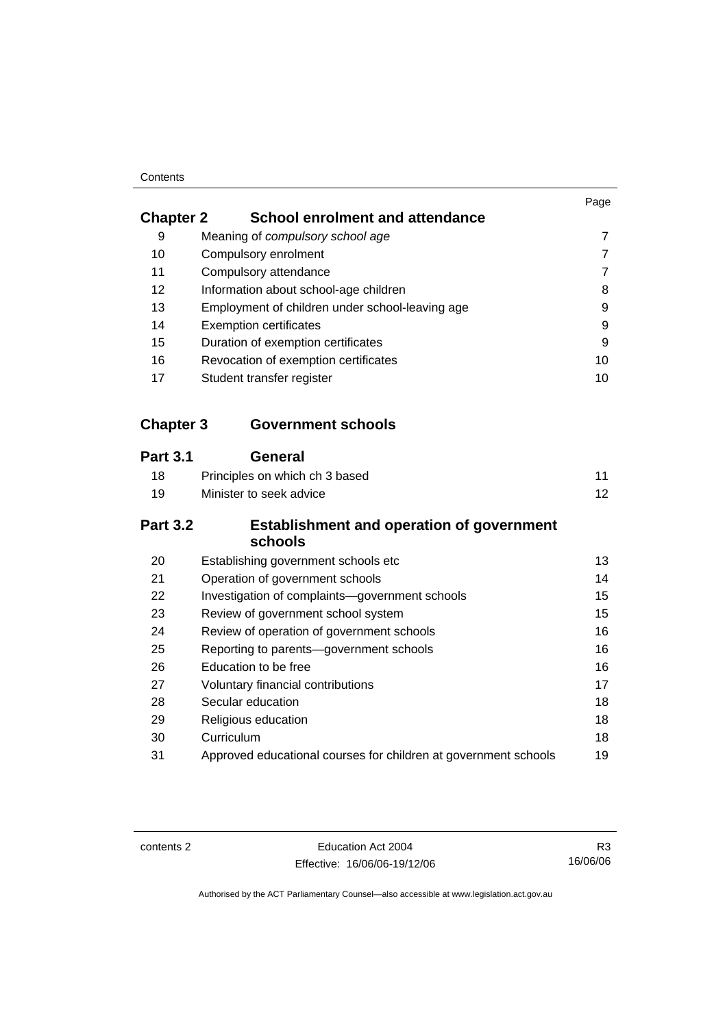| | | Page |
|---|---|---|
| **Chapter 2** | **School enrolment and attendance** | |
| 9 | Meaning of *compulsory school age* | 7 |
| 10 | Compulsory enrolment | 7 |
| 11 | Compulsory attendance | 7 |
| 12 | Information about school-age children | 8 |
| 13 | Employment of children under school-leaving age | 9 |
| 14 | Exemption certificates | 9 |
| 15 | Duration of exemption certificates | 9 |
| 16 | Revocation of exemption certificates | 10 |
| 17 | Student transfer register | 10 |
| **Chapter 3** | **Government schools** | |
| **Part 3.1** | **General** | |
| 18 | Principles on which ch 3 based | 11 |
| 19 | Minister to seek advice | 12 |
| **Part 3.2** | **Establishment and operation of government schools** | |
| 20 | Establishing government schools etc | 13 |
| 21 | Operation of government schools | 14 |
| 22 | Investigation of complaints—government schools | 15 |
| 23 | Review of government school system | 15 |
| 24 | Review of operation of government schools | 16 |
| 25 | Reporting to parents—government schools | 16 |
| 26 | Education to be free | 16 |
| 27 | Voluntary financial contributions | 17 |
| 28 | Secular education | 18 |
| 29 | Religious education | 18 |
| 30 | Curriculum | 18 |
| 31 | Approved educational courses for children at government schools | 19 |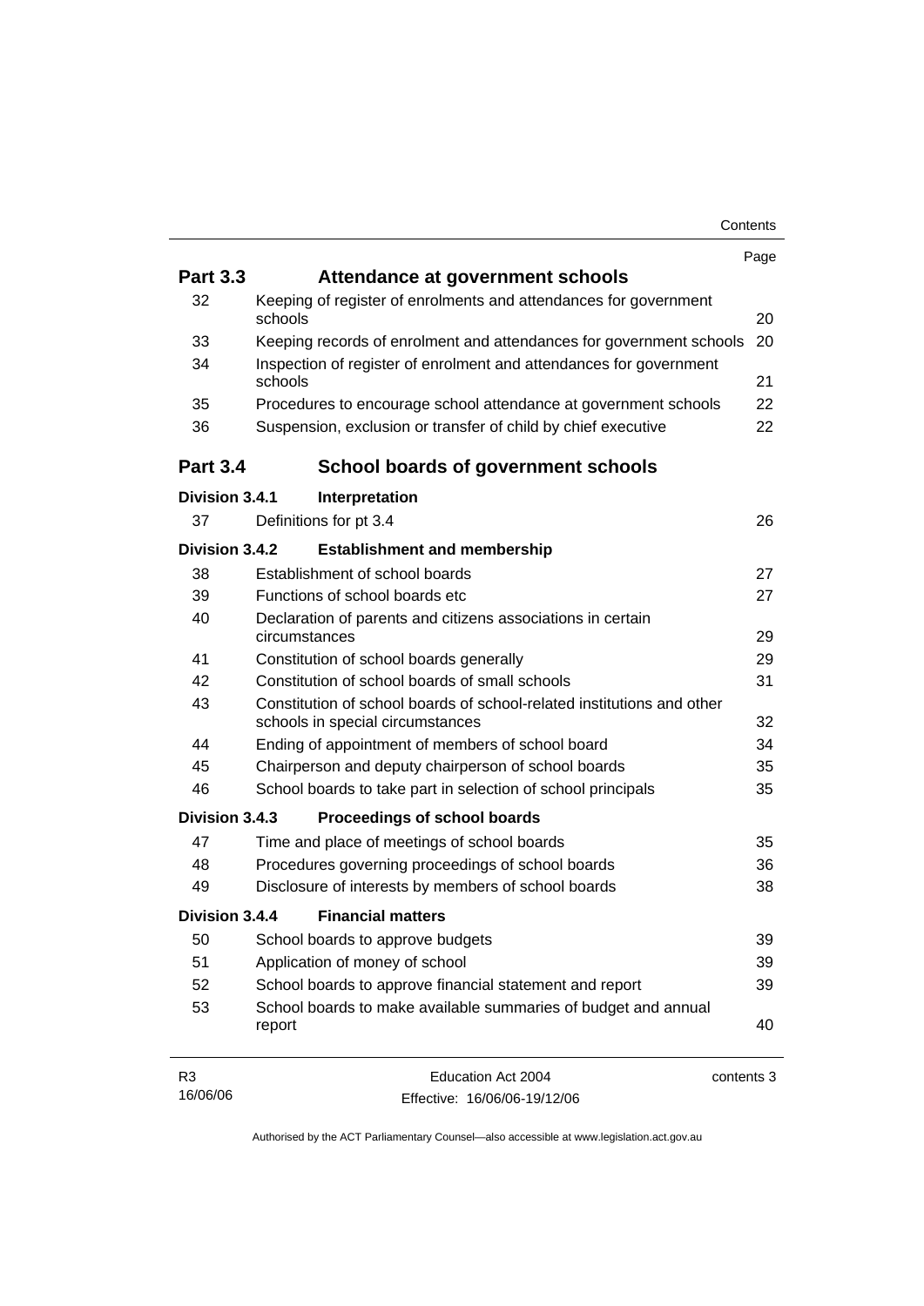| | | Page |
|---|---|---|
| **Part 3.3** | **Attendance at government schools** | |
| 32 | Keeping of register of enrolments and attendances for government schools | 20 |
| 33 | Keeping records of enrolment and attendances for government schools | 20 |
| 34 | Inspection of register of enrolment and attendances for government schools | 21 |
| 35 | Procedures to encourage school attendance at government schools | 22 |
| 36 | Suspension, exclusion or transfer of child by chief executive | 22 |
| **Part 3.4** | **School boards of government schools** | |
| **Division 3.4.1** | **Interpretation** | |
| 37 | Definitions for pt 3.4 | 26 |
| **Division 3.4.2** | **Establishment and membership** | |
| 38 | Establishment of school boards | 27 |
| 39 | Functions of school boards etc | 27 |
| 40 | Declaration of parents and citizens associations in certain circumstances | 29 |
| 41 | Constitution of school boards generally | 29 |
| 42 | Constitution of school boards of small schools | 31 |
| 43 | Constitution of school boards of school-related institutions and other schools in special circumstances | 32 |
| 44 | Ending of appointment of members of school board | 34 |
| 45 | Chairperson and deputy chairperson of school boards | 35 |
| 46 | School boards to take part in selection of school principals | 35 |
| **Division 3.4.3** | **Proceedings of school boards** | |
| 47 | Time and place of meetings of school boards | 35 |
| 48 | Procedures governing proceedings of school boards | 36 |
| 49 | Disclosure of interests by members of school boards | 38 |
| **Division 3.4.4** | **Financial matters** | |
| 50 | School boards to approve budgets | 39 |
| 51 | Application of money of school | 39 |
| 52 | School boards to approve financial statement and report | 39 |
| 53 | School boards to make available summaries of budget and annual report | 40 |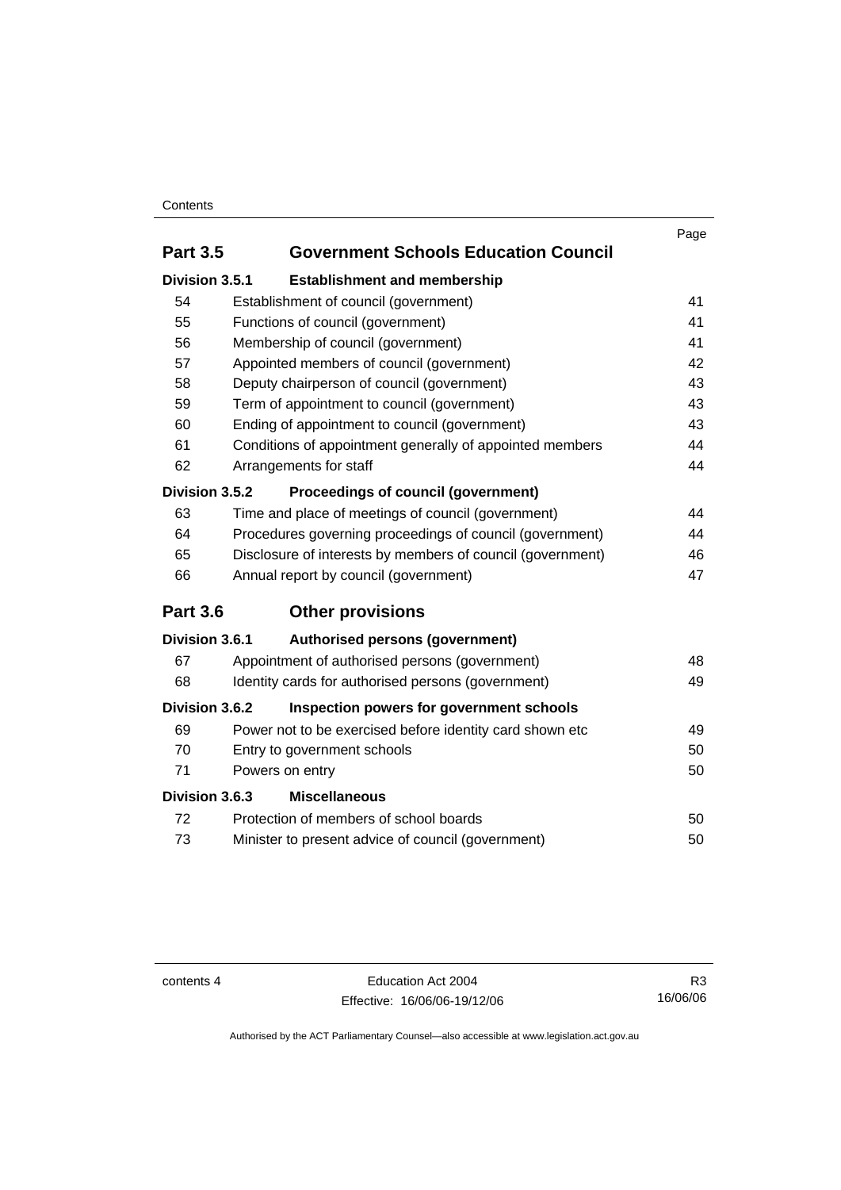| | | Page |
|---|---|---|
| **Part 3.5** | **Government Schools Education Council** | |
| **Division 3.5.1** | **Establishment and membership** | |
| 54 | Establishment of council (government) | 41 |
| 55 | Functions of council (government) | 41 |
| 56 | Membership of council (government) | 41 |
| 57 | Appointed members of council (government) | 42 |
| 58 | Deputy chairperson of council (government) | 43 |
| 59 | Term of appointment to council (government) | 43 |
| 60 | Ending of appointment to council (government) | 43 |
| 61 | Conditions of appointment generally of appointed members | 44 |
| 62 | Arrangements for staff | 44 |
| **Division 3.5.2** | **Proceedings of council (government)** | |
| 63 | Time and place of meetings of council (government) | 44 |
| 64 | Procedures governing proceedings of council (government) | 44 |
| 65 | Disclosure of interests by members of council (government) | 46 |
| 66 | Annual report by council (government) | 47 |
| **Part 3.6** | **Other provisions** | |
| **Division 3.6.1** | **Authorised persons (government)** | |
| 67 | Appointment of authorised persons (government) | 48 |
| 68 | Identity cards for authorised persons (government) | 49 |
| **Division 3.6.2** | **Inspection powers for government schools** | |
| 69 | Power not to be exercised before identity card shown etc | 49 |
| 70 | Entry to government schools | 50 |
| 71 | Powers on entry | 50 |
| **Division 3.6.3** | **Miscellaneous** | |
| 72 | Protection of members of school boards | 50 |
| 73 | Minister to present advice of council (government) | 50 |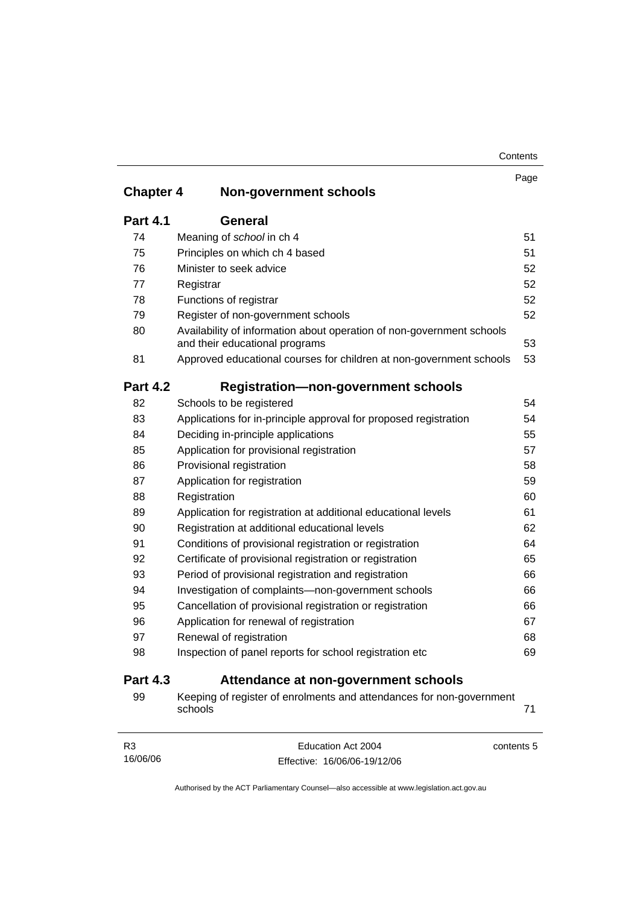| | | Page |
|---|---|---|
| **Chapter 4** | **Non-government schools** | |
| **Part 4.1** | **General** | |
| 74 | Meaning of *school* in ch 4 | 51 |
| 75 | Principles on which ch 4 based | 51 |
| 76 | Minister to seek advice | 52 |
| 77 | Registrar | 52 |
| 78 | Functions of registrar | 52 |
| 79 | Register of non-government schools | 52 |
| 80 | Availability of information about operation of non-government schools and their educational programs | 53 |
| 81 | Approved educational courses for children at non-government schools | 53 |
| **Part 4.2** | **Registration—non-government schools** | |
| 82 | Schools to be registered | 54 |
| 83 | Applications for in-principle approval for proposed registration | 54 |
| 84 | Deciding in-principle applications | 55 |
| 85 | Application for provisional registration | 57 |
| 86 | Provisional registration | 58 |
| 87 | Application for registration | 59 |
| 88 | Registration | 60 |
| 89 | Application for registration at additional educational levels | 61 |
| 90 | Registration at additional educational levels | 62 |
| 91 | Conditions of provisional registration or registration | 64 |
| 92 | Certificate of provisional registration or registration | 65 |
| 93 | Period of provisional registration and registration | 66 |
| 94 | Investigation of complaints—non-government schools | 66 |
| 95 | Cancellation of provisional registration or registration | 66 |
| 96 | Application for renewal of registration | 67 |
| 97 | Renewal of registration | 68 |
| 98 | Inspection of panel reports for school registration etc | 69 |
| **Part 4.3** | **Attendance at non-government schools** | |
| 99 | Keeping of register of enrolments and attendances for non-government schools | 71 |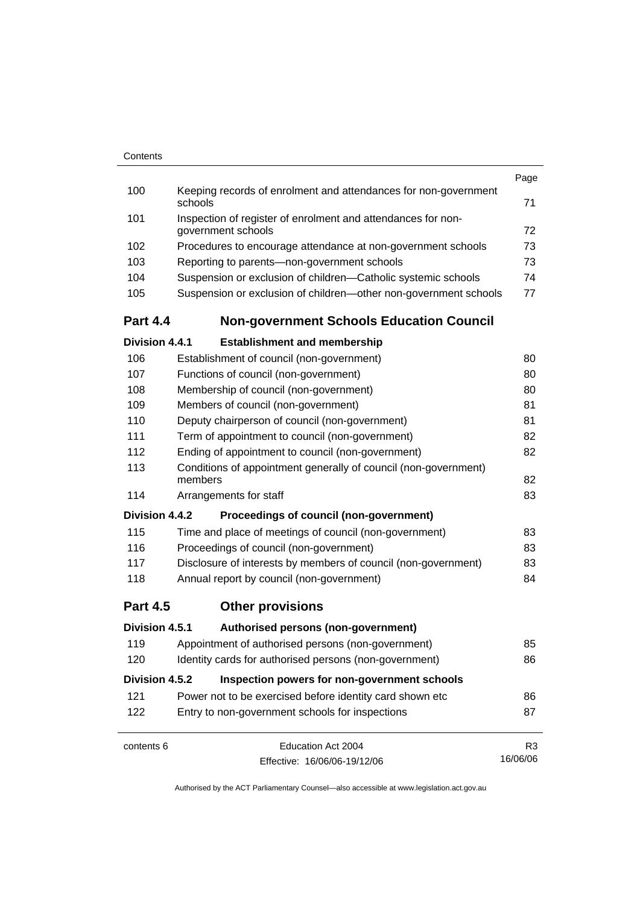| | | Page |
|---|---|---|
| 100 | Keeping records of enrolment and attendances for non-government schools | 71 |
| 101 | Inspection of register of enrolment and attendances for non-government schools | 72 |
| 102 | Procedures to encourage attendance at non-government schools | 73 |
| 103 | Reporting to parents—non-government schools | 73 |
| 104 | Suspension or exclusion of children—Catholic systemic schools | 74 |
| 105 | Suspension or exclusion of children—other non-government schools | 77 |

## Part 4.4 Non-government Schools Education Council

### Division 4.4.1 Establishment and membership

| | | |
|---|---|---|
| 106 | Establishment of council (non-government) | 80 |
| 107 | Functions of council (non-government) | 80 |
| 108 | Membership of council (non-government) | 80 |
| 109 | Members of council (non-government) | 81 |
| 110 | Deputy chairperson of council (non-government) | 81 |
| 111 | Term of appointment to council (non-government) | 82 |
| 112 | Ending of appointment to council (non-government) | 82 |
| 113 | Conditions of appointment generally of council (non-government) members | 82 |
| 114 | Arrangements for staff | 83 |

### Division 4.4.2 Proceedings of council (non-government)

| | | |
|---|---|---|
| 115 | Time and place of meetings of council (non-government) | 83 |
| 116 | Proceedings of council (non-government) | 83 |
| 117 | Disclosure of interests by members of council (non-government) | 83 |
| 118 | Annual report by council (non-government) | 84 |

## Part 4.5 Other provisions

### Division 4.5.1 Authorised persons (non-government)

| | | |
|---|---|---|
| 119 | Appointment of authorised persons (non-government) | 85 |
| 120 | Identity cards for authorised persons (non-government) | 86 |

### Division 4.5.2 Inspection powers for non-government schools

| | | |
|---|---|---|
| 121 | Power not to be exercised before identity card shown etc | 86 |
| 122 | Entry to non-government schools for inspections | 87 |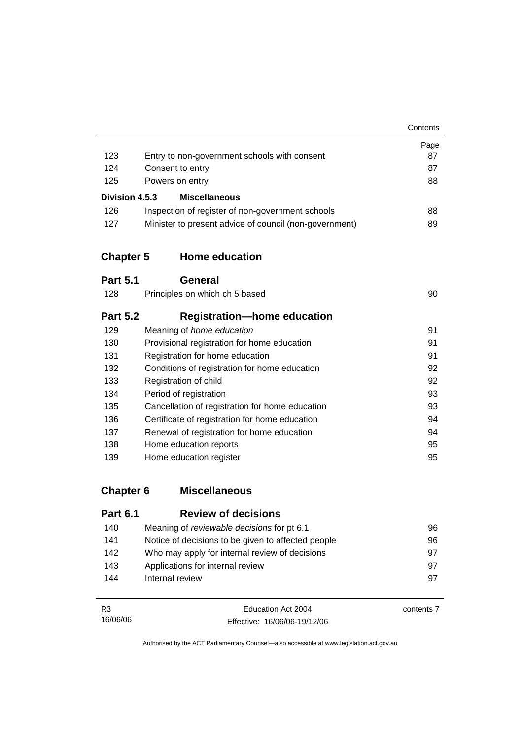| | | Page |
|---|---|---|
| 123 | Entry to non-government schools with consent | 87 |
| 124 | Consent to entry | 87 |
| 125 | Powers on entry | 88 |
| **Division 4.5.3** | **Miscellaneous** | |
| 126 | Inspection of register of non-government schools | 88 |
| 127 | Minister to present advice of council (non-government) | 89 |

## Chapter 5 Home education

### Part 5.1 General

| | | |
|---|---|---|
| 128 | Principles on which ch 5 based | 90 |

### Part 5.2 Registration—home education

| | | |
|---|---|---|
| 129 | Meaning of *home education* | 91 |
| 130 | Provisional registration for home education | 91 |
| 131 | Registration for home education | 91 |
| 132 | Conditions of registration for home education | 92 |
| 133 | Registration of child | 92 |
| 134 | Period of registration | 93 |
| 135 | Cancellation of registration for home education | 93 |
| 136 | Certificate of registration for home education | 94 |
| 137 | Renewal of registration for home education | 94 |
| 138 | Home education reports | 95 |
| 139 | Home education register | 95 |

## Chapter 6 Miscellaneous

### Part 6.1 Review of decisions

| | | |
|---|---|---|
| 140 | Meaning of *reviewable decisions* for pt 6.1 | 96 |
| 141 | Notice of decisions to be given to affected people | 96 |
| 142 | Who may apply for internal review of decisions | 97 |
| 143 | Applications for internal review | 97 |
| 144 | Internal review | 97 |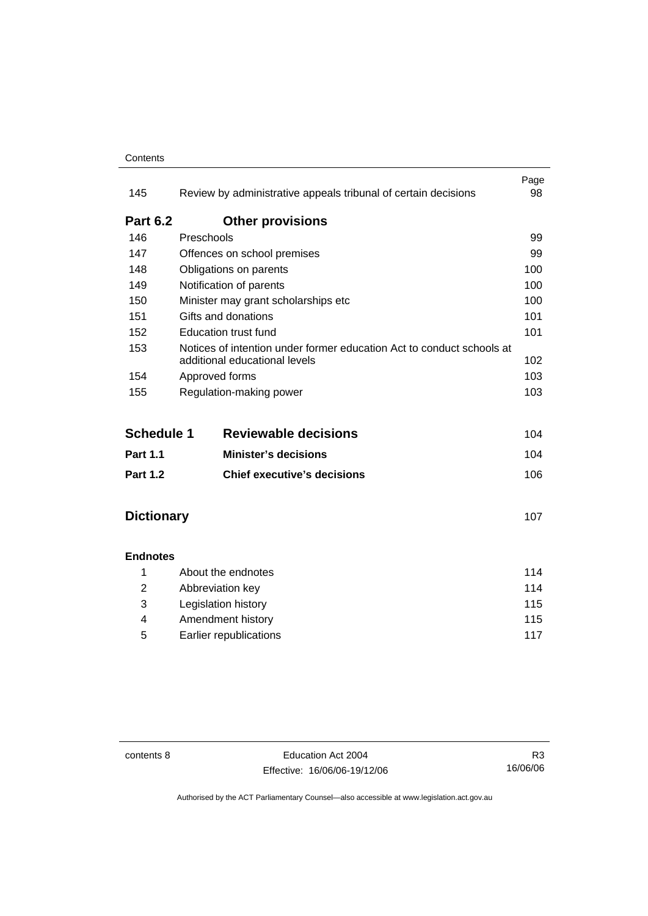| | | Page |
|---|---|---|
| 145 | Review by administrative appeals tribunal of certain decisions | 98 |
| **Part 6.2** | **Other provisions** | |
| 146 | Preschools | 99 |
| 147 | Offences on school premises | 99 |
| 148 | Obligations on parents | 100 |
| 149 | Notification of parents | 100 |
| 150 | Minister may grant scholarships etc | 100 |
| 151 | Gifts and donations | 101 |
| 152 | Education trust fund | 101 |
| 153 | Notices of intention under former education Act to conduct schools at additional educational levels | 102 |
| 154 | Approved forms | 103 |
| 155 | Regulation-making power | 103 |

| | | |
|---|---|---|
| **Schedule 1** | **Reviewable decisions** | 104 |
| **Part 1.1** | **Minister's decisions** | 104 |
| **Part 1.2** | **Chief executive's decisions** | 106 |

**Dictionary** 107

**Endnotes**

| | | |
|---|---|---|
| 1 | About the endnotes | 114 |
| 2 | Abbreviation key | 114 |
| 3 | Legislation history | 115 |
| 4 | Amendment history | 115 |
| 5 | Earlier republications | 117 |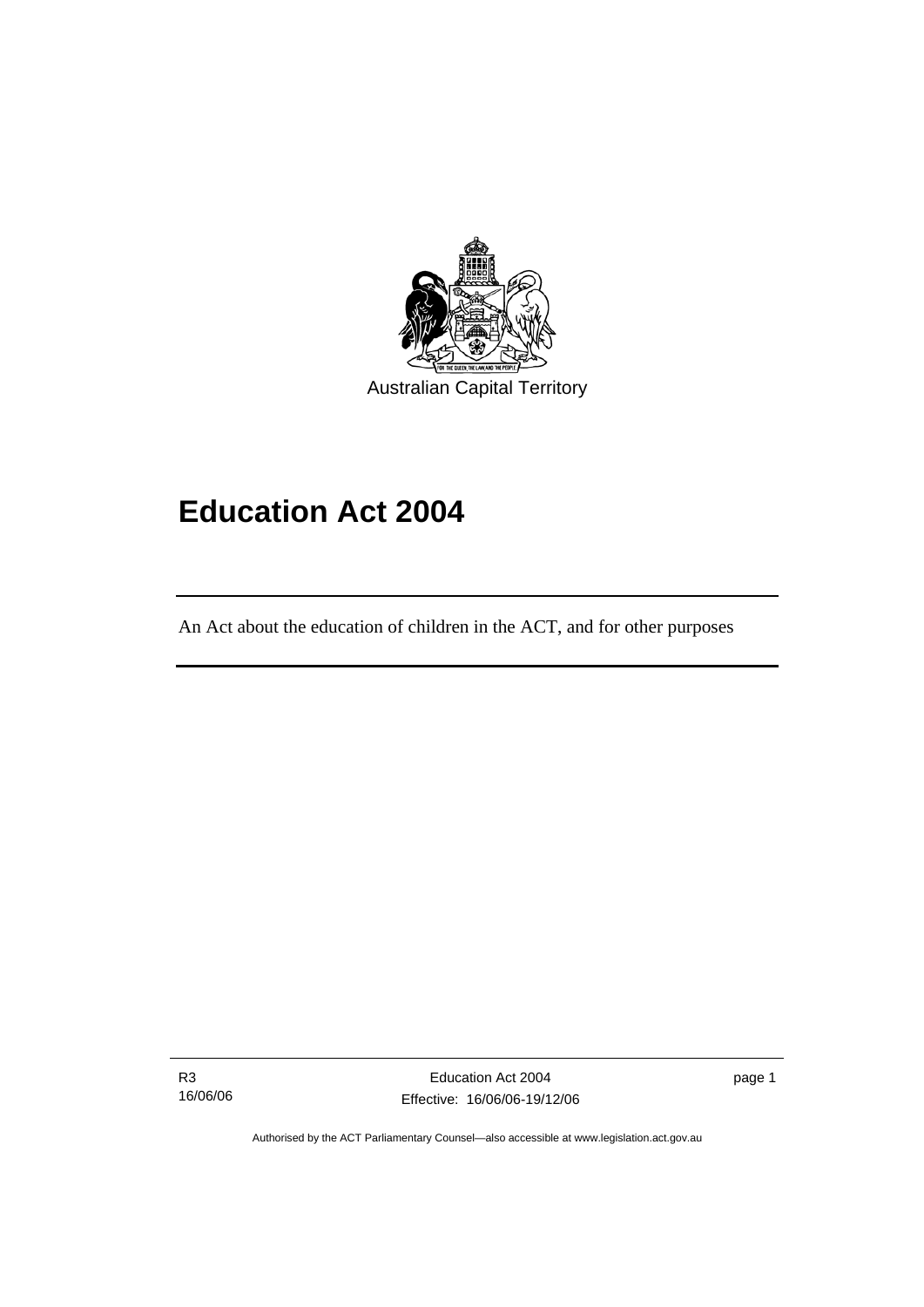Australian Capital Territory

# Education Act 2004

An Act about the education of children in the ACT, and for other purposes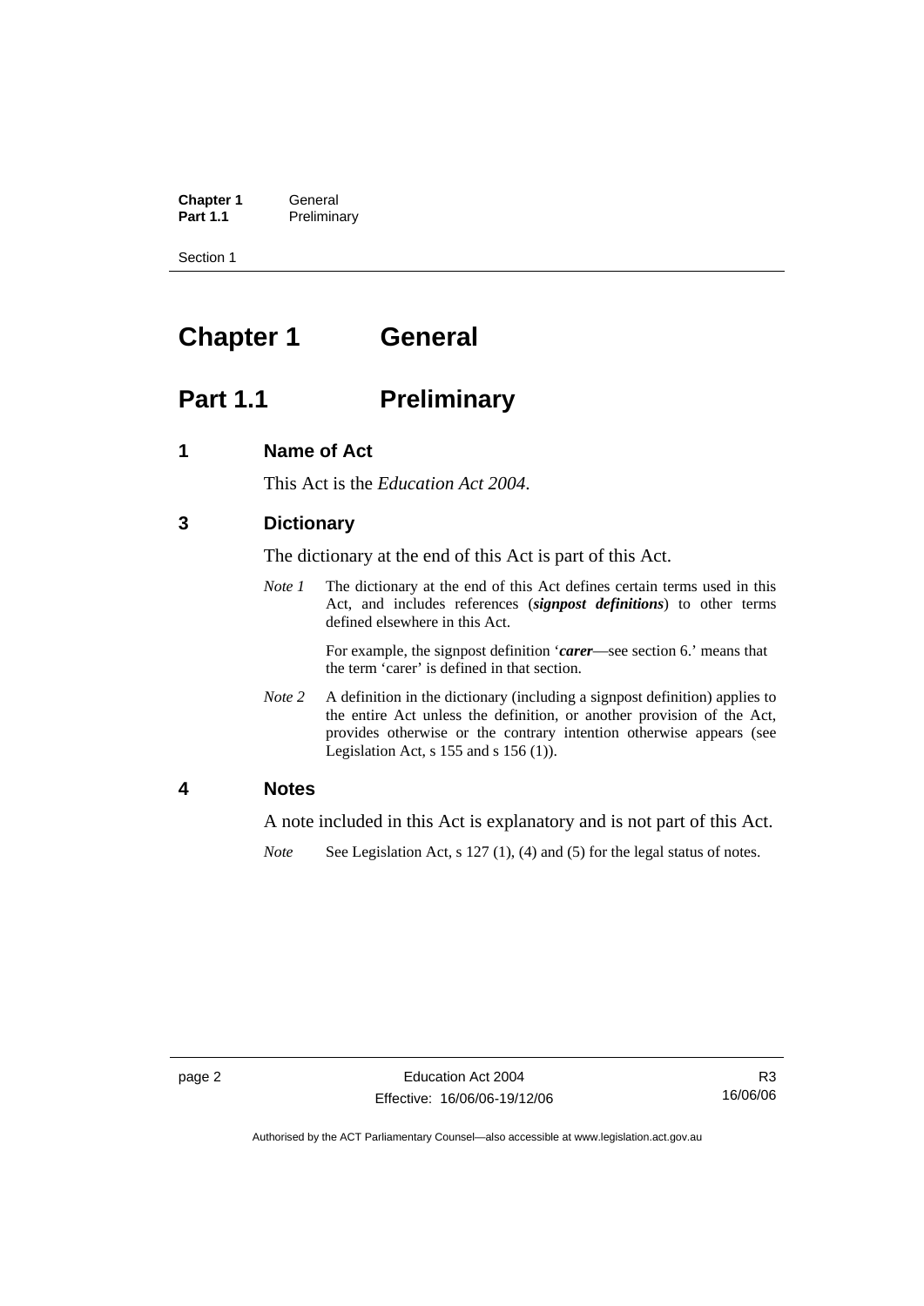# Chapter 1 General

## Part 1.1 Preliminary

### 1 Name of Act

This Act is the *Education Act 2004*.

### 3 Dictionary

The dictionary at the end of this Act is part of this Act.

*Note 1* The dictionary at the end of this Act defines certain terms used in this Act, and includes references (***signpost definitions***) to other terms defined elsewhere in this Act.

For example, the signpost definition '***carer***—see section 6.' means that the term 'carer' is defined in that section.

*Note 2* A definition in the dictionary (including a signpost definition) applies to the entire Act unless the definition, or another provision of the Act, provides otherwise or the contrary intention otherwise appears (see Legislation Act, s 155 and s 156 (1)).

### 4 Notes

A note included in this Act is explanatory and is not part of this Act.

*Note* See Legislation Act, s 127 (1), (4) and (5) for the legal status of notes.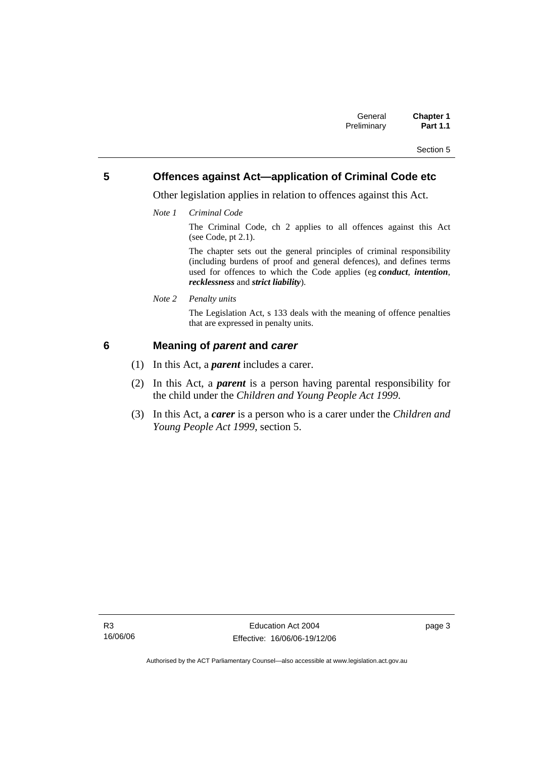## 5 Offences against Act—application of Criminal Code etc

Other legislation applies in relation to offences against this Act.

*Note 1* *Criminal Code*

The Criminal Code, ch 2 applies to all offences against this Act (see Code, pt 2.1).

The chapter sets out the general principles of criminal responsibility (including burdens of proof and general defences), and defines terms used for offences to which the Code applies (eg ***conduct***, ***intention***, ***recklessness*** and ***strict liability***).

*Note 2* *Penalty units*

The Legislation Act, s 133 deals with the meaning of offence penalties that are expressed in penalty units.

## 6 Meaning of *parent* and *carer*

(1) In this Act, a ***parent*** includes a carer.

(2) In this Act, a ***parent*** is a person having parental responsibility for the child under the *Children and Young People Act 1999*.

(3) In this Act, a ***carer*** is a person who is a carer under the *Children and Young People Act 1999*, section 5.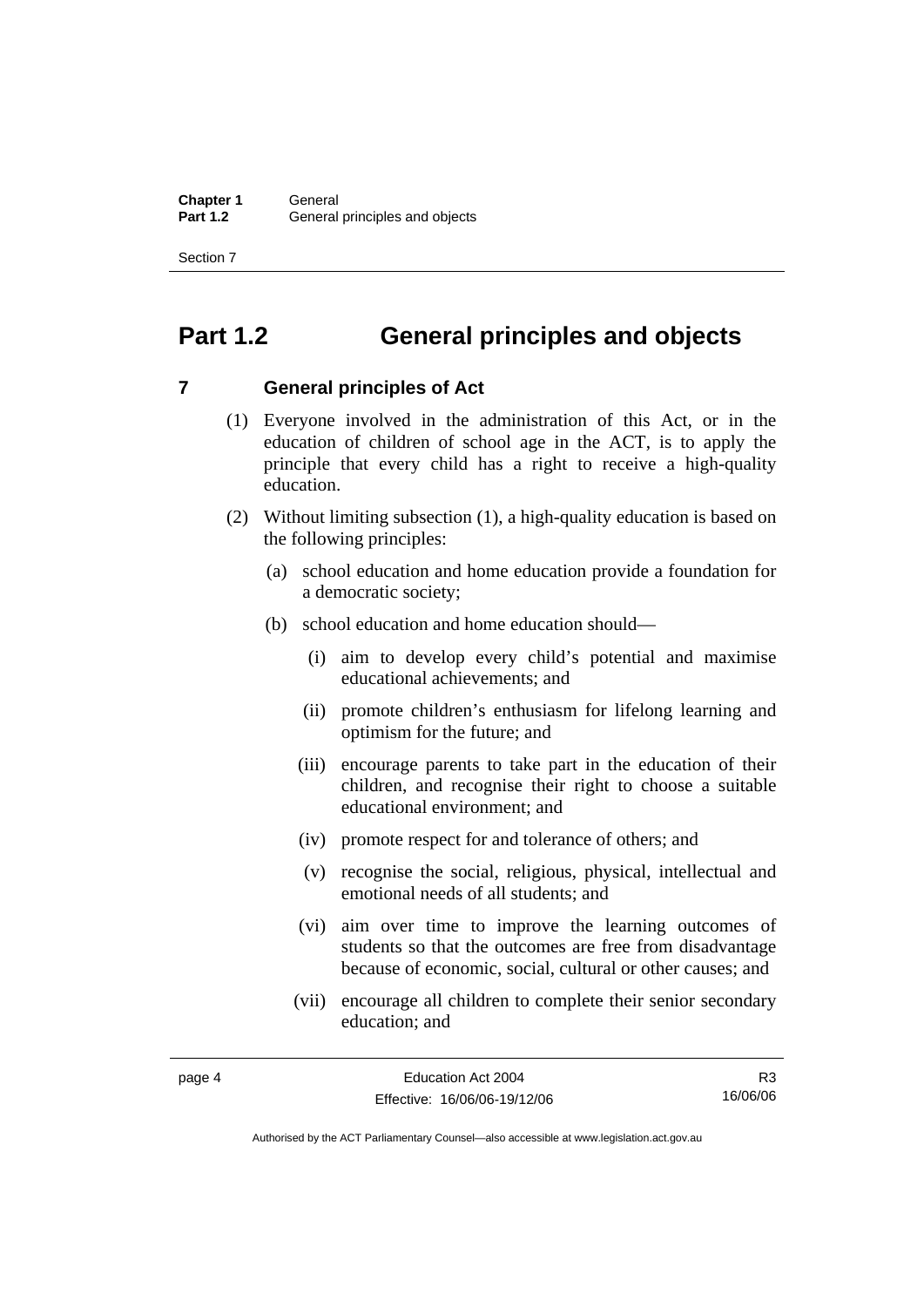# Part 1.2 General principles and objects

## 7 General principles of Act

(1) Everyone involved in the administration of this Act, or in the education of children of school age in the ACT, is to apply the principle that every child has a right to receive a high-quality education.

(2) Without limiting subsection (1), a high-quality education is based on the following principles:

(a) school education and home education provide a foundation for a democratic society;

(b) school education and home education should—

(i) aim to develop every child's potential and maximise educational achievements; and

(ii) promote children's enthusiasm for lifelong learning and optimism for the future; and

(iii) encourage parents to take part in the education of their children, and recognise their right to choose a suitable educational environment; and

(iv) promote respect for and tolerance of others; and

(v) recognise the social, religious, physical, intellectual and emotional needs of all students; and

(vi) aim over time to improve the learning outcomes of students so that the outcomes are free from disadvantage because of economic, social, cultural or other causes; and

(vii) encourage all children to complete their senior secondary education; and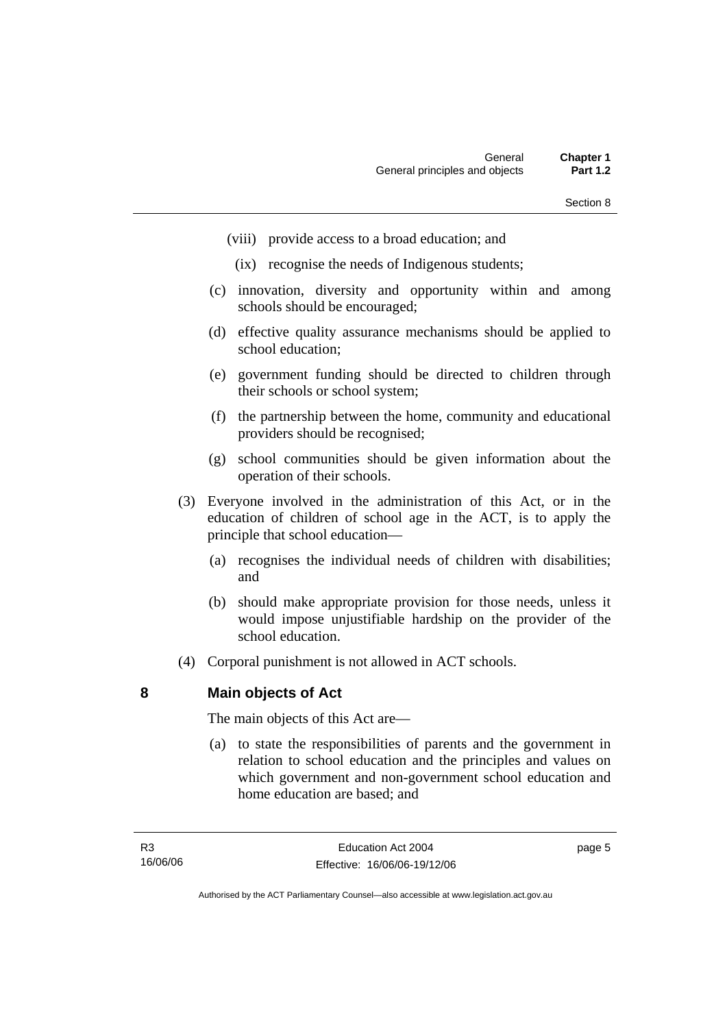(viii) provide access to a broad education; and

(ix) recognise the needs of Indigenous students;

(c) innovation, diversity and opportunity within and among schools should be encouraged;

(d) effective quality assurance mechanisms should be applied to school education;

(e) government funding should be directed to children through their schools or school system;

(f) the partnership between the home, community and educational providers should be recognised;

(g) school communities should be given information about the operation of their schools.

(3) Everyone involved in the administration of this Act, or in the education of children of school age in the ACT, is to apply the principle that school education—

(a) recognises the individual needs of children with disabilities; and

(b) should make appropriate provision for those needs, unless it would impose unjustifiable hardship on the provider of the school education.

(4) Corporal punishment is not allowed in ACT schools.

## 8 Main objects of Act

The main objects of this Act are—

(a) to state the responsibilities of parents and the government in relation to school education and the principles and values on which government and non-government school education and home education are based; and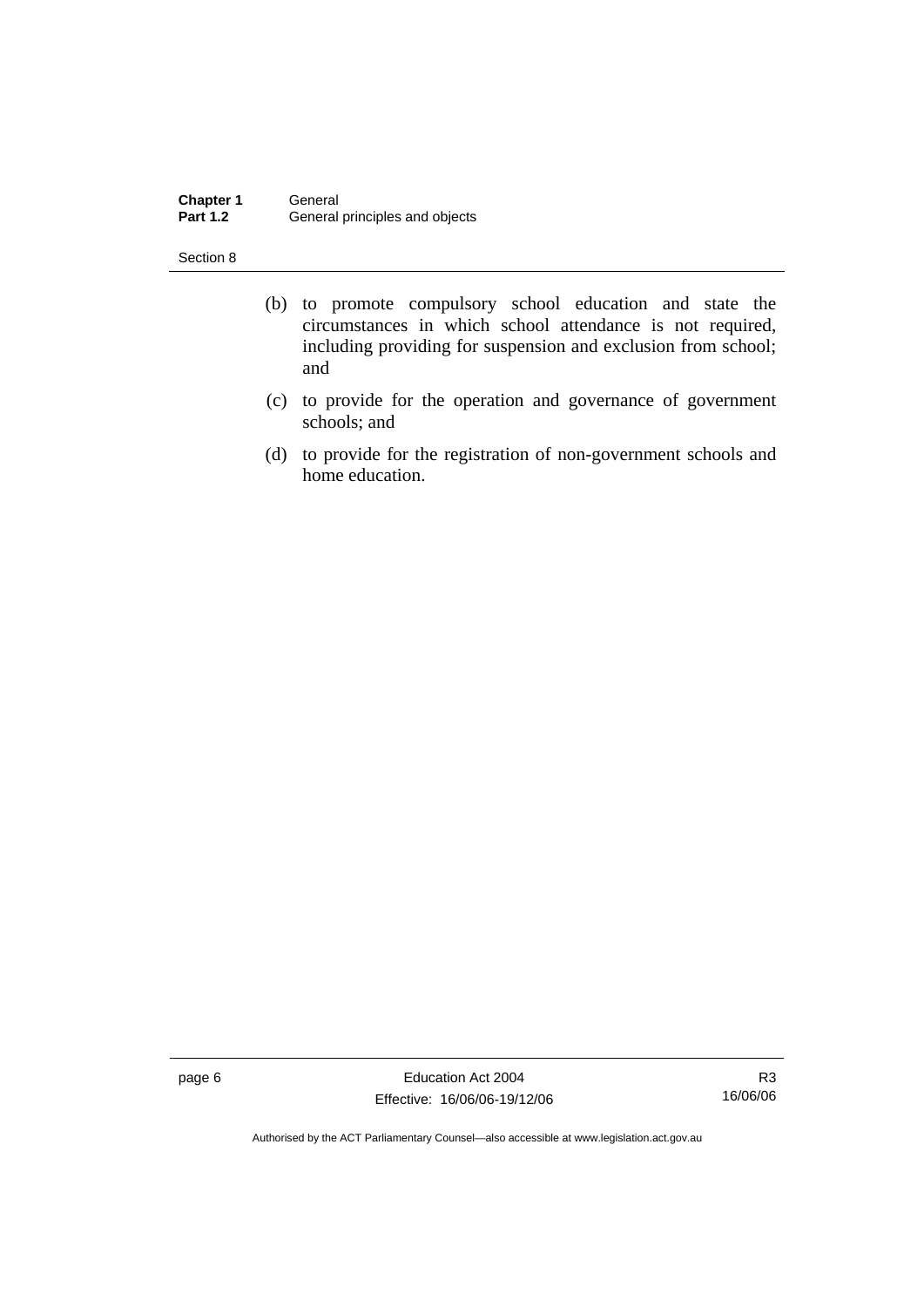(b) to promote compulsory school education and state the circumstances in which school attendance is not required, including providing for suspension and exclusion from school; and

(c) to provide for the operation and governance of government schools; and

(d) to provide for the registration of non-government schools and home education.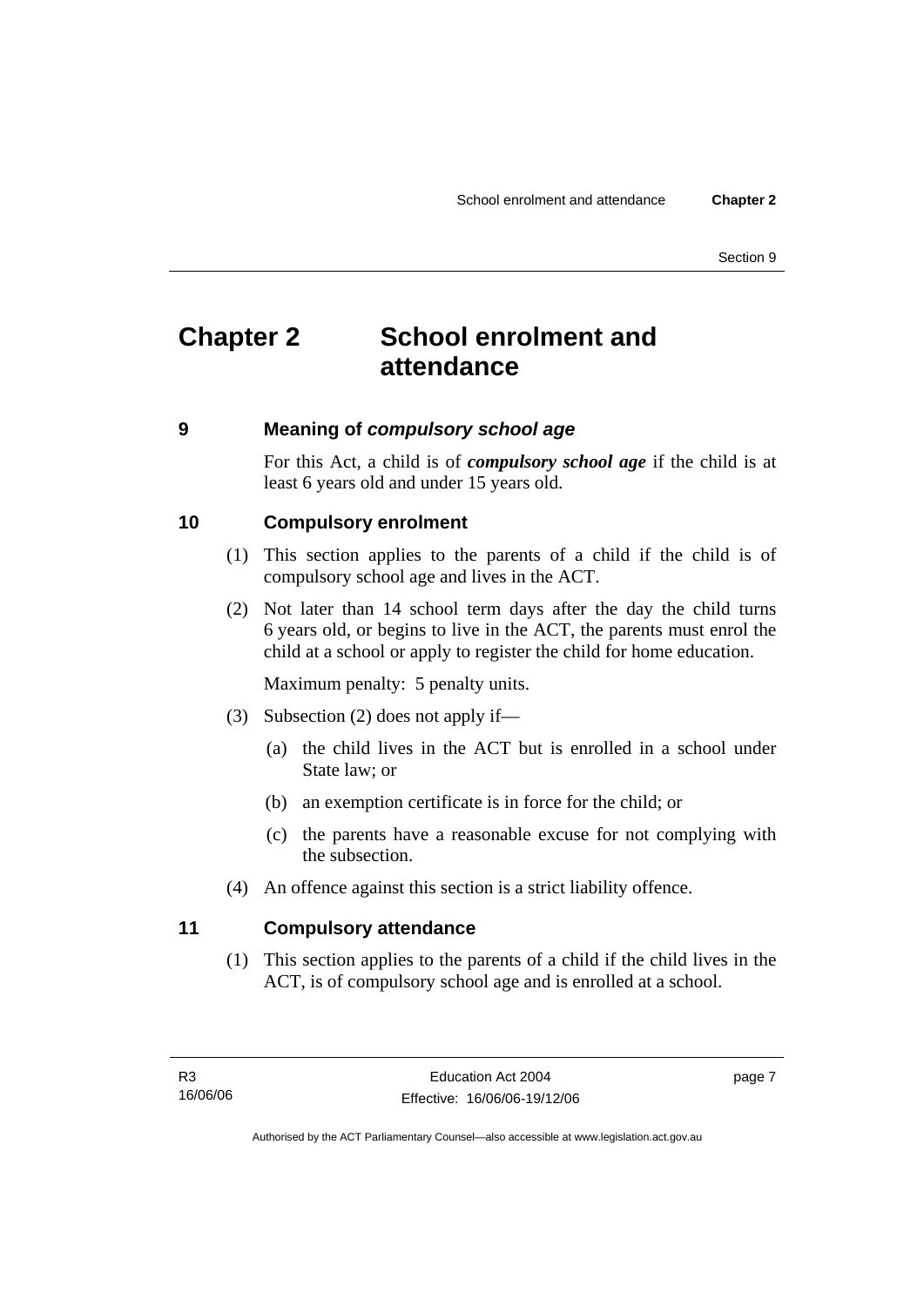# Chapter 2 School enrolment and attendance

## 9 Meaning of *compulsory school age*

For this Act, a child is of ***compulsory school age*** if the child is at least 6 years old and under 15 years old.

## 10 Compulsory enrolment

(1) This section applies to the parents of a child if the child is of compulsory school age and lives in the ACT.

(2) Not later than 14 school term days after the day the child turns 6 years old, or begins to live in the ACT, the parents must enrol the child at a school or apply to register the child for home education.

Maximum penalty: 5 penalty units.

(3) Subsection (2) does not apply if—

(a) the child lives in the ACT but is enrolled in a school under State law; or

(b) an exemption certificate is in force for the child; or

(c) the parents have a reasonable excuse for not complying with the subsection.

(4) An offence against this section is a strict liability offence.

## 11 Compulsory attendance

(1) This section applies to the parents of a child if the child lives in the ACT, is of compulsory school age and is enrolled at a school.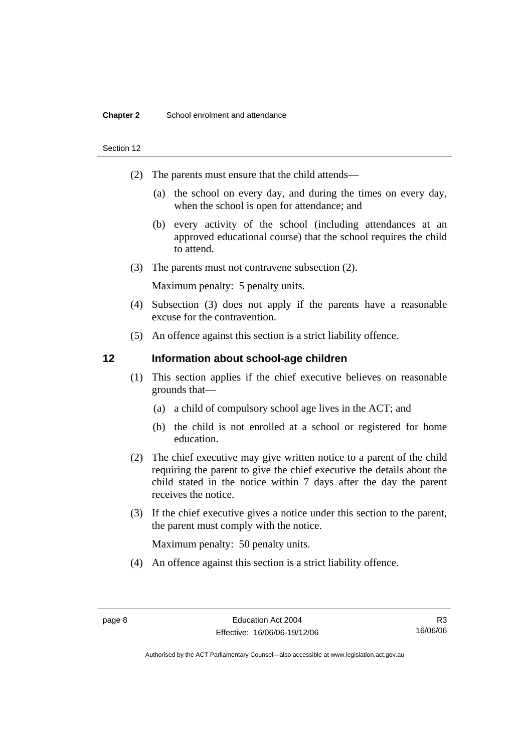(2) The parents must ensure that the child attends—

(a) the school on every day, and during the times on every day, when the school is open for attendance; and

(b) every activity of the school (including attendances at an approved educational course) that the school requires the child to attend.

(3) The parents must not contravene subsection (2).

Maximum penalty: 5 penalty units.

(4) Subsection (3) does not apply if the parents have a reasonable excuse for the contravention.

(5) An offence against this section is a strict liability offence.

## 12 Information about school-age children

(1) This section applies if the chief executive believes on reasonable grounds that—

(a) a child of compulsory school age lives in the ACT; and

(b) the child is not enrolled at a school or registered for home education.

(2) The chief executive may give written notice to a parent of the child requiring the parent to give the chief executive the details about the child stated in the notice within 7 days after the day the parent receives the notice.

(3) If the chief executive gives a notice under this section to the parent, the parent must comply with the notice.

Maximum penalty: 50 penalty units.

(4) An offence against this section is a strict liability offence.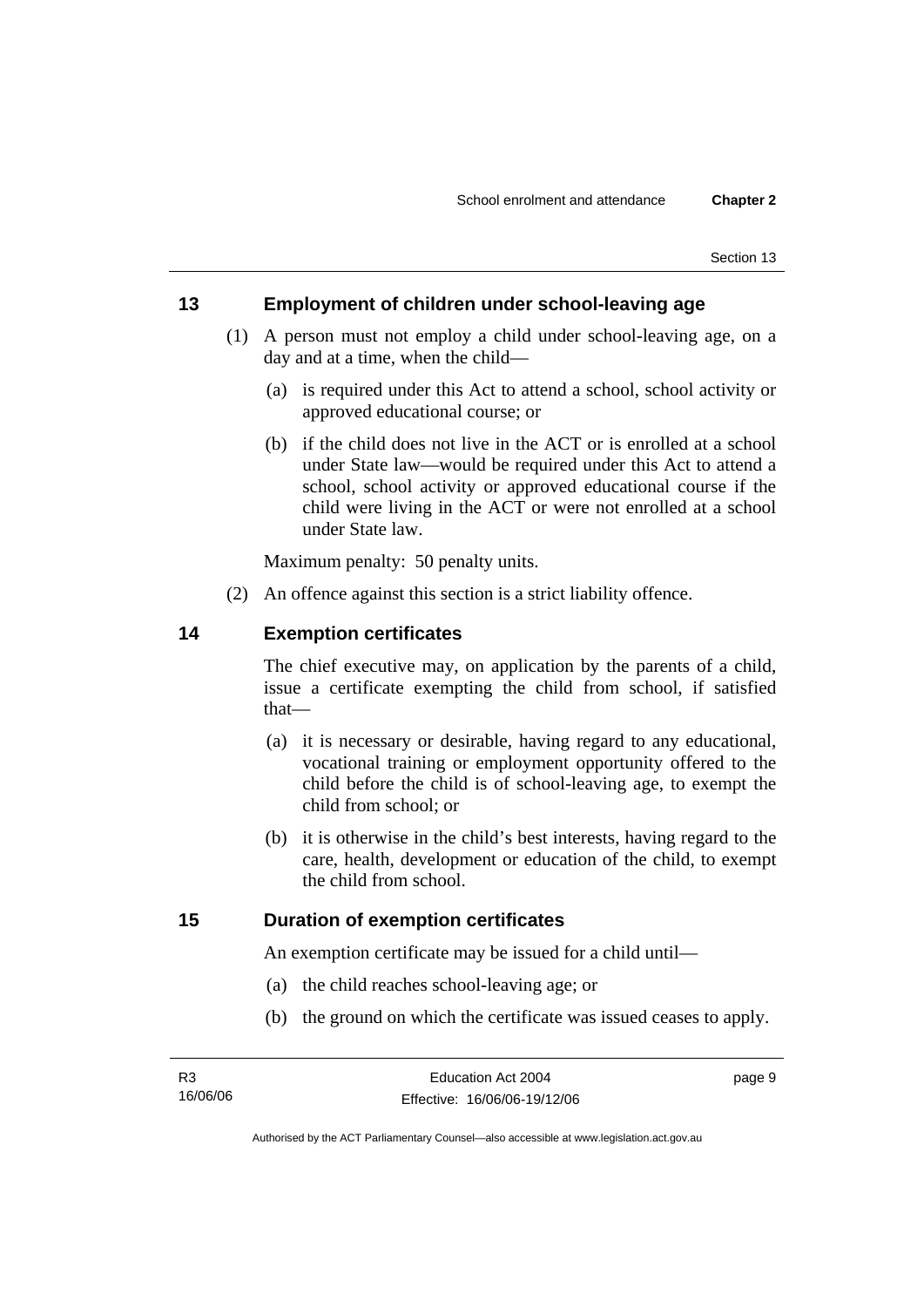## 13 Employment of children under school-leaving age

(1) A person must not employ a child under school-leaving age, on a day and at a time, when the child—

(a) is required under this Act to attend a school, school activity or approved educational course; or

(b) if the child does not live in the ACT or is enrolled at a school under State law—would be required under this Act to attend a school, school activity or approved educational course if the child were living in the ACT or were not enrolled at a school under State law.

Maximum penalty: 50 penalty units.

(2) An offence against this section is a strict liability offence.

## 14 Exemption certificates

The chief executive may, on application by the parents of a child, issue a certificate exempting the child from school, if satisfied that—

(a) it is necessary or desirable, having regard to any educational, vocational training or employment opportunity offered to the child before the child is of school-leaving age, to exempt the child from school; or

(b) it is otherwise in the child's best interests, having regard to the care, health, development or education of the child, to exempt the child from school.

## 15 Duration of exemption certificates

An exemption certificate may be issued for a child until—

(a) the child reaches school-leaving age; or

(b) the ground on which the certificate was issued ceases to apply.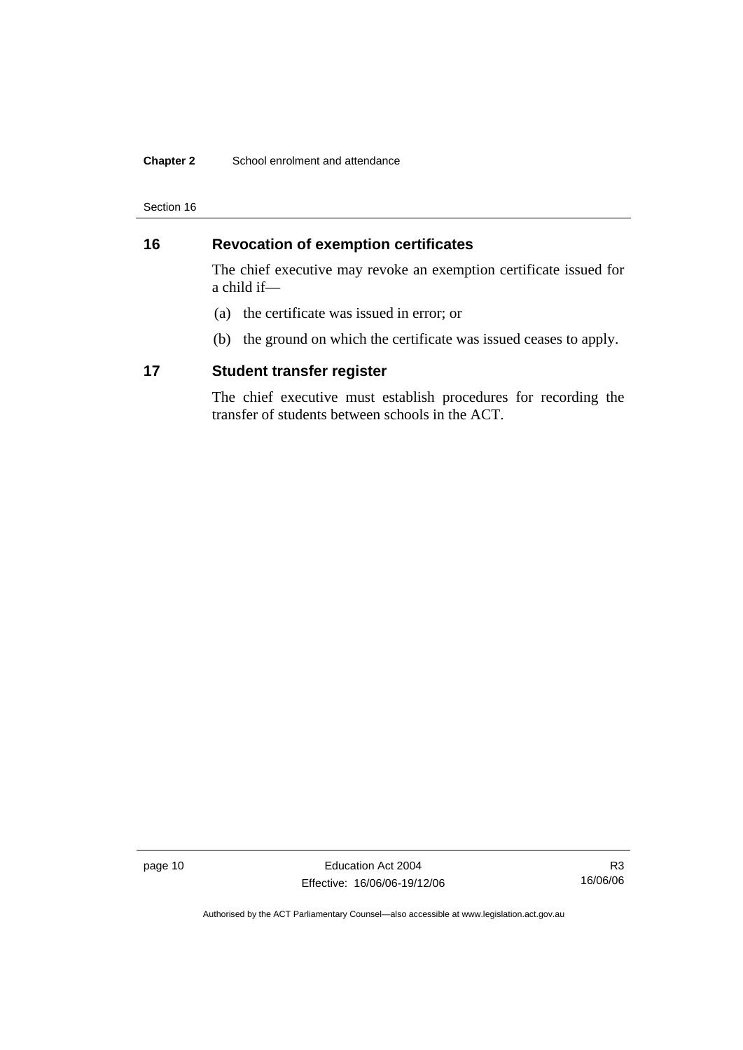## 16 Revocation of exemption certificates

The chief executive may revoke an exemption certificate issued for a child if—

(a) the certificate was issued in error; or

(b) the ground on which the certificate was issued ceases to apply.

## 17 Student transfer register

The chief executive must establish procedures for recording the transfer of students between schools in the ACT.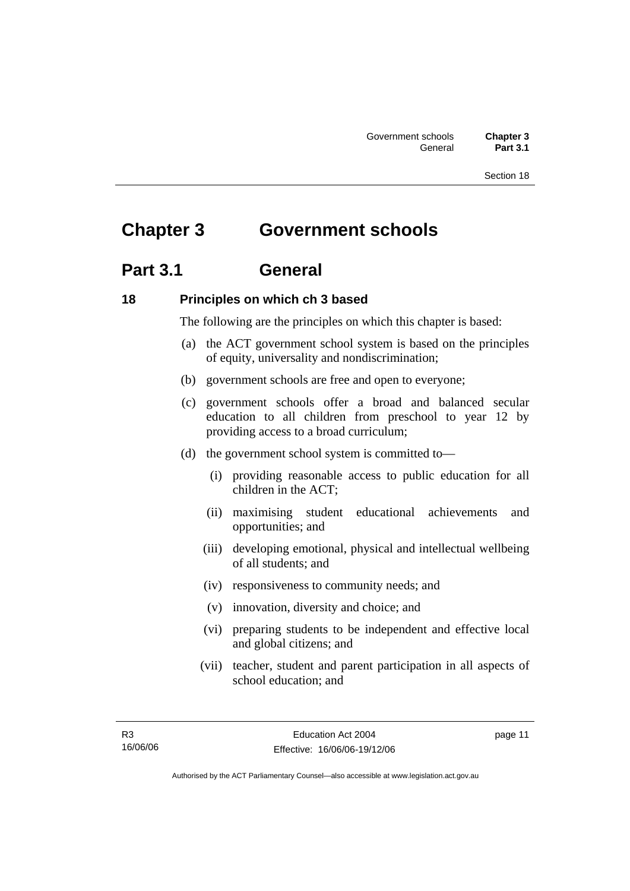# Chapter 3 Government schools

## Part 3.1 General

### 18 Principles on which ch 3 based

The following are the principles on which this chapter is based:

(a) the ACT government school system is based on the principles of equity, universality and nondiscrimination;

(b) government schools are free and open to everyone;

(c) government schools offer a broad and balanced secular education to all children from preschool to year 12 by providing access to a broad curriculum;

(d) the government school system is committed to—

(i) providing reasonable access to public education for all children in the ACT;

(ii) maximising student educational achievements and opportunities; and

(iii) developing emotional, physical and intellectual wellbeing of all students; and

(iv) responsiveness to community needs; and

(v) innovation, diversity and choice; and

(vi) preparing students to be independent and effective local and global citizens; and

(vii) teacher, student and parent participation in all aspects of school education; and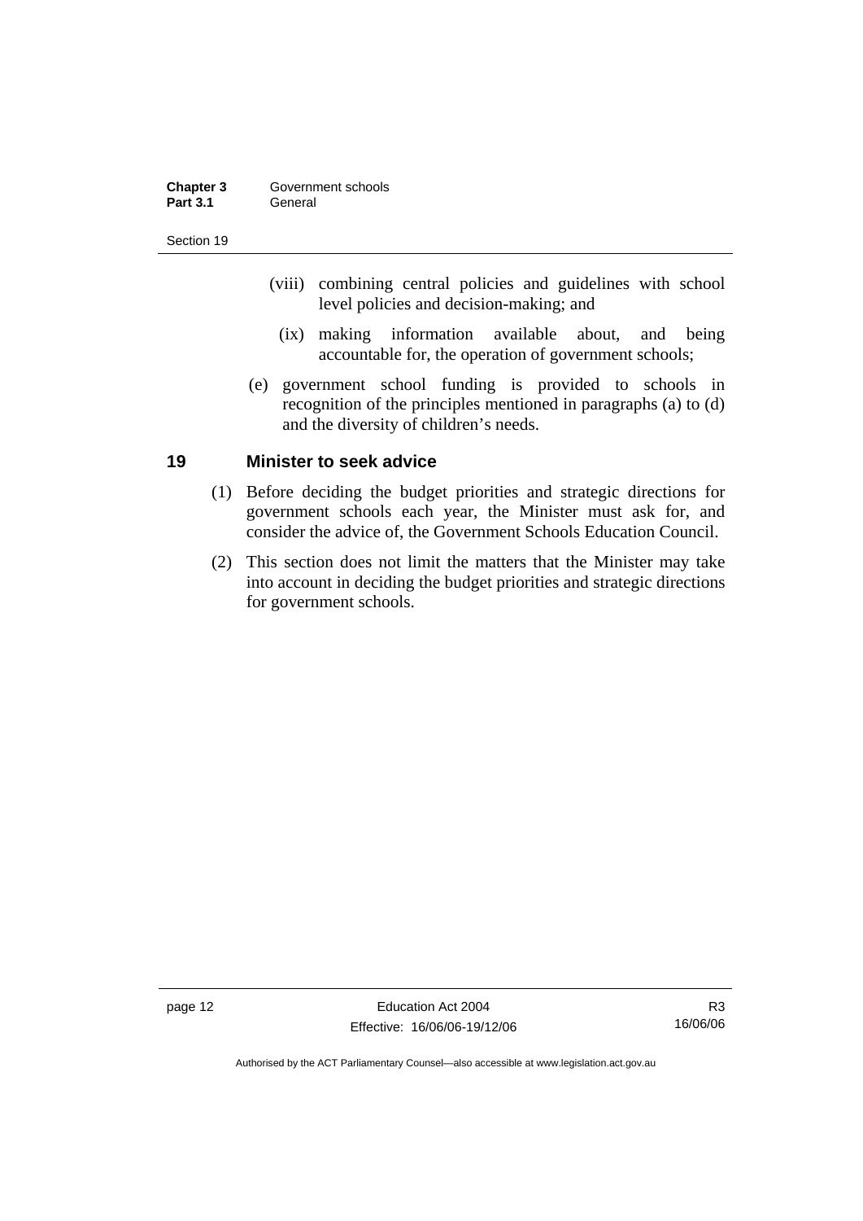(viii) combining central policies and guidelines with school level policies and decision-making; and

(ix) making information available about, and being accountable for, the operation of government schools;

(e) government school funding is provided to schools in recognition of the principles mentioned in paragraphs (a) to (d) and the diversity of children's needs.

## 19 Minister to seek advice

(1) Before deciding the budget priorities and strategic directions for government schools each year, the Minister must ask for, and consider the advice of, the Government Schools Education Council.

(2) This section does not limit the matters that the Minister may take into account in deciding the budget priorities and strategic directions for government schools.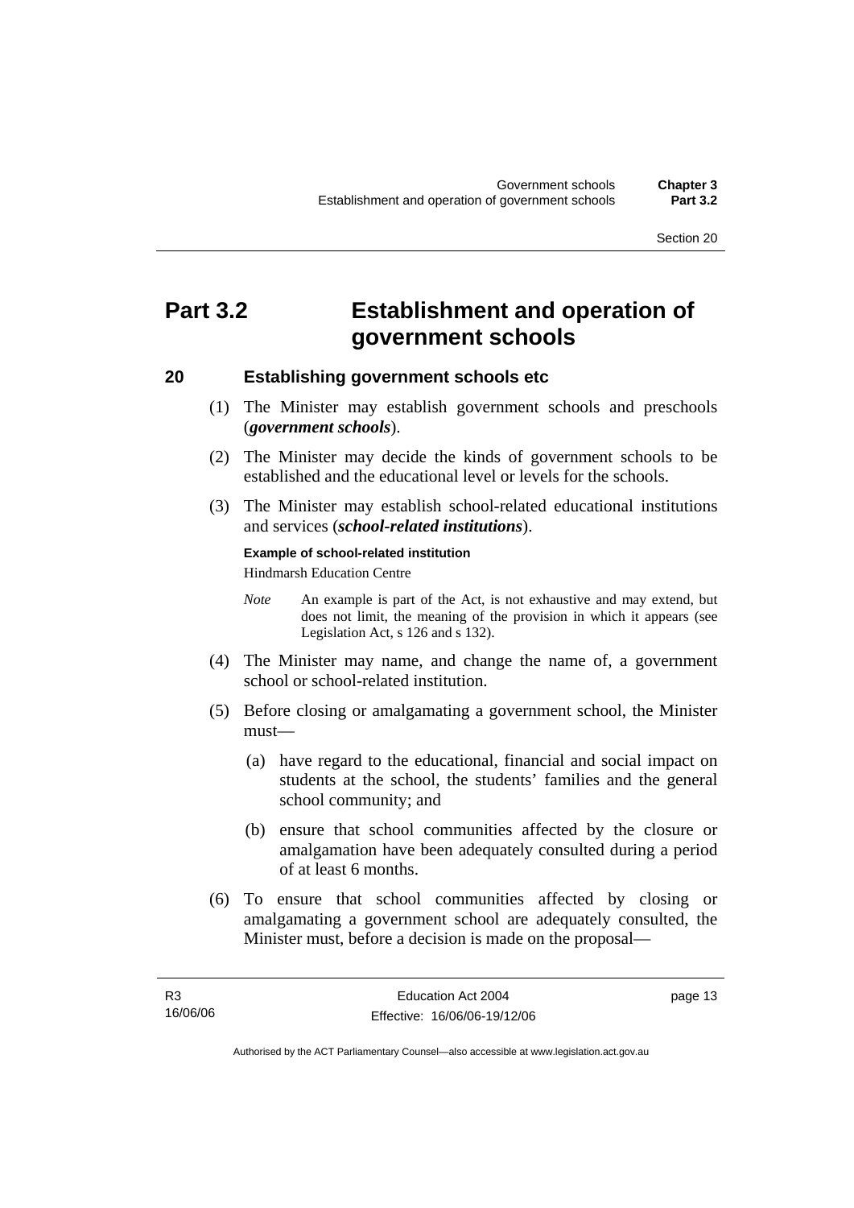# Part 3.2 Establishment and operation of government schools

## 20 Establishing government schools etc

(1) The Minister may establish government schools and preschools (***government schools***).

(2) The Minister may decide the kinds of government schools to be established and the educational level or levels for the schools.

(3) The Minister may establish school-related educational institutions and services (***school-related institutions***).

**Example of school-related institution**

Hindmarsh Education Centre

*Note* An example is part of the Act, is not exhaustive and may extend, but does not limit, the meaning of the provision in which it appears (see Legislation Act, s 126 and s 132).

(4) The Minister may name, and change the name of, a government school or school-related institution.

(5) Before closing or amalgamating a government school, the Minister must—

(a) have regard to the educational, financial and social impact on students at the school, the students' families and the general school community; and

(b) ensure that school communities affected by the closure or amalgamation have been adequately consulted during a period of at least 6 months.

(6) To ensure that school communities affected by closing or amalgamating a government school are adequately consulted, the Minister must, before a decision is made on the proposal—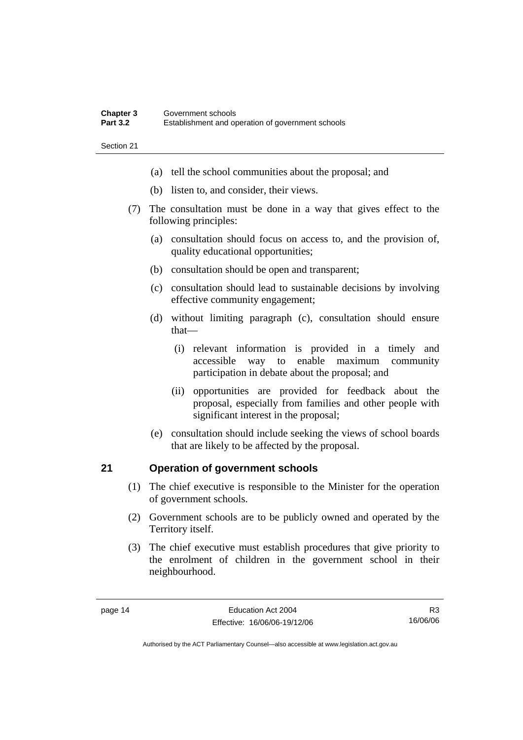(a) tell the school communities about the proposal; and

(b) listen to, and consider, their views.

(7) The consultation must be done in a way that gives effect to the following principles:

(a) consultation should focus on access to, and the provision of, quality educational opportunities;

(b) consultation should be open and transparent;

(c) consultation should lead to sustainable decisions by involving effective community engagement;

(d) without limiting paragraph (c), consultation should ensure that—

(i) relevant information is provided in a timely and accessible way to enable maximum community participation in debate about the proposal; and

(ii) opportunities are provided for feedback about the proposal, especially from families and other people with significant interest in the proposal;

(e) consultation should include seeking the views of school boards that are likely to be affected by the proposal.

## 21 Operation of government schools

(1) The chief executive is responsible to the Minister for the operation of government schools.

(2) Government schools are to be publicly owned and operated by the Territory itself.

(3) The chief executive must establish procedures that give priority to the enrolment of children in the government school in their neighbourhood.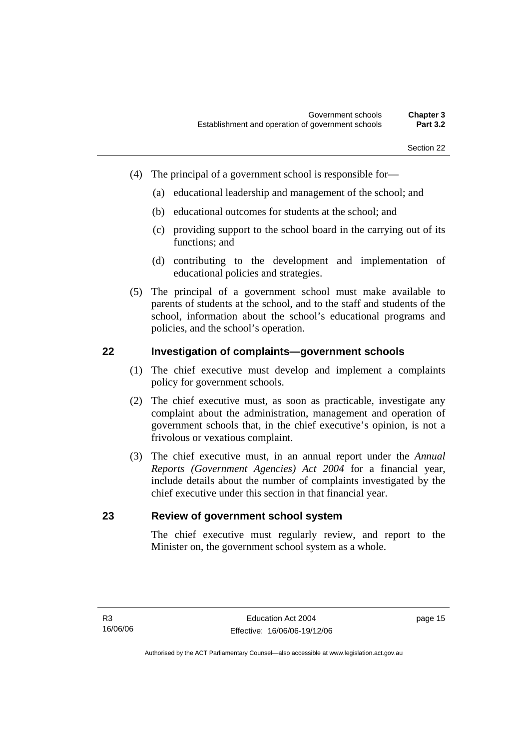(4) The principal of a government school is responsible for—

(a) educational leadership and management of the school; and

(b) educational outcomes for students at the school; and

(c) providing support to the school board in the carrying out of its functions; and

(d) contributing to the development and implementation of educational policies and strategies.

(5) The principal of a government school must make available to parents of students at the school, and to the staff and students of the school, information about the school's educational programs and policies, and the school's operation.

## 22 Investigation of complaints—government schools

(1) The chief executive must develop and implement a complaints policy for government schools.

(2) The chief executive must, as soon as practicable, investigate any complaint about the administration, management and operation of government schools that, in the chief executive's opinion, is not a frivolous or vexatious complaint.

(3) The chief executive must, in an annual report under the *Annual Reports (Government Agencies) Act 2004* for a financial year, include details about the number of complaints investigated by the chief executive under this section in that financial year.

## 23 Review of government school system

The chief executive must regularly review, and report to the Minister on, the government school system as a whole.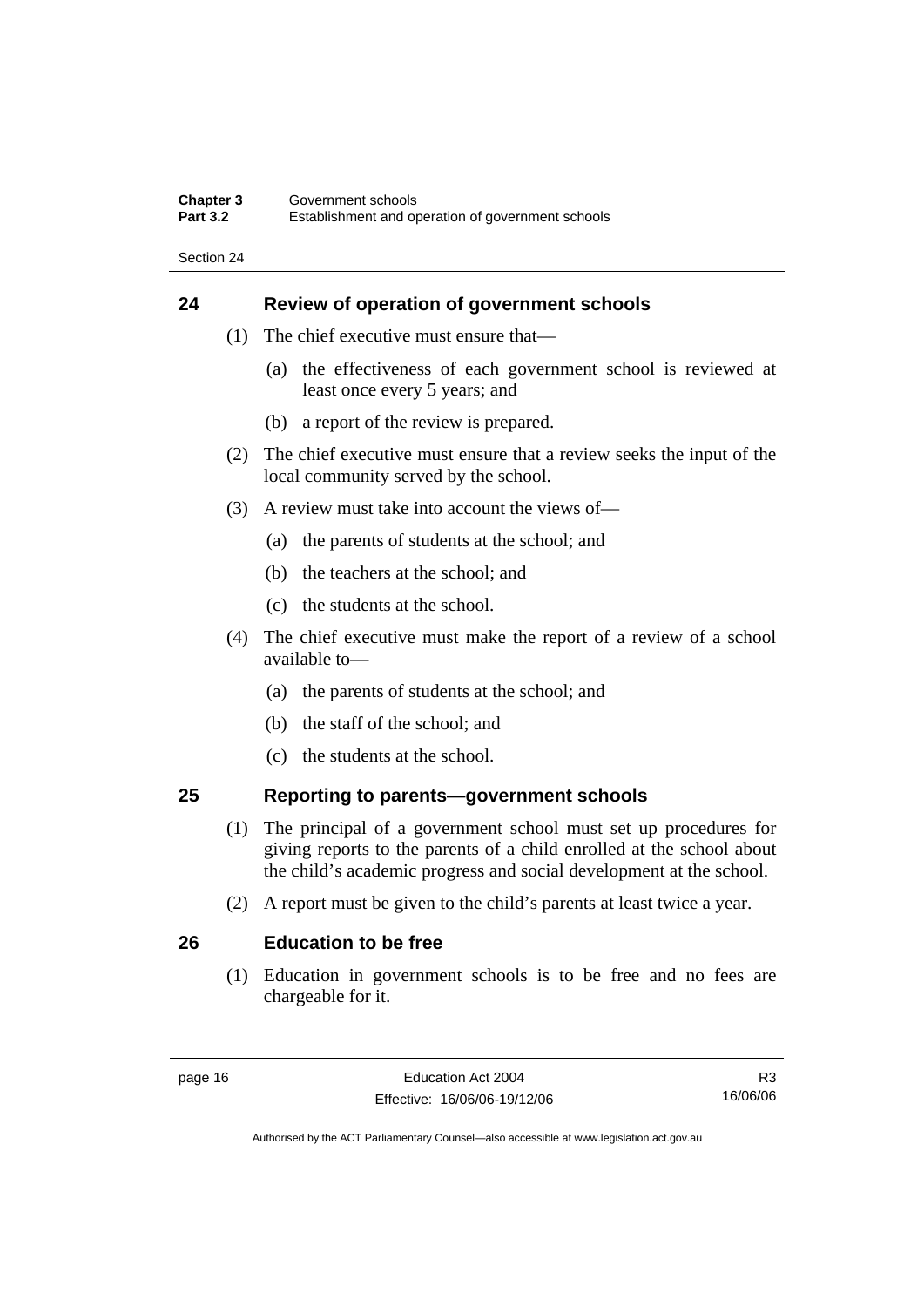## 24 Review of operation of government schools

(1) The chief executive must ensure that—

  (a) the effectiveness of each government school is reviewed at least once every 5 years; and

  (b) a report of the review is prepared.

(2) The chief executive must ensure that a review seeks the input of the local community served by the school.

(3) A review must take into account the views of—

  (a) the parents of students at the school; and

  (b) the teachers at the school; and

  (c) the students at the school.

(4) The chief executive must make the report of a review of a school available to—

  (a) the parents of students at the school; and

  (b) the staff of the school; and

  (c) the students at the school.

## 25 Reporting to parents—government schools

(1) The principal of a government school must set up procedures for giving reports to the parents of a child enrolled at the school about the child's academic progress and social development at the school.

(2) A report must be given to the child's parents at least twice a year.

## 26 Education to be free

(1) Education in government schools is to be free and no fees are chargeable for it.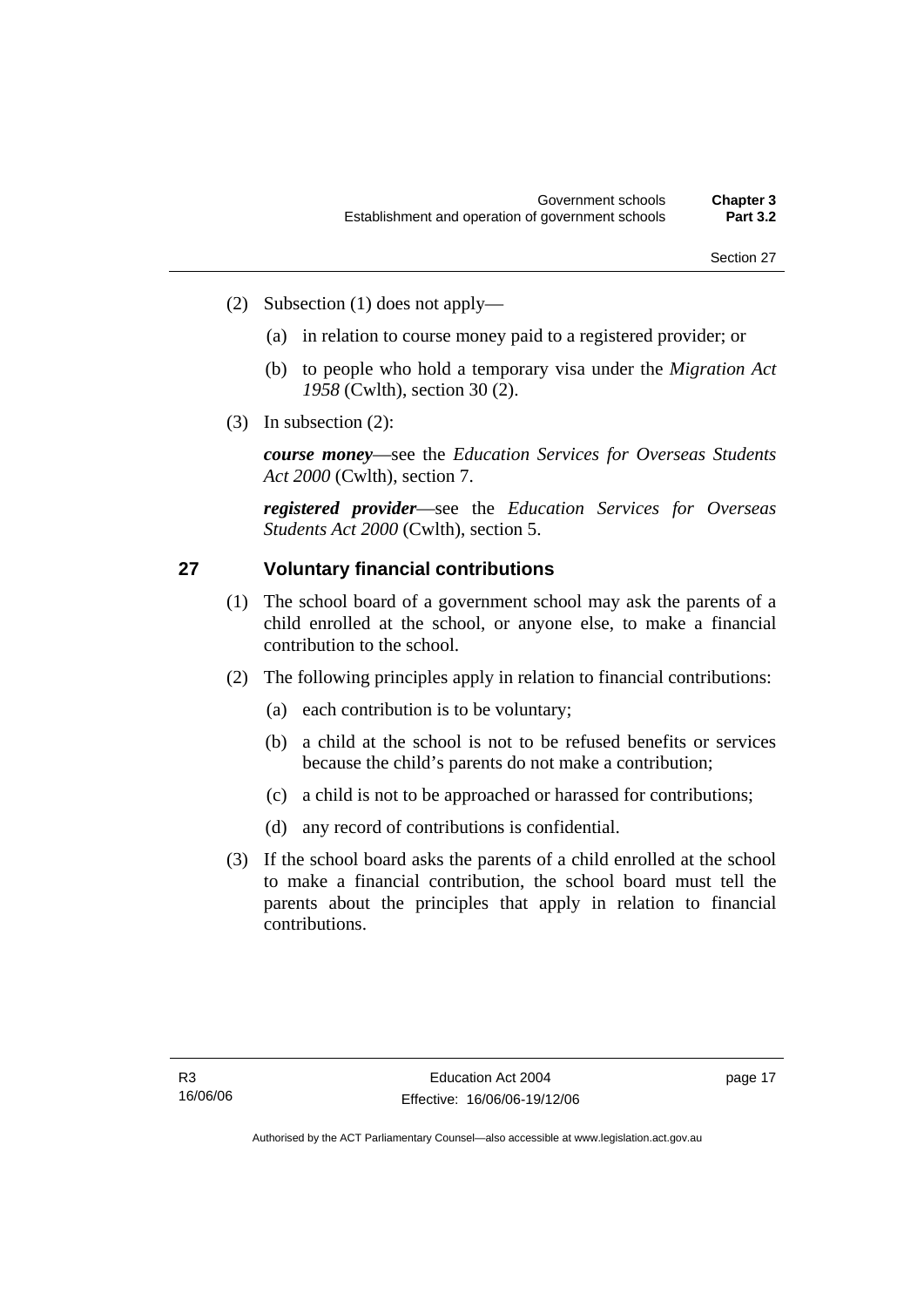(2) Subsection (1) does not apply—

  (a) in relation to course money paid to a registered provider; or

  (b) to people who hold a temporary visa under the *Migration Act 1958* (Cwlth), section 30 (2).

(3) In subsection (2):

*course money*—see the *Education Services for Overseas Students Act 2000* (Cwlth), section 7.

*registered provider*—see the *Education Services for Overseas Students Act 2000* (Cwlth), section 5.

## 27 Voluntary financial contributions

(1) The school board of a government school may ask the parents of a child enrolled at the school, or anyone else, to make a financial contribution to the school.

(2) The following principles apply in relation to financial contributions:

  (a) each contribution is to be voluntary;

  (b) a child at the school is not to be refused benefits or services because the child's parents do not make a contribution;

  (c) a child is not to be approached or harassed for contributions;

  (d) any record of contributions is confidential.

(3) If the school board asks the parents of a child enrolled at the school to make a financial contribution, the school board must tell the parents about the principles that apply in relation to financial contributions.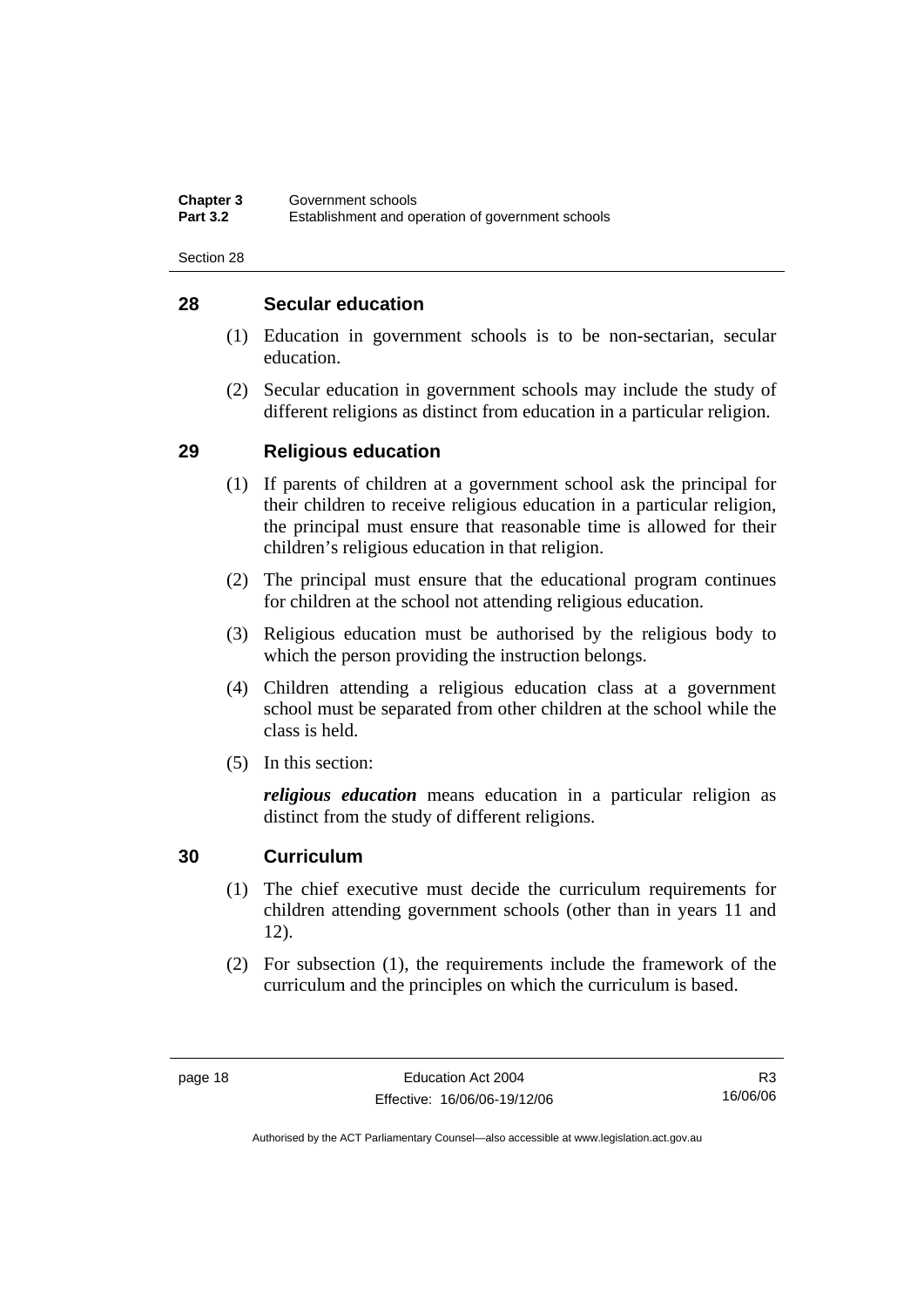## 28 Secular education

(1) Education in government schools is to be non-sectarian, secular education.

(2) Secular education in government schools may include the study of different religions as distinct from education in a particular religion.

## 29 Religious education

(1) If parents of children at a government school ask the principal for their children to receive religious education in a particular religion, the principal must ensure that reasonable time is allowed for their children's religious education in that religion.

(2) The principal must ensure that the educational program continues for children at the school not attending religious education.

(3) Religious education must be authorised by the religious body to which the person providing the instruction belongs.

(4) Children attending a religious education class at a government school must be separated from other children at the school while the class is held.

(5) In this section:

***religious education*** means education in a particular religion as distinct from the study of different religions.

## 30 Curriculum

(1) The chief executive must decide the curriculum requirements for children attending government schools (other than in years 11 and 12).

(2) For subsection (1), the requirements include the framework of the curriculum and the principles on which the curriculum is based.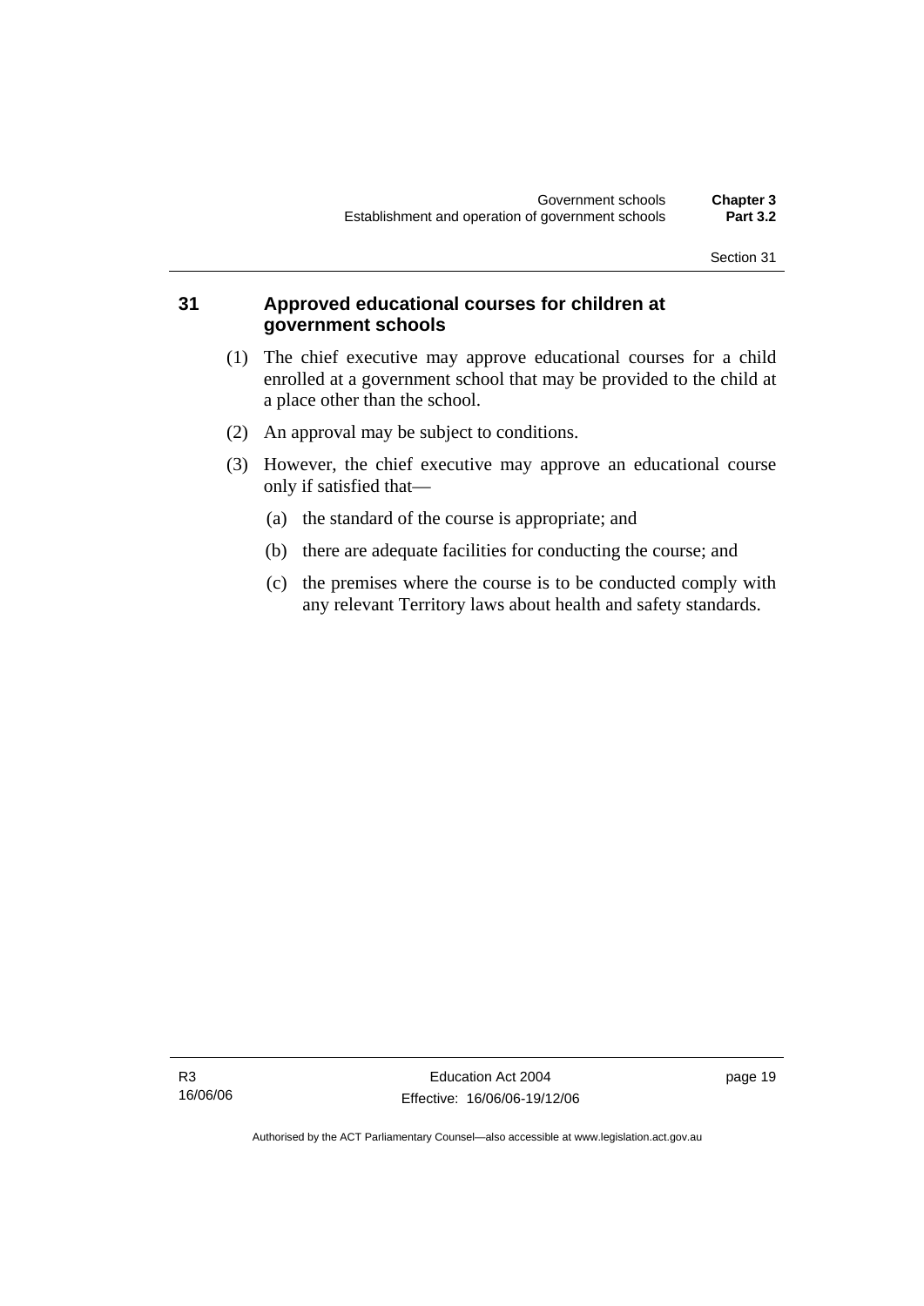## 31 Approved educational courses for children at government schools

(1) The chief executive may approve educational courses for a child enrolled at a government school that may be provided to the child at a place other than the school.

(2) An approval may be subject to conditions.

(3) However, the chief executive may approve an educational course only if satisfied that—

(a) the standard of the course is appropriate; and

(b) there are adequate facilities for conducting the course; and

(c) the premises where the course is to be conducted comply with any relevant Territory laws about health and safety standards.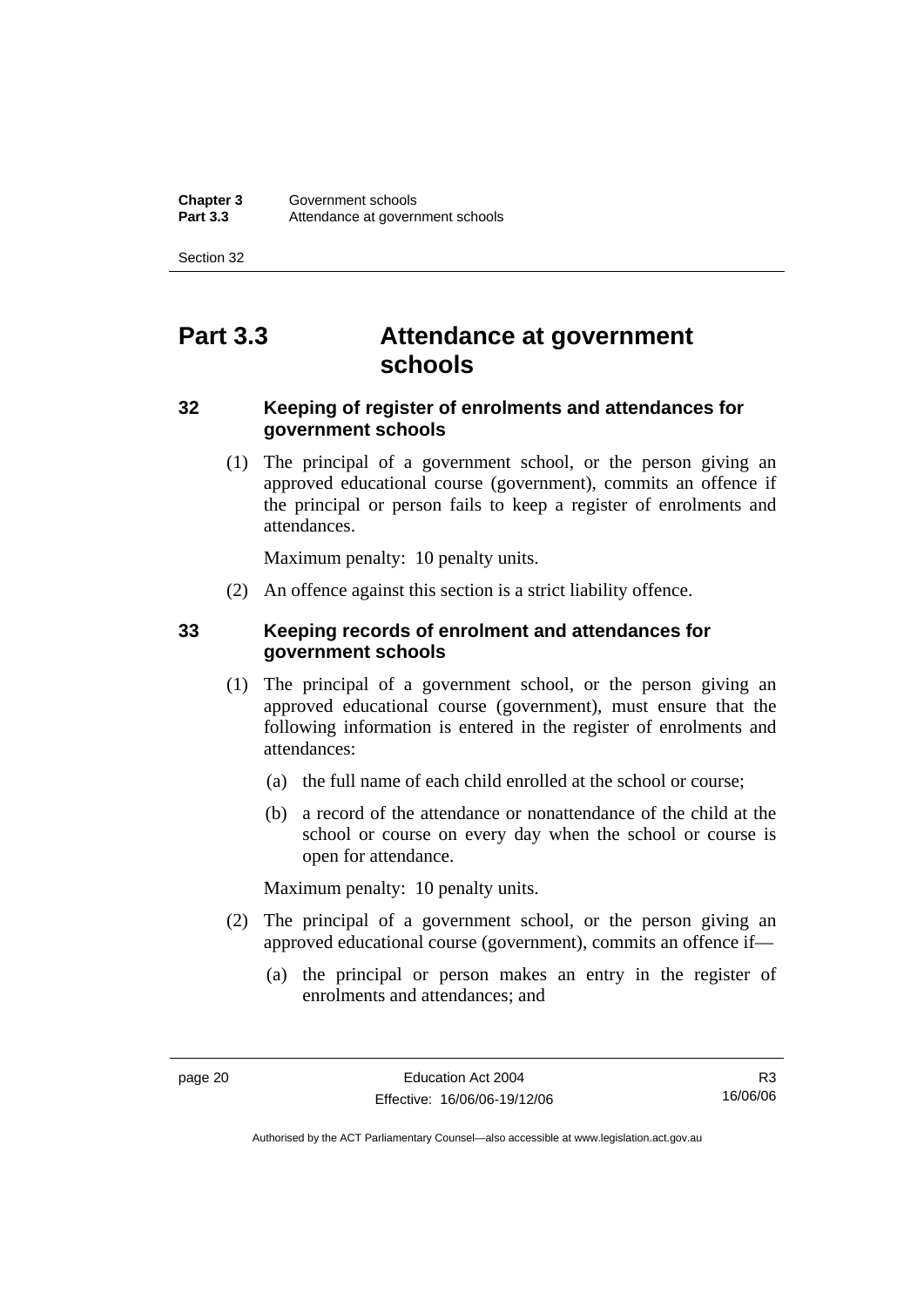# Part 3.3 Attendance at government schools

## 32 Keeping of register of enrolments and attendances for government schools

(1) The principal of a government school, or the person giving an approved educational course (government), commits an offence if the principal or person fails to keep a register of enrolments and attendances.

Maximum penalty: 10 penalty units.

(2) An offence against this section is a strict liability offence.

## 33 Keeping records of enrolment and attendances for government schools

(1) The principal of a government school, or the person giving an approved educational course (government), must ensure that the following information is entered in the register of enrolments and attendances:

(a) the full name of each child enrolled at the school or course;

(b) a record of the attendance or nonattendance of the child at the school or course on every day when the school or course is open for attendance.

Maximum penalty: 10 penalty units.

(2) The principal of a government school, or the person giving an approved educational course (government), commits an offence if—

(a) the principal or person makes an entry in the register of enrolments and attendances; and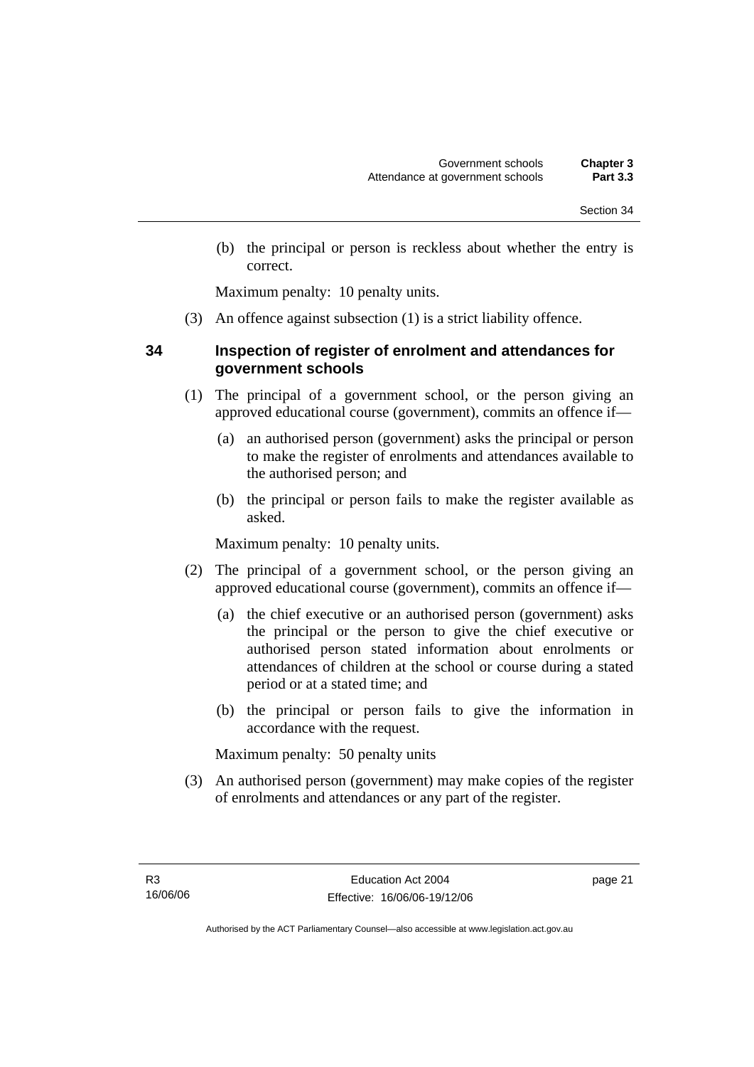(b) the principal or person is reckless about whether the entry is correct.

Maximum penalty: 10 penalty units.

(3) An offence against subsection (1) is a strict liability offence.

### 34 Inspection of register of enrolment and attendances for government schools

(1) The principal of a government school, or the person giving an approved educational course (government), commits an offence if—

(a) an authorised person (government) asks the principal or person to make the register of enrolments and attendances available to the authorised person; and

(b) the principal or person fails to make the register available as asked.

Maximum penalty: 10 penalty units.

(2) The principal of a government school, or the person giving an approved educational course (government), commits an offence if—

(a) the chief executive or an authorised person (government) asks the principal or the person to give the chief executive or authorised person stated information about enrolments or attendances of children at the school or course during a stated period or at a stated time; and

(b) the principal or person fails to give the information in accordance with the request.

Maximum penalty: 50 penalty units

(3) An authorised person (government) may make copies of the register of enrolments and attendances or any part of the register.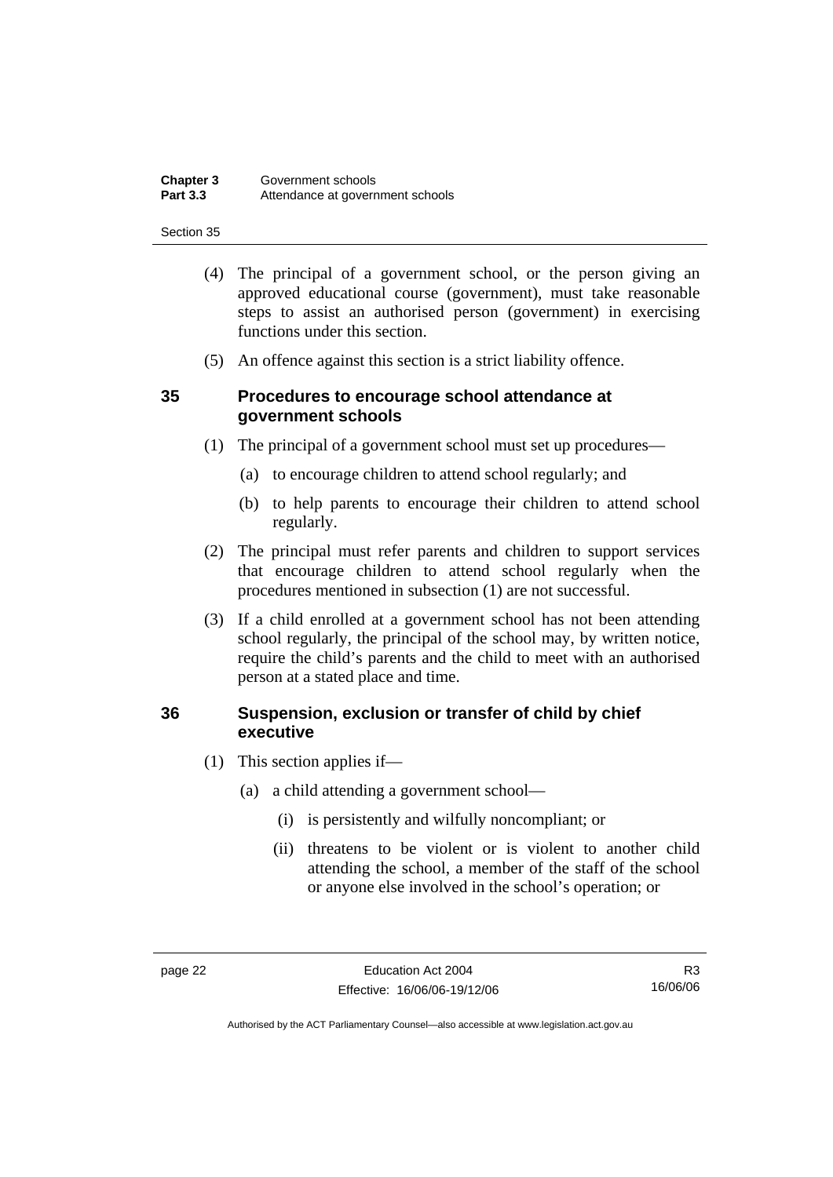(4) The principal of a government school, or the person giving an approved educational course (government), must take reasonable steps to assist an authorised person (government) in exercising functions under this section.

(5) An offence against this section is a strict liability offence.

## 35 Procedures to encourage school attendance at government schools

(1) The principal of a government school must set up procedures—

(a) to encourage children to attend school regularly; and

(b) to help parents to encourage their children to attend school regularly.

(2) The principal must refer parents and children to support services that encourage children to attend school regularly when the procedures mentioned in subsection (1) are not successful.

(3) If a child enrolled at a government school has not been attending school regularly, the principal of the school may, by written notice, require the child's parents and the child to meet with an authorised person at a stated place and time.

## 36 Suspension, exclusion or transfer of child by chief executive

(1) This section applies if—

(a) a child attending a government school—

(i) is persistently and wilfully noncompliant; or

(ii) threatens to be violent or is violent to another child attending the school, a member of the staff of the school or anyone else involved in the school's operation; or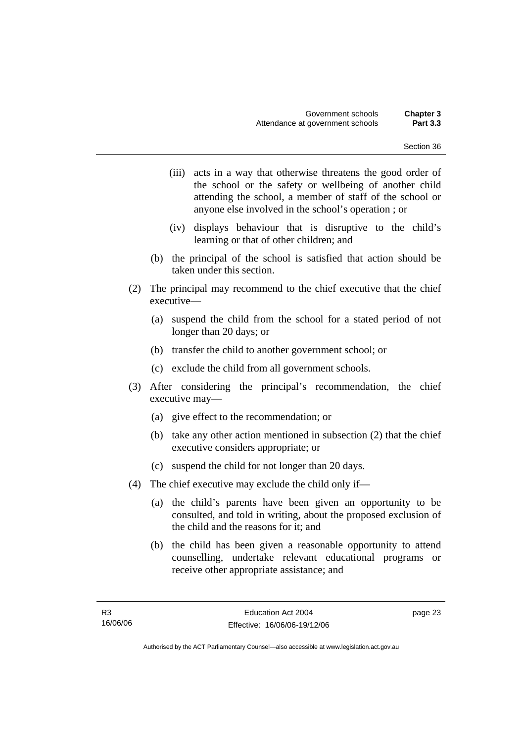(iii) acts in a way that otherwise threatens the good order of the school or the safety or wellbeing of another child attending the school, a member of staff of the school or anyone else involved in the school's operation ; or

(iv) displays behaviour that is disruptive to the child's learning or that of other children; and

(b) the principal of the school is satisfied that action should be taken under this section.

(2) The principal may recommend to the chief executive that the chief executive—

(a) suspend the child from the school for a stated period of not longer than 20 days; or

(b) transfer the child to another government school; or

(c) exclude the child from all government schools.

(3) After considering the principal's recommendation, the chief executive may—

(a) give effect to the recommendation; or

(b) take any other action mentioned in subsection (2) that the chief executive considers appropriate; or

(c) suspend the child for not longer than 20 days.

(4) The chief executive may exclude the child only if—

(a) the child's parents have been given an opportunity to be consulted, and told in writing, about the proposed exclusion of the child and the reasons for it; and

(b) the child has been given a reasonable opportunity to attend counselling, undertake relevant educational programs or receive other appropriate assistance; and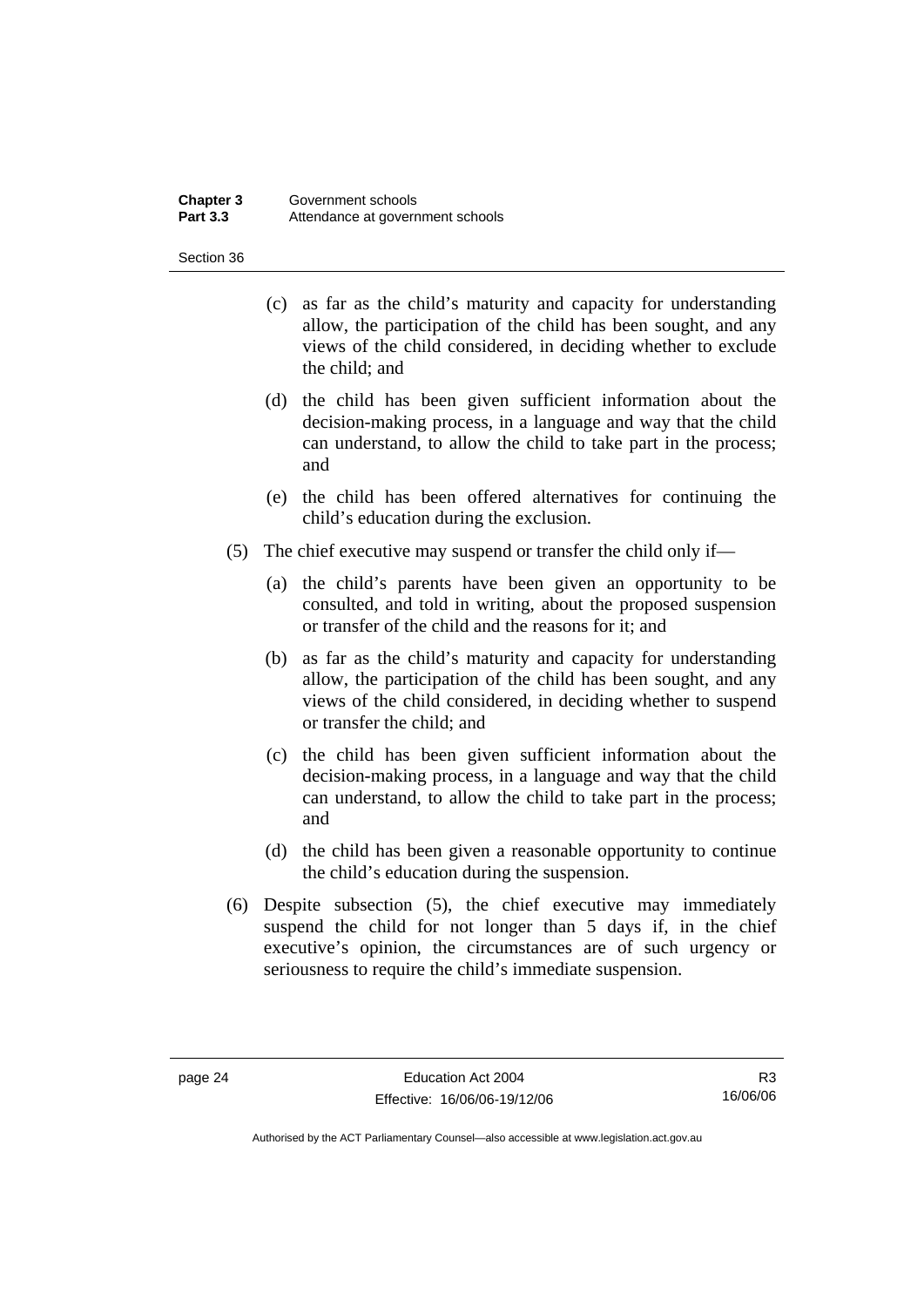(c) as far as the child's maturity and capacity for understanding allow, the participation of the child has been sought, and any views of the child considered, in deciding whether to exclude the child; and

(d) the child has been given sufficient information about the decision-making process, in a language and way that the child can understand, to allow the child to take part in the process; and

(e) the child has been offered alternatives for continuing the child's education during the exclusion.

(5) The chief executive may suspend or transfer the child only if—

(a) the child's parents have been given an opportunity to be consulted, and told in writing, about the proposed suspension or transfer of the child and the reasons for it; and

(b) as far as the child's maturity and capacity for understanding allow, the participation of the child has been sought, and any views of the child considered, in deciding whether to suspend or transfer the child; and

(c) the child has been given sufficient information about the decision-making process, in a language and way that the child can understand, to allow the child to take part in the process; and

(d) the child has been given a reasonable opportunity to continue the child's education during the suspension.

(6) Despite subsection (5), the chief executive may immediately suspend the child for not longer than 5 days if, in the chief executive's opinion, the circumstances are of such urgency or seriousness to require the child's immediate suspension.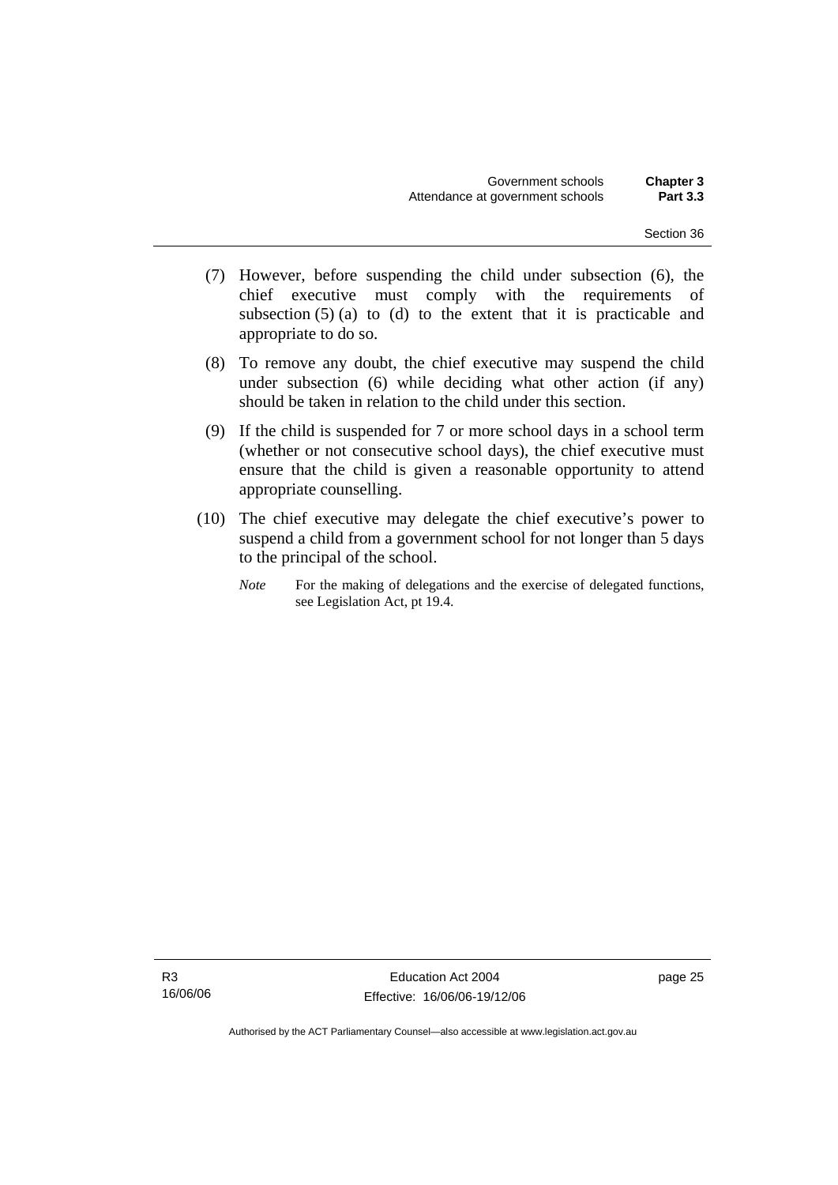(7) However, before suspending the child under subsection (6), the chief executive must comply with the requirements of subsection (5) (a) to (d) to the extent that it is practicable and appropriate to do so.

(8) To remove any doubt, the chief executive may suspend the child under subsection (6) while deciding what other action (if any) should be taken in relation to the child under this section.

(9) If the child is suspended for 7 or more school days in a school term (whether or not consecutive school days), the chief executive must ensure that the child is given a reasonable opportunity to attend appropriate counselling.

(10) The chief executive may delegate the chief executive's power to suspend a child from a government school for not longer than 5 days to the principal of the school.

*Note* For the making of delegations and the exercise of delegated functions, see Legislation Act, pt 19.4.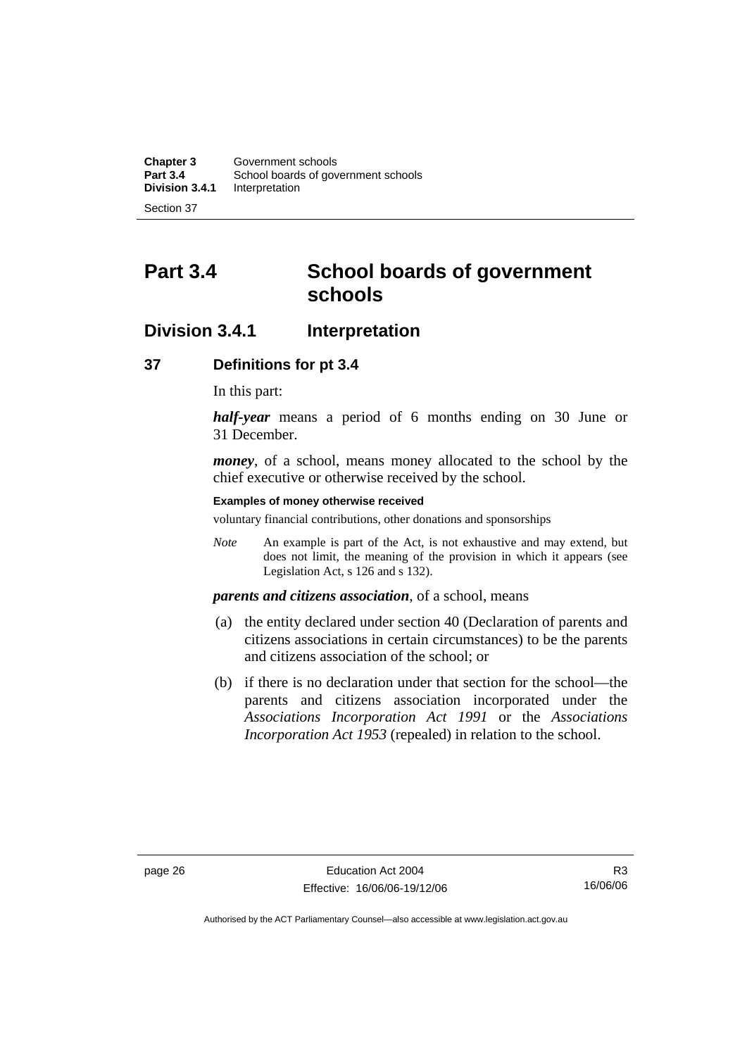# Part 3.4 School boards of government schools

## Division 3.4.1 Interpretation

### 37 Definitions for pt 3.4

In this part:

***half-year*** means a period of 6 months ending on 30 June or 31 December.

***money***, of a school, means money allocated to the school by the chief executive or otherwise received by the school.

**Examples of money otherwise received**

voluntary financial contributions, other donations and sponsorships

*Note* An example is part of the Act, is not exhaustive and may extend, but does not limit, the meaning of the provision in which it appears (see Legislation Act, s 126 and s 132).

***parents and citizens association***, of a school, means

(a) the entity declared under section 40 (Declaration of parents and citizens associations in certain circumstances) to be the parents and citizens association of the school; or

(b) if there is no declaration under that section for the school—the parents and citizens association incorporated under the *Associations Incorporation Act 1991* or the *Associations Incorporation Act 1953* (repealed) in relation to the school.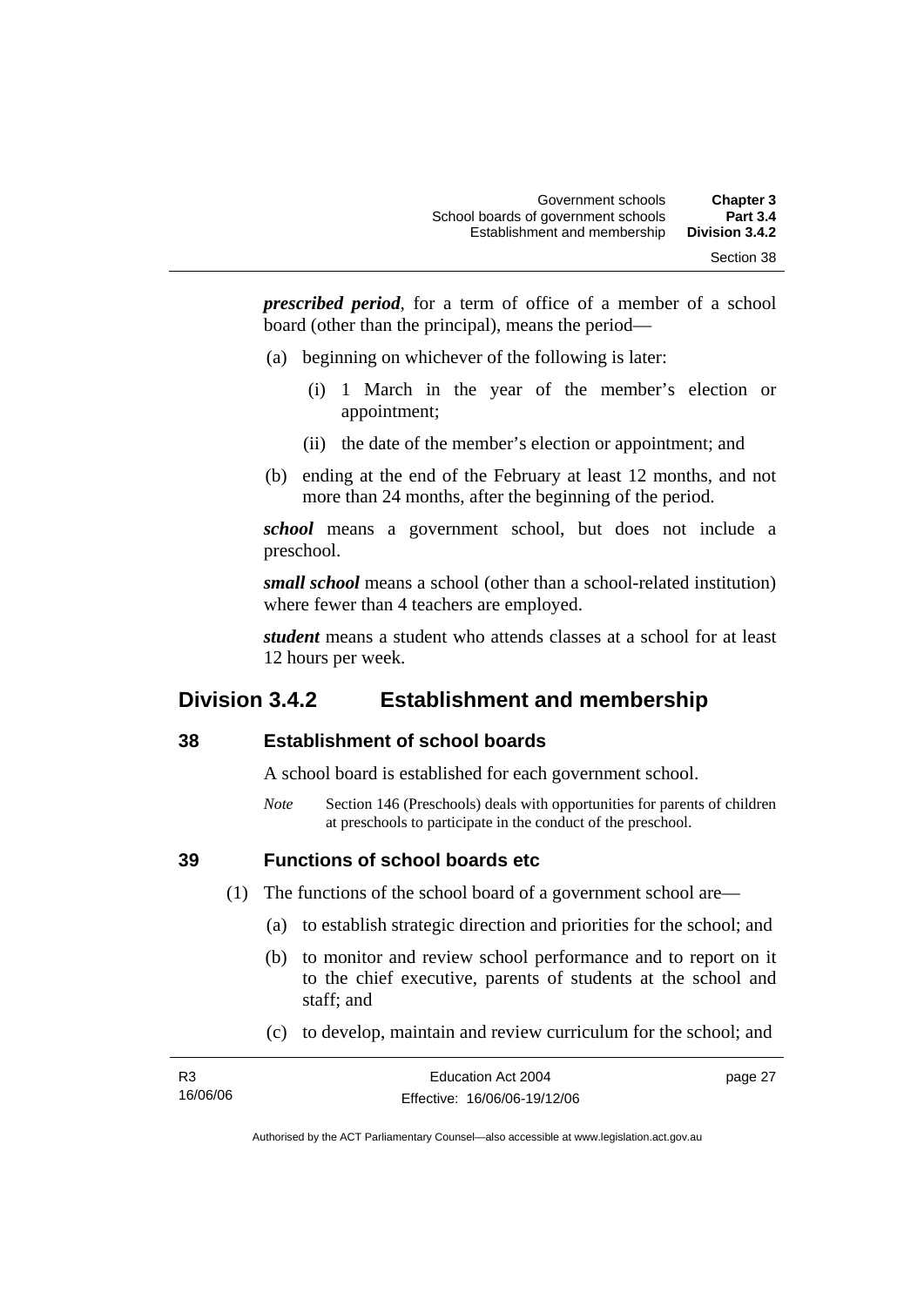***prescribed period***, for a term of office of a member of a school board (other than the principal), means the period—

(a) beginning on whichever of the following is later:

  (i) 1 March in the year of the member's election or appointment;

  (ii) the date of the member's election or appointment; and

(b) ending at the end of the February at least 12 months, and not more than 24 months, after the beginning of the period.

***school*** means a government school, but does not include a preschool.

***small school*** means a school (other than a school-related institution) where fewer than 4 teachers are employed.

***student*** means a student who attends classes at a school for at least 12 hours per week.

## Division 3.4.2 Establishment and membership

### 38 Establishment of school boards

A school board is established for each government school.

*Note* Section 146 (Preschools) deals with opportunities for parents of children at preschools to participate in the conduct of the preschool.

### 39 Functions of school boards etc

(1) The functions of the school board of a government school are—

(a) to establish strategic direction and priorities for the school; and

(b) to monitor and review school performance and to report on it to the chief executive, parents of students at the school and staff; and

(c) to develop, maintain and review curriculum for the school; and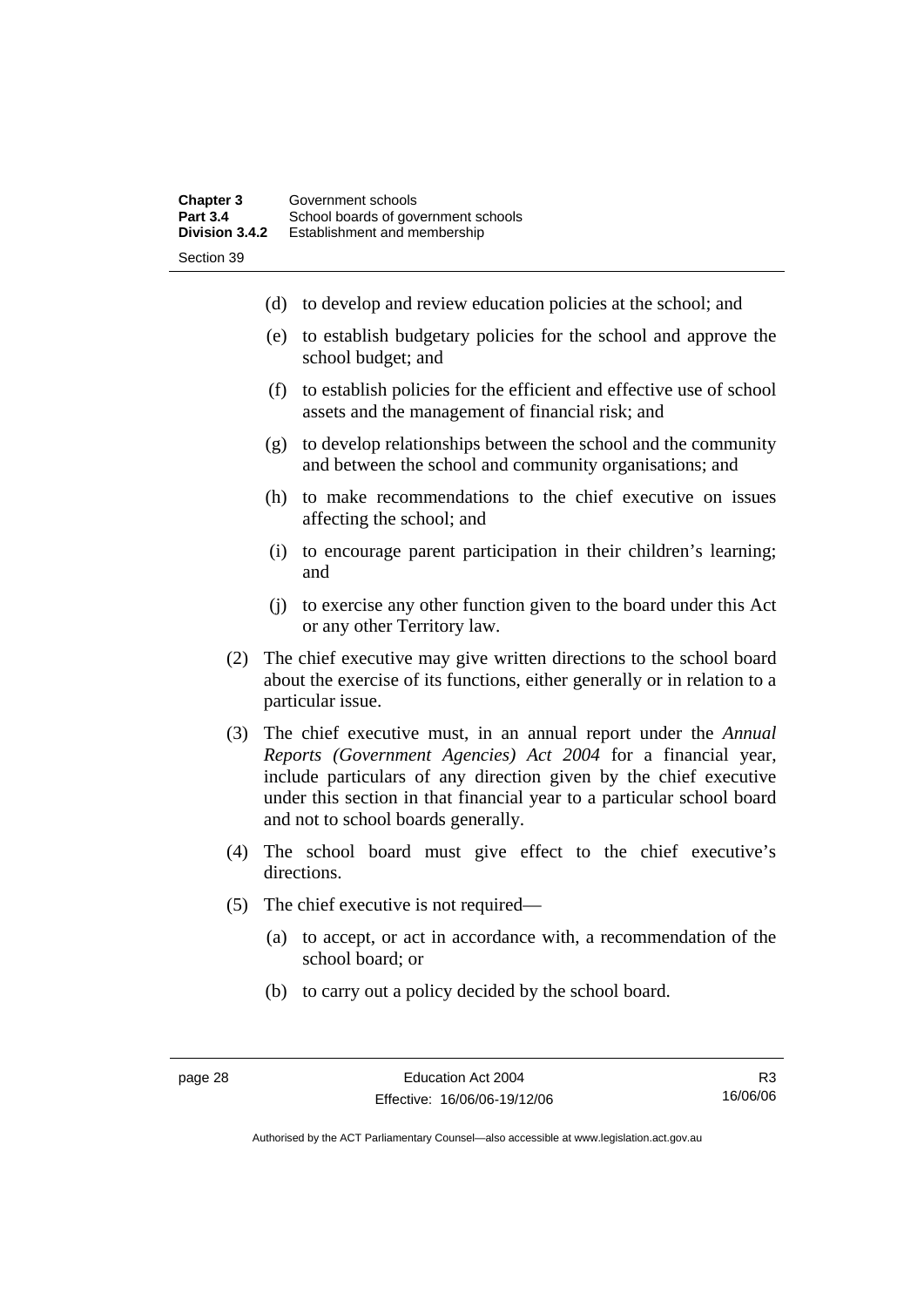(d) to develop and review education policies at the school; and

(e) to establish budgetary policies for the school and approve the school budget; and

(f) to establish policies for the efficient and effective use of school assets and the management of financial risk; and

(g) to develop relationships between the school and the community and between the school and community organisations; and

(h) to make recommendations to the chief executive on issues affecting the school; and

(i) to encourage parent participation in their children's learning; and

(j) to exercise any other function given to the board under this Act or any other Territory law.

(2) The chief executive may give written directions to the school board about the exercise of its functions, either generally or in relation to a particular issue.

(3) The chief executive must, in an annual report under the *Annual Reports (Government Agencies) Act 2004* for a financial year, include particulars of any direction given by the chief executive under this section in that financial year to a particular school board and not to school boards generally.

(4) The school board must give effect to the chief executive's directions.

(5) The chief executive is not required—

(a) to accept, or act in accordance with, a recommendation of the school board; or

(b) to carry out a policy decided by the school board.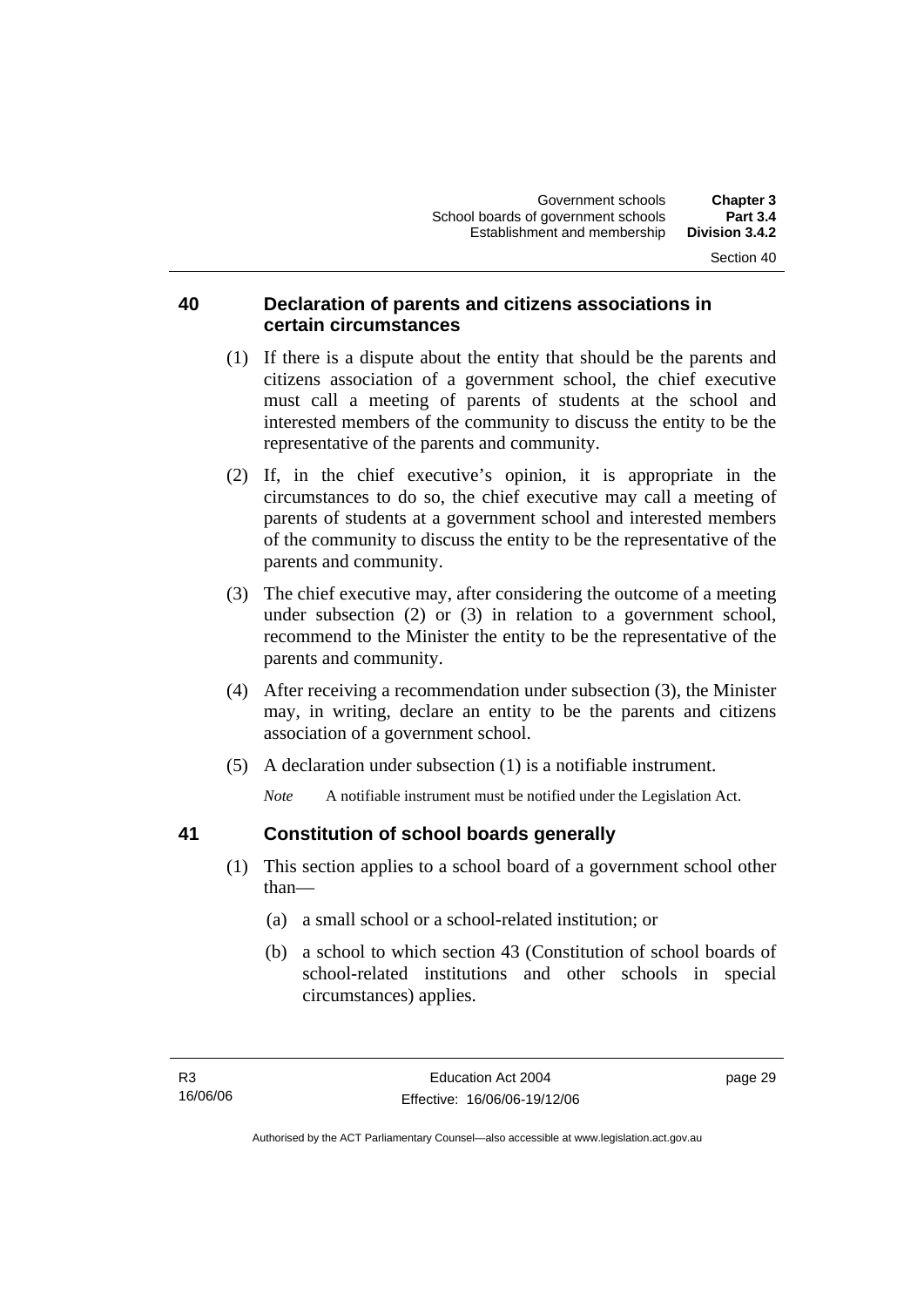## 40 Declaration of parents and citizens associations in certain circumstances

(1) If there is a dispute about the entity that should be the parents and citizens association of a government school, the chief executive must call a meeting of parents of students at the school and interested members of the community to discuss the entity to be the representative of the parents and community.

(2) If, in the chief executive's opinion, it is appropriate in the circumstances to do so, the chief executive may call a meeting of parents of students at a government school and interested members of the community to discuss the entity to be the representative of the parents and community.

(3) The chief executive may, after considering the outcome of a meeting under subsection (2) or (3) in relation to a government school, recommend to the Minister the entity to be the representative of the parents and community.

(4) After receiving a recommendation under subsection (3), the Minister may, in writing, declare an entity to be the parents and citizens association of a government school.

(5) A declaration under subsection (1) is a notifiable instrument.

*Note* A notifiable instrument must be notified under the Legislation Act.

## 41 Constitution of school boards generally

(1) This section applies to a school board of a government school other than—

(a) a small school or a school-related institution; or

(b) a school to which section 43 (Constitution of school boards of school-related institutions and other schools in special circumstances) applies.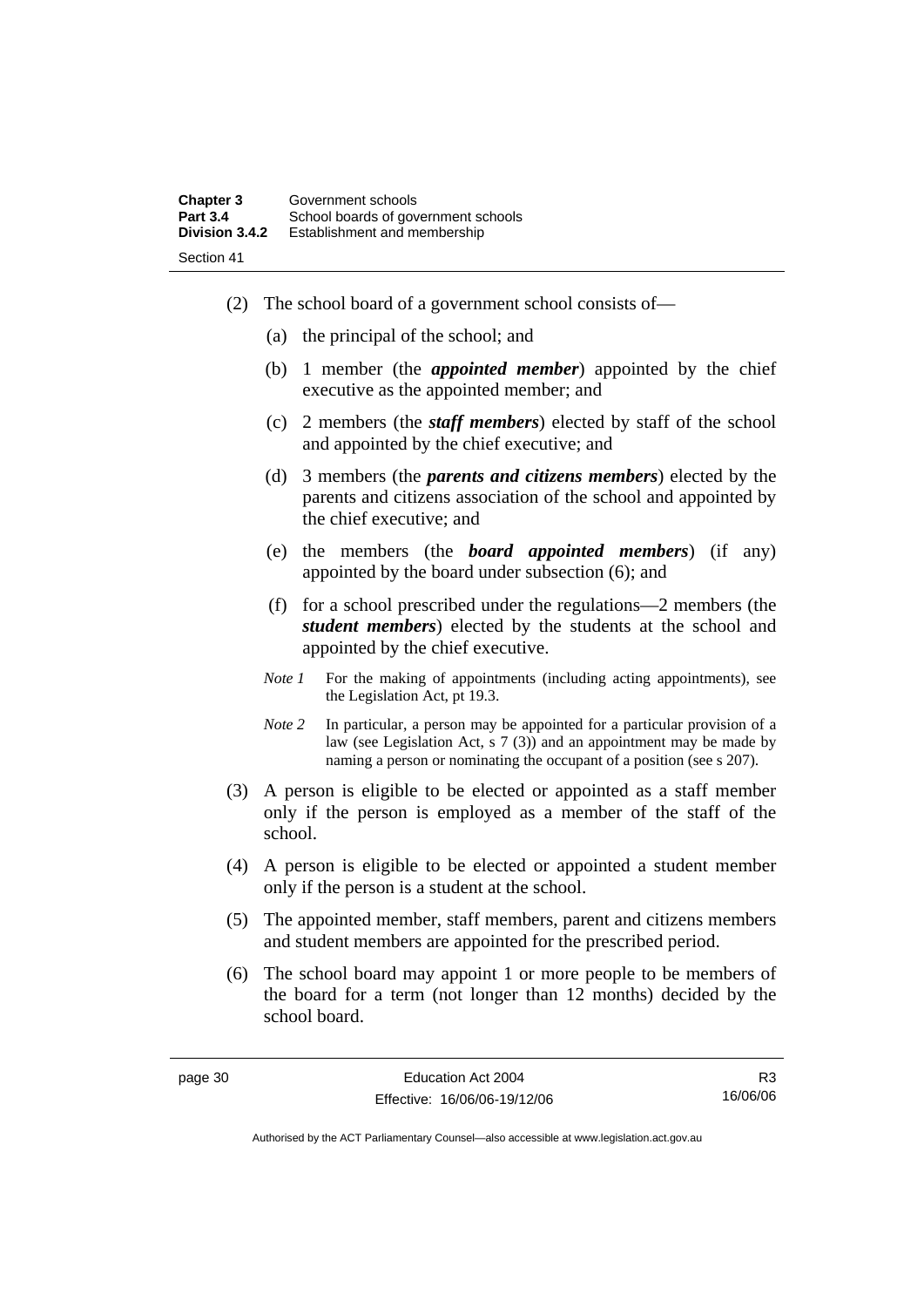(2) The school board of a government school consists of—

(a) the principal of the school; and

(b) 1 member (the ***appointed member***) appointed by the chief executive as the appointed member; and

(c) 2 members (the ***staff members***) elected by staff of the school and appointed by the chief executive; and

(d) 3 members (the ***parents and citizens members***) elected by the parents and citizens association of the school and appointed by the chief executive; and

(e) the members (the ***board appointed members***) (if any) appointed by the board under subsection (6); and

(f) for a school prescribed under the regulations—2 members (the ***student members***) elected by the students at the school and appointed by the chief executive.

*Note 1* For the making of appointments (including acting appointments), see the Legislation Act, pt 19.3.

*Note 2* In particular, a person may be appointed for a particular provision of a law (see Legislation Act, s 7 (3)) and an appointment may be made by naming a person or nominating the occupant of a position (see s 207).

(3) A person is eligible to be elected or appointed as a staff member only if the person is employed as a member of the staff of the school.

(4) A person is eligible to be elected or appointed a student member only if the person is a student at the school.

(5) The appointed member, staff members, parent and citizens members and student members are appointed for the prescribed period.

(6) The school board may appoint 1 or more people to be members of the board for a term (not longer than 12 months) decided by the school board.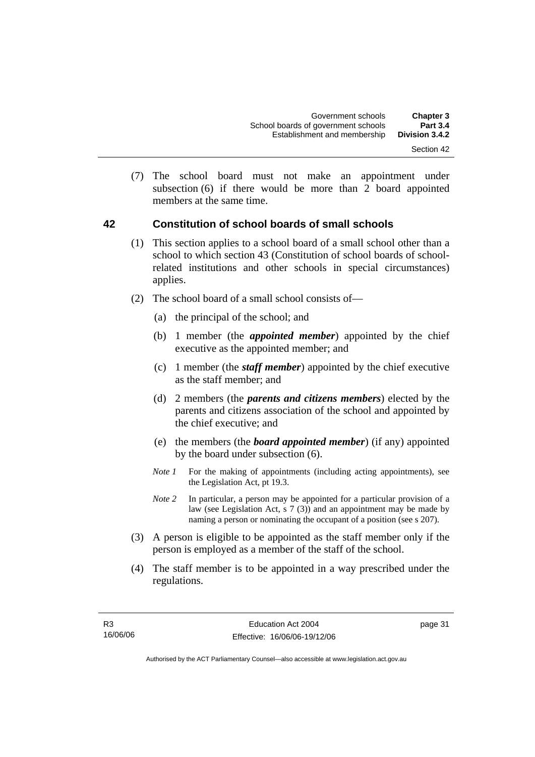(7) The school board must not make an appointment under subsection (6) if there would be more than 2 board appointed members at the same time.

## 42 Constitution of school boards of small schools

(1) This section applies to a school board of a small school other than a school to which section 43 (Constitution of school boards of school-related institutions and other schools in special circumstances) applies.

(2) The school board of a small school consists of—

(a) the principal of the school; and

(b) 1 member (the ***appointed member***) appointed by the chief executive as the appointed member; and

(c) 1 member (the ***staff member***) appointed by the chief executive as the staff member; and

(d) 2 members (the ***parents and citizens members***) elected by the parents and citizens association of the school and appointed by the chief executive; and

(e) the members (the ***board appointed member***) (if any) appointed by the board under subsection (6).

*Note 1* For the making of appointments (including acting appointments), see the Legislation Act, pt 19.3.

*Note 2* In particular, a person may be appointed for a particular provision of a law (see Legislation Act, s 7 (3)) and an appointment may be made by naming a person or nominating the occupant of a position (see s 207).

(3) A person is eligible to be appointed as the staff member only if the person is employed as a member of the staff of the school.

(4) The staff member is to be appointed in a way prescribed under the regulations.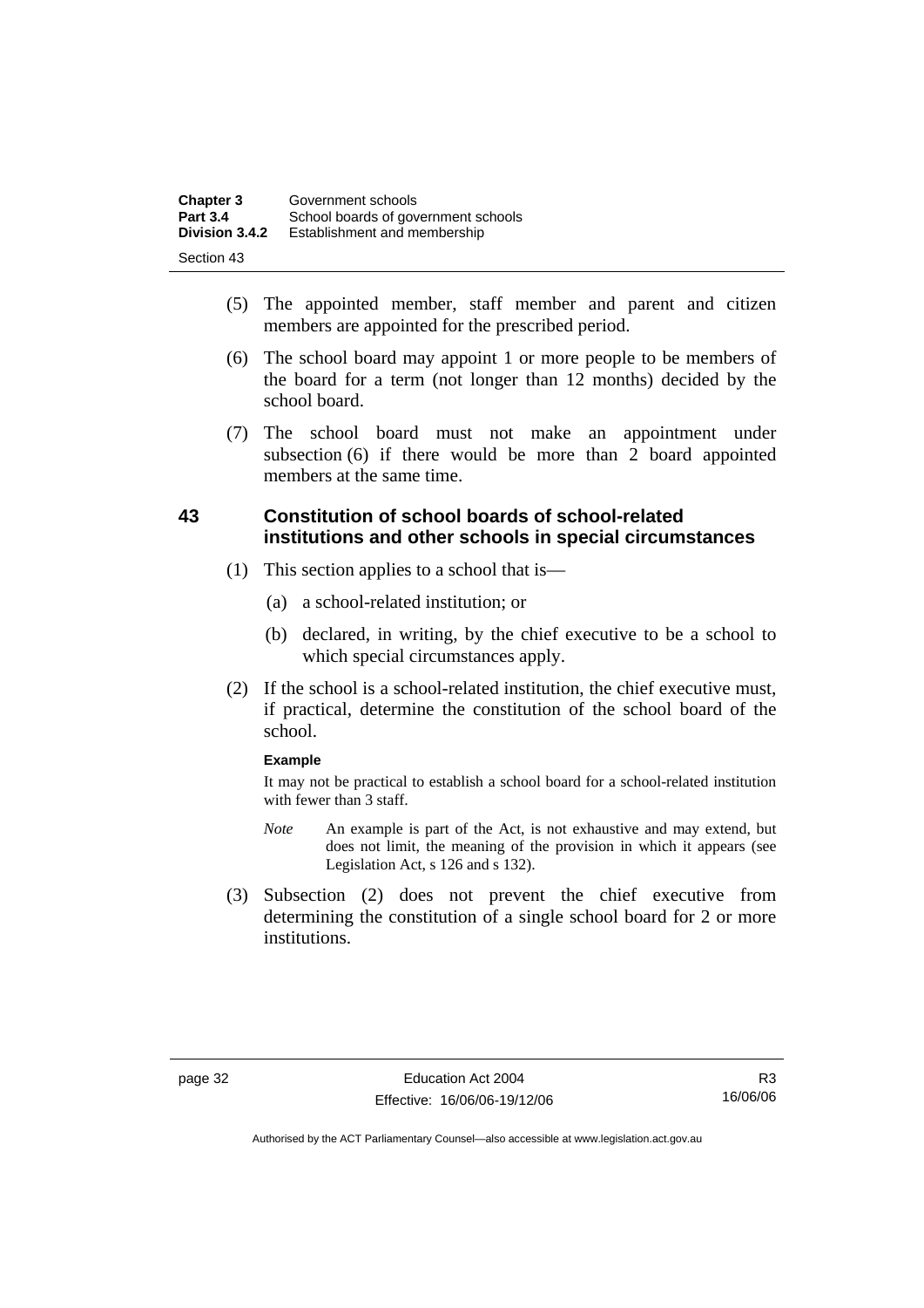(5) The appointed member, staff member and parent and citizen members are appointed for the prescribed period.

(6) The school board may appoint 1 or more people to be members of the board for a term (not longer than 12 months) decided by the school board.

(7) The school board must not make an appointment under subsection (6) if there would be more than 2 board appointed members at the same time.

## 43 Constitution of school boards of school-related institutions and other schools in special circumstances

(1) This section applies to a school that is—

(a) a school-related institution; or

(b) declared, in writing, by the chief executive to be a school to which special circumstances apply.

(2) If the school is a school-related institution, the chief executive must, if practical, determine the constitution of the school board of the school.

**Example**

It may not be practical to establish a school board for a school-related institution with fewer than 3 staff.

*Note* An example is part of the Act, is not exhaustive and may extend, but does not limit, the meaning of the provision in which it appears (see Legislation Act, s 126 and s 132).

(3) Subsection (2) does not prevent the chief executive from determining the constitution of a single school board for 2 or more institutions.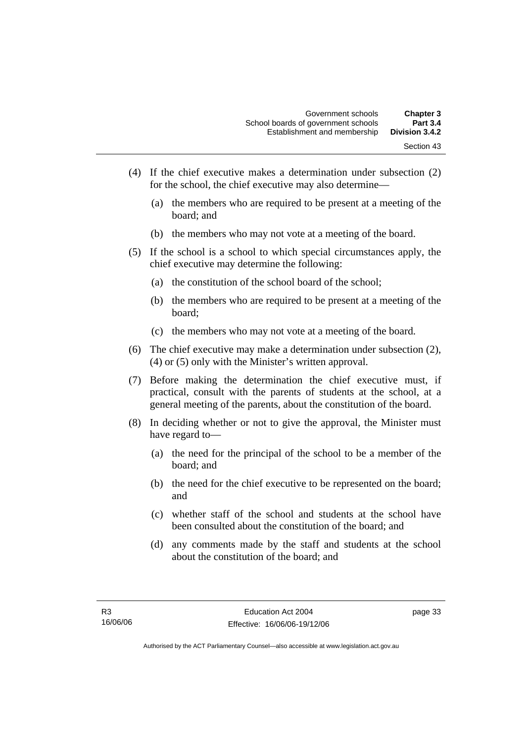(4) If the chief executive makes a determination under subsection (2) for the school, the chief executive may also determine—

  (a) the members who are required to be present at a meeting of the board; and

  (b) the members who may not vote at a meeting of the board.

(5) If the school is a school to which special circumstances apply, the chief executive may determine the following:

  (a) the constitution of the school board of the school;

  (b) the members who are required to be present at a meeting of the board;

  (c) the members who may not vote at a meeting of the board.

(6) The chief executive may make a determination under subsection (2), (4) or (5) only with the Minister's written approval.

(7) Before making the determination the chief executive must, if practical, consult with the parents of students at the school, at a general meeting of the parents, about the constitution of the board.

(8) In deciding whether or not to give the approval, the Minister must have regard to—

  (a) the need for the principal of the school to be a member of the board; and

  (b) the need for the chief executive to be represented on the board; and

  (c) whether staff of the school and students at the school have been consulted about the constitution of the board; and

  (d) any comments made by the staff and students at the school about the constitution of the board; and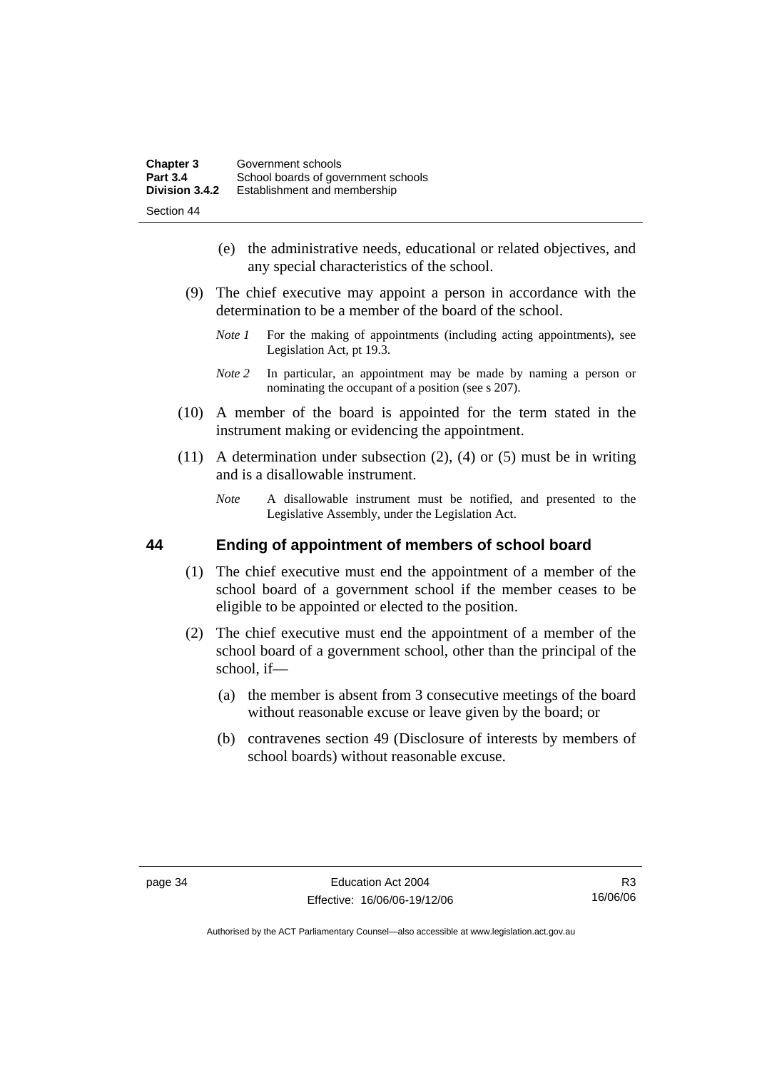(e) the administrative needs, educational or related objectives, and any special characteristics of the school.

(9) The chief executive may appoint a person in accordance with the determination to be a member of the board of the school.

*Note 1* For the making of appointments (including acting appointments), see Legislation Act, pt 19.3.

*Note 2* In particular, an appointment may be made by naming a person or nominating the occupant of a position (see s 207).

(10) A member of the board is appointed for the term stated in the instrument making or evidencing the appointment.

(11) A determination under subsection (2), (4) or (5) must be in writing and is a disallowable instrument.

*Note* A disallowable instrument must be notified, and presented to the Legislative Assembly, under the Legislation Act.

## 44 Ending of appointment of members of school board

(1) The chief executive must end the appointment of a member of the school board of a government school if the member ceases to be eligible to be appointed or elected to the position.

(2) The chief executive must end the appointment of a member of the school board of a government school, other than the principal of the school, if—

(a) the member is absent from 3 consecutive meetings of the board without reasonable excuse or leave given by the board; or

(b) contravenes section 49 (Disclosure of interests by members of school boards) without reasonable excuse.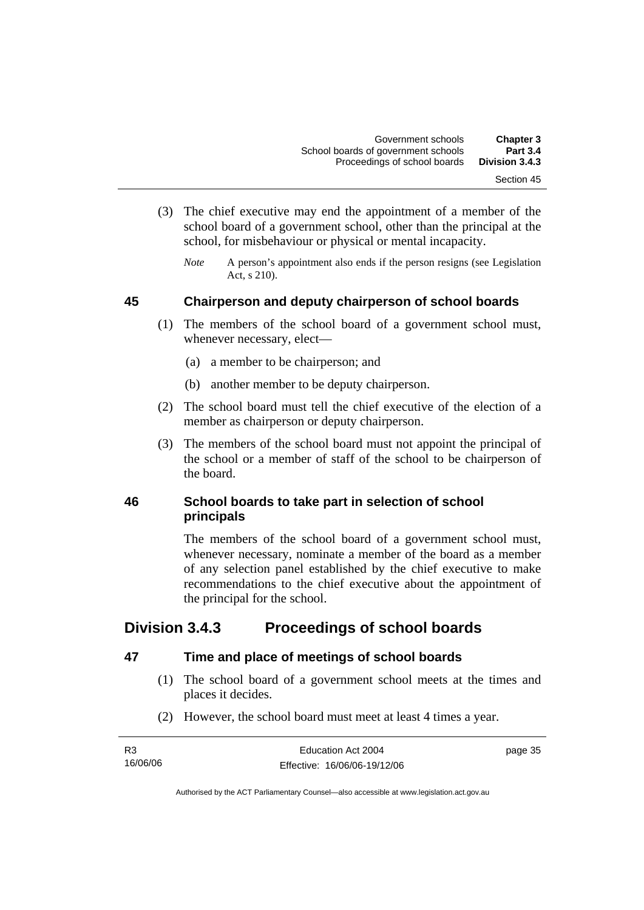(3) The chief executive may end the appointment of a member of the school board of a government school, other than the principal at the school, for misbehaviour or physical or mental incapacity.

*Note* A person's appointment also ends if the person resigns (see Legislation Act, s 210).

### 45 Chairperson and deputy chairperson of school boards

(1) The members of the school board of a government school must, whenever necessary, elect—

(a) a member to be chairperson; and

(b) another member to be deputy chairperson.

(2) The school board must tell the chief executive of the election of a member as chairperson or deputy chairperson.

(3) The members of the school board must not appoint the principal of the school or a member of staff of the school to be chairperson of the board.

### 46 School boards to take part in selection of school principals

The members of the school board of a government school must, whenever necessary, nominate a member of the board as a member of any selection panel established by the chief executive to make recommendations to the chief executive about the appointment of the principal for the school.

## Division 3.4.3 Proceedings of school boards

### 47 Time and place of meetings of school boards

(1) The school board of a government school meets at the times and places it decides.

(2) However, the school board must meet at least 4 times a year.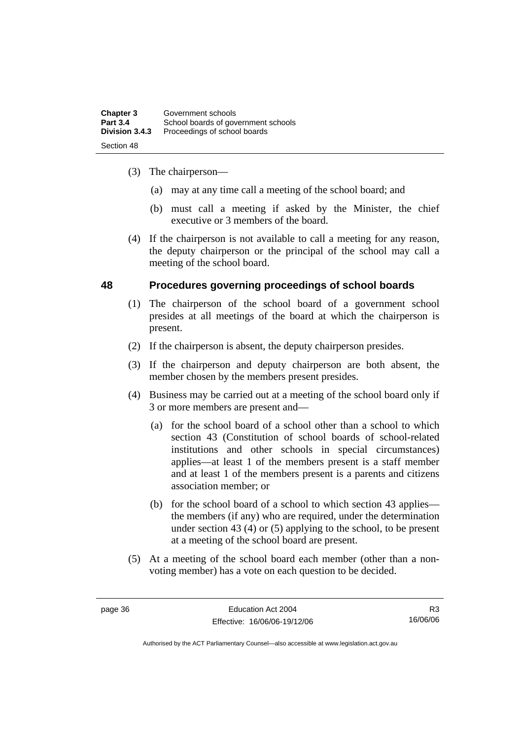(3) The chairperson—

   (a) may at any time call a meeting of the school board; and

   (b) must call a meeting if asked by the Minister, the chief executive or 3 members of the board.

(4) If the chairperson is not available to call a meeting for any reason, the deputy chairperson or the principal of the school may call a meeting of the school board.

## 48 Procedures governing proceedings of school boards

(1) The chairperson of the school board of a government school presides at all meetings of the board at which the chairperson is present.

(2) If the chairperson is absent, the deputy chairperson presides.

(3) If the chairperson and deputy chairperson are both absent, the member chosen by the members present presides.

(4) Business may be carried out at a meeting of the school board only if 3 or more members are present and—

   (a) for the school board of a school other than a school to which section 43 (Constitution of school boards of school-related institutions and other schools in special circumstances) applies—at least 1 of the members present is a staff member and at least 1 of the members present is a parents and citizens association member; or

   (b) for the school board of a school to which section 43 applies—the members (if any) who are required, under the determination under section 43 (4) or (5) applying to the school, to be present at a meeting of the school board are present.

(5) At a meeting of the school board each member (other than a non-voting member) has a vote on each question to be decided.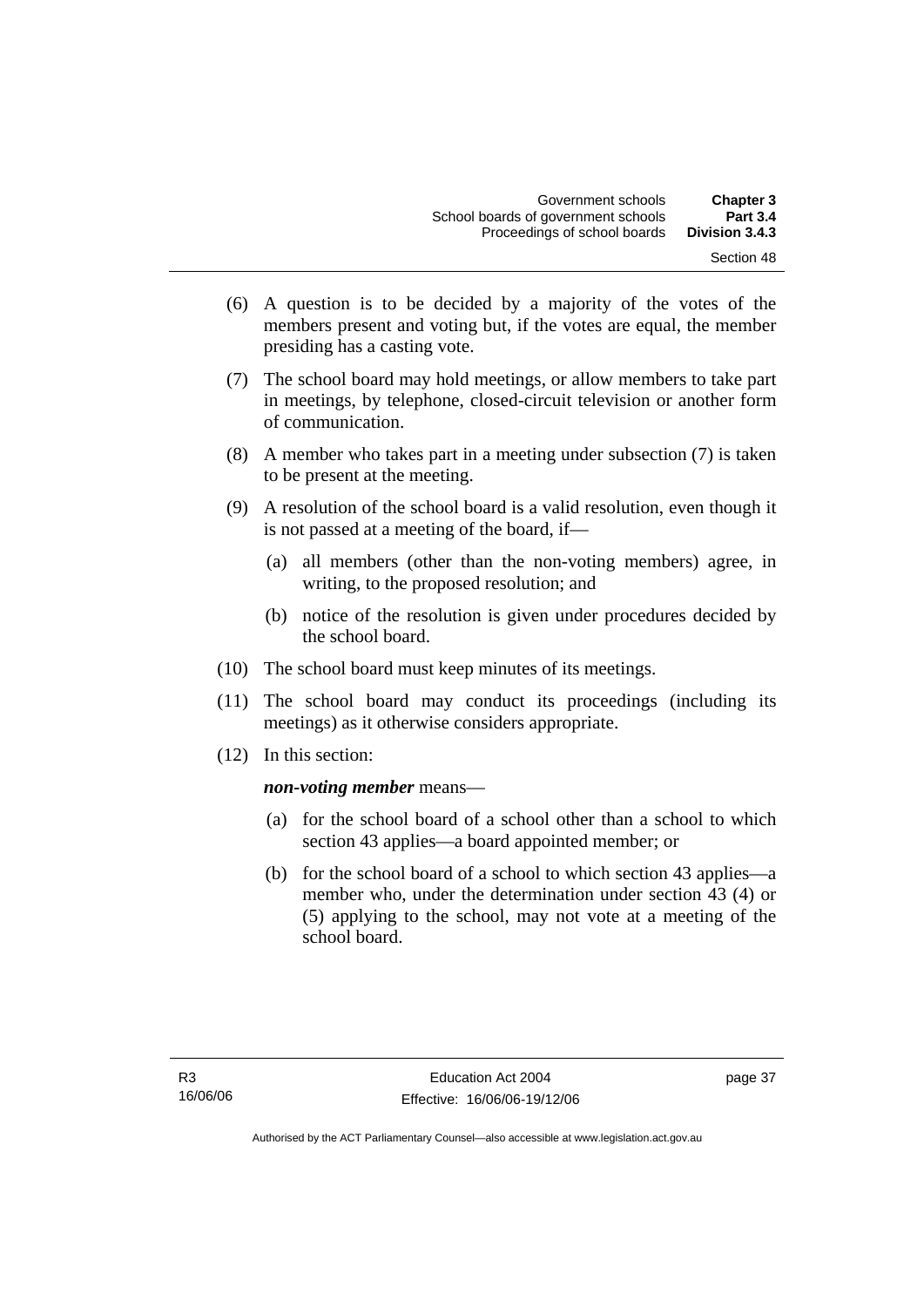(6) A question is to be decided by a majority of the votes of the members present and voting but, if the votes are equal, the member presiding has a casting vote.

(7) The school board may hold meetings, or allow members to take part in meetings, by telephone, closed-circuit television or another form of communication.

(8) A member who takes part in a meeting under subsection (7) is taken to be present at the meeting.

(9) A resolution of the school board is a valid resolution, even though it is not passed at a meeting of the board, if—

(a) all members (other than the non-voting members) agree, in writing, to the proposed resolution; and

(b) notice of the resolution is given under procedures decided by the school board.

(10) The school board must keep minutes of its meetings.

(11) The school board may conduct its proceedings (including its meetings) as it otherwise considers appropriate.

(12) In this section:

***non-voting member*** means—

(a) for the school board of a school other than a school to which section 43 applies—a board appointed member; or

(b) for the school board of a school to which section 43 applies—a member who, under the determination under section 43 (4) or (5) applying to the school, may not vote at a meeting of the school board.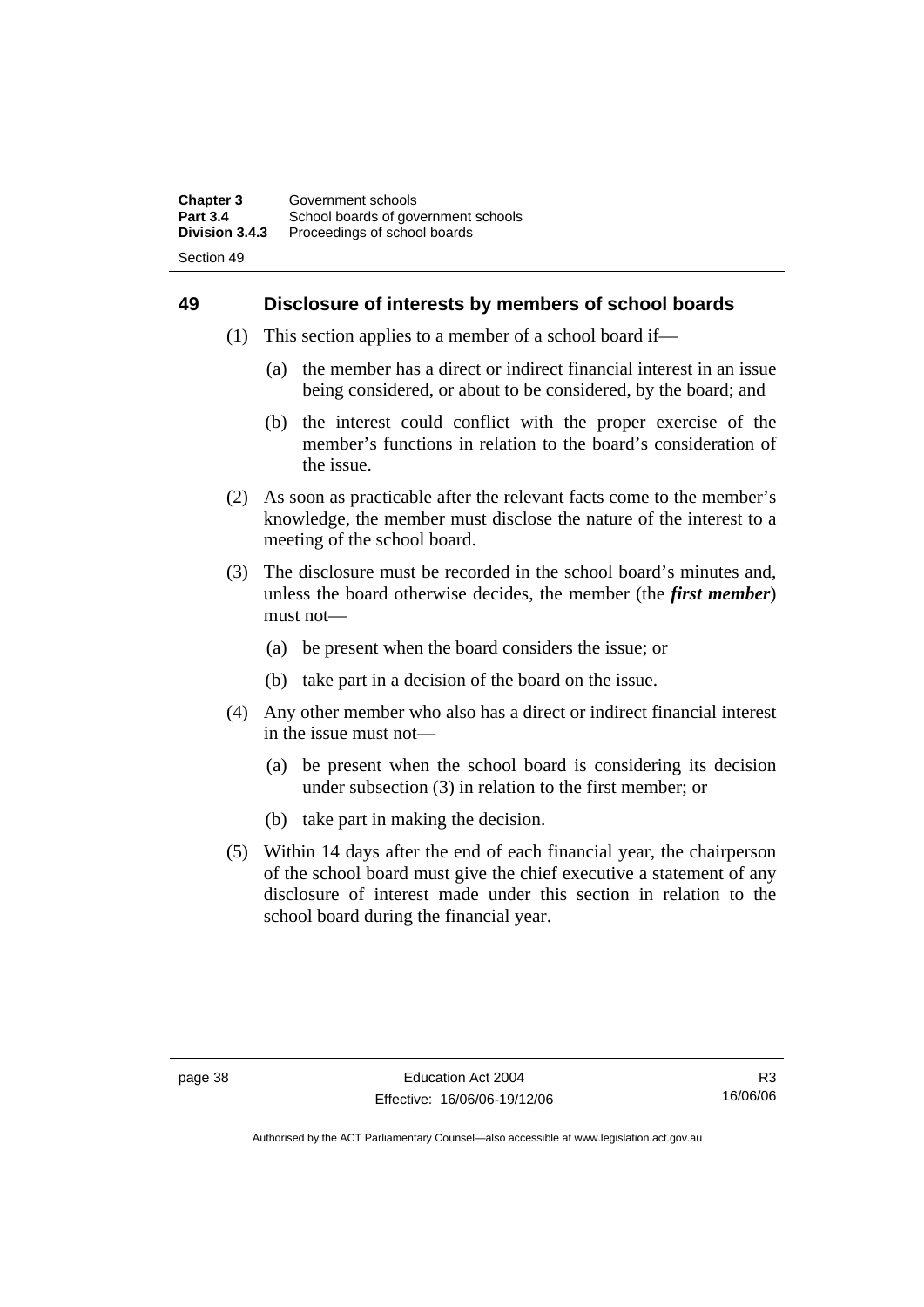## 49 Disclosure of interests by members of school boards

(1) This section applies to a member of a school board if—

(a) the member has a direct or indirect financial interest in an issue being considered, or about to be considered, by the board; and

(b) the interest could conflict with the proper exercise of the member's functions in relation to the board's consideration of the issue.

(2) As soon as practicable after the relevant facts come to the member's knowledge, the member must disclose the nature of the interest to a meeting of the school board.

(3) The disclosure must be recorded in the school board's minutes and, unless the board otherwise decides, the member (the ***first member***) must not—

(a) be present when the board considers the issue; or

(b) take part in a decision of the board on the issue.

(4) Any other member who also has a direct or indirect financial interest in the issue must not—

(a) be present when the school board is considering its decision under subsection (3) in relation to the first member; or

(b) take part in making the decision.

(5) Within 14 days after the end of each financial year, the chairperson of the school board must give the chief executive a statement of any disclosure of interest made under this section in relation to the school board during the financial year.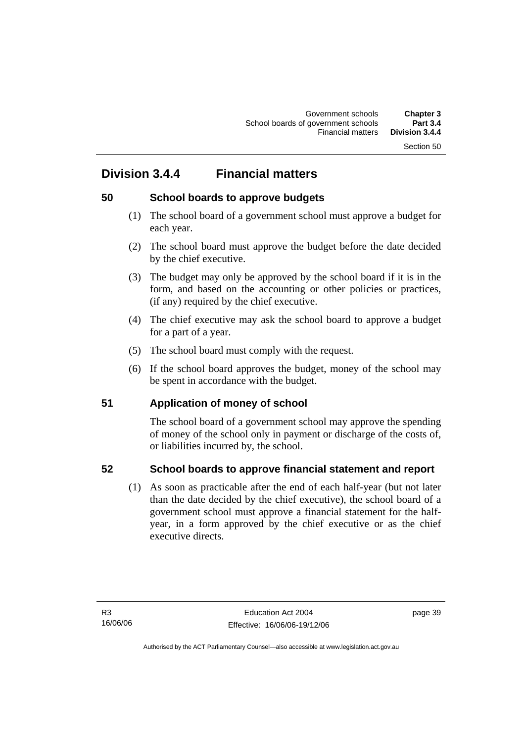## Division 3.4.4 Financial matters

### 50 School boards to approve budgets

(1) The school board of a government school must approve a budget for each year.

(2) The school board must approve the budget before the date decided by the chief executive.

(3) The budget may only be approved by the school board if it is in the form, and based on the accounting or other policies or practices, (if any) required by the chief executive.

(4) The chief executive may ask the school board to approve a budget for a part of a year.

(5) The school board must comply with the request.

(6) If the school board approves the budget, money of the school may be spent in accordance with the budget.

### 51 Application of money of school

The school board of a government school may approve the spending of money of the school only in payment or discharge of the costs of, or liabilities incurred by, the school.

### 52 School boards to approve financial statement and report

(1) As soon as practicable after the end of each half-year (but not later than the date decided by the chief executive), the school board of a government school must approve a financial statement for the half-year, in a form approved by the chief executive or as the chief executive directs.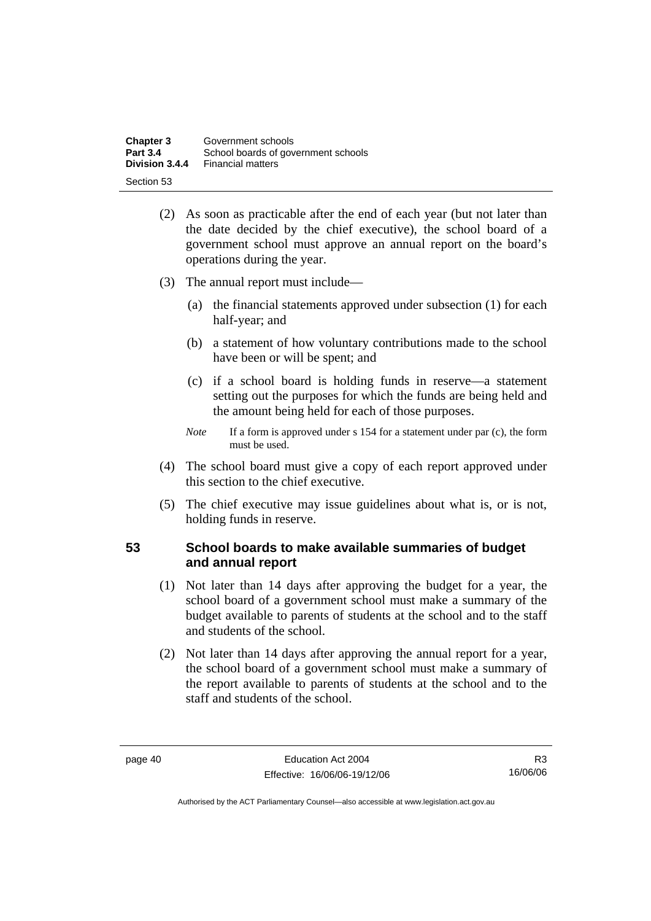(2) As soon as practicable after the end of each year (but not later than the date decided by the chief executive), the school board of a government school must approve an annual report on the board's operations during the year.

(3) The annual report must include—

(a) the financial statements approved under subsection (1) for each half-year; and

(b) a statement of how voluntary contributions made to the school have been or will be spent; and

(c) if a school board is holding funds in reserve—a statement setting out the purposes for which the funds are being held and the amount being held for each of those purposes.

*Note* If a form is approved under s 154 for a statement under par (c), the form must be used.

(4) The school board must give a copy of each report approved under this section to the chief executive.

(5) The chief executive may issue guidelines about what is, or is not, holding funds in reserve.

### 53 School boards to make available summaries of budget and annual report

(1) Not later than 14 days after approving the budget for a year, the school board of a government school must make a summary of the budget available to parents of students at the school and to the staff and students of the school.

(2) Not later than 14 days after approving the annual report for a year, the school board of a government school must make a summary of the report available to parents of students at the school and to the staff and students of the school.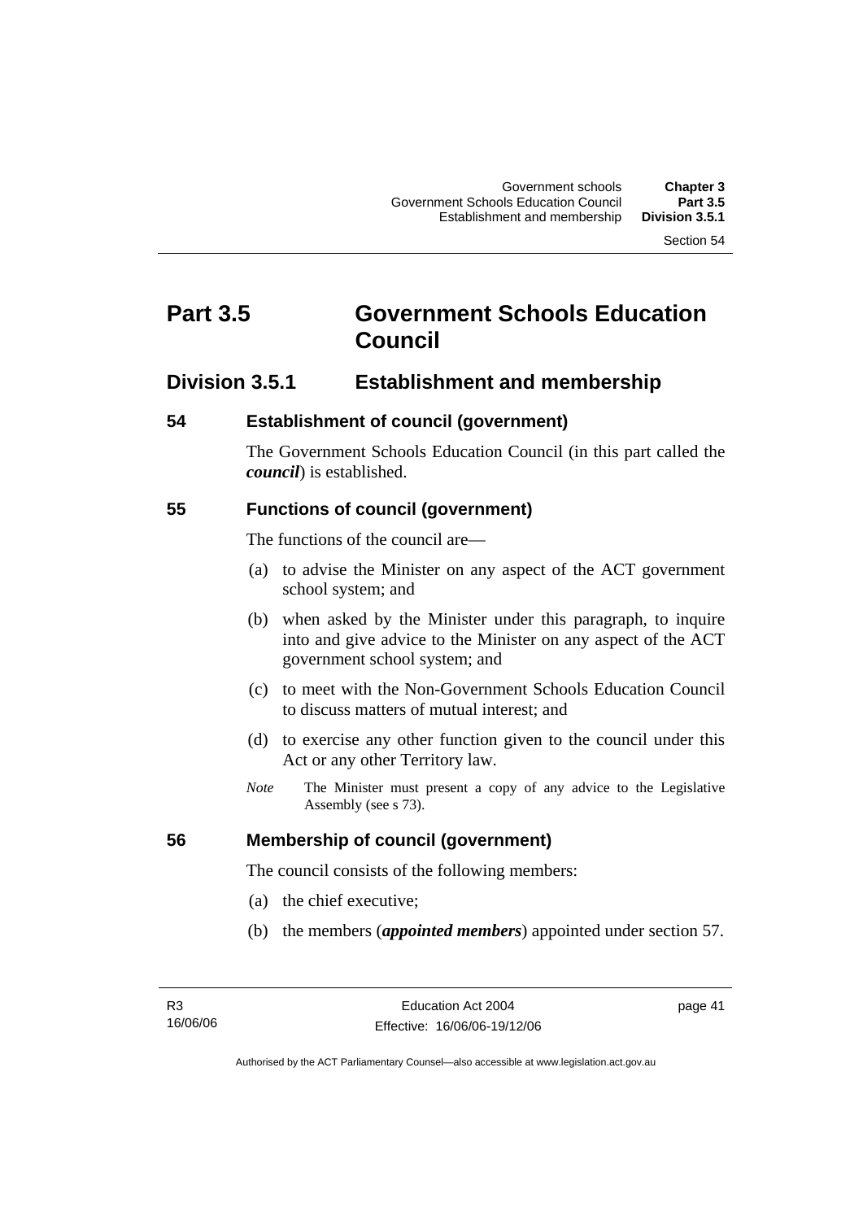# Part 3.5 Government Schools Education Council

## Division 3.5.1 Establishment and membership

### 54 Establishment of council (government)

The Government Schools Education Council (in this part called the ***council***) is established.

### 55 Functions of council (government)

The functions of the council are—

(a) to advise the Minister on any aspect of the ACT government school system; and

(b) when asked by the Minister under this paragraph, to inquire into and give advice to the Minister on any aspect of the ACT government school system; and

(c) to meet with the Non-Government Schools Education Council to discuss matters of mutual interest; and

(d) to exercise any other function given to the council under this Act or any other Territory law.

*Note* The Minister must present a copy of any advice to the Legislative Assembly (see s 73).

### 56 Membership of council (government)

The council consists of the following members:

(a) the chief executive;

(b) the members (***appointed members***) appointed under section 57.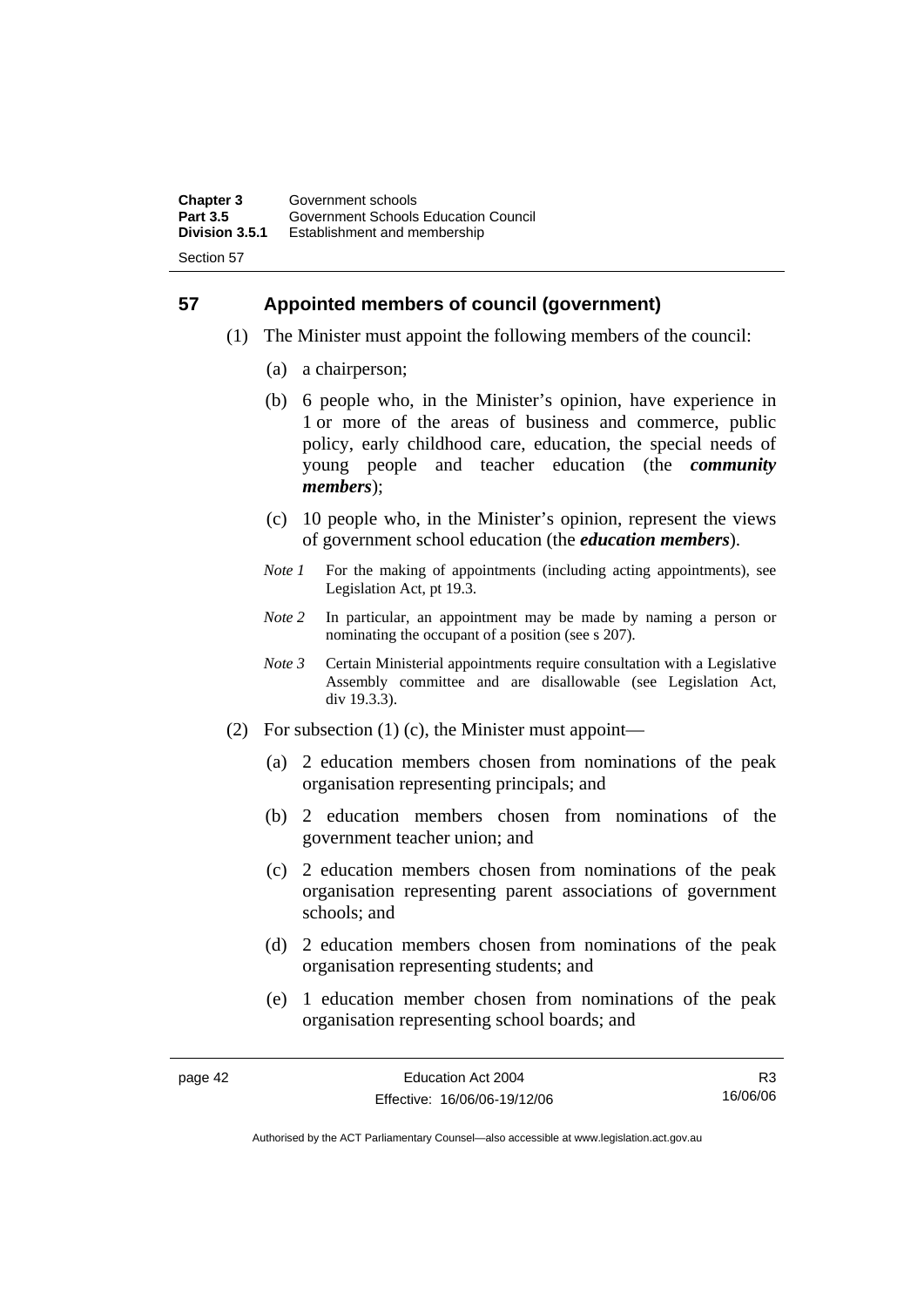## 57 Appointed members of council (government)

(1) The Minister must appoint the following members of the council:

(a) a chairperson;

(b) 6 people who, in the Minister's opinion, have experience in 1 or more of the areas of business and commerce, public policy, early childhood care, education, the special needs of young people and teacher education (the ***community members***);

(c) 10 people who, in the Minister's opinion, represent the views of government school education (the ***education members***).

*Note 1* For the making of appointments (including acting appointments), see Legislation Act, pt 19.3.

*Note 2* In particular, an appointment may be made by naming a person or nominating the occupant of a position (see s 207).

*Note 3* Certain Ministerial appointments require consultation with a Legislative Assembly committee and are disallowable (see Legislation Act, div 19.3.3).

(2) For subsection (1) (c), the Minister must appoint—

(a) 2 education members chosen from nominations of the peak organisation representing principals; and

(b) 2 education members chosen from nominations of the government teacher union; and

(c) 2 education members chosen from nominations of the peak organisation representing parent associations of government schools; and

(d) 2 education members chosen from nominations of the peak organisation representing students; and

(e) 1 education member chosen from nominations of the peak organisation representing school boards; and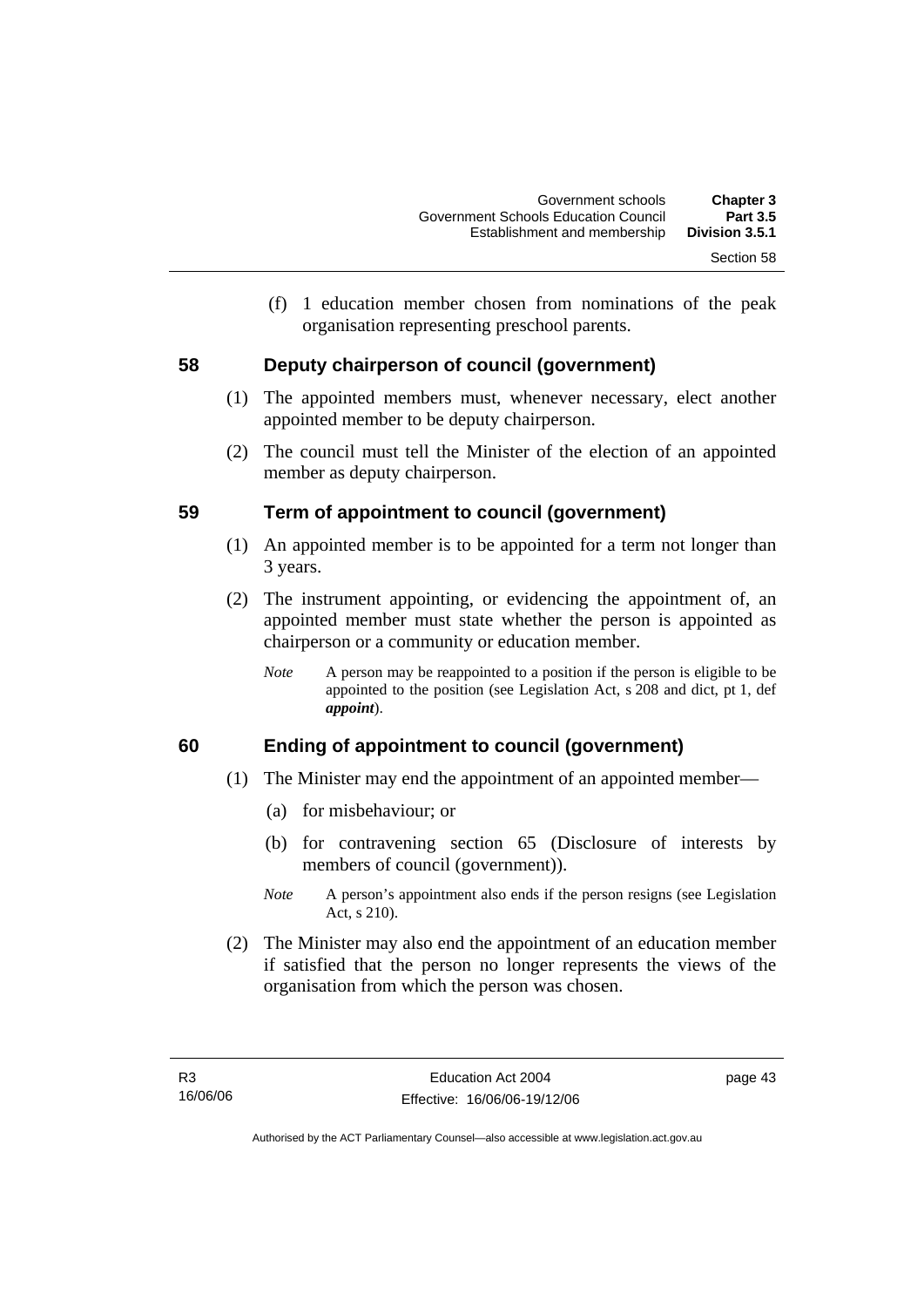(f) 1 education member chosen from nominations of the peak organisation representing preschool parents.

## 58 Deputy chairperson of council (government)

(1) The appointed members must, whenever necessary, elect another appointed member to be deputy chairperson.

(2) The council must tell the Minister of the election of an appointed member as deputy chairperson.

## 59 Term of appointment to council (government)

(1) An appointed member is to be appointed for a term not longer than 3 years.

(2) The instrument appointing, or evidencing the appointment of, an appointed member must state whether the person is appointed as chairperson or a community or education member.

*Note* A person may be reappointed to a position if the person is eligible to be appointed to the position (see Legislation Act, s 208 and dict, pt 1, def ***appoint***).

## 60 Ending of appointment to council (government)

(1) The Minister may end the appointment of an appointed member—

(a) for misbehaviour; or

(b) for contravening section 65 (Disclosure of interests by members of council (government)).

*Note* A person's appointment also ends if the person resigns (see Legislation Act, s 210).

(2) The Minister may also end the appointment of an education member if satisfied that the person no longer represents the views of the organisation from which the person was chosen.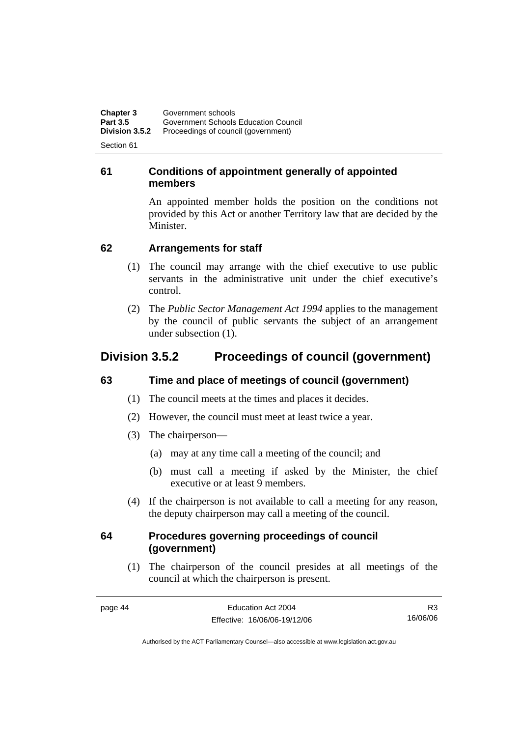### 61 Conditions of appointment generally of appointed members

An appointed member holds the position on the conditions not provided by this Act or another Territory law that are decided by the Minister.

### 62 Arrangements for staff

(1) The council may arrange with the chief executive to use public servants in the administrative unit under the chief executive's control.

(2) The *Public Sector Management Act 1994* applies to the management by the council of public servants the subject of an arrangement under subsection (1).

## Division 3.5.2 Proceedings of council (government)

### 63 Time and place of meetings of council (government)

(1) The council meets at the times and places it decides.

(2) However, the council must meet at least twice a year.

(3) The chairperson—

(a) may at any time call a meeting of the council; and

(b) must call a meeting if asked by the Minister, the chief executive or at least 9 members.

(4) If the chairperson is not available to call a meeting for any reason, the deputy chairperson may call a meeting of the council.

### 64 Procedures governing proceedings of council (government)

(1) The chairperson of the council presides at all meetings of the council at which the chairperson is present.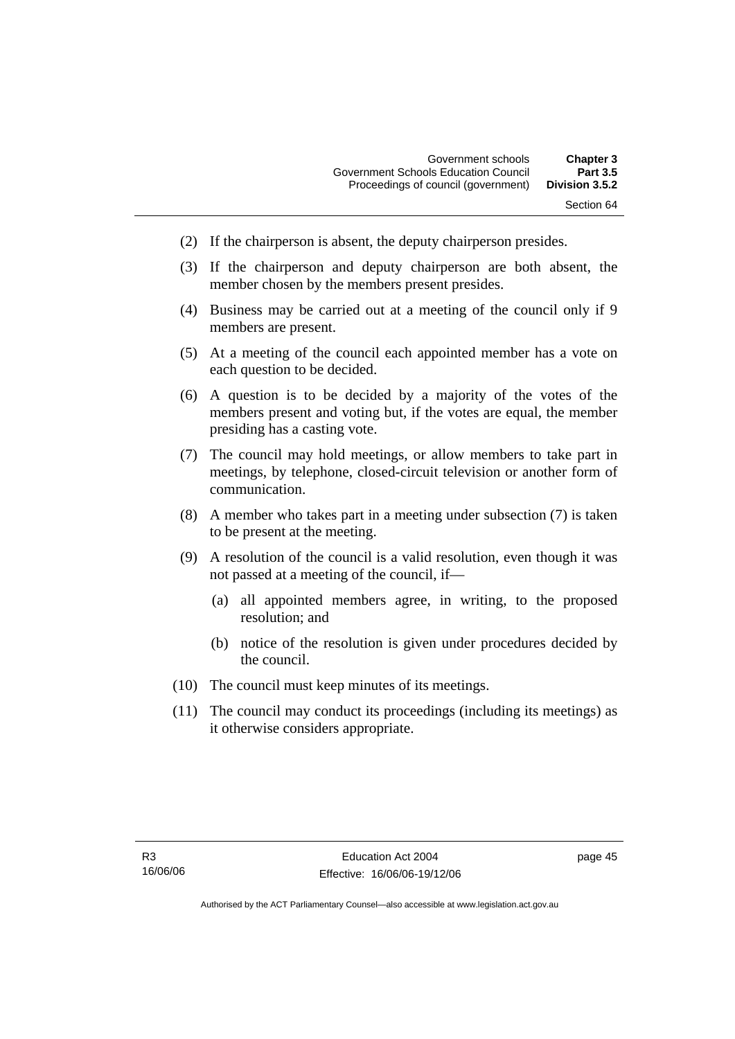(2) If the chairperson is absent, the deputy chairperson presides.

(3) If the chairperson and deputy chairperson are both absent, the member chosen by the members present presides.

(4) Business may be carried out at a meeting of the council only if 9 members are present.

(5) At a meeting of the council each appointed member has a vote on each question to be decided.

(6) A question is to be decided by a majority of the votes of the members present and voting but, if the votes are equal, the member presiding has a casting vote.

(7) The council may hold meetings, or allow members to take part in meetings, by telephone, closed-circuit television or another form of communication.

(8) A member who takes part in a meeting under subsection (7) is taken to be present at the meeting.

(9) A resolution of the council is a valid resolution, even though it was not passed at a meeting of the council, if—

(a) all appointed members agree, in writing, to the proposed resolution; and

(b) notice of the resolution is given under procedures decided by the council.

(10) The council must keep minutes of its meetings.

(11) The council may conduct its proceedings (including its meetings) as it otherwise considers appropriate.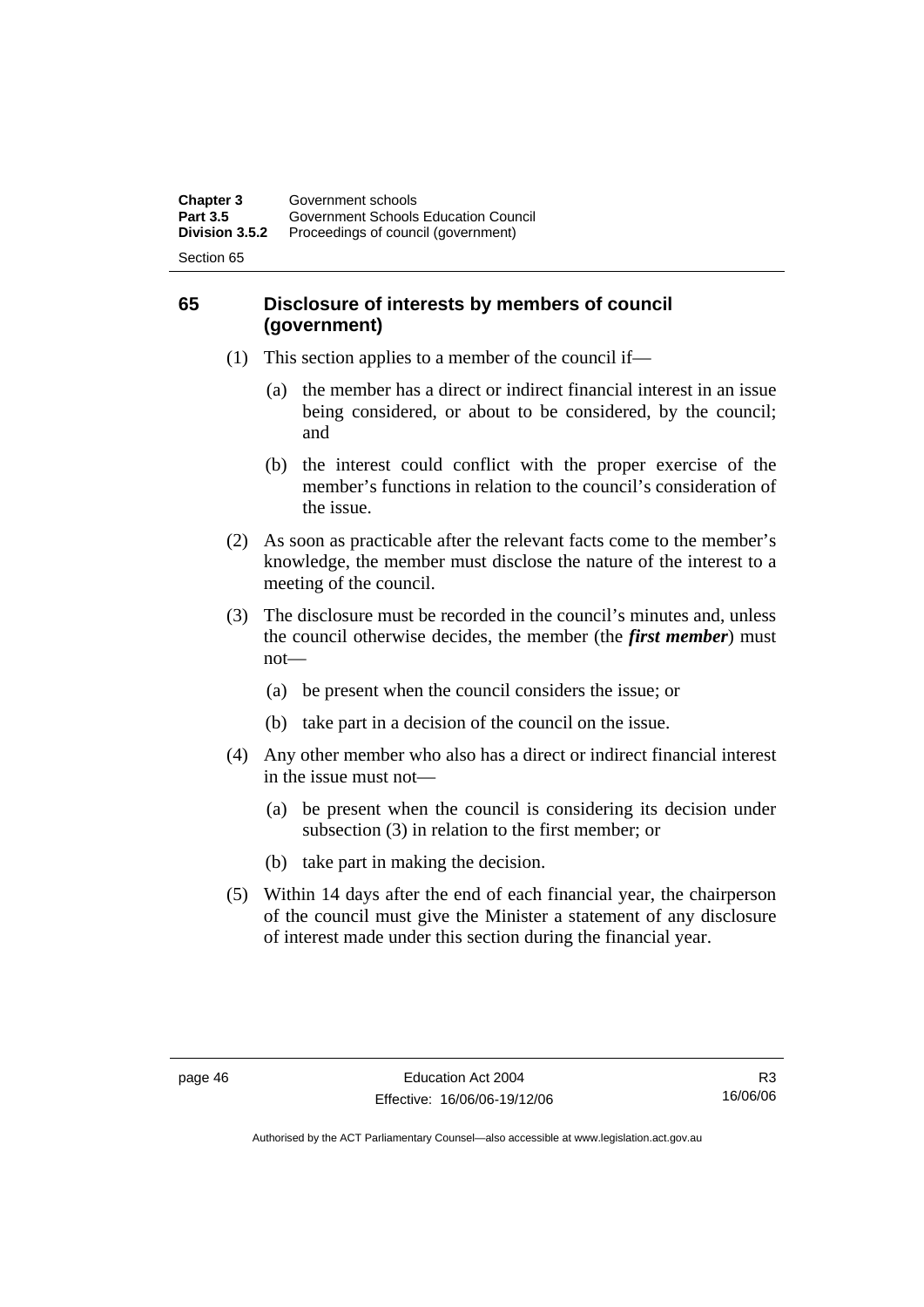## 65 Disclosure of interests by members of council (government)

(1) This section applies to a member of the council if—

(a) the member has a direct or indirect financial interest in an issue being considered, or about to be considered, by the council; and

(b) the interest could conflict with the proper exercise of the member's functions in relation to the council's consideration of the issue.

(2) As soon as practicable after the relevant facts come to the member's knowledge, the member must disclose the nature of the interest to a meeting of the council.

(3) The disclosure must be recorded in the council's minutes and, unless the council otherwise decides, the member (the ***first member***) must not—

(a) be present when the council considers the issue; or

(b) take part in a decision of the council on the issue.

(4) Any other member who also has a direct or indirect financial interest in the issue must not—

(a) be present when the council is considering its decision under subsection (3) in relation to the first member; or

(b) take part in making the decision.

(5) Within 14 days after the end of each financial year, the chairperson of the council must give the Minister a statement of any disclosure of interest made under this section during the financial year.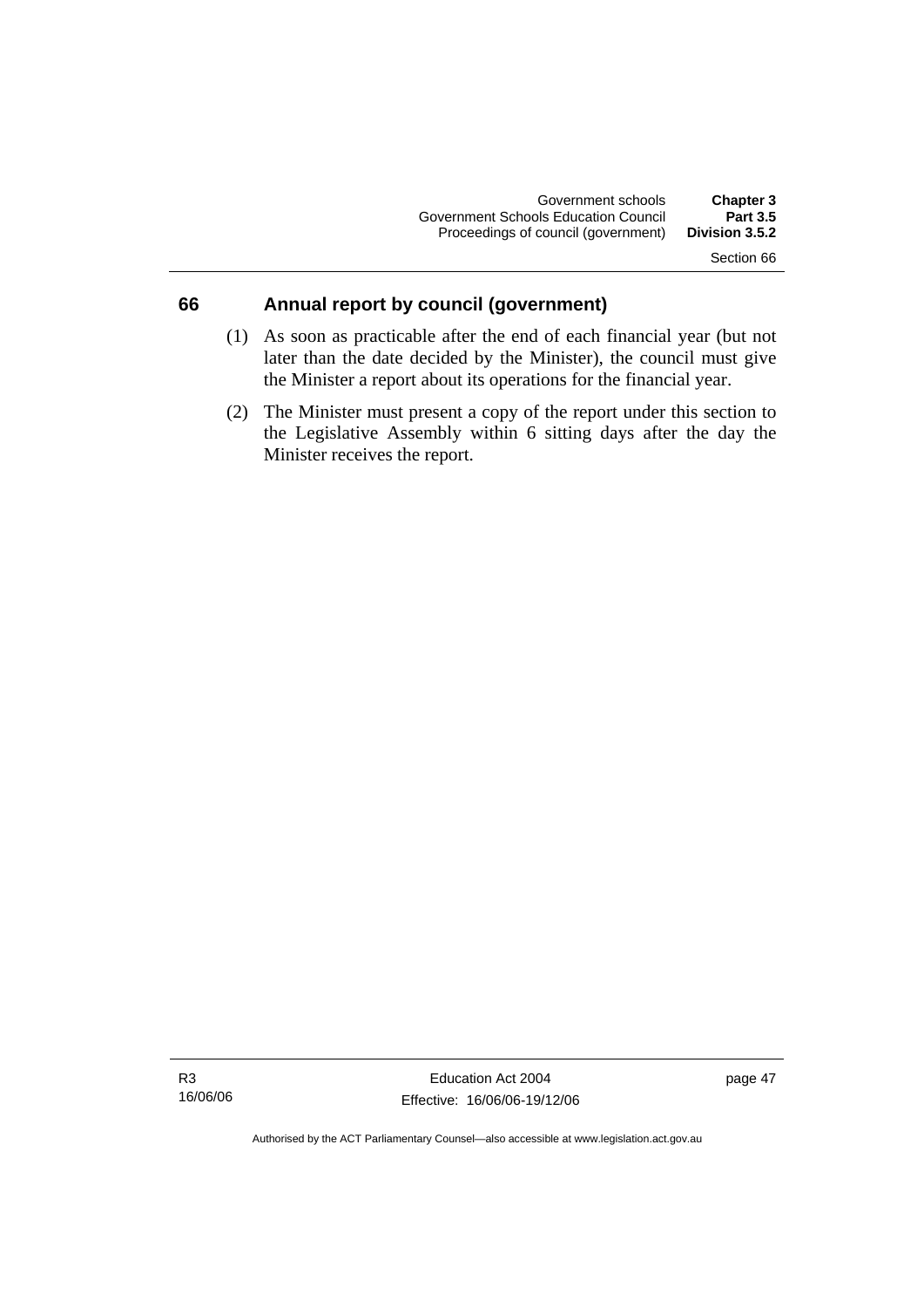## 66 Annual report by council (government)

(1) As soon as practicable after the end of each financial year (but not later than the date decided by the Minister), the council must give the Minister a report about its operations for the financial year.

(2) The Minister must present a copy of the report under this section to the Legislative Assembly within 6 sitting days after the day the Minister receives the report.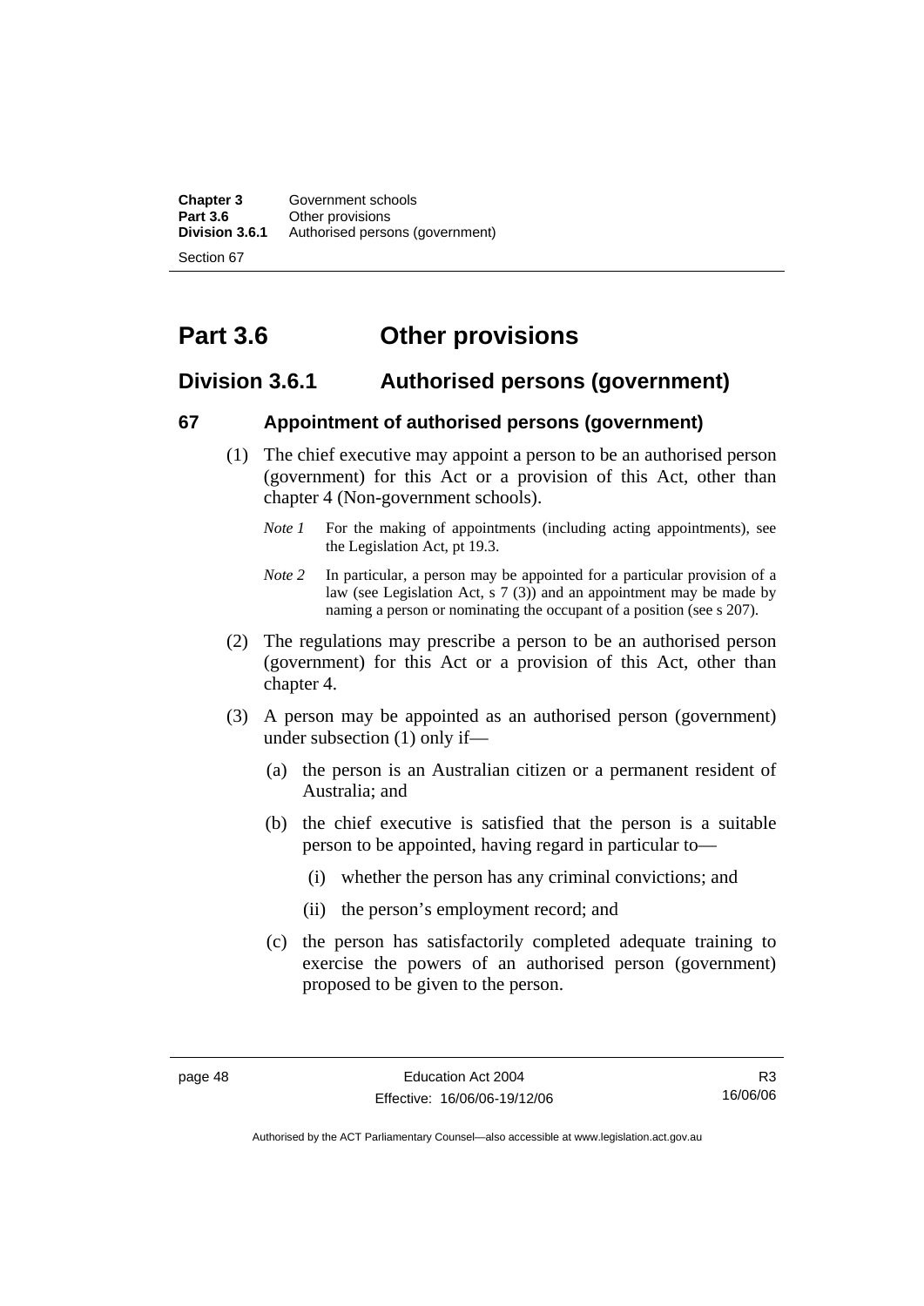# Part 3.6 Other provisions

## Division 3.6.1 Authorised persons (government)

### 67 Appointment of authorised persons (government)

(1) The chief executive may appoint a person to be an authorised person (government) for this Act or a provision of this Act, other than chapter 4 (Non-government schools).

*Note 1* For the making of appointments (including acting appointments), see the Legislation Act, pt 19.3.

*Note 2* In particular, a person may be appointed for a particular provision of a law (see Legislation Act, s 7 (3)) and an appointment may be made by naming a person or nominating the occupant of a position (see s 207).

(2) The regulations may prescribe a person to be an authorised person (government) for this Act or a provision of this Act, other than chapter 4.

(3) A person may be appointed as an authorised person (government) under subsection (1) only if—

(a) the person is an Australian citizen or a permanent resident of Australia; and

(b) the chief executive is satisfied that the person is a suitable person to be appointed, having regard in particular to—

(i) whether the person has any criminal convictions; and

(ii) the person's employment record; and

(c) the person has satisfactorily completed adequate training to exercise the powers of an authorised person (government) proposed to be given to the person.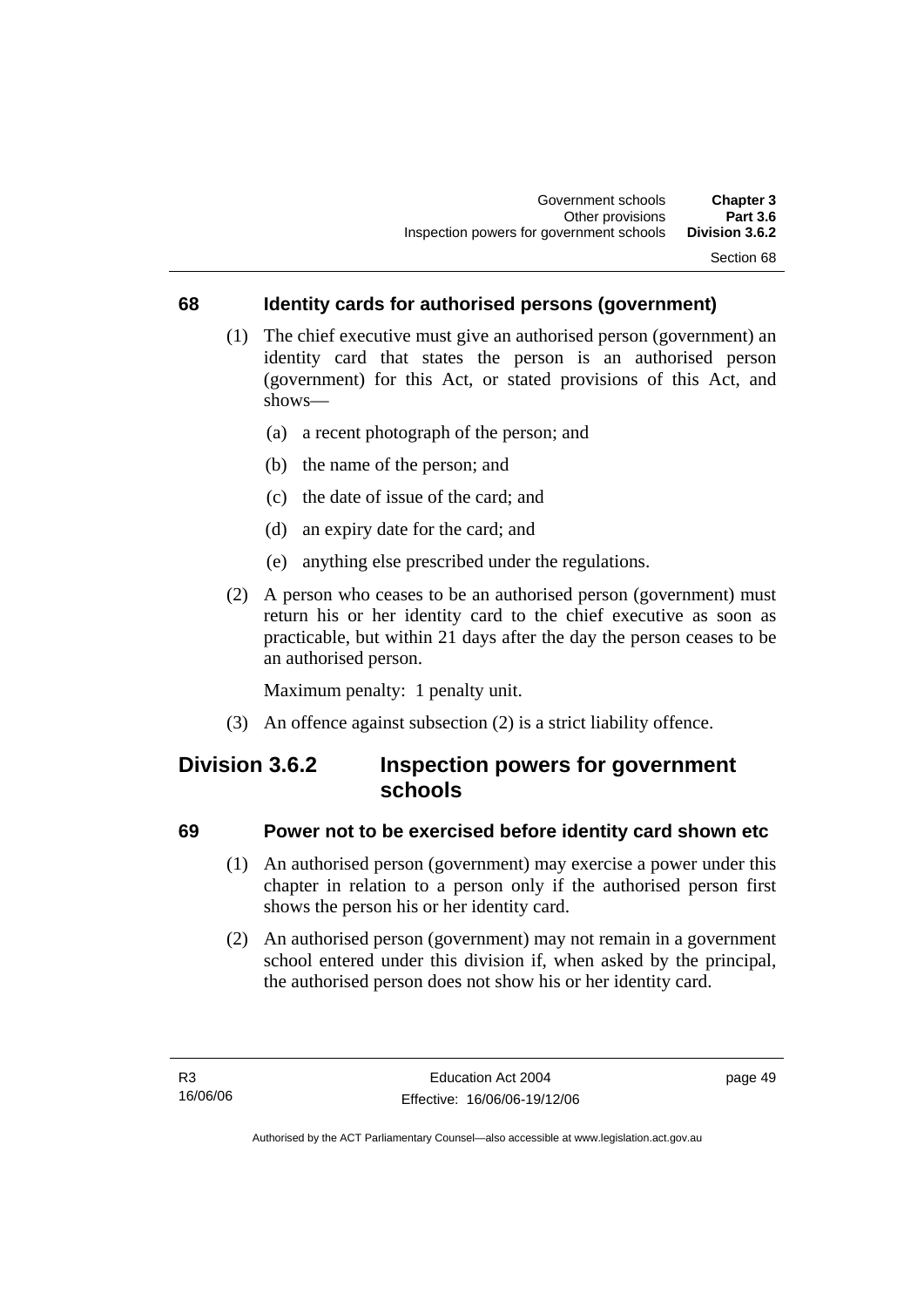### 68 Identity cards for authorised persons (government)

(1) The chief executive must give an authorised person (government) an identity card that states the person is an authorised person (government) for this Act, or stated provisions of this Act, and shows—

(a) a recent photograph of the person; and

(b) the name of the person; and

(c) the date of issue of the card; and

(d) an expiry date for the card; and

(e) anything else prescribed under the regulations.

(2) A person who ceases to be an authorised person (government) must return his or her identity card to the chief executive as soon as practicable, but within 21 days after the day the person ceases to be an authorised person.

Maximum penalty: 1 penalty unit.

(3) An offence against subsection (2) is a strict liability offence.

## Division 3.6.2 Inspection powers for government schools

### 69 Power not to be exercised before identity card shown etc

(1) An authorised person (government) may exercise a power under this chapter in relation to a person only if the authorised person first shows the person his or her identity card.

(2) An authorised person (government) may not remain in a government school entered under this division if, when asked by the principal, the authorised person does not show his or her identity card.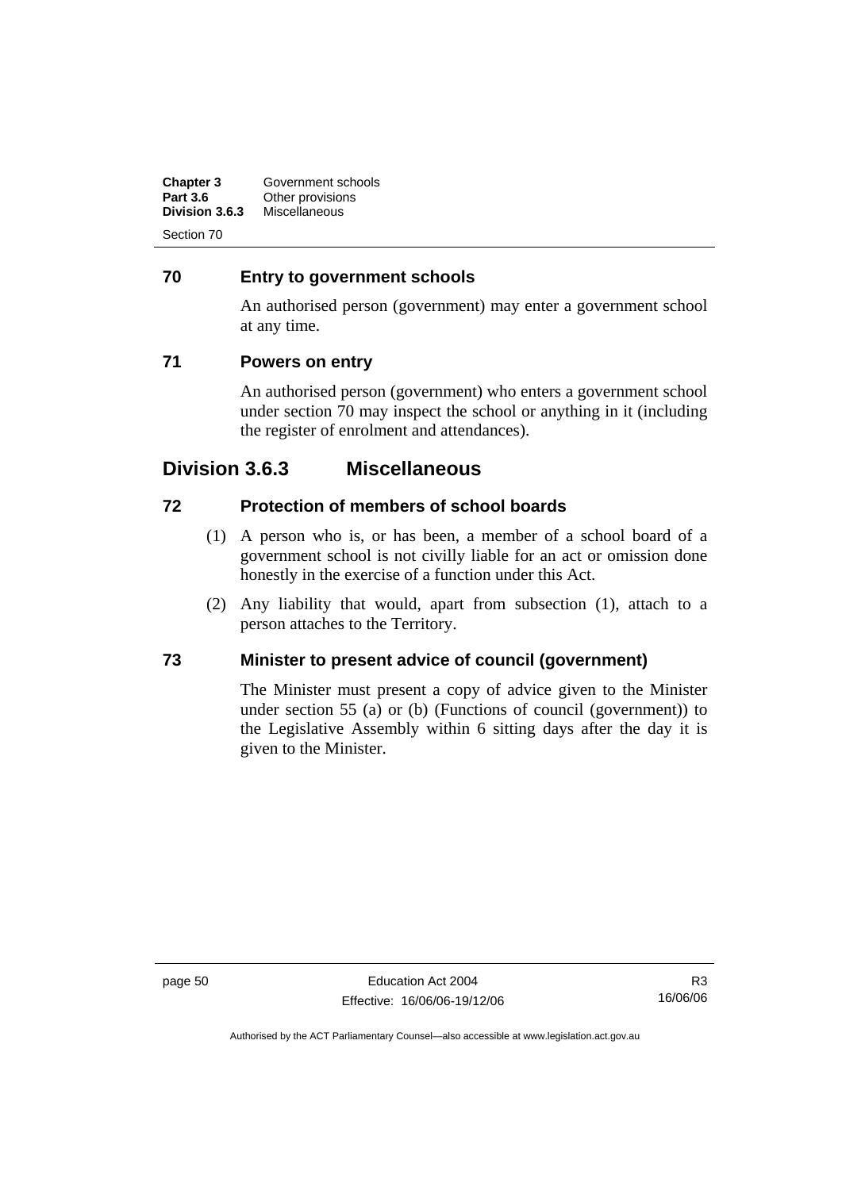## 70 Entry to government schools

An authorised person (government) may enter a government school at any time.

## 71 Powers on entry

An authorised person (government) who enters a government school under section 70 may inspect the school or anything in it (including the register of enrolment and attendances).

# Division 3.6.3 Miscellaneous

## 72 Protection of members of school boards

(1) A person who is, or has been, a member of a school board of a government school is not civilly liable for an act or omission done honestly in the exercise of a function under this Act.

(2) Any liability that would, apart from subsection (1), attach to a person attaches to the Territory.

## 73 Minister to present advice of council (government)

The Minister must present a copy of advice given to the Minister under section 55 (a) or (b) (Functions of council (government)) to the Legislative Assembly within 6 sitting days after the day it is given to the Minister.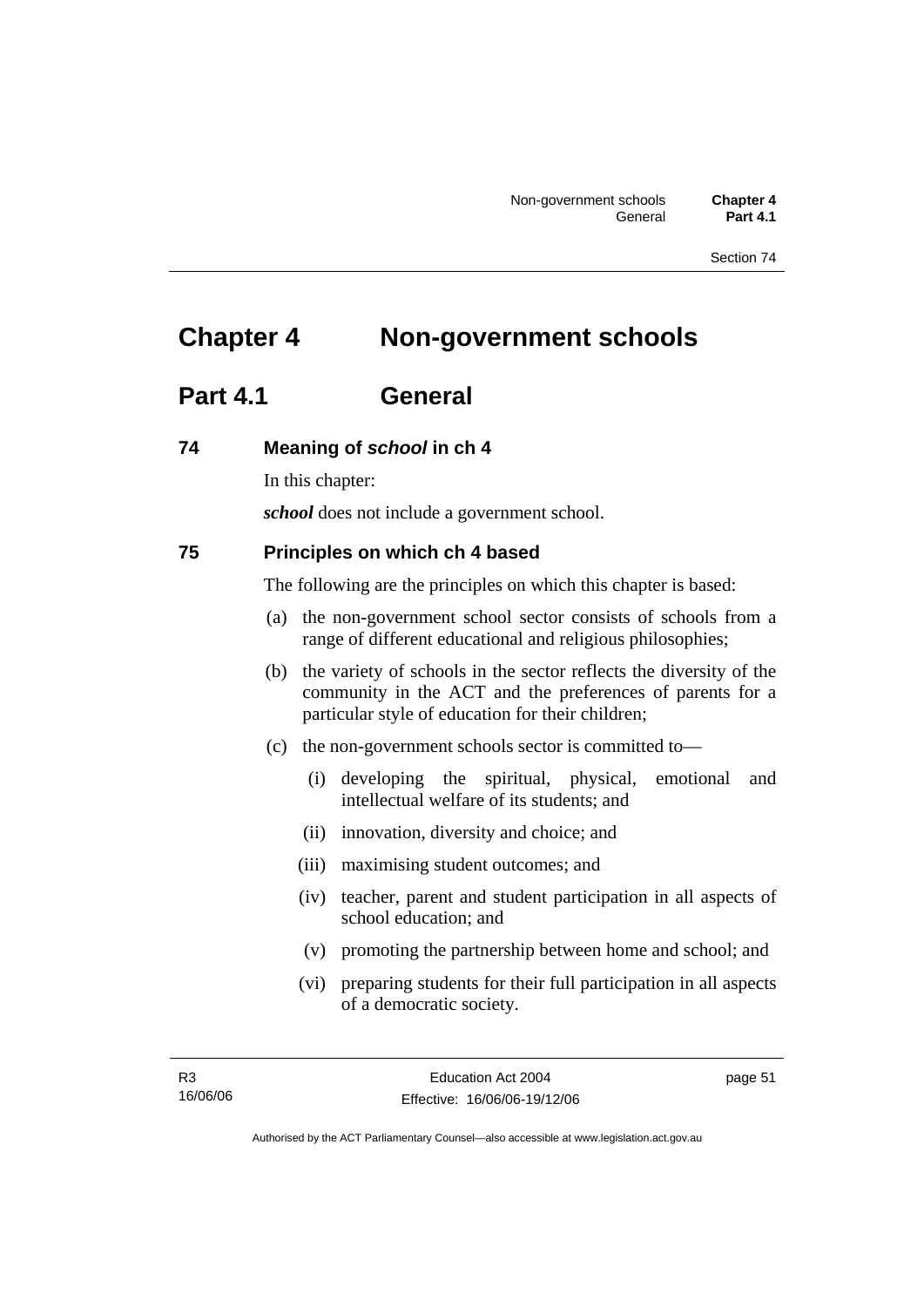# Chapter 4 Non-government schools

## Part 4.1 General

### 74 Meaning of *school* in ch 4

In this chapter:

***school*** does not include a government school.

### 75 Principles on which ch 4 based

The following are the principles on which this chapter is based:

(a) the non-government school sector consists of schools from a range of different educational and religious philosophies;

(b) the variety of schools in the sector reflects the diversity of the community in the ACT and the preferences of parents for a particular style of education for their children;

(c) the non-government schools sector is committed to—

  (i) developing the spiritual, physical, emotional and intellectual welfare of its students; and

  (ii) innovation, diversity and choice; and

  (iii) maximising student outcomes; and

  (iv) teacher, parent and student participation in all aspects of school education; and

  (v) promoting the partnership between home and school; and

  (vi) preparing students for their full participation in all aspects of a democratic society.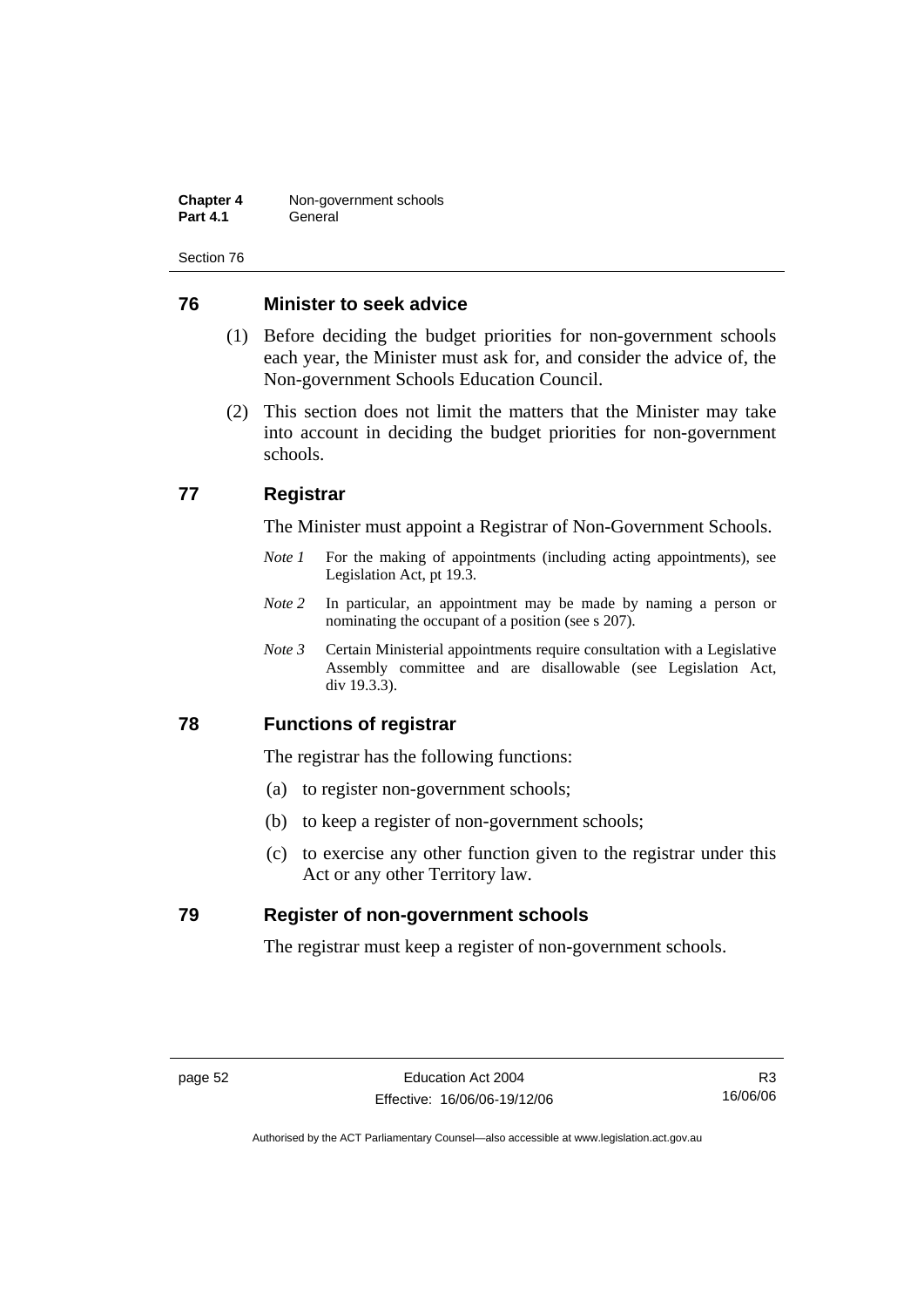## 76 Minister to seek advice

(1) Before deciding the budget priorities for non-government schools each year, the Minister must ask for, and consider the advice of, the Non-government Schools Education Council.

(2) This section does not limit the matters that the Minister may take into account in deciding the budget priorities for non-government schools.

## 77 Registrar

The Minister must appoint a Registrar of Non-Government Schools.

*Note 1* For the making of appointments (including acting appointments), see Legislation Act, pt 19.3.

*Note 2* In particular, an appointment may be made by naming a person or nominating the occupant of a position (see s 207).

*Note 3* Certain Ministerial appointments require consultation with a Legislative Assembly committee and are disallowable (see Legislation Act, div 19.3.3).

## 78 Functions of registrar

The registrar has the following functions:

(a) to register non-government schools;

(b) to keep a register of non-government schools;

(c) to exercise any other function given to the registrar under this Act or any other Territory law.

## 79 Register of non-government schools

The registrar must keep a register of non-government schools.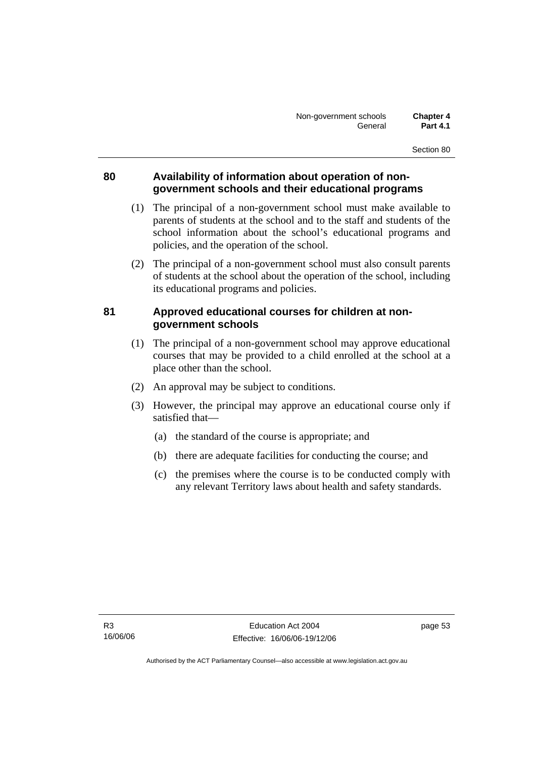## 80 Availability of information about operation of non-government schools and their educational programs

(1) The principal of a non-government school must make available to parents of students at the school and to the staff and students of the school information about the school's educational programs and policies, and the operation of the school.

(2) The principal of a non-government school must also consult parents of students at the school about the operation of the school, including its educational programs and policies.

## 81 Approved educational courses for children at non-government schools

(1) The principal of a non-government school may approve educational courses that may be provided to a child enrolled at the school at a place other than the school.

(2) An approval may be subject to conditions.

(3) However, the principal may approve an educational course only if satisfied that—

(a) the standard of the course is appropriate; and

(b) there are adequate facilities for conducting the course; and

(c) the premises where the course is to be conducted comply with any relevant Territory laws about health and safety standards.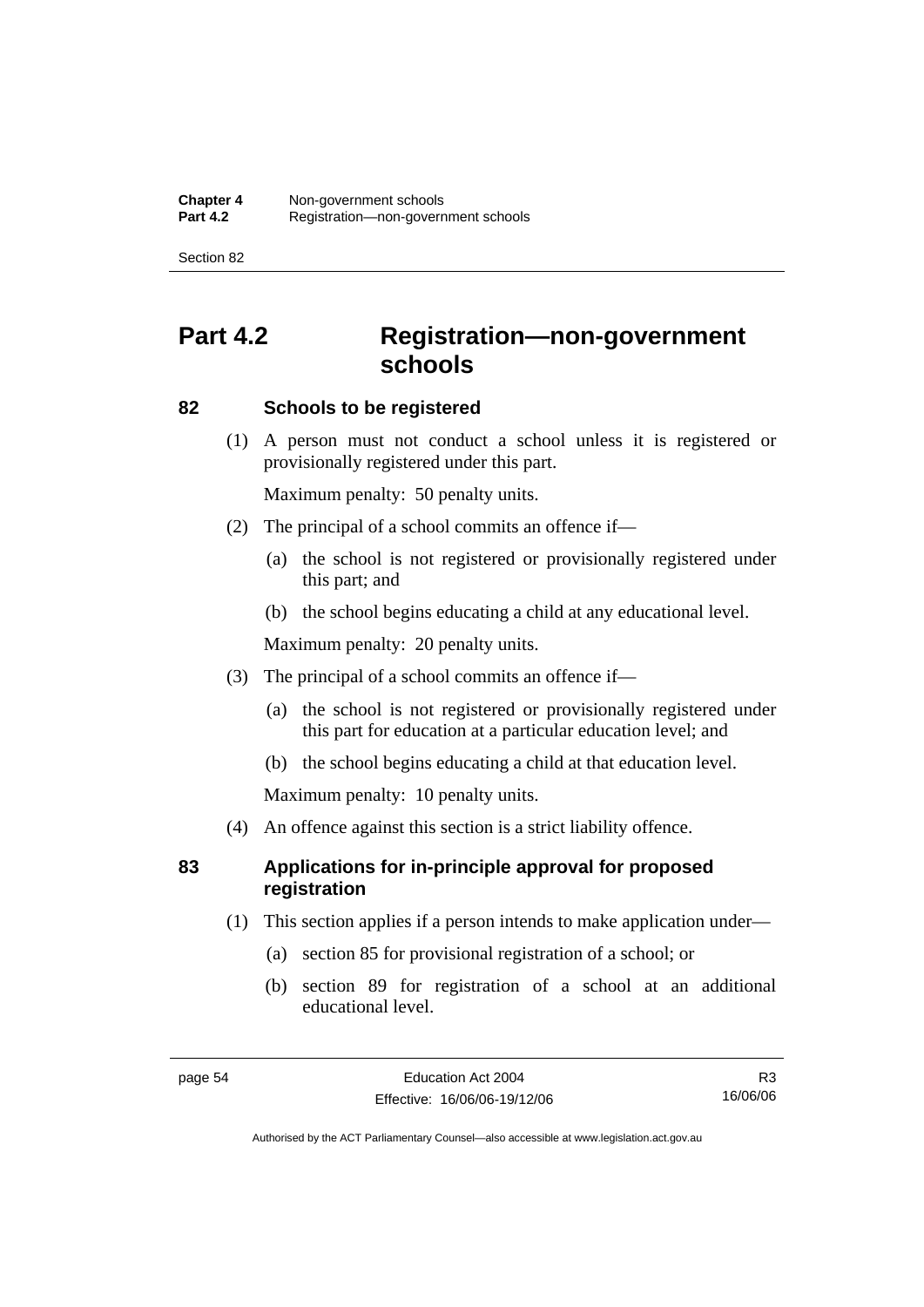# Part 4.2 Registration—non-government schools

### 82 Schools to be registered

(1) A person must not conduct a school unless it is registered or provisionally registered under this part.

Maximum penalty: 50 penalty units.

(2) The principal of a school commits an offence if—

(a) the school is not registered or provisionally registered under this part; and

(b) the school begins educating a child at any educational level.

Maximum penalty: 20 penalty units.

(3) The principal of a school commits an offence if—

(a) the school is not registered or provisionally registered under this part for education at a particular education level; and

(b) the school begins educating a child at that education level.

Maximum penalty: 10 penalty units.

(4) An offence against this section is a strict liability offence.

### 83 Applications for in-principle approval for proposed registration

(1) This section applies if a person intends to make application under—

(a) section 85 for provisional registration of a school; or

(b) section 89 for registration of a school at an additional educational level.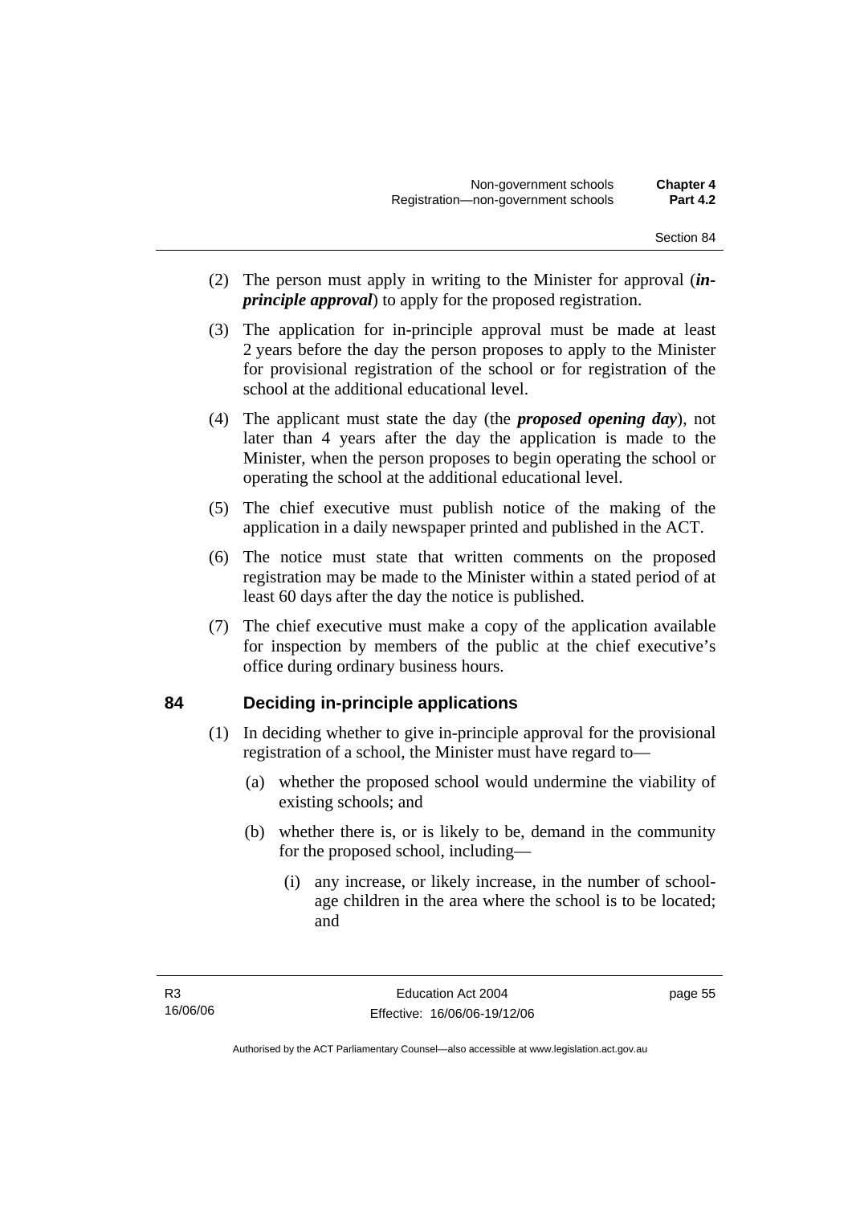(2) The person must apply in writing to the Minister for approval (***in-principle approval***) to apply for the proposed registration.

(3) The application for in-principle approval must be made at least 2 years before the day the person proposes to apply to the Minister for provisional registration of the school or for registration of the school at the additional educational level.

(4) The applicant must state the day (the ***proposed opening day***), not later than 4 years after the day the application is made to the Minister, when the person proposes to begin operating the school or operating the school at the additional educational level.

(5) The chief executive must publish notice of the making of the application in a daily newspaper printed and published in the ACT.

(6) The notice must state that written comments on the proposed registration may be made to the Minister within a stated period of at least 60 days after the day the notice is published.

(7) The chief executive must make a copy of the application available for inspection by members of the public at the chief executive's office during ordinary business hours.

## 84 Deciding in-principle applications

(1) In deciding whether to give in-principle approval for the provisional registration of a school, the Minister must have regard to—

(a) whether the proposed school would undermine the viability of existing schools; and

(b) whether there is, or is likely to be, demand in the community for the proposed school, including—

(i) any increase, or likely increase, in the number of school-age children in the area where the school is to be located; and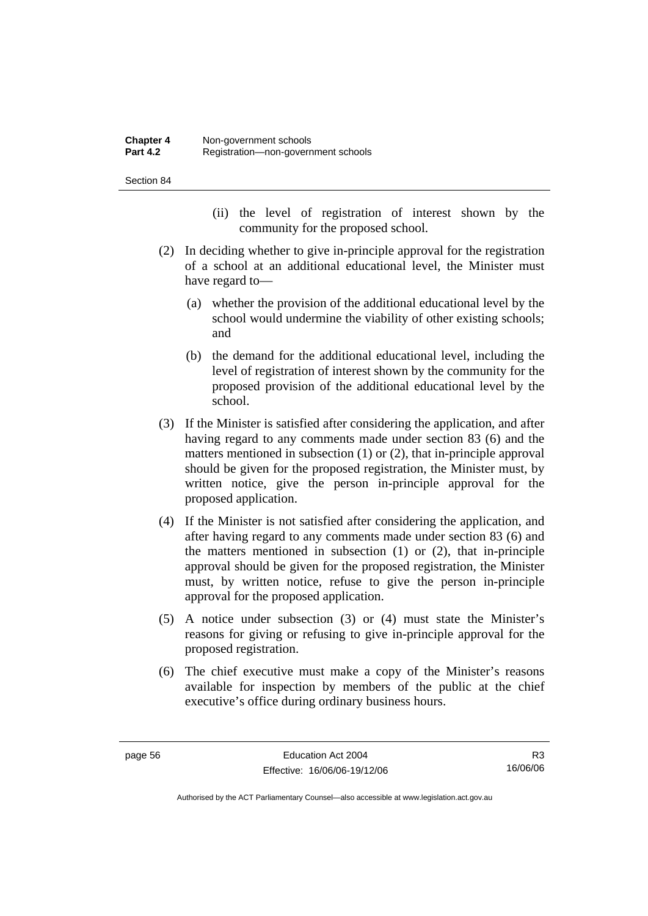(ii) the level of registration of interest shown by the community for the proposed school.

(2) In deciding whether to give in-principle approval for the registration of a school at an additional educational level, the Minister must have regard to—

(a) whether the provision of the additional educational level by the school would undermine the viability of other existing schools; and

(b) the demand for the additional educational level, including the level of registration of interest shown by the community for the proposed provision of the additional educational level by the school.

(3) If the Minister is satisfied after considering the application, and after having regard to any comments made under section 83 (6) and the matters mentioned in subsection (1) or (2), that in-principle approval should be given for the proposed registration, the Minister must, by written notice, give the person in-principle approval for the proposed application.

(4) If the Minister is not satisfied after considering the application, and after having regard to any comments made under section 83 (6) and the matters mentioned in subsection (1) or (2), that in-principle approval should be given for the proposed registration, the Minister must, by written notice, refuse to give the person in-principle approval for the proposed application.

(5) A notice under subsection (3) or (4) must state the Minister's reasons for giving or refusing to give in-principle approval for the proposed registration.

(6) The chief executive must make a copy of the Minister's reasons available for inspection by members of the public at the chief executive's office during ordinary business hours.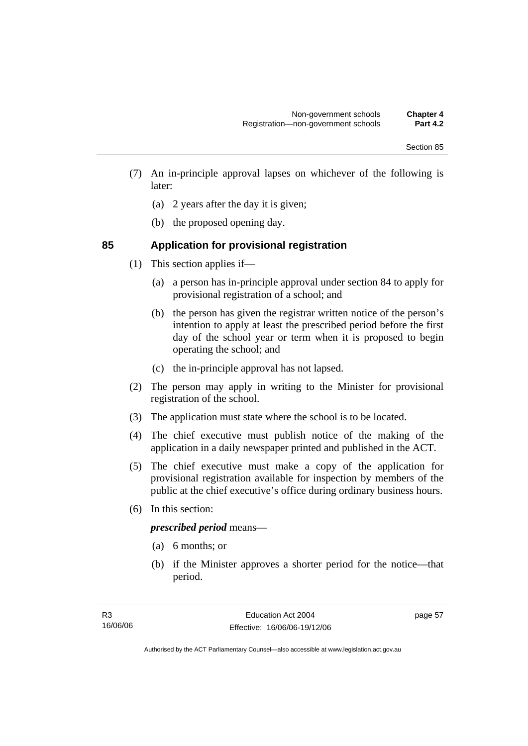(7) An in-principle approval lapses on whichever of the following is later:

(a) 2 years after the day it is given;

(b) the proposed opening day.

## 85 Application for provisional registration

(1) This section applies if—

(a) a person has in-principle approval under section 84 to apply for provisional registration of a school; and

(b) the person has given the registrar written notice of the person's intention to apply at least the prescribed period before the first day of the school year or term when it is proposed to begin operating the school; and

(c) the in-principle approval has not lapsed.

(2) The person may apply in writing to the Minister for provisional registration of the school.

(3) The application must state where the school is to be located.

(4) The chief executive must publish notice of the making of the application in a daily newspaper printed and published in the ACT.

(5) The chief executive must make a copy of the application for provisional registration available for inspection by members of the public at the chief executive's office during ordinary business hours.

(6) In this section:

***prescribed period*** means—

(a) 6 months; or

(b) if the Minister approves a shorter period for the notice—that period.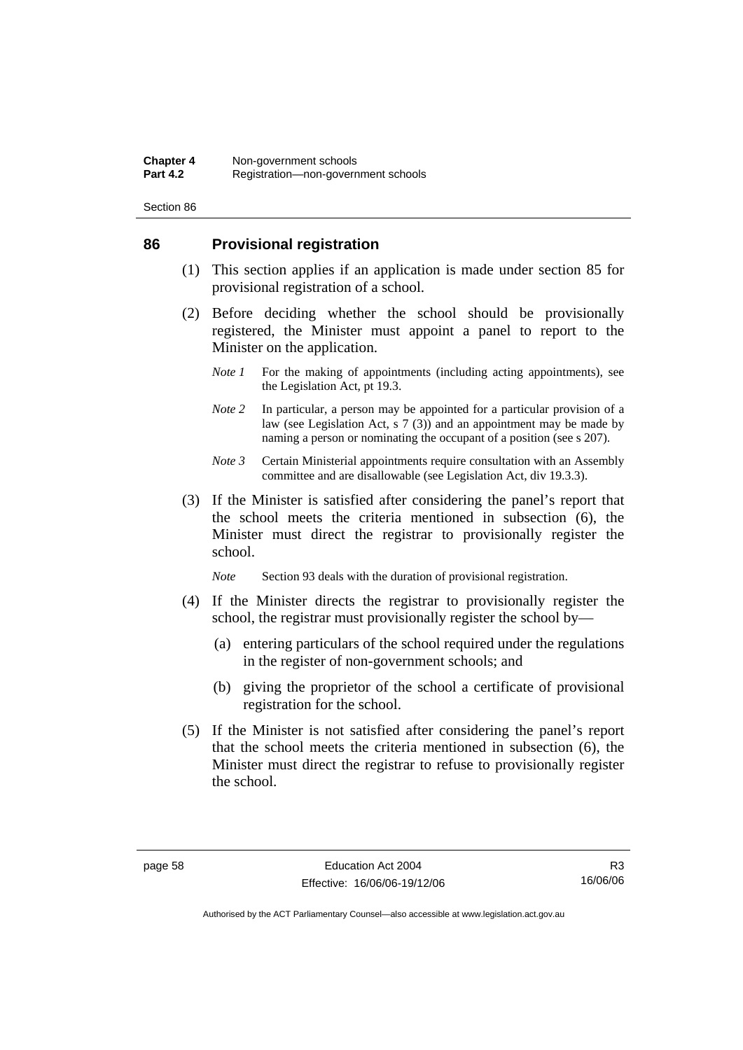## 86 Provisional registration

(1) This section applies if an application is made under section 85 for provisional registration of a school.

(2) Before deciding whether the school should be provisionally registered, the Minister must appoint a panel to report to the Minister on the application.

*Note 1* For the making of appointments (including acting appointments), see the Legislation Act, pt 19.3.

*Note 2* In particular, a person may be appointed for a particular provision of a law (see Legislation Act, s 7 (3)) and an appointment may be made by naming a person or nominating the occupant of a position (see s 207).

*Note 3* Certain Ministerial appointments require consultation with an Assembly committee and are disallowable (see Legislation Act, div 19.3.3).

(3) If the Minister is satisfied after considering the panel's report that the school meets the criteria mentioned in subsection (6), the Minister must direct the registrar to provisionally register the school.

*Note* Section 93 deals with the duration of provisional registration.

(4) If the Minister directs the registrar to provisionally register the school, the registrar must provisionally register the school by—

(a) entering particulars of the school required under the regulations in the register of non-government schools; and

(b) giving the proprietor of the school a certificate of provisional registration for the school.

(5) If the Minister is not satisfied after considering the panel's report that the school meets the criteria mentioned in subsection (6), the Minister must direct the registrar to refuse to provisionally register the school.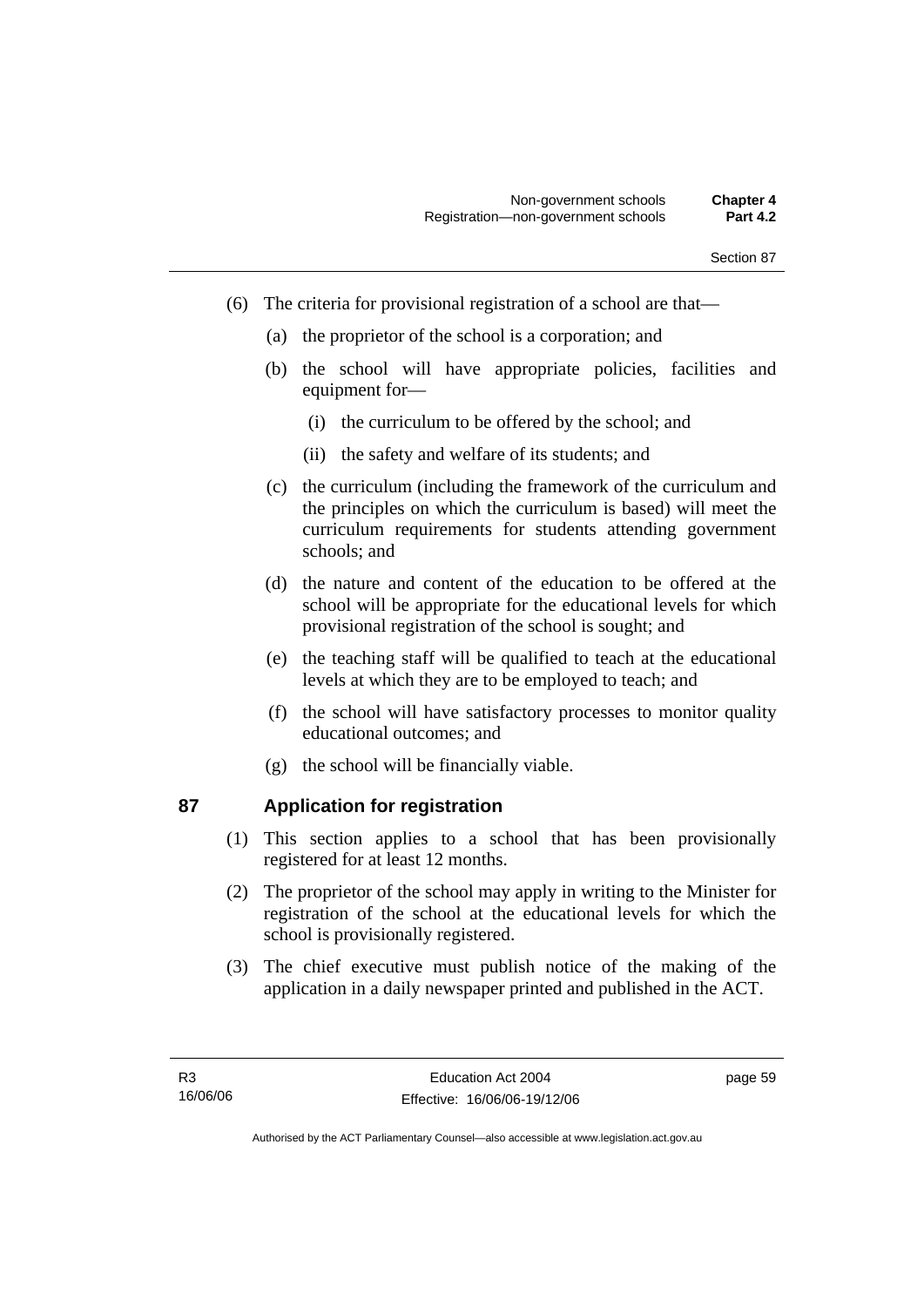(6) The criteria for provisional registration of a school are that—

(a) the proprietor of the school is a corporation; and

(b) the school will have appropriate policies, facilities and equipment for—

(i) the curriculum to be offered by the school; and

(ii) the safety and welfare of its students; and

(c) the curriculum (including the framework of the curriculum and the principles on which the curriculum is based) will meet the curriculum requirements for students attending government schools; and

(d) the nature and content of the education to be offered at the school will be appropriate for the educational levels for which provisional registration of the school is sought; and

(e) the teaching staff will be qualified to teach at the educational levels at which they are to be employed to teach; and

(f) the school will have satisfactory processes to monitor quality educational outcomes; and

(g) the school will be financially viable.

## 87 Application for registration

(1) This section applies to a school that has been provisionally registered for at least 12 months.

(2) The proprietor of the school may apply in writing to the Minister for registration of the school at the educational levels for which the school is provisionally registered.

(3) The chief executive must publish notice of the making of the application in a daily newspaper printed and published in the ACT.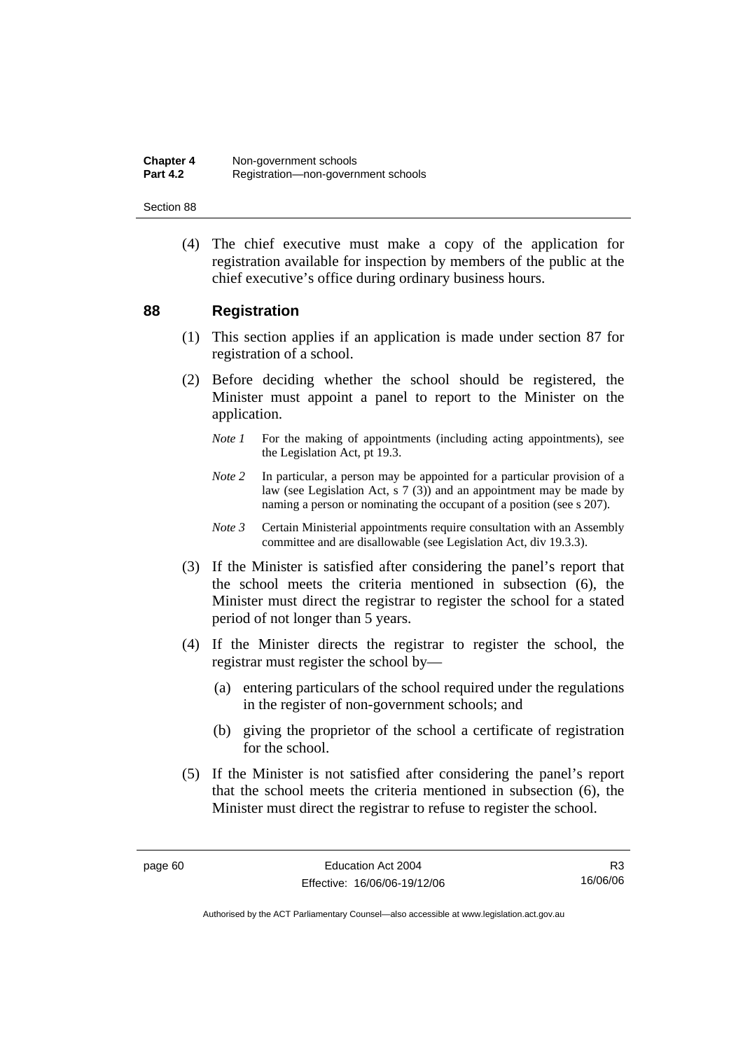(4) The chief executive must make a copy of the application for registration available for inspection by members of the public at the chief executive's office during ordinary business hours.

## 88 Registration

(1) This section applies if an application is made under section 87 for registration of a school.

(2) Before deciding whether the school should be registered, the Minister must appoint a panel to report to the Minister on the application.

*Note 1* For the making of appointments (including acting appointments), see the Legislation Act, pt 19.3.

*Note 2* In particular, a person may be appointed for a particular provision of a law (see Legislation Act, s 7 (3)) and an appointment may be made by naming a person or nominating the occupant of a position (see s 207).

*Note 3* Certain Ministerial appointments require consultation with an Assembly committee and are disallowable (see Legislation Act, div 19.3.3).

(3) If the Minister is satisfied after considering the panel's report that the school meets the criteria mentioned in subsection (6), the Minister must direct the registrar to register the school for a stated period of not longer than 5 years.

(4) If the Minister directs the registrar to register the school, the registrar must register the school by—

(a) entering particulars of the school required under the regulations in the register of non-government schools; and

(b) giving the proprietor of the school a certificate of registration for the school.

(5) If the Minister is not satisfied after considering the panel's report that the school meets the criteria mentioned in subsection (6), the Minister must direct the registrar to refuse to register the school.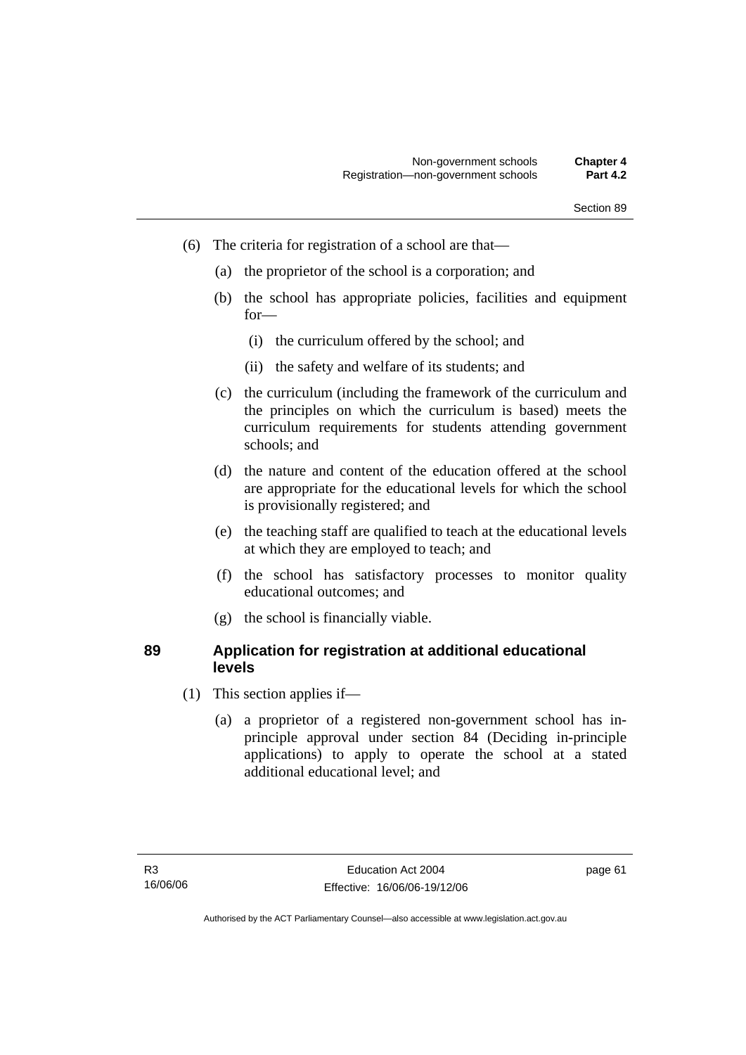(6) The criteria for registration of a school are that—

(a) the proprietor of the school is a corporation; and

(b) the school has appropriate policies, facilities and equipment for—

(i) the curriculum offered by the school; and

(ii) the safety and welfare of its students; and

(c) the curriculum (including the framework of the curriculum and the principles on which the curriculum is based) meets the curriculum requirements for students attending government schools; and

(d) the nature and content of the education offered at the school are appropriate for the educational levels for which the school is provisionally registered; and

(e) the teaching staff are qualified to teach at the educational levels at which they are employed to teach; and

(f) the school has satisfactory processes to monitor quality educational outcomes; and

(g) the school is financially viable.

### 89 Application for registration at additional educational levels

(1) This section applies if—

(a) a proprietor of a registered non-government school has in-principle approval under section 84 (Deciding in-principle applications) to apply to operate the school at a stated additional educational level; and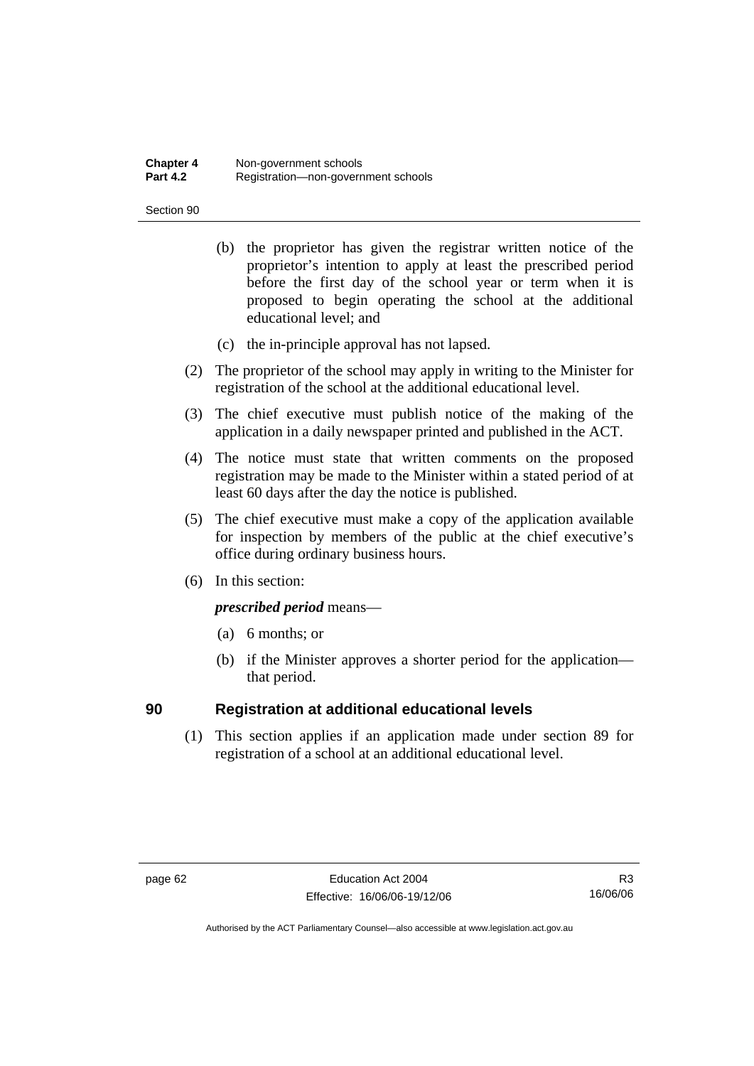(b) the proprietor has given the registrar written notice of the proprietor's intention to apply at least the prescribed period before the first day of the school year or term when it is proposed to begin operating the school at the additional educational level; and

(c) the in-principle approval has not lapsed.

(2) The proprietor of the school may apply in writing to the Minister for registration of the school at the additional educational level.

(3) The chief executive must publish notice of the making of the application in a daily newspaper printed and published in the ACT.

(4) The notice must state that written comments on the proposed registration may be made to the Minister within a stated period of at least 60 days after the day the notice is published.

(5) The chief executive must make a copy of the application available for inspection by members of the public at the chief executive's office during ordinary business hours.

(6) In this section:

***prescribed period*** means—

(a) 6 months; or

(b) if the Minister approves a shorter period for the application—that period.

## 90 Registration at additional educational levels

(1) This section applies if an application made under section 89 for registration of a school at an additional educational level.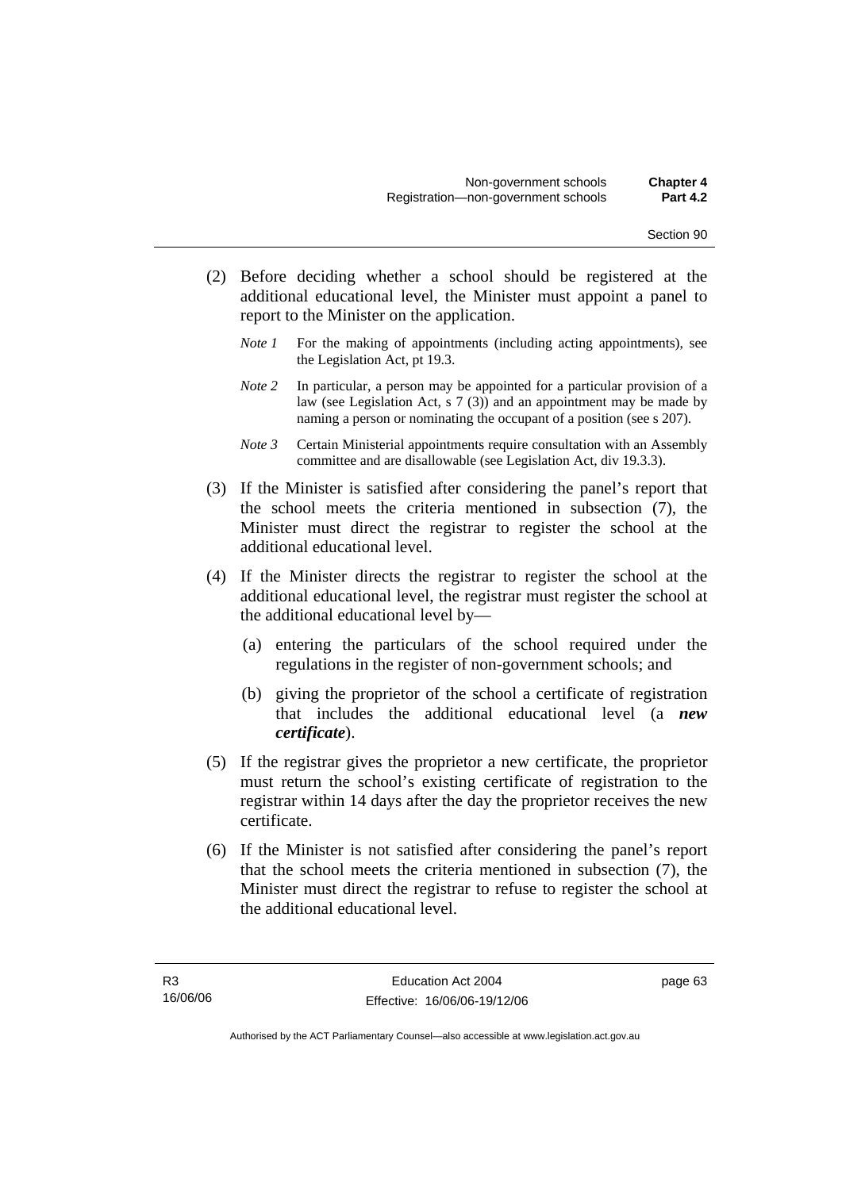(2) Before deciding whether a school should be registered at the additional educational level, the Minister must appoint a panel to report to the Minister on the application.

*Note 1* For the making of appointments (including acting appointments), see the Legislation Act, pt 19.3.

*Note 2* In particular, a person may be appointed for a particular provision of a law (see Legislation Act, s 7 (3)) and an appointment may be made by naming a person or nominating the occupant of a position (see s 207).

*Note 3* Certain Ministerial appointments require consultation with an Assembly committee and are disallowable (see Legislation Act, div 19.3.3).

(3) If the Minister is satisfied after considering the panel's report that the school meets the criteria mentioned in subsection (7), the Minister must direct the registrar to register the school at the additional educational level.

(4) If the Minister directs the registrar to register the school at the additional educational level, the registrar must register the school at the additional educational level by—

(a) entering the particulars of the school required under the regulations in the register of non-government schools; and

(b) giving the proprietor of the school a certificate of registration that includes the additional educational level (a ***new certificate***).

(5) If the registrar gives the proprietor a new certificate, the proprietor must return the school's existing certificate of registration to the registrar within 14 days after the day the proprietor receives the new certificate.

(6) If the Minister is not satisfied after considering the panel's report that the school meets the criteria mentioned in subsection (7), the Minister must direct the registrar to refuse to register the school at the additional educational level.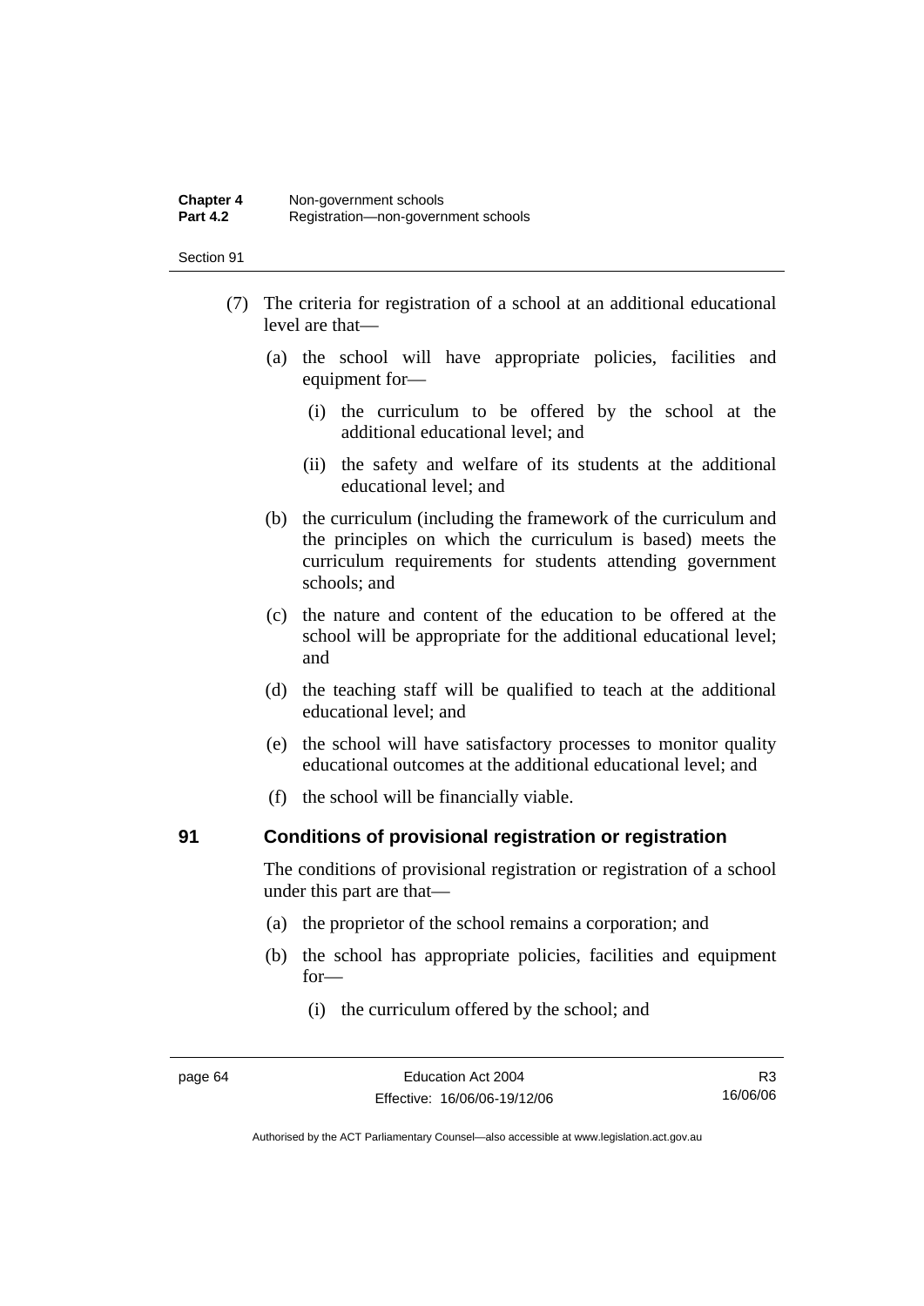(7) The criteria for registration of a school at an additional educational level are that—

   (a) the school will have appropriate policies, facilities and equipment for—

      (i) the curriculum to be offered by the school at the additional educational level; and

      (ii) the safety and welfare of its students at the additional educational level; and

   (b) the curriculum (including the framework of the curriculum and the principles on which the curriculum is based) meets the curriculum requirements for students attending government schools; and

   (c) the nature and content of the education to be offered at the school will be appropriate for the additional educational level; and

   (d) the teaching staff will be qualified to teach at the additional educational level; and

   (e) the school will have satisfactory processes to monitor quality educational outcomes at the additional educational level; and

   (f) the school will be financially viable.

## 91 Conditions of provisional registration or registration

The conditions of provisional registration or registration of a school under this part are that—

   (a) the proprietor of the school remains a corporation; and

   (b) the school has appropriate policies, facilities and equipment for—

      (i) the curriculum offered by the school; and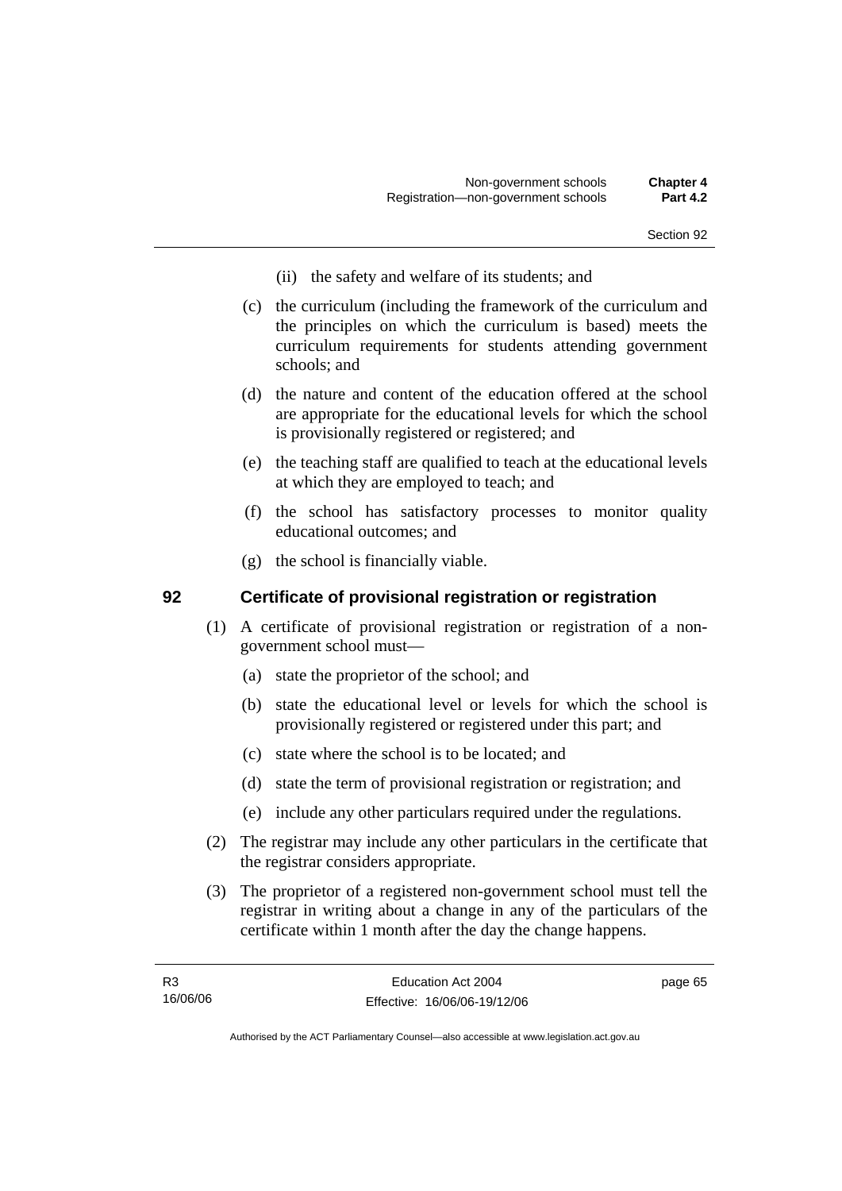(ii) the safety and welfare of its students; and

(c) the curriculum (including the framework of the curriculum and the principles on which the curriculum is based) meets the curriculum requirements for students attending government schools; and

(d) the nature and content of the education offered at the school are appropriate for the educational levels for which the school is provisionally registered or registered; and

(e) the teaching staff are qualified to teach at the educational levels at which they are employed to teach; and

(f) the school has satisfactory processes to monitor quality educational outcomes; and

(g) the school is financially viable.

## 92 Certificate of provisional registration or registration

(1) A certificate of provisional registration or registration of a non-government school must—

(a) state the proprietor of the school; and

(b) state the educational level or levels for which the school is provisionally registered or registered under this part; and

(c) state where the school is to be located; and

(d) state the term of provisional registration or registration; and

(e) include any other particulars required under the regulations.

(2) The registrar may include any other particulars in the certificate that the registrar considers appropriate.

(3) The proprietor of a registered non-government school must tell the registrar in writing about a change in any of the particulars of the certificate within 1 month after the day the change happens.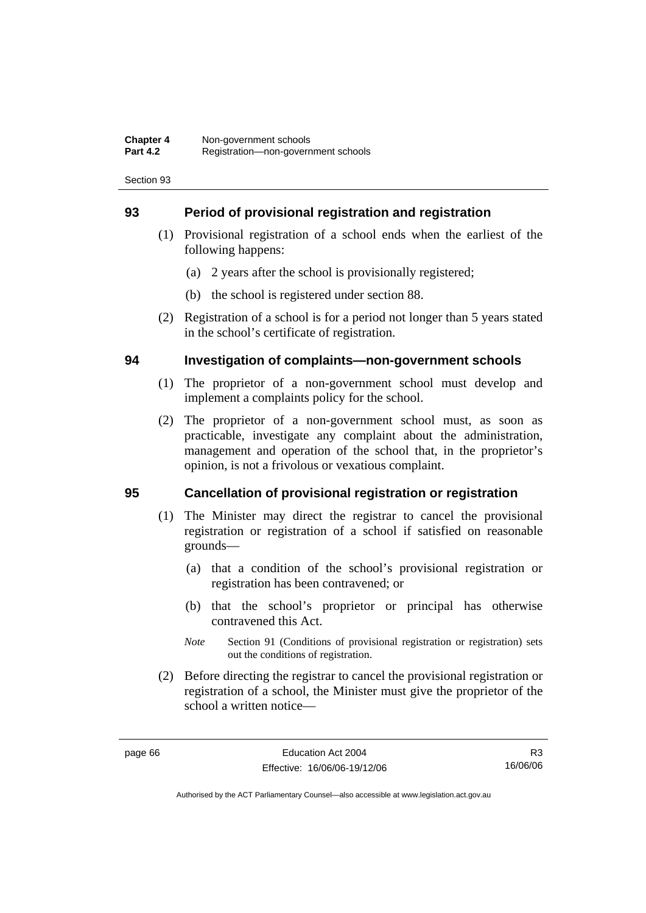## 93 Period of provisional registration and registration

(1) Provisional registration of a school ends when the earliest of the following happens:

(a) 2 years after the school is provisionally registered;

(b) the school is registered under section 88.

(2) Registration of a school is for a period not longer than 5 years stated in the school's certificate of registration.

## 94 Investigation of complaints—non-government schools

(1) The proprietor of a non-government school must develop and implement a complaints policy for the school.

(2) The proprietor of a non-government school must, as soon as practicable, investigate any complaint about the administration, management and operation of the school that, in the proprietor's opinion, is not a frivolous or vexatious complaint.

## 95 Cancellation of provisional registration or registration

(1) The Minister may direct the registrar to cancel the provisional registration or registration of a school if satisfied on reasonable grounds—

(a) that a condition of the school's provisional registration or registration has been contravened; or

(b) that the school's proprietor or principal has otherwise contravened this Act.

*Note* Section 91 (Conditions of provisional registration or registration) sets out the conditions of registration.

(2) Before directing the registrar to cancel the provisional registration or registration of a school, the Minister must give the proprietor of the school a written notice—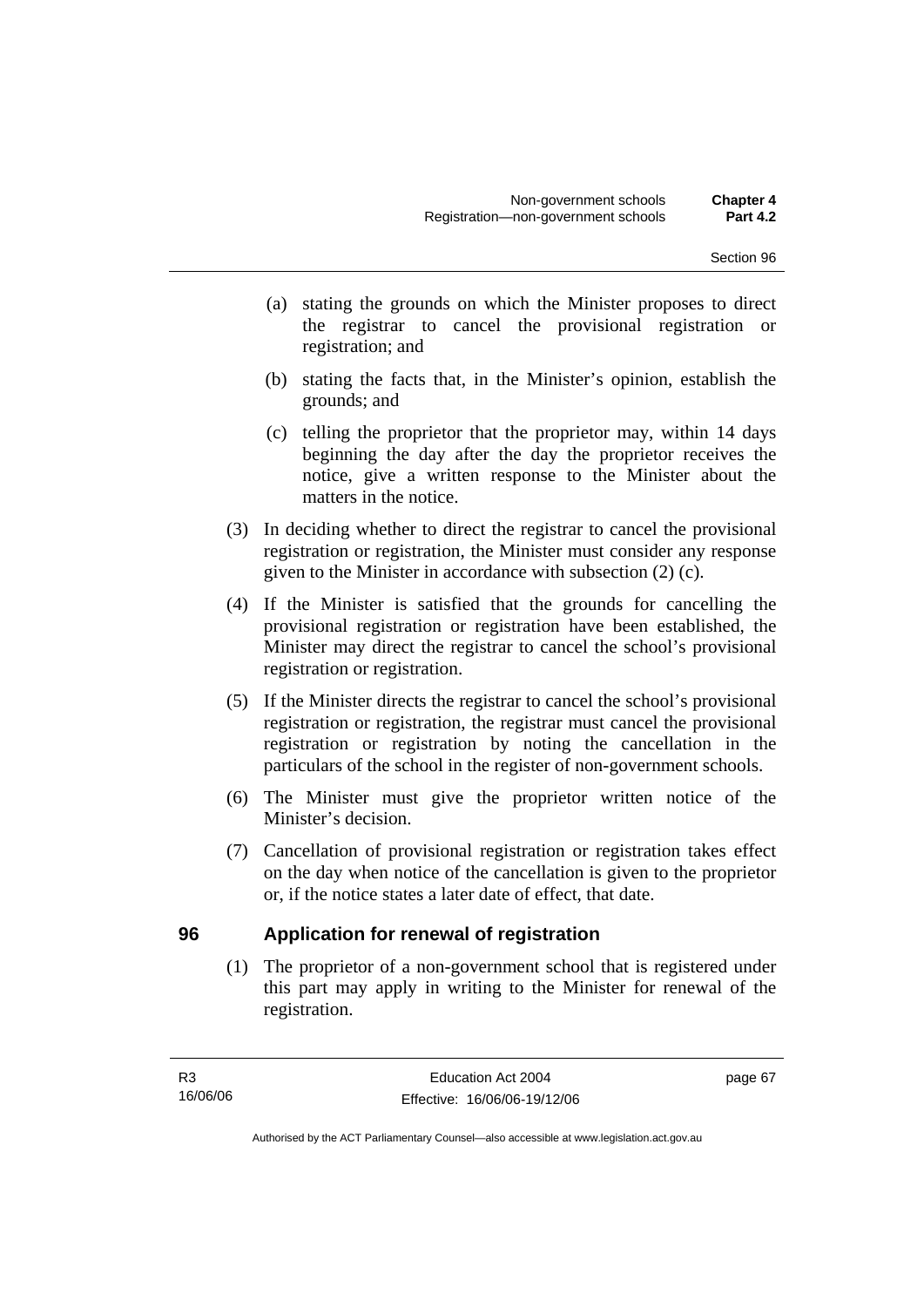(a) stating the grounds on which the Minister proposes to direct the registrar to cancel the provisional registration or registration; and

(b) stating the facts that, in the Minister's opinion, establish the grounds; and

(c) telling the proprietor that the proprietor may, within 14 days beginning the day after the day the proprietor receives the notice, give a written response to the Minister about the matters in the notice.

(3) In deciding whether to direct the registrar to cancel the provisional registration or registration, the Minister must consider any response given to the Minister in accordance with subsection (2) (c).

(4) If the Minister is satisfied that the grounds for cancelling the provisional registration or registration have been established, the Minister may direct the registrar to cancel the school's provisional registration or registration.

(5) If the Minister directs the registrar to cancel the school's provisional registration or registration, the registrar must cancel the provisional registration or registration by noting the cancellation in the particulars of the school in the register of non-government schools.

(6) The Minister must give the proprietor written notice of the Minister's decision.

(7) Cancellation of provisional registration or registration takes effect on the day when notice of the cancellation is given to the proprietor or, if the notice states a later date of effect, that date.

## 96 Application for renewal of registration

(1) The proprietor of a non-government school that is registered under this part may apply in writing to the Minister for renewal of the registration.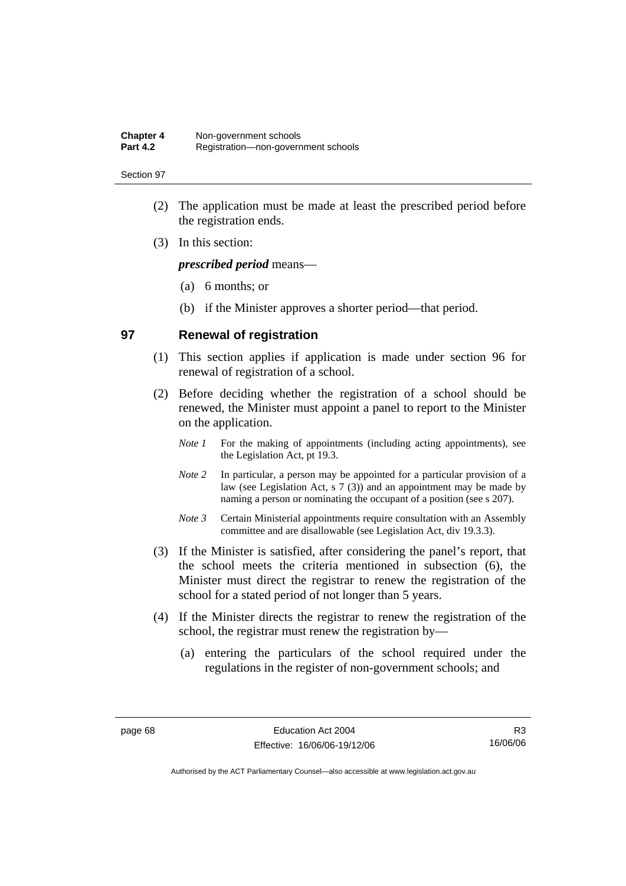(2) The application must be made at least the prescribed period before the registration ends.

(3) In this section:

***prescribed period*** means—

(a) 6 months; or

(b) if the Minister approves a shorter period—that period.

## 97 Renewal of registration

(1) This section applies if application is made under section 96 for renewal of registration of a school.

(2) Before deciding whether the registration of a school should be renewed, the Minister must appoint a panel to report to the Minister on the application.

*Note 1* For the making of appointments (including acting appointments), see the Legislation Act, pt 19.3.

*Note 2* In particular, a person may be appointed for a particular provision of a law (see Legislation Act, s 7 (3)) and an appointment may be made by naming a person or nominating the occupant of a position (see s 207).

*Note 3* Certain Ministerial appointments require consultation with an Assembly committee and are disallowable (see Legislation Act, div 19.3.3).

(3) If the Minister is satisfied, after considering the panel's report, that the school meets the criteria mentioned in subsection (6), the Minister must direct the registrar to renew the registration of the school for a stated period of not longer than 5 years.

(4) If the Minister directs the registrar to renew the registration of the school, the registrar must renew the registration by—

(a) entering the particulars of the school required under the regulations in the register of non-government schools; and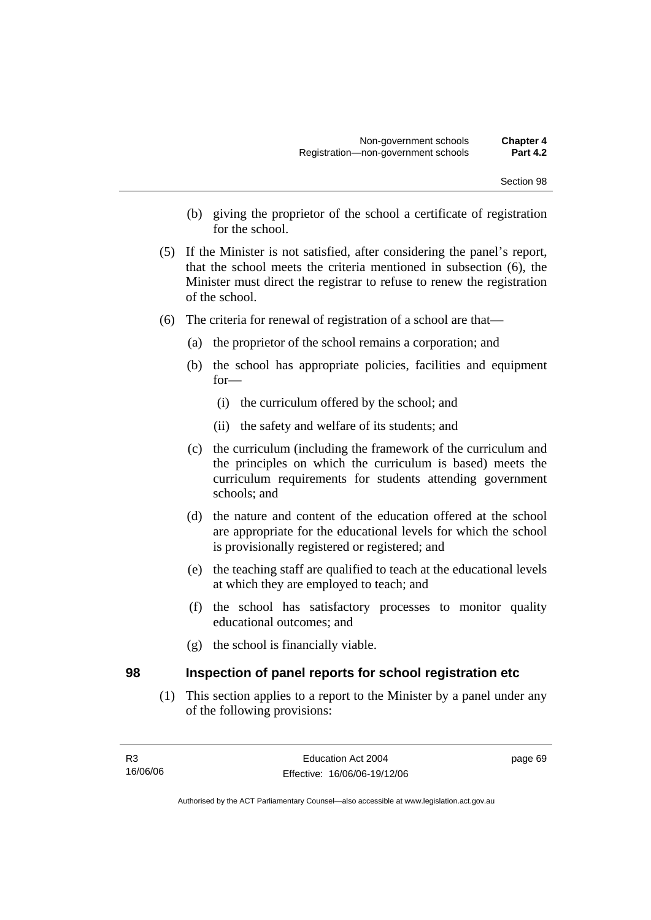(b) giving the proprietor of the school a certificate of registration for the school.

(5) If the Minister is not satisfied, after considering the panel's report, that the school meets the criteria mentioned in subsection (6), the Minister must direct the registrar to refuse to renew the registration of the school.

(6) The criteria for renewal of registration of a school are that—

(a) the proprietor of the school remains a corporation; and

(b) the school has appropriate policies, facilities and equipment for—

(i) the curriculum offered by the school; and

(ii) the safety and welfare of its students; and

(c) the curriculum (including the framework of the curriculum and the principles on which the curriculum is based) meets the curriculum requirements for students attending government schools; and

(d) the nature and content of the education offered at the school are appropriate for the educational levels for which the school is provisionally registered or registered; and

(e) the teaching staff are qualified to teach at the educational levels at which they are employed to teach; and

(f) the school has satisfactory processes to monitor quality educational outcomes; and

(g) the school is financially viable.

## 98 Inspection of panel reports for school registration etc

(1) This section applies to a report to the Minister by a panel under any of the following provisions: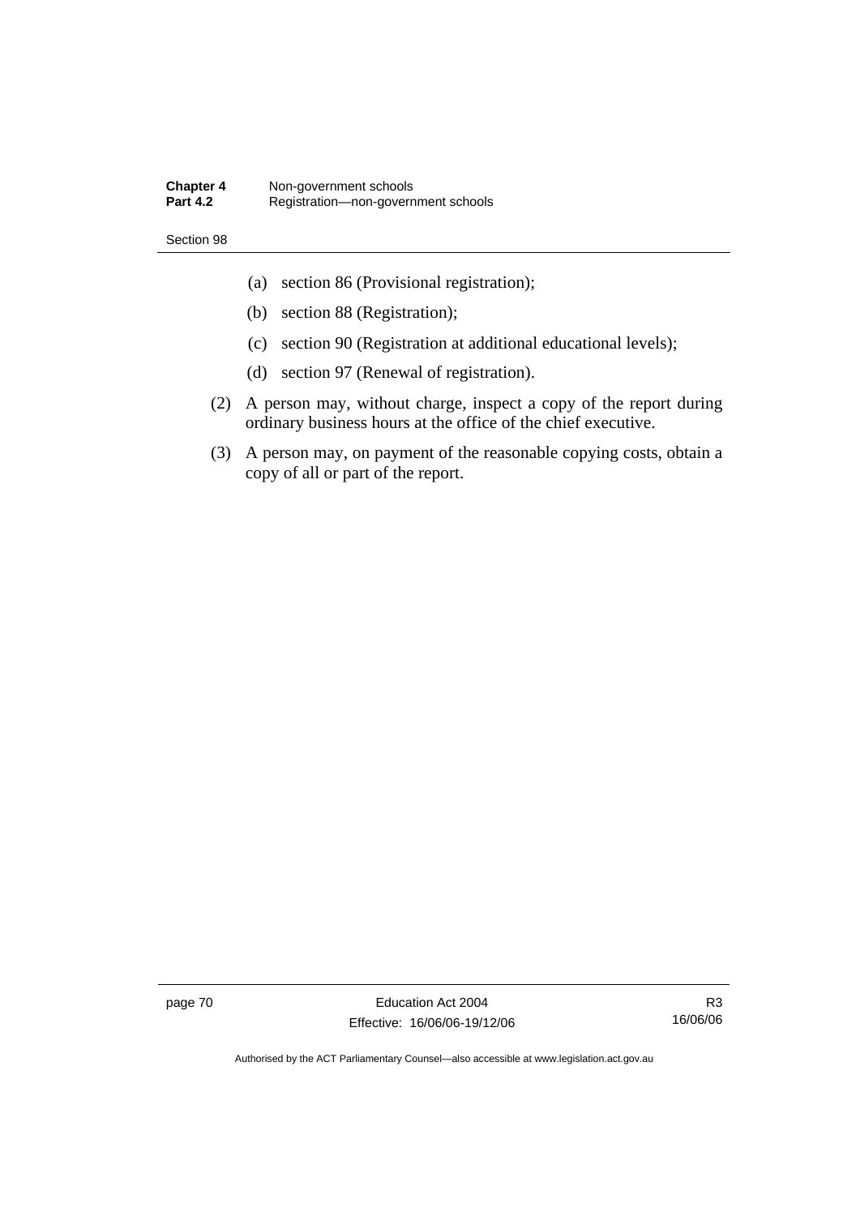(a) section 86 (Provisional registration);

(b) section 88 (Registration);

(c) section 90 (Registration at additional educational levels);

(d) section 97 (Renewal of registration).

(2) A person may, without charge, inspect a copy of the report during ordinary business hours at the office of the chief executive.

(3) A person may, on payment of the reasonable copying costs, obtain a copy of all or part of the report.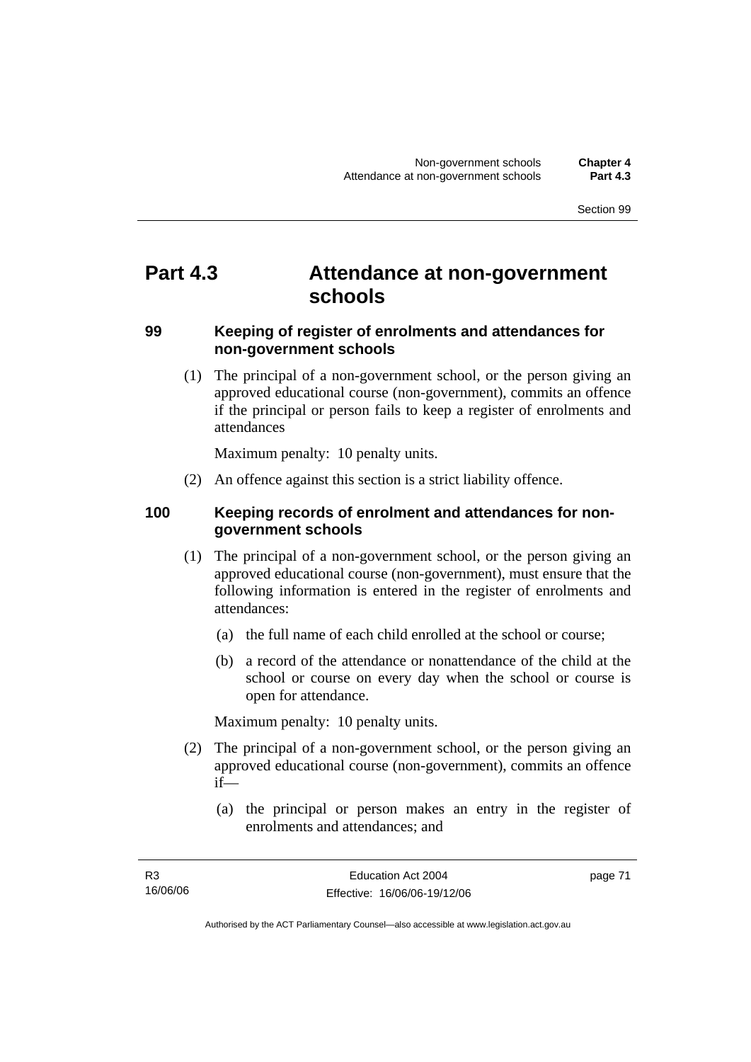# Part 4.3 Attendance at non-government schools

## 99 Keeping of register of enrolments and attendances for non-government schools

(1) The principal of a non-government school, or the person giving an approved educational course (non-government), commits an offence if the principal or person fails to keep a register of enrolments and attendances

Maximum penalty: 10 penalty units.

(2) An offence against this section is a strict liability offence.

## 100 Keeping records of enrolment and attendances for non-government schools

(1) The principal of a non-government school, or the person giving an approved educational course (non-government), must ensure that the following information is entered in the register of enrolments and attendances:

(a) the full name of each child enrolled at the school or course;

(b) a record of the attendance or nonattendance of the child at the school or course on every day when the school or course is open for attendance.

Maximum penalty: 10 penalty units.

(2) The principal of a non-government school, or the person giving an approved educational course (non-government), commits an offence if—

(a) the principal or person makes an entry in the register of enrolments and attendances; and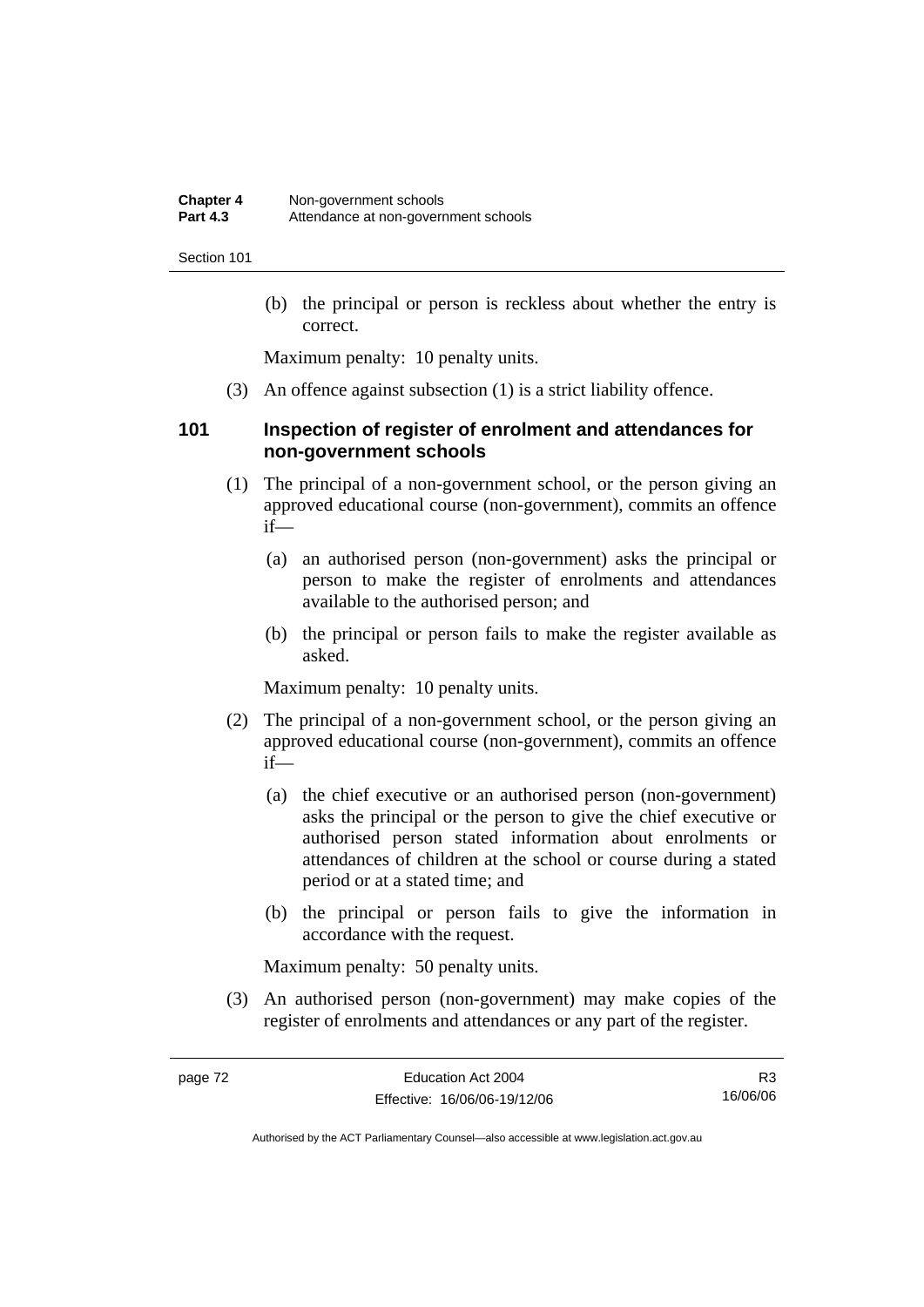(b) the principal or person is reckless about whether the entry is correct.

Maximum penalty: 10 penalty units.

(3) An offence against subsection (1) is a strict liability offence.

### 101 Inspection of register of enrolment and attendances for non-government schools

(1) The principal of a non-government school, or the person giving an approved educational course (non-government), commits an offence if—

(a) an authorised person (non-government) asks the principal or person to make the register of enrolments and attendances available to the authorised person; and

(b) the principal or person fails to make the register available as asked.

Maximum penalty: 10 penalty units.

(2) The principal of a non-government school, or the person giving an approved educational course (non-government), commits an offence if—

(a) the chief executive or an authorised person (non-government) asks the principal or the person to give the chief executive or authorised person stated information about enrolments or attendances of children at the school or course during a stated period or at a stated time; and

(b) the principal or person fails to give the information in accordance with the request.

Maximum penalty: 50 penalty units.

(3) An authorised person (non-government) may make copies of the register of enrolments and attendances or any part of the register.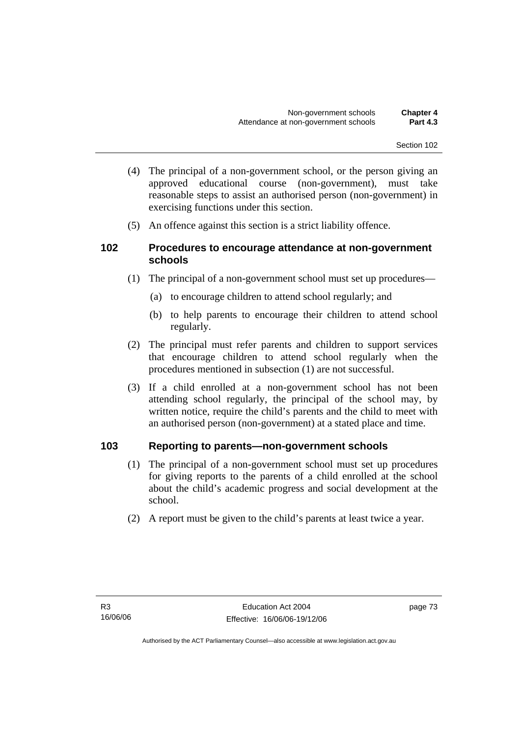(4) The principal of a non-government school, or the person giving an approved educational course (non-government), must take reasonable steps to assist an authorised person (non-government) in exercising functions under this section.

(5) An offence against this section is a strict liability offence.

### 102 Procedures to encourage attendance at non-government schools

(1) The principal of a non-government school must set up procedures—

  (a) to encourage children to attend school regularly; and

  (b) to help parents to encourage their children to attend school regularly.

(2) The principal must refer parents and children to support services that encourage children to attend school regularly when the procedures mentioned in subsection (1) are not successful.

(3) If a child enrolled at a non-government school has not been attending school regularly, the principal of the school may, by written notice, require the child's parents and the child to meet with an authorised person (non-government) at a stated place and time.

### 103 Reporting to parents—non-government schools

(1) The principal of a non-government school must set up procedures for giving reports to the parents of a child enrolled at the school about the child's academic progress and social development at the school.

(2) A report must be given to the child's parents at least twice a year.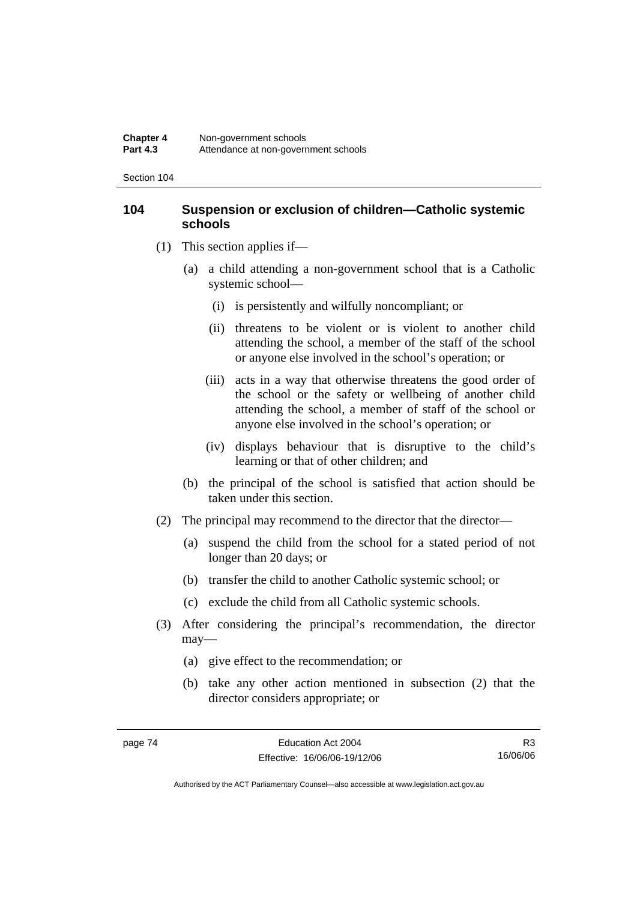## 104 Suspension or exclusion of children—Catholic systemic schools

(1) This section applies if—

(a) a child attending a non-government school that is a Catholic systemic school—

(i) is persistently and wilfully noncompliant; or

(ii) threatens to be violent or is violent to another child attending the school, a member of the staff of the school or anyone else involved in the school's operation; or

(iii) acts in a way that otherwise threatens the good order of the school or the safety or wellbeing of another child attending the school, a member of staff of the school or anyone else involved in the school's operation; or

(iv) displays behaviour that is disruptive to the child's learning or that of other children; and

(b) the principal of the school is satisfied that action should be taken under this section.

(2) The principal may recommend to the director that the director—

(a) suspend the child from the school for a stated period of not longer than 20 days; or

(b) transfer the child to another Catholic systemic school; or

(c) exclude the child from all Catholic systemic schools.

(3) After considering the principal's recommendation, the director may—

(a) give effect to the recommendation; or

(b) take any other action mentioned in subsection (2) that the director considers appropriate; or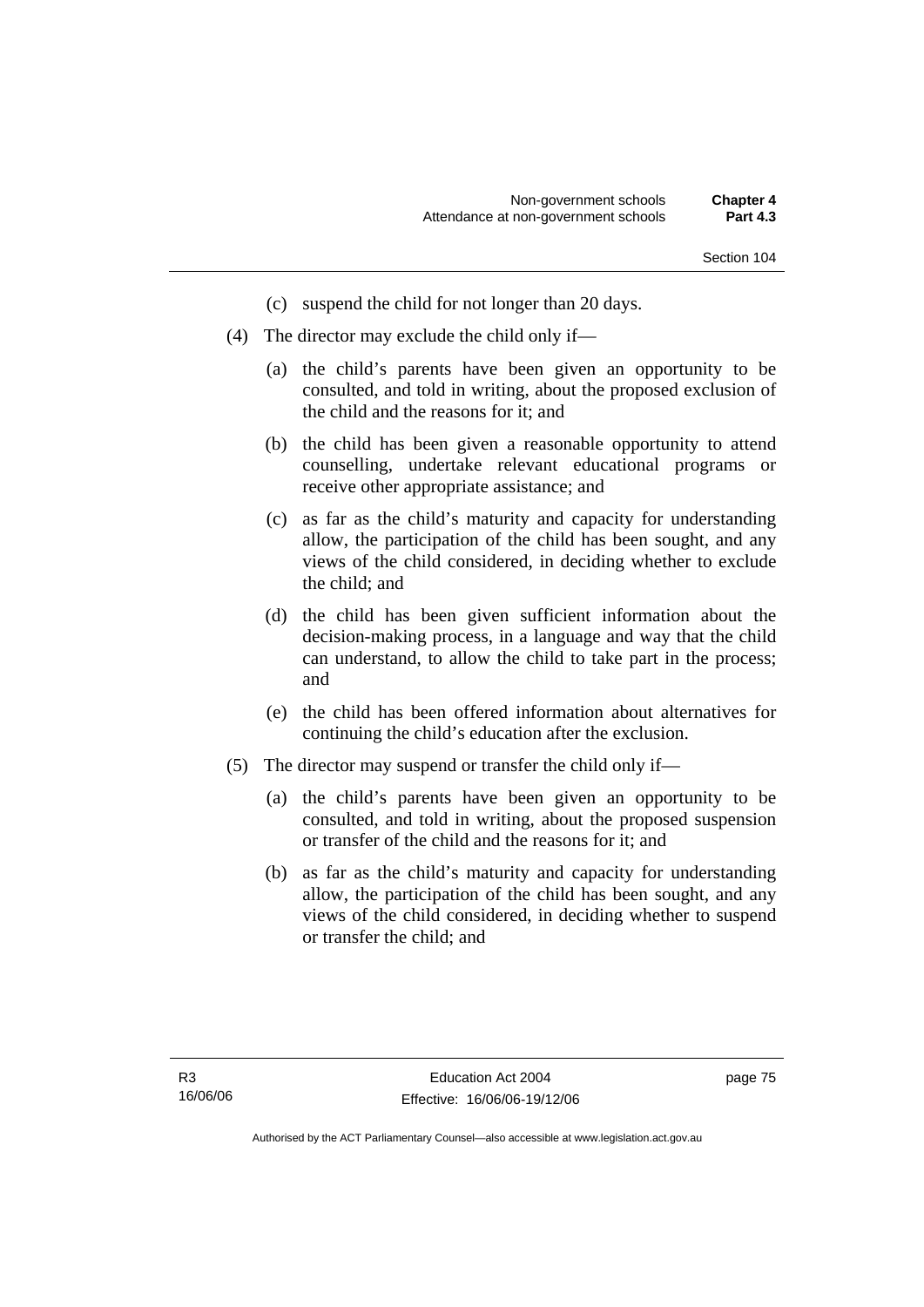(c) suspend the child for not longer than 20 days.

(4) The director may exclude the child only if—

(a) the child's parents have been given an opportunity to be consulted, and told in writing, about the proposed exclusion of the child and the reasons for it; and

(b) the child has been given a reasonable opportunity to attend counselling, undertake relevant educational programs or receive other appropriate assistance; and

(c) as far as the child's maturity and capacity for understanding allow, the participation of the child has been sought, and any views of the child considered, in deciding whether to exclude the child; and

(d) the child has been given sufficient information about the decision-making process, in a language and way that the child can understand, to allow the child to take part in the process; and

(e) the child has been offered information about alternatives for continuing the child's education after the exclusion.

(5) The director may suspend or transfer the child only if—

(a) the child's parents have been given an opportunity to be consulted, and told in writing, about the proposed suspension or transfer of the child and the reasons for it; and

(b) as far as the child's maturity and capacity for understanding allow, the participation of the child has been sought, and any views of the child considered, in deciding whether to suspend or transfer the child; and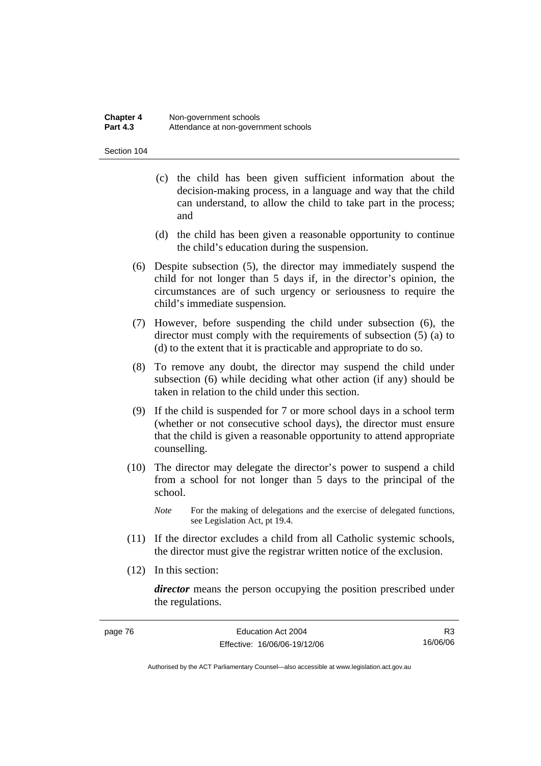(c) the child has been given sufficient information about the decision-making process, in a language and way that the child can understand, to allow the child to take part in the process; and

(d) the child has been given a reasonable opportunity to continue the child's education during the suspension.

(6) Despite subsection (5), the director may immediately suspend the child for not longer than 5 days if, in the director's opinion, the circumstances are of such urgency or seriousness to require the child's immediate suspension.

(7) However, before suspending the child under subsection (6), the director must comply with the requirements of subsection (5) (a) to (d) to the extent that it is practicable and appropriate to do so.

(8) To remove any doubt, the director may suspend the child under subsection (6) while deciding what other action (if any) should be taken in relation to the child under this section.

(9) If the child is suspended for 7 or more school days in a school term (whether or not consecutive school days), the director must ensure that the child is given a reasonable opportunity to attend appropriate counselling.

(10) The director may delegate the director's power to suspend a child from a school for not longer than 5 days to the principal of the school.

*Note* For the making of delegations and the exercise of delegated functions, see Legislation Act, pt 19.4.

(11) If the director excludes a child from all Catholic systemic schools, the director must give the registrar written notice of the exclusion.

(12) In this section:

***director*** means the person occupying the position prescribed under the regulations.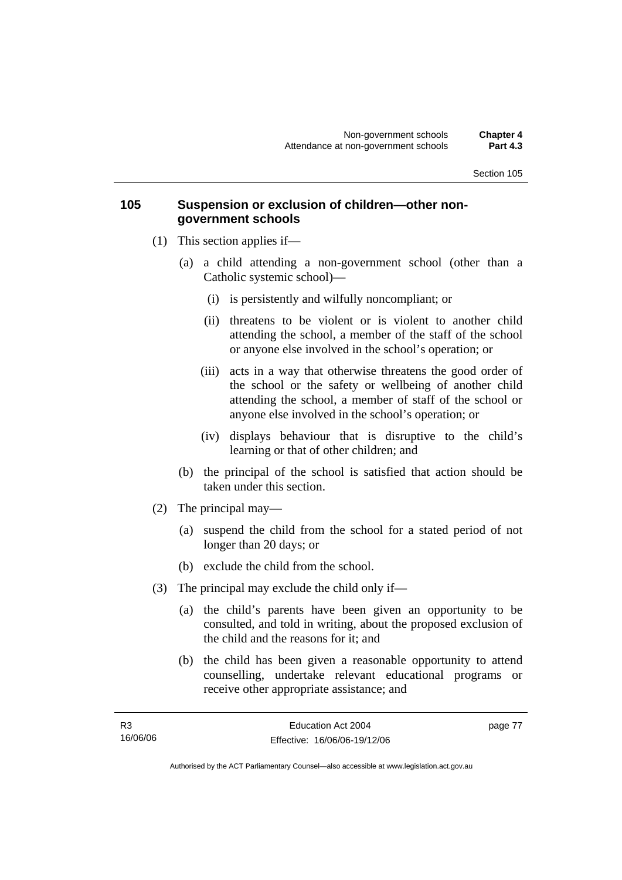## 105 Suspension or exclusion of children—other non-government schools

(1) This section applies if—

(a) a child attending a non-government school (other than a Catholic systemic school)—

(i) is persistently and wilfully noncompliant; or

(ii) threatens to be violent or is violent to another child attending the school, a member of the staff of the school or anyone else involved in the school's operation; or

(iii) acts in a way that otherwise threatens the good order of the school or the safety or wellbeing of another child attending the school, a member of staff of the school or anyone else involved in the school's operation; or

(iv) displays behaviour that is disruptive to the child's learning or that of other children; and

(b) the principal of the school is satisfied that action should be taken under this section.

(2) The principal may—

(a) suspend the child from the school for a stated period of not longer than 20 days; or

(b) exclude the child from the school.

(3) The principal may exclude the child only if—

(a) the child's parents have been given an opportunity to be consulted, and told in writing, about the proposed exclusion of the child and the reasons for it; and

(b) the child has been given a reasonable opportunity to attend counselling, undertake relevant educational programs or receive other appropriate assistance; and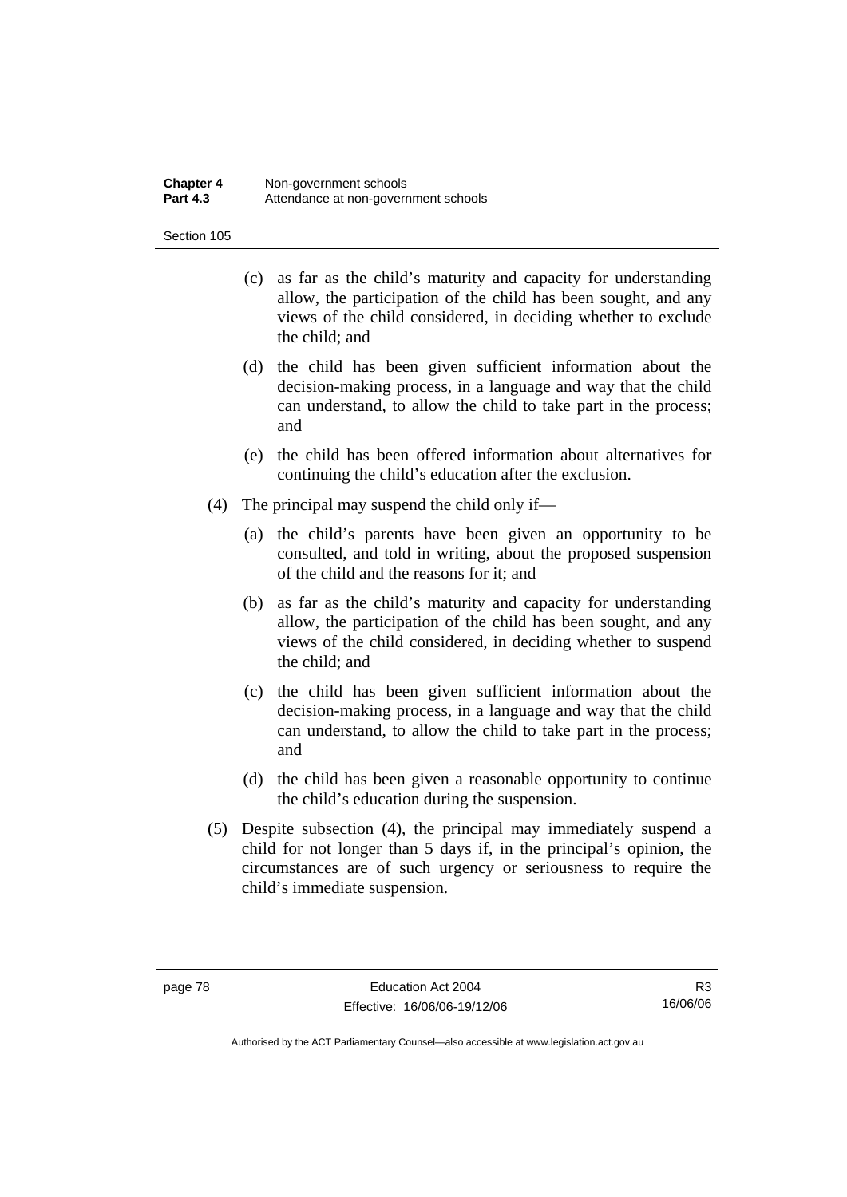(c) as far as the child's maturity and capacity for understanding allow, the participation of the child has been sought, and any views of the child considered, in deciding whether to exclude the child; and

(d) the child has been given sufficient information about the decision-making process, in a language and way that the child can understand, to allow the child to take part in the process; and

(e) the child has been offered information about alternatives for continuing the child's education after the exclusion.

(4) The principal may suspend the child only if—

(a) the child's parents have been given an opportunity to be consulted, and told in writing, about the proposed suspension of the child and the reasons for it; and

(b) as far as the child's maturity and capacity for understanding allow, the participation of the child has been sought, and any views of the child considered, in deciding whether to suspend the child; and

(c) the child has been given sufficient information about the decision-making process, in a language and way that the child can understand, to allow the child to take part in the process; and

(d) the child has been given a reasonable opportunity to continue the child's education during the suspension.

(5) Despite subsection (4), the principal may immediately suspend a child for not longer than 5 days if, in the principal's opinion, the circumstances are of such urgency or seriousness to require the child's immediate suspension.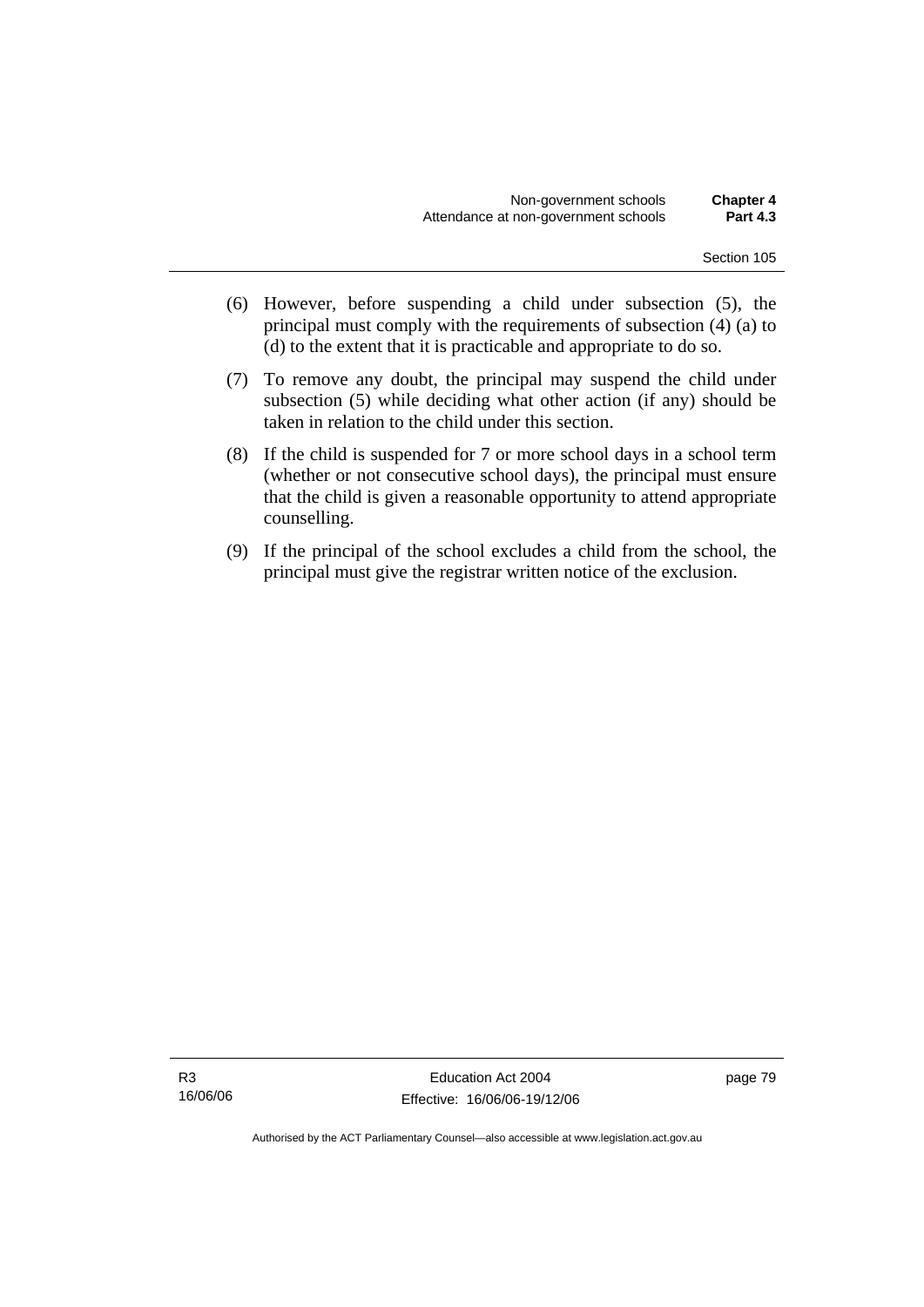(6) However, before suspending a child under subsection (5), the principal must comply with the requirements of subsection (4) (a) to (d) to the extent that it is practicable and appropriate to do so.

(7) To remove any doubt, the principal may suspend the child under subsection (5) while deciding what other action (if any) should be taken in relation to the child under this section.

(8) If the child is suspended for 7 or more school days in a school term (whether or not consecutive school days), the principal must ensure that the child is given a reasonable opportunity to attend appropriate counselling.

(9) If the principal of the school excludes a child from the school, the principal must give the registrar written notice of the exclusion.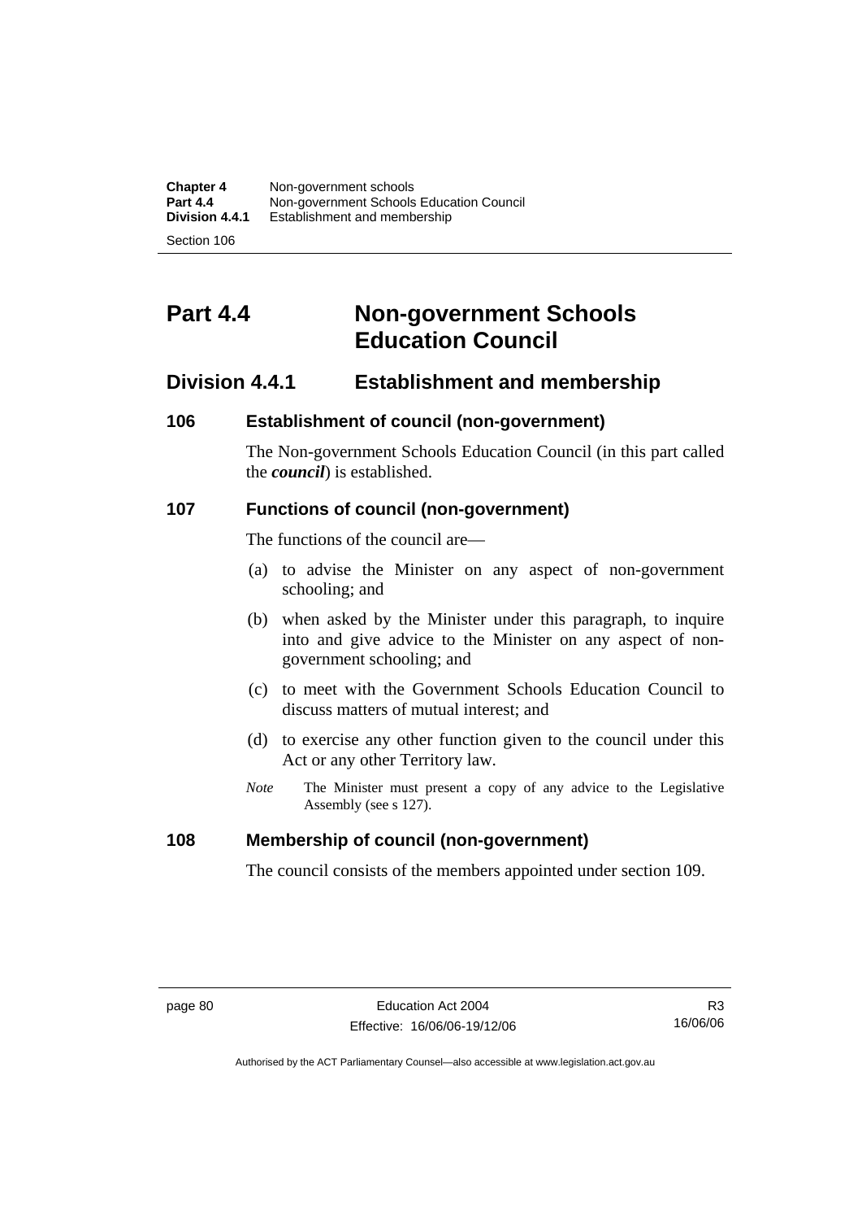# Part 4.4 Non-government Schools Education Council

## Division 4.4.1 Establishment and membership

### 106 Establishment of council (non-government)

The Non-government Schools Education Council (in this part called the ***council***) is established.

### 107 Functions of council (non-government)

The functions of the council are—

(a) to advise the Minister on any aspect of non-government schooling; and

(b) when asked by the Minister under this paragraph, to inquire into and give advice to the Minister on any aspect of non-government schooling; and

(c) to meet with the Government Schools Education Council to discuss matters of mutual interest; and

(d) to exercise any other function given to the council under this Act or any other Territory law.

*Note* The Minister must present a copy of any advice to the Legislative Assembly (see s 127).

### 108 Membership of council (non-government)

The council consists of the members appointed under section 109.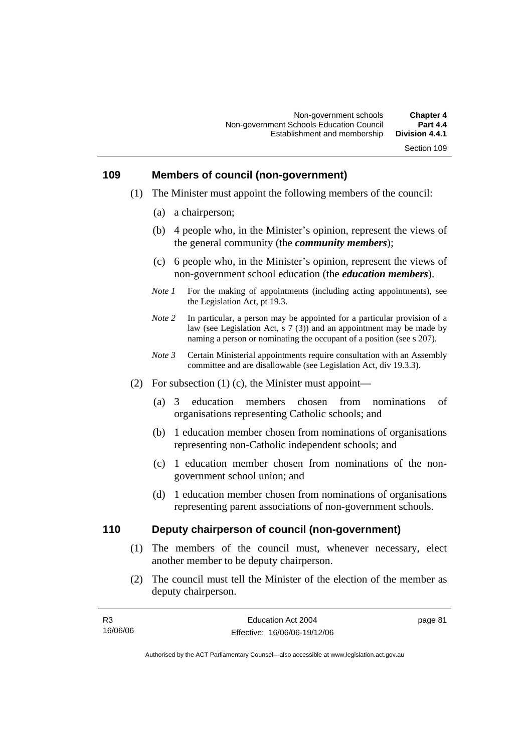## 109 Members of council (non-government)

(1) The Minister must appoint the following members of the council:

(a) a chairperson;

(b) 4 people who, in the Minister's opinion, represent the views of the general community (the ***community members***);

(c) 6 people who, in the Minister's opinion, represent the views of non-government school education (the ***education members***).

*Note 1* For the making of appointments (including acting appointments), see the Legislation Act, pt 19.3.

*Note 2* In particular, a person may be appointed for a particular provision of a law (see Legislation Act, s 7 (3)) and an appointment may be made by naming a person or nominating the occupant of a position (see s 207).

*Note 3* Certain Ministerial appointments require consultation with an Assembly committee and are disallowable (see Legislation Act, div 19.3.3).

(2) For subsection (1) (c), the Minister must appoint—

(a) 3 education members chosen from nominations of organisations representing Catholic schools; and

(b) 1 education member chosen from nominations of organisations representing non-Catholic independent schools; and

(c) 1 education member chosen from nominations of the non-government school union; and

(d) 1 education member chosen from nominations of organisations representing parent associations of non-government schools.

## 110 Deputy chairperson of council (non-government)

(1) The members of the council must, whenever necessary, elect another member to be deputy chairperson.

(2) The council must tell the Minister of the election of the member as deputy chairperson.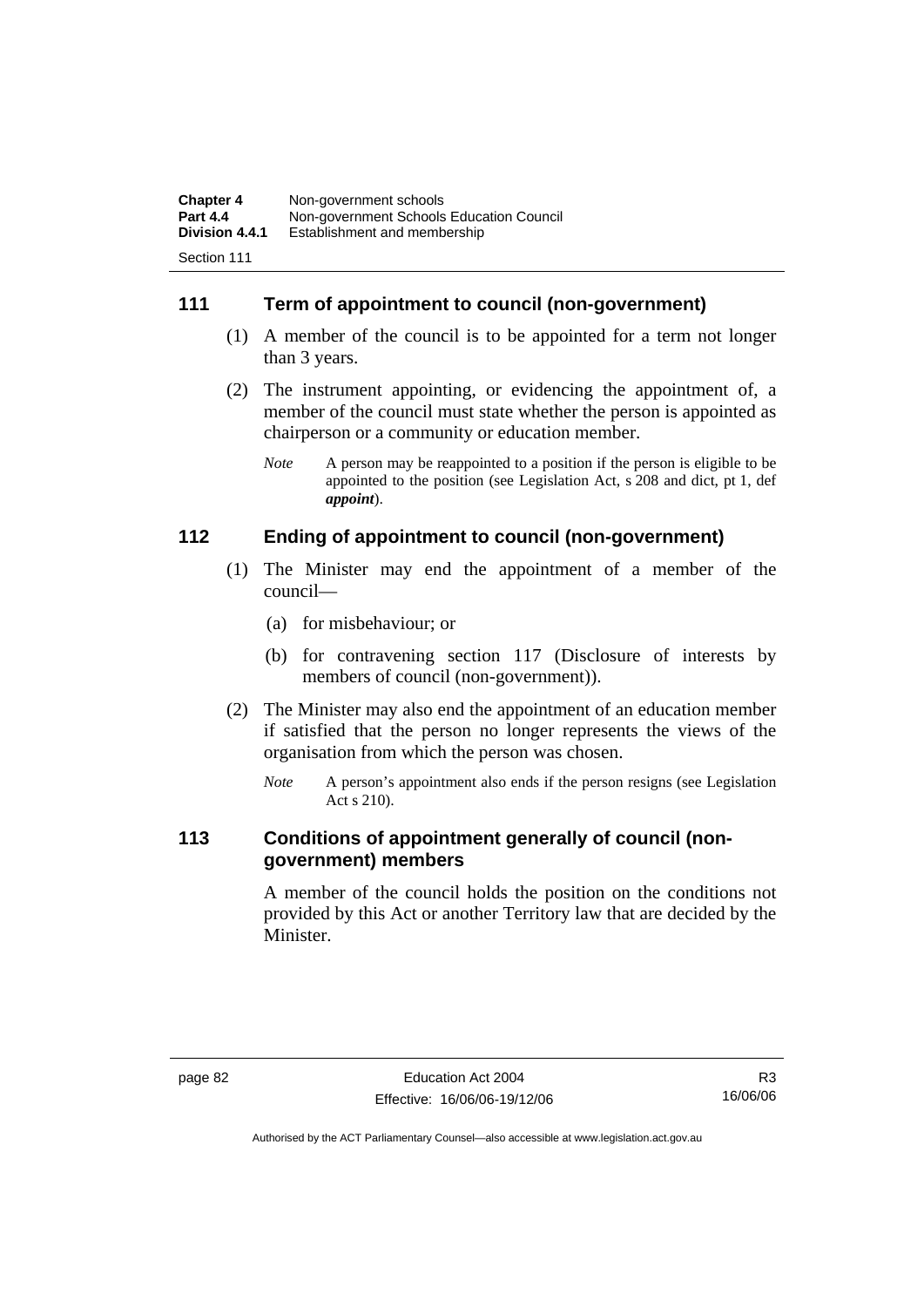## 111 Term of appointment to council (non-government)

(1) A member of the council is to be appointed for a term not longer than 3 years.

(2) The instrument appointing, or evidencing the appointment of, a member of the council must state whether the person is appointed as chairperson or a community or education member.

*Note* A person may be reappointed to a position if the person is eligible to be appointed to the position (see Legislation Act, s 208 and dict, pt 1, def ***appoint***).

## 112 Ending of appointment to council (non-government)

(1) The Minister may end the appointment of a member of the council—

(a) for misbehaviour; or

(b) for contravening section 117 (Disclosure of interests by members of council (non-government)).

(2) The Minister may also end the appointment of an education member if satisfied that the person no longer represents the views of the organisation from which the person was chosen.

*Note* A person's appointment also ends if the person resigns (see Legislation Act s 210).

## 113 Conditions of appointment generally of council (non-government) members

A member of the council holds the position on the conditions not provided by this Act or another Territory law that are decided by the Minister.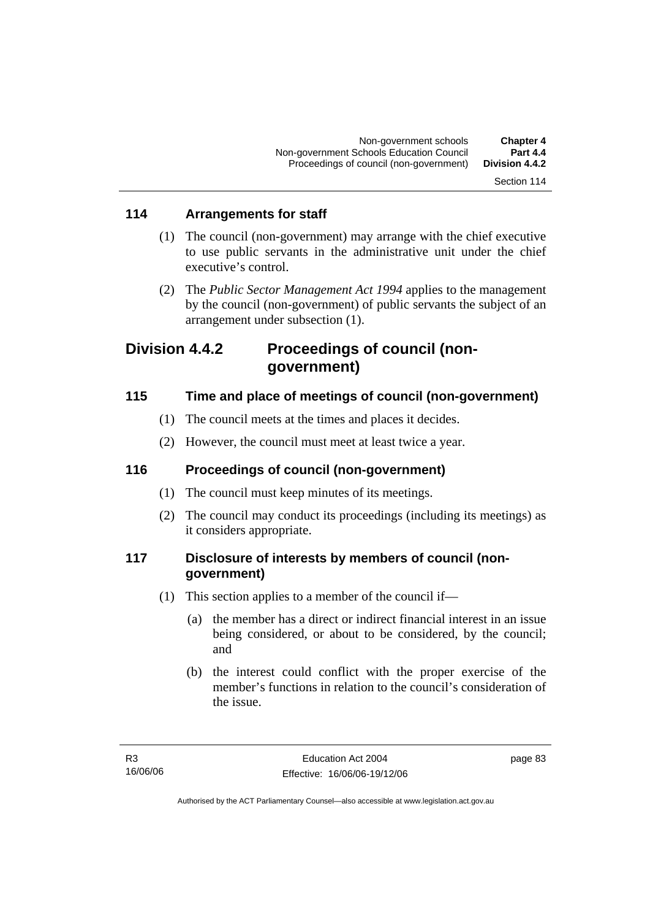### 114 Arrangements for staff

(1) The council (non-government) may arrange with the chief executive to use public servants in the administrative unit under the chief executive's control.

(2) The *Public Sector Management Act 1994* applies to the management by the council (non-government) of public servants the subject of an arrangement under subsection (1).

## Division 4.4.2 Proceedings of council (non-government)

### 115 Time and place of meetings of council (non-government)

(1) The council meets at the times and places it decides.

(2) However, the council must meet at least twice a year.

### 116 Proceedings of council (non-government)

(1) The council must keep minutes of its meetings.

(2) The council may conduct its proceedings (including its meetings) as it considers appropriate.

### 117 Disclosure of interests by members of council (non-government)

(1) This section applies to a member of the council if—

(a) the member has a direct or indirect financial interest in an issue being considered, or about to be considered, by the council; and

(b) the interest could conflict with the proper exercise of the member's functions in relation to the council's consideration of the issue.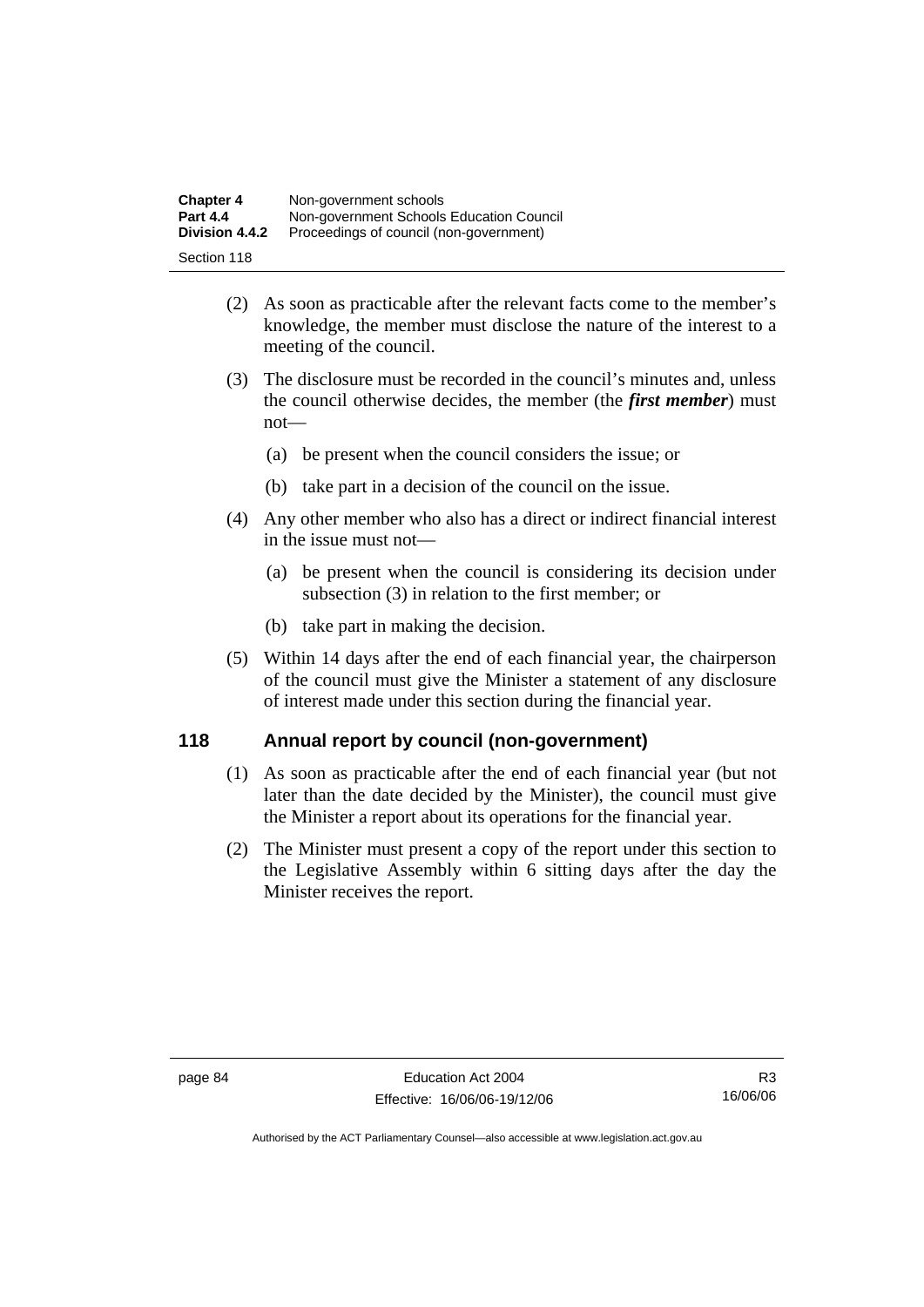(2) As soon as practicable after the relevant facts come to the member's knowledge, the member must disclose the nature of the interest to a meeting of the council.

(3) The disclosure must be recorded in the council's minutes and, unless the council otherwise decides, the member (the ***first member***) must not—

(a) be present when the council considers the issue; or

(b) take part in a decision of the council on the issue.

(4) Any other member who also has a direct or indirect financial interest in the issue must not—

(a) be present when the council is considering its decision under subsection (3) in relation to the first member; or

(b) take part in making the decision.

(5) Within 14 days after the end of each financial year, the chairperson of the council must give the Minister a statement of any disclosure of interest made under this section during the financial year.

## 118 Annual report by council (non-government)

(1) As soon as practicable after the end of each financial year (but not later than the date decided by the Minister), the council must give the Minister a report about its operations for the financial year.

(2) The Minister must present a copy of the report under this section to the Legislative Assembly within 6 sitting days after the day the Minister receives the report.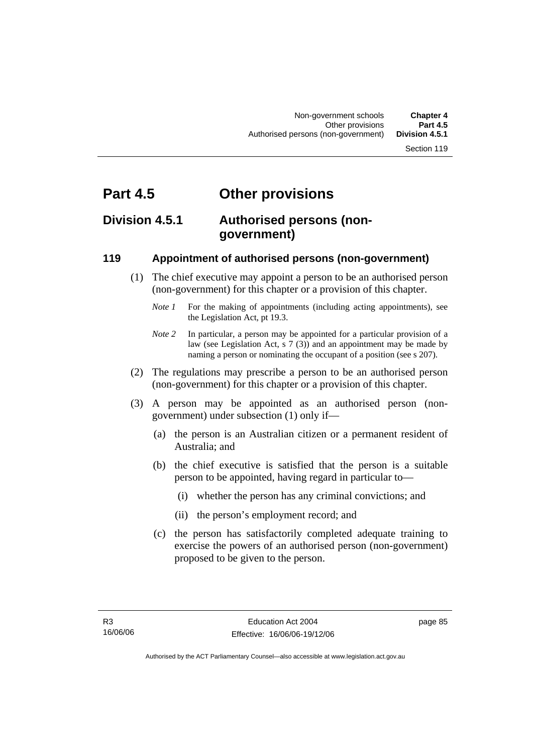# Part 4.5 Other provisions

## Division 4.5.1 Authorised persons (non-government)

### 119 Appointment of authorised persons (non-government)

(1) The chief executive may appoint a person to be an authorised person (non-government) for this chapter or a provision of this chapter.

*Note 1* For the making of appointments (including acting appointments), see the Legislation Act, pt 19.3.

*Note 2* In particular, a person may be appointed for a particular provision of a law (see Legislation Act, s 7 (3)) and an appointment may be made by naming a person or nominating the occupant of a position (see s 207).

(2) The regulations may prescribe a person to be an authorised person (non-government) for this chapter or a provision of this chapter.

(3) A person may be appointed as an authorised person (non-government) under subsection (1) only if—

(a) the person is an Australian citizen or a permanent resident of Australia; and

(b) the chief executive is satisfied that the person is a suitable person to be appointed, having regard in particular to—

(i) whether the person has any criminal convictions; and

(ii) the person's employment record; and

(c) the person has satisfactorily completed adequate training to exercise the powers of an authorised person (non-government) proposed to be given to the person.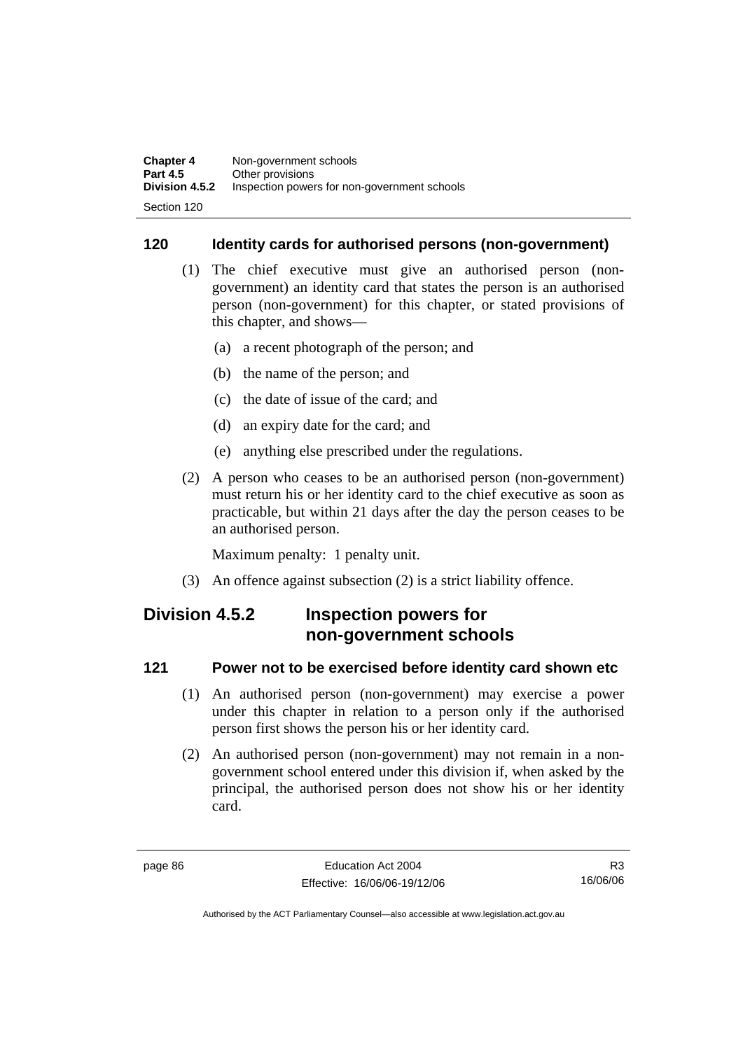### 120 Identity cards for authorised persons (non-government)

(1) The chief executive must give an authorised person (non-government) an identity card that states the person is an authorised person (non-government) for this chapter, or stated provisions of this chapter, and shows—

(a) a recent photograph of the person; and

(b) the name of the person; and

(c) the date of issue of the card; and

(d) an expiry date for the card; and

(e) anything else prescribed under the regulations.

(2) A person who ceases to be an authorised person (non-government) must return his or her identity card to the chief executive as soon as practicable, but within 21 days after the day the person ceases to be an authorised person.

Maximum penalty: 1 penalty unit.

(3) An offence against subsection (2) is a strict liability offence.

## Division 4.5.2 Inspection powers for non-government schools

### 121 Power not to be exercised before identity card shown etc

(1) An authorised person (non-government) may exercise a power under this chapter in relation to a person only if the authorised person first shows the person his or her identity card.

(2) An authorised person (non-government) may not remain in a non-government school entered under this division if, when asked by the principal, the authorised person does not show his or her identity card.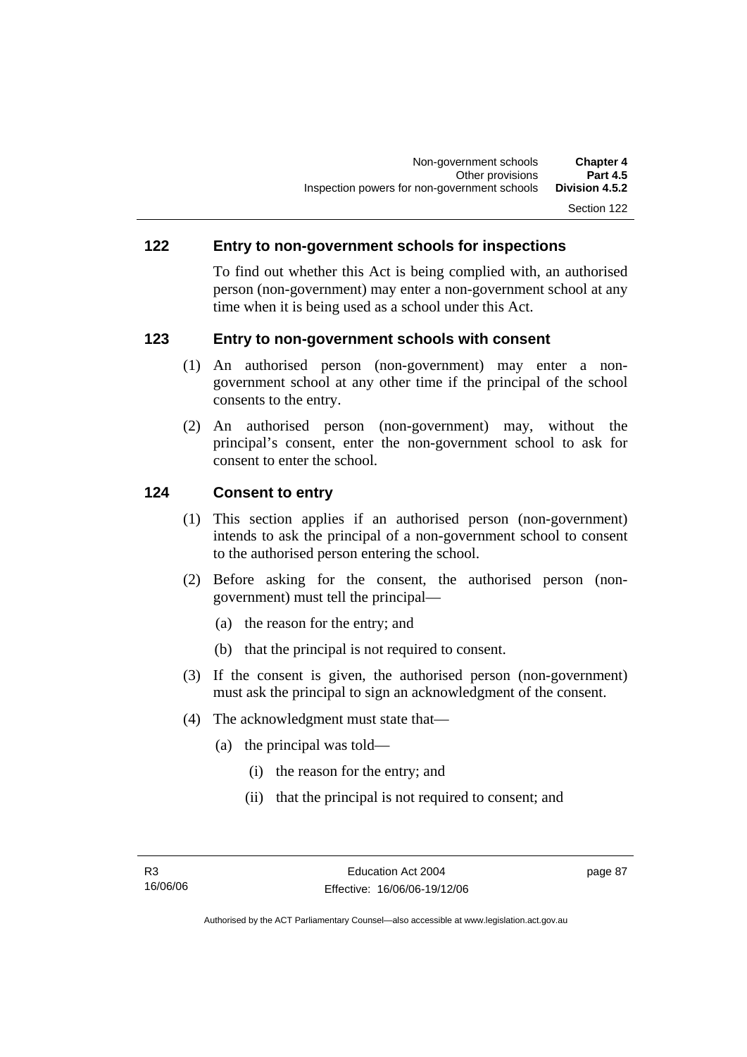### 122 Entry to non-government schools for inspections

To find out whether this Act is being complied with, an authorised person (non-government) may enter a non-government school at any time when it is being used as a school under this Act.

### 123 Entry to non-government schools with consent

(1) An authorised person (non-government) may enter a non-government school at any other time if the principal of the school consents to the entry.

(2) An authorised person (non-government) may, without the principal's consent, enter the non-government school to ask for consent to enter the school.

### 124 Consent to entry

(1) This section applies if an authorised person (non-government) intends to ask the principal of a non-government school to consent to the authorised person entering the school.

(2) Before asking for the consent, the authorised person (non-government) must tell the principal—

(a) the reason for the entry; and

(b) that the principal is not required to consent.

(3) If the consent is given, the authorised person (non-government) must ask the principal to sign an acknowledgment of the consent.

(4) The acknowledgment must state that—

(a) the principal was told—

(i) the reason for the entry; and

(ii) that the principal is not required to consent; and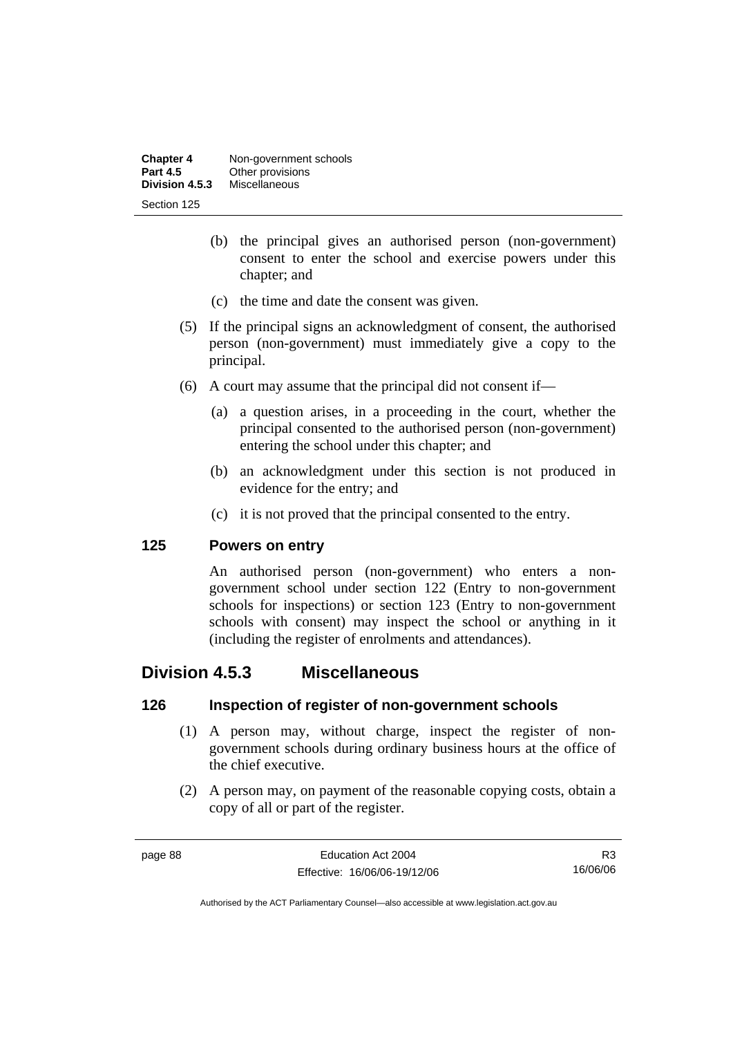(b) the principal gives an authorised person (non-government) consent to enter the school and exercise powers under this chapter; and

(c) the time and date the consent was given.

(5) If the principal signs an acknowledgment of consent, the authorised person (non-government) must immediately give a copy to the principal.

(6) A court may assume that the principal did not consent if—

(a) a question arises, in a proceeding in the court, whether the principal consented to the authorised person (non-government) entering the school under this chapter; and

(b) an acknowledgment under this section is not produced in evidence for the entry; and

(c) it is not proved that the principal consented to the entry.

### 125 Powers on entry

An authorised person (non-government) who enters a non-government school under section 122 (Entry to non-government schools for inspections) or section 123 (Entry to non-government schools with consent) may inspect the school or anything in it (including the register of enrolments and attendances).

## Division 4.5.3 Miscellaneous

### 126 Inspection of register of non-government schools

(1) A person may, without charge, inspect the register of non-government schools during ordinary business hours at the office of the chief executive.

(2) A person may, on payment of the reasonable copying costs, obtain a copy of all or part of the register.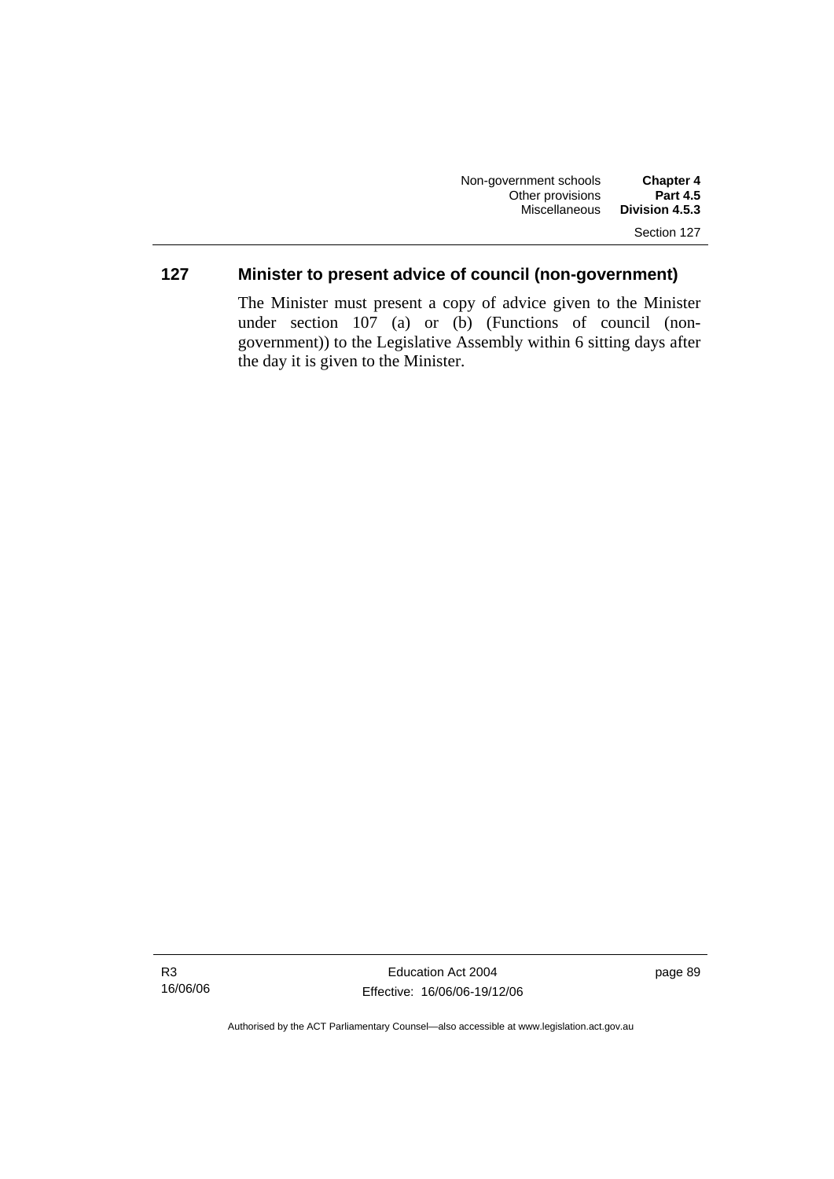## 127 Minister to present advice of council (non-government)

The Minister must present a copy of advice given to the Minister under section 107 (a) or (b) (Functions of council (non-government)) to the Legislative Assembly within 6 sitting days after the day it is given to the Minister.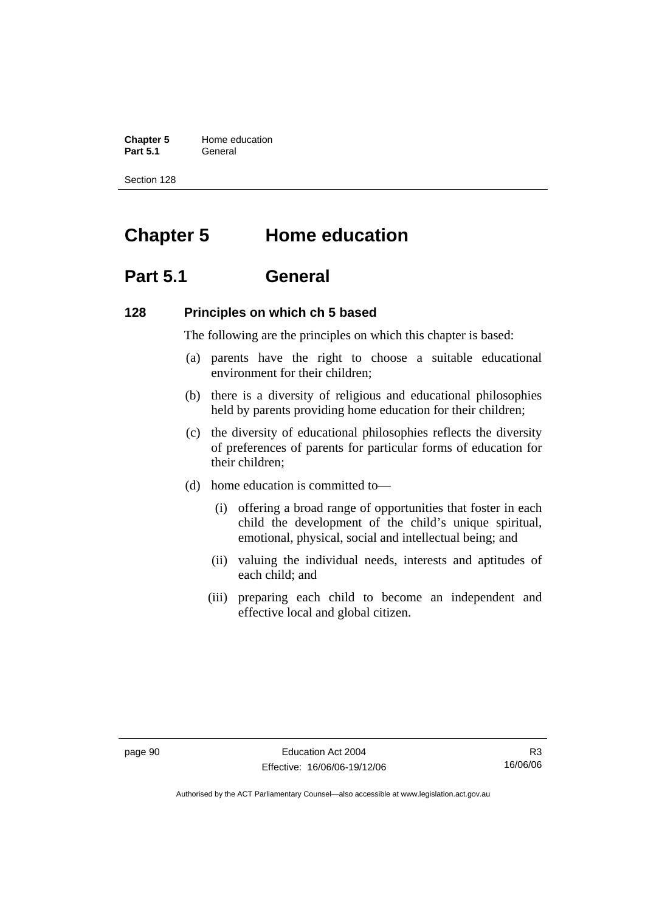# Chapter 5 Home education

## Part 5.1 General

### 128 Principles on which ch 5 based

The following are the principles on which this chapter is based:

(a) parents have the right to choose a suitable educational environment for their children;

(b) there is a diversity of religious and educational philosophies held by parents providing home education for their children;

(c) the diversity of educational philosophies reflects the diversity of preferences of parents for particular forms of education for their children;

(d) home education is committed to—

(i) offering a broad range of opportunities that foster in each child the development of the child's unique spiritual, emotional, physical, social and intellectual being; and

(ii) valuing the individual needs, interests and aptitudes of each child; and

(iii) preparing each child to become an independent and effective local and global citizen.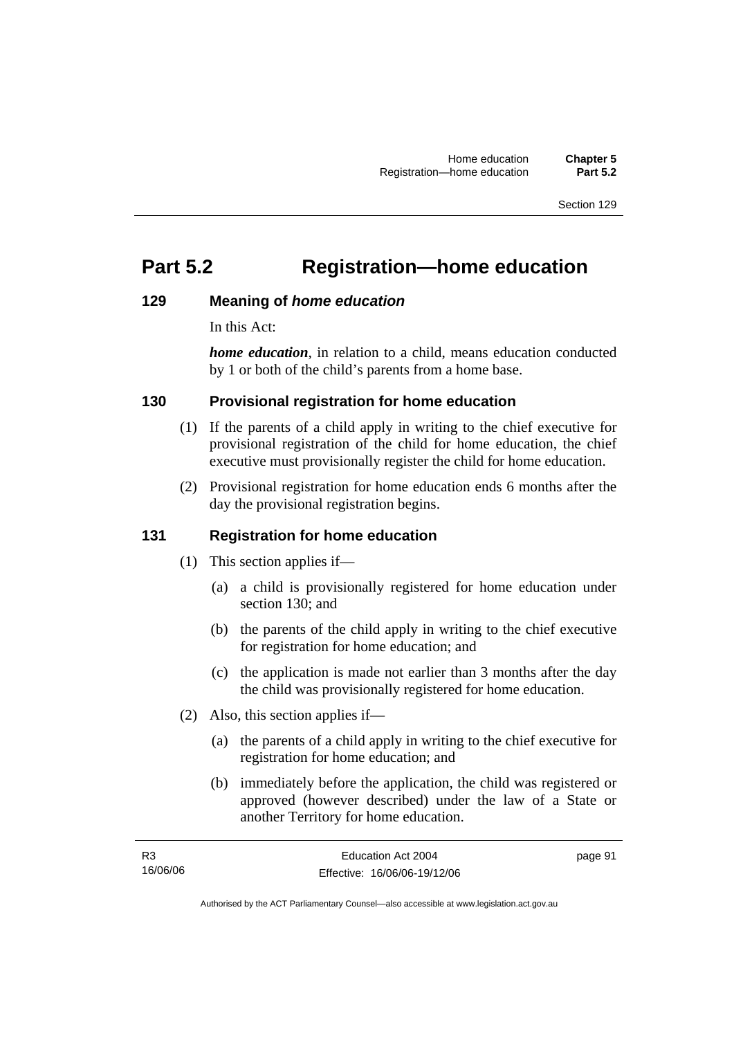# Part 5.2 Registration—home education

## 129 Meaning of *home education*

In this Act:

***home education***, in relation to a child, means education conducted by 1 or both of the child's parents from a home base.

## 130 Provisional registration for home education

(1) If the parents of a child apply in writing to the chief executive for provisional registration of the child for home education, the chief executive must provisionally register the child for home education.

(2) Provisional registration for home education ends 6 months after the day the provisional registration begins.

## 131 Registration for home education

(1) This section applies if—

(a) a child is provisionally registered for home education under section 130; and

(b) the parents of the child apply in writing to the chief executive for registration for home education; and

(c) the application is made not earlier than 3 months after the day the child was provisionally registered for home education.

(2) Also, this section applies if—

(a) the parents of a child apply in writing to the chief executive for registration for home education; and

(b) immediately before the application, the child was registered or approved (however described) under the law of a State or another Territory for home education.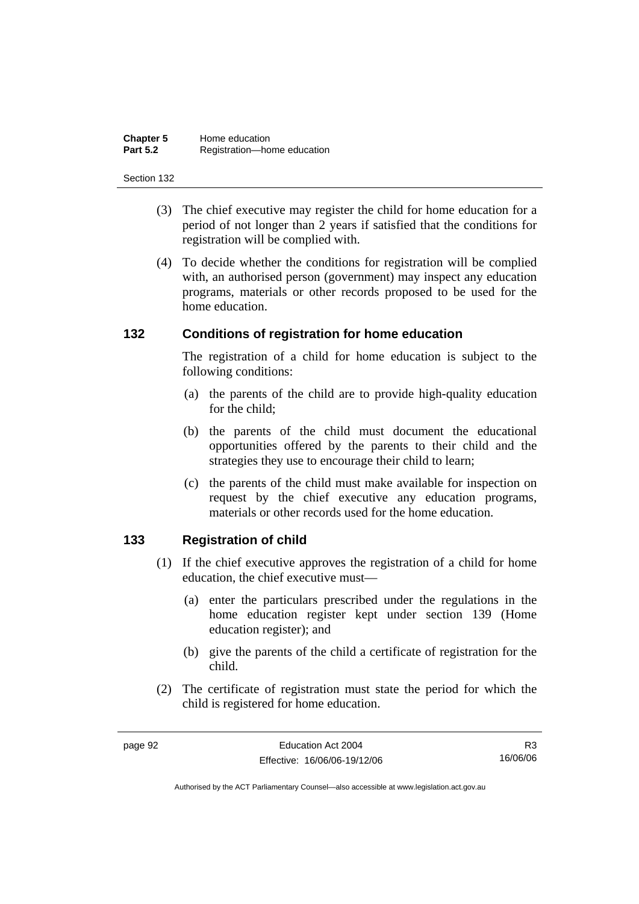(3) The chief executive may register the child for home education for a period of not longer than 2 years if satisfied that the conditions for registration will be complied with.

(4) To decide whether the conditions for registration will be complied with, an authorised person (government) may inspect any education programs, materials or other records proposed to be used for the home education.

### 132 Conditions of registration for home education

The registration of a child for home education is subject to the following conditions:

(a) the parents of the child are to provide high-quality education for the child;

(b) the parents of the child must document the educational opportunities offered by the parents to their child and the strategies they use to encourage their child to learn;

(c) the parents of the child must make available for inspection on request by the chief executive any education programs, materials or other records used for the home education.

### 133 Registration of child

(1) If the chief executive approves the registration of a child for home education, the chief executive must—

(a) enter the particulars prescribed under the regulations in the home education register kept under section 139 (Home education register); and

(b) give the parents of the child a certificate of registration for the child.

(2) The certificate of registration must state the period for which the child is registered for home education.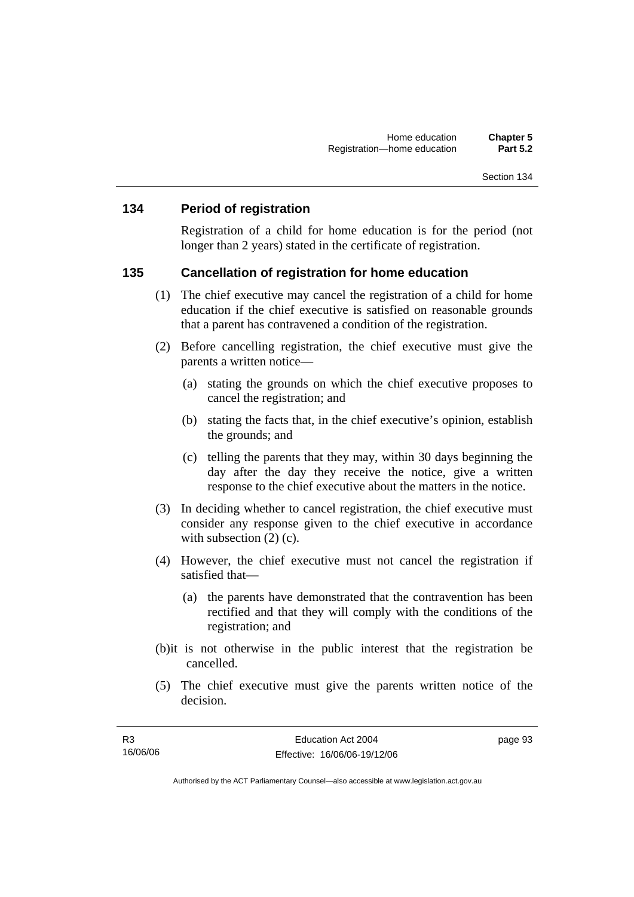## 134 Period of registration

Registration of a child for home education is for the period (not longer than 2 years) stated in the certificate of registration.

## 135 Cancellation of registration for home education

(1) The chief executive may cancel the registration of a child for home education if the chief executive is satisfied on reasonable grounds that a parent has contravened a condition of the registration.

(2) Before cancelling registration, the chief executive must give the parents a written notice—

(a) stating the grounds on which the chief executive proposes to cancel the registration; and

(b) stating the facts that, in the chief executive's opinion, establish the grounds; and

(c) telling the parents that they may, within 30 days beginning the day after the day they receive the notice, give a written response to the chief executive about the matters in the notice.

(3) In deciding whether to cancel registration, the chief executive must consider any response given to the chief executive in accordance with subsection (2) (c).

(4) However, the chief executive must not cancel the registration if satisfied that—

(a) the parents have demonstrated that the contravention has been rectified and that they will comply with the conditions of the registration; and

(b)it is not otherwise in the public interest that the registration be cancelled.

(5) The chief executive must give the parents written notice of the decision.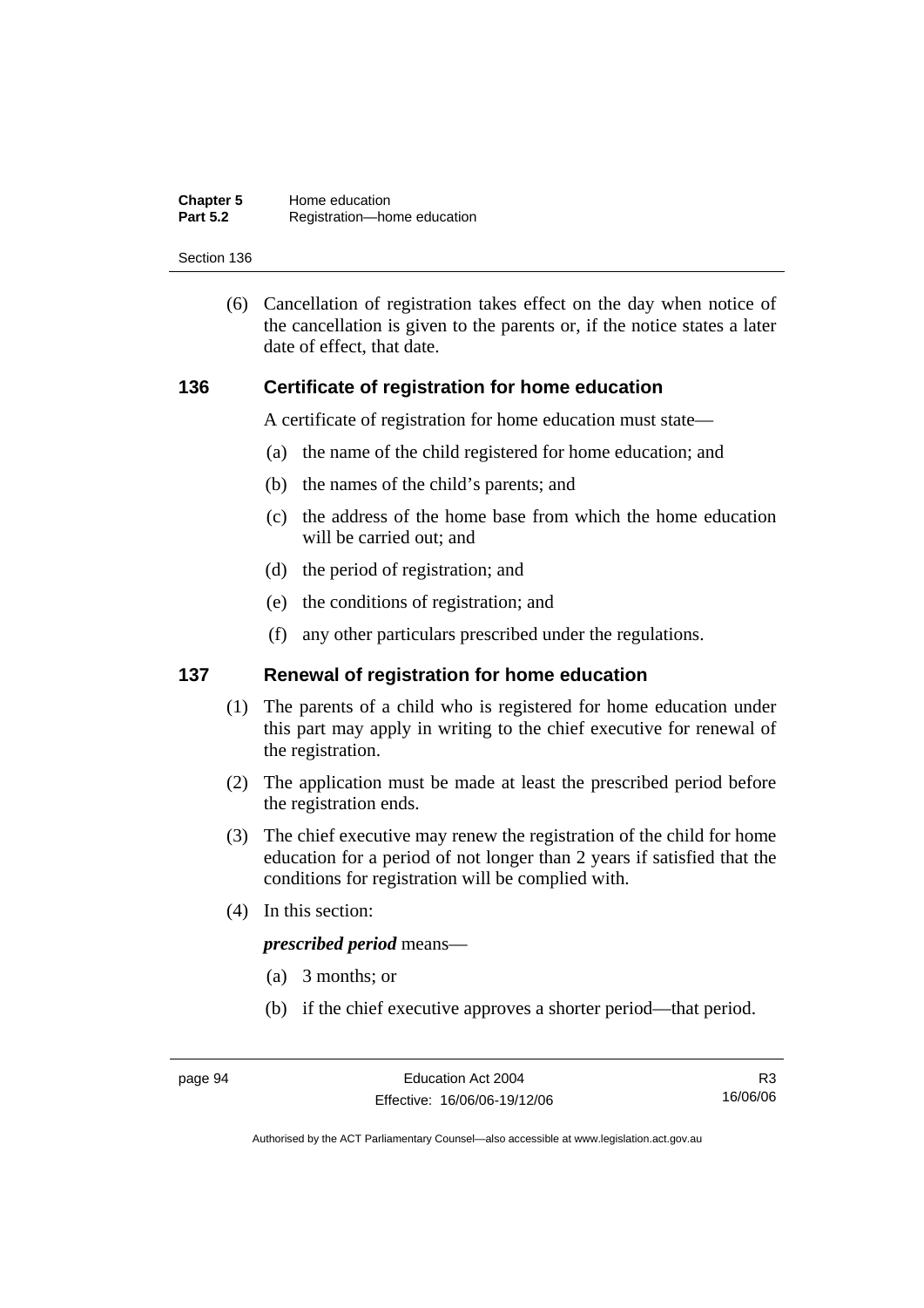(6) Cancellation of registration takes effect on the day when notice of the cancellation is given to the parents or, if the notice states a later date of effect, that date.

### 136 Certificate of registration for home education

A certificate of registration for home education must state—

(a) the name of the child registered for home education; and

(b) the names of the child's parents; and

(c) the address of the home base from which the home education will be carried out; and

(d) the period of registration; and

(e) the conditions of registration; and

(f) any other particulars prescribed under the regulations.

### 137 Renewal of registration for home education

(1) The parents of a child who is registered for home education under this part may apply in writing to the chief executive for renewal of the registration.

(2) The application must be made at least the prescribed period before the registration ends.

(3) The chief executive may renew the registration of the child for home education for a period of not longer than 2 years if satisfied that the conditions for registration will be complied with.

(4) In this section:

***prescribed period*** means—

(a) 3 months; or

(b) if the chief executive approves a shorter period—that period.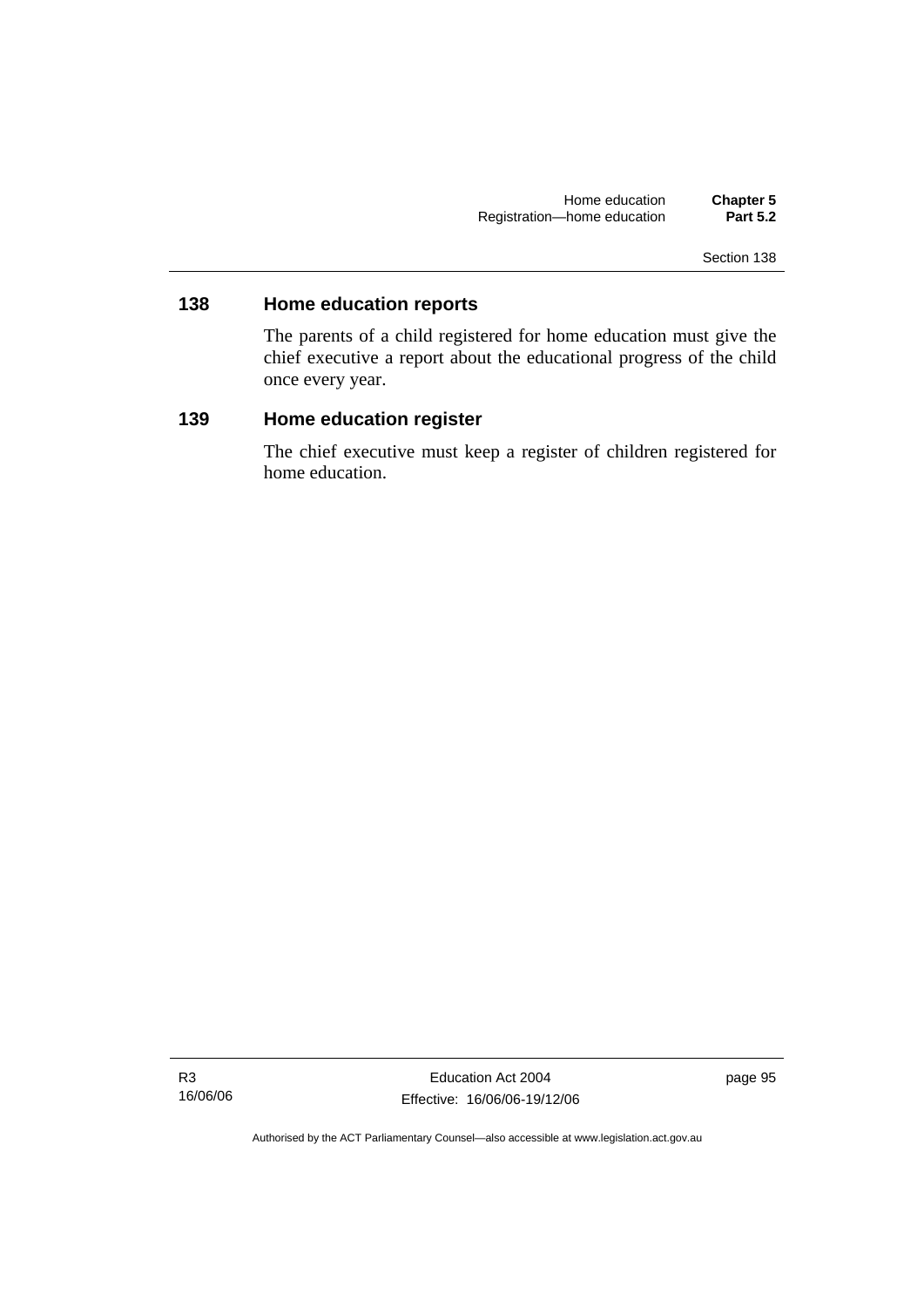## 138 Home education reports

The parents of a child registered for home education must give the chief executive a report about the educational progress of the child once every year.

## 139 Home education register

The chief executive must keep a register of children registered for home education.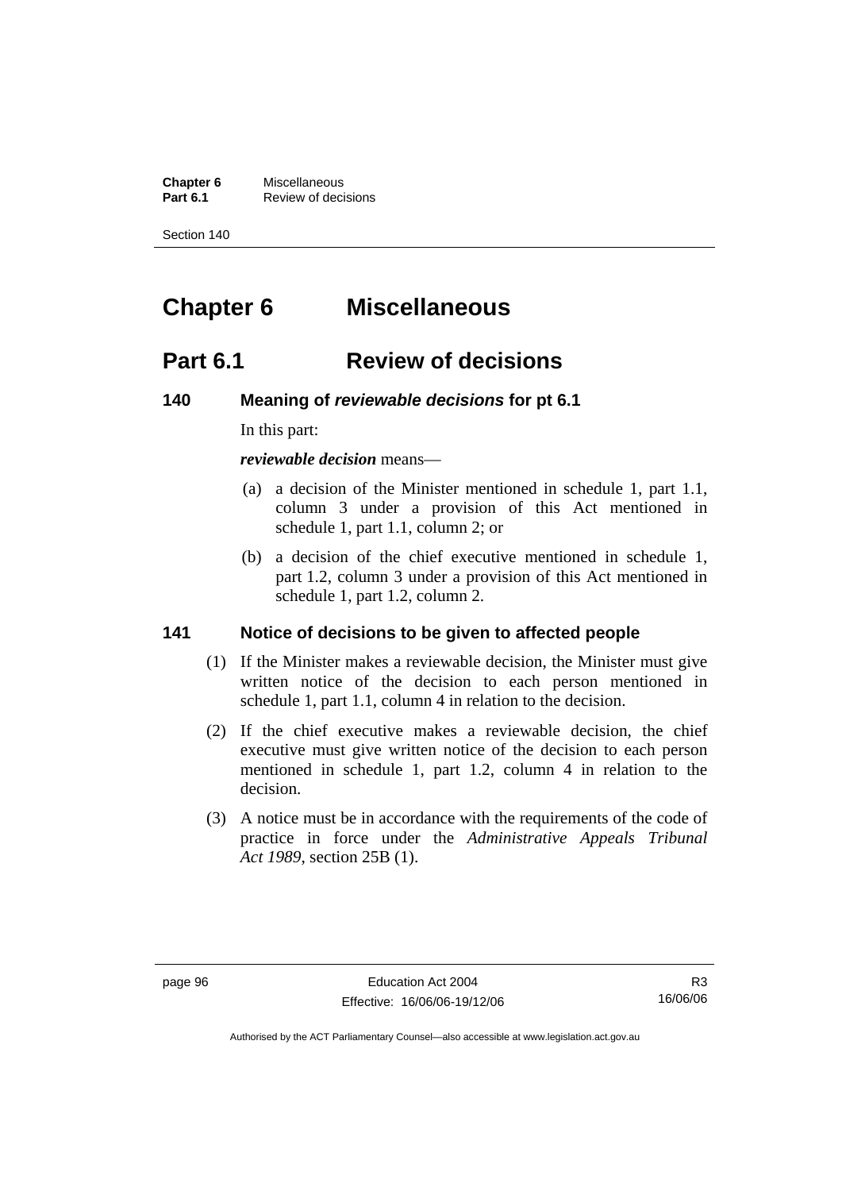# Chapter 6 Miscellaneous

## Part 6.1 Review of decisions

### 140 Meaning of *reviewable decisions* for pt 6.1

In this part:

***reviewable decision*** means—

(a) a decision of the Minister mentioned in schedule 1, part 1.1, column 3 under a provision of this Act mentioned in schedule 1, part 1.1, column 2; or

(b) a decision of the chief executive mentioned in schedule 1, part 1.2, column 3 under a provision of this Act mentioned in schedule 1, part 1.2, column 2.

### 141 Notice of decisions to be given to affected people

(1) If the Minister makes a reviewable decision, the Minister must give written notice of the decision to each person mentioned in schedule 1, part 1.1, column 4 in relation to the decision.

(2) If the chief executive makes a reviewable decision, the chief executive must give written notice of the decision to each person mentioned in schedule 1, part 1.2, column 4 in relation to the decision.

(3) A notice must be in accordance with the requirements of the code of practice in force under the *Administrative Appeals Tribunal Act 1989*, section 25B (1).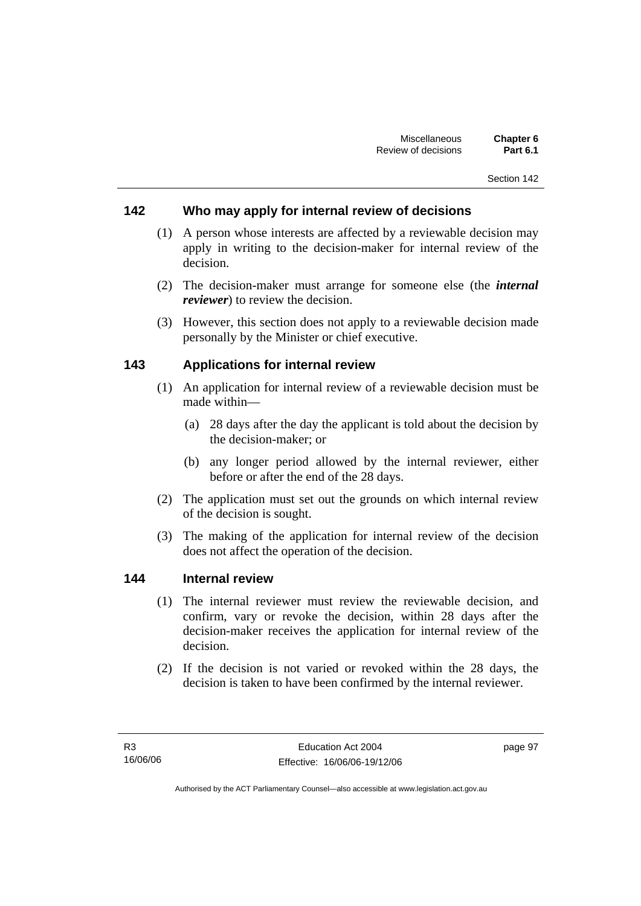## 142 Who may apply for internal review of decisions

(1) A person whose interests are affected by a reviewable decision may apply in writing to the decision-maker for internal review of the decision.

(2) The decision-maker must arrange for someone else (the ***internal reviewer***) to review the decision.

(3) However, this section does not apply to a reviewable decision made personally by the Minister or chief executive.

## 143 Applications for internal review

(1) An application for internal review of a reviewable decision must be made within—

(a) 28 days after the day the applicant is told about the decision by the decision-maker; or

(b) any longer period allowed by the internal reviewer, either before or after the end of the 28 days.

(2) The application must set out the grounds on which internal review of the decision is sought.

(3) The making of the application for internal review of the decision does not affect the operation of the decision.

## 144 Internal review

(1) The internal reviewer must review the reviewable decision, and confirm, vary or revoke the decision, within 28 days after the decision-maker receives the application for internal review of the decision.

(2) If the decision is not varied or revoked within the 28 days, the decision is taken to have been confirmed by the internal reviewer.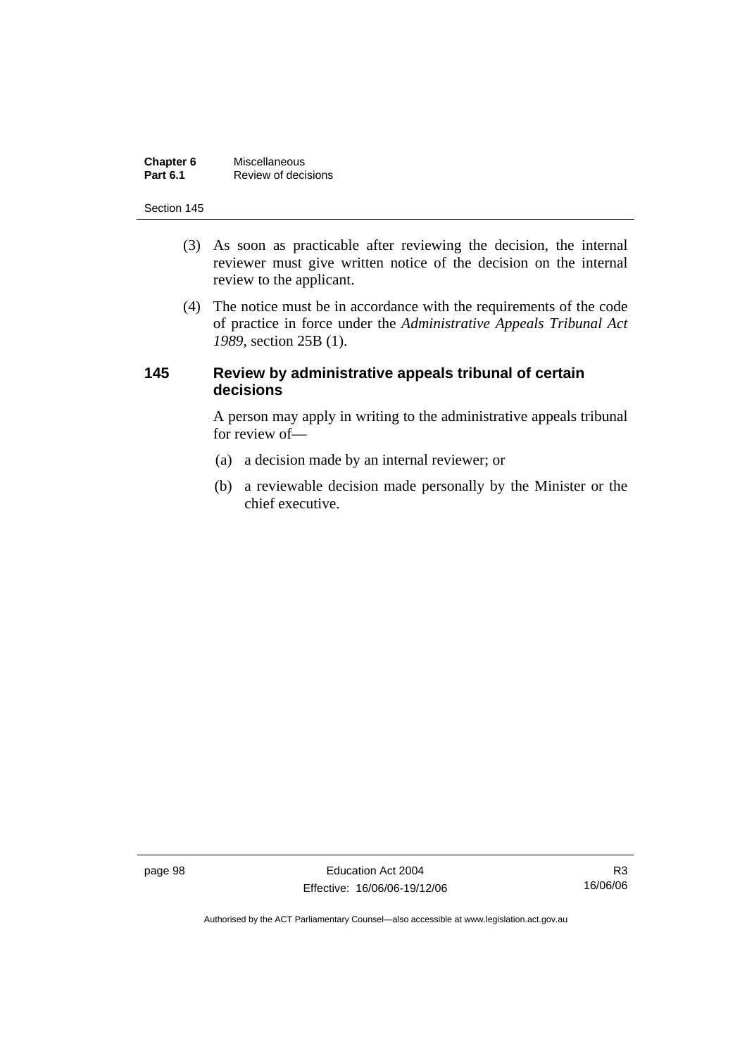(3) As soon as practicable after reviewing the decision, the internal reviewer must give written notice of the decision on the internal review to the applicant.

(4) The notice must be in accordance with the requirements of the code of practice in force under the *Administrative Appeals Tribunal Act 1989*, section 25B (1).

### 145 Review by administrative appeals tribunal of certain decisions

A person may apply in writing to the administrative appeals tribunal for review of—

(a) a decision made by an internal reviewer; or

(b) a reviewable decision made personally by the Minister or the chief executive.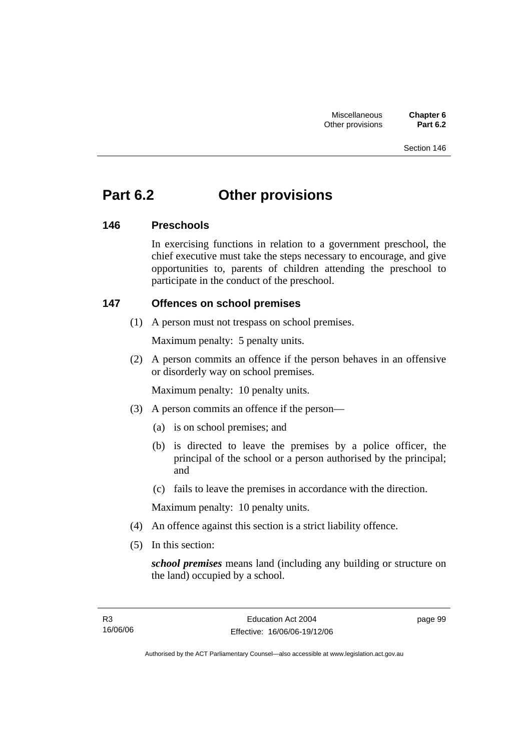# Part 6.2 Other provisions

### 146 Preschools

In exercising functions in relation to a government preschool, the chief executive must take the steps necessary to encourage, and give opportunities to, parents of children attending the preschool to participate in the conduct of the preschool.

### 147 Offences on school premises

(1) A person must not trespass on school premises.

Maximum penalty: 5 penalty units.

(2) A person commits an offence if the person behaves in an offensive or disorderly way on school premises.

Maximum penalty: 10 penalty units.

(3) A person commits an offence if the person—

(a) is on school premises; and

(b) is directed to leave the premises by a police officer, the principal of the school or a person authorised by the principal; and

(c) fails to leave the premises in accordance with the direction.

Maximum penalty: 10 penalty units.

(4) An offence against this section is a strict liability offence.

(5) In this section:

***school premises*** means land (including any building or structure on the land) occupied by a school.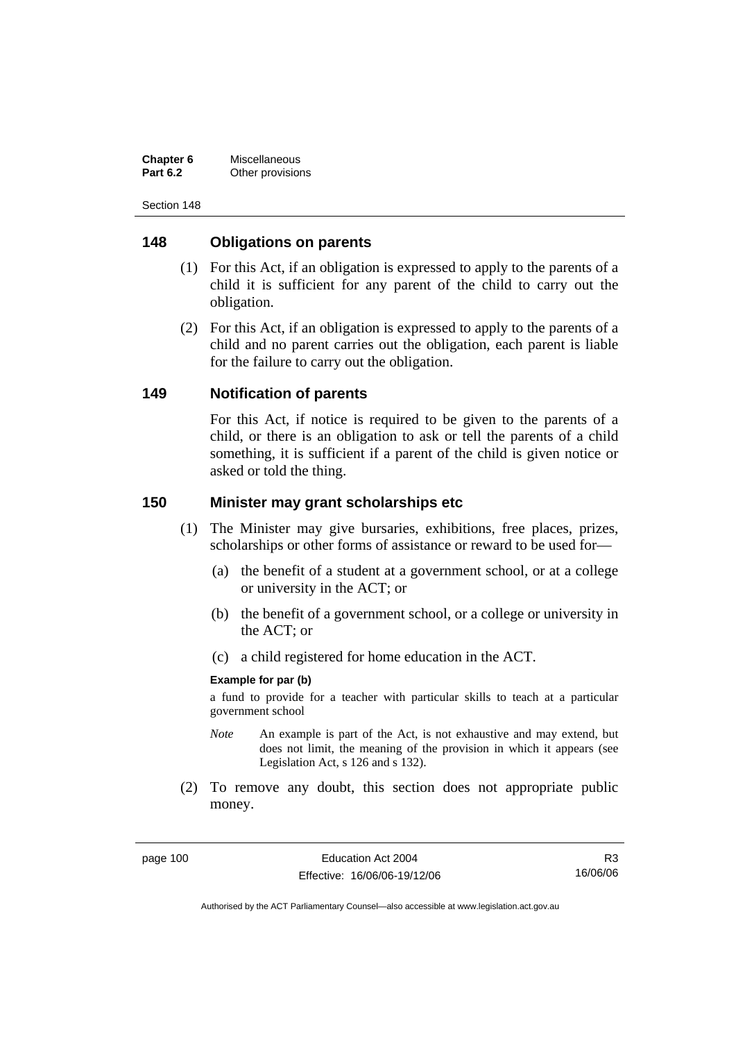## 148 Obligations on parents

(1) For this Act, if an obligation is expressed to apply to the parents of a child it is sufficient for any parent of the child to carry out the obligation.

(2) For this Act, if an obligation is expressed to apply to the parents of a child and no parent carries out the obligation, each parent is liable for the failure to carry out the obligation.

## 149 Notification of parents

For this Act, if notice is required to be given to the parents of a child, or there is an obligation to ask or tell the parents of a child something, it is sufficient if a parent of the child is given notice or asked or told the thing.

## 150 Minister may grant scholarships etc

(1) The Minister may give bursaries, exhibitions, free places, prizes, scholarships or other forms of assistance or reward to be used for—

(a) the benefit of a student at a government school, or at a college or university in the ACT; or

(b) the benefit of a government school, or a college or university in the ACT; or

(c) a child registered for home education in the ACT.

**Example for par (b)**

a fund to provide for a teacher with particular skills to teach at a particular government school

*Note* An example is part of the Act, is not exhaustive and may extend, but does not limit, the meaning of the provision in which it appears (see Legislation Act, s 126 and s 132).

(2) To remove any doubt, this section does not appropriate public money.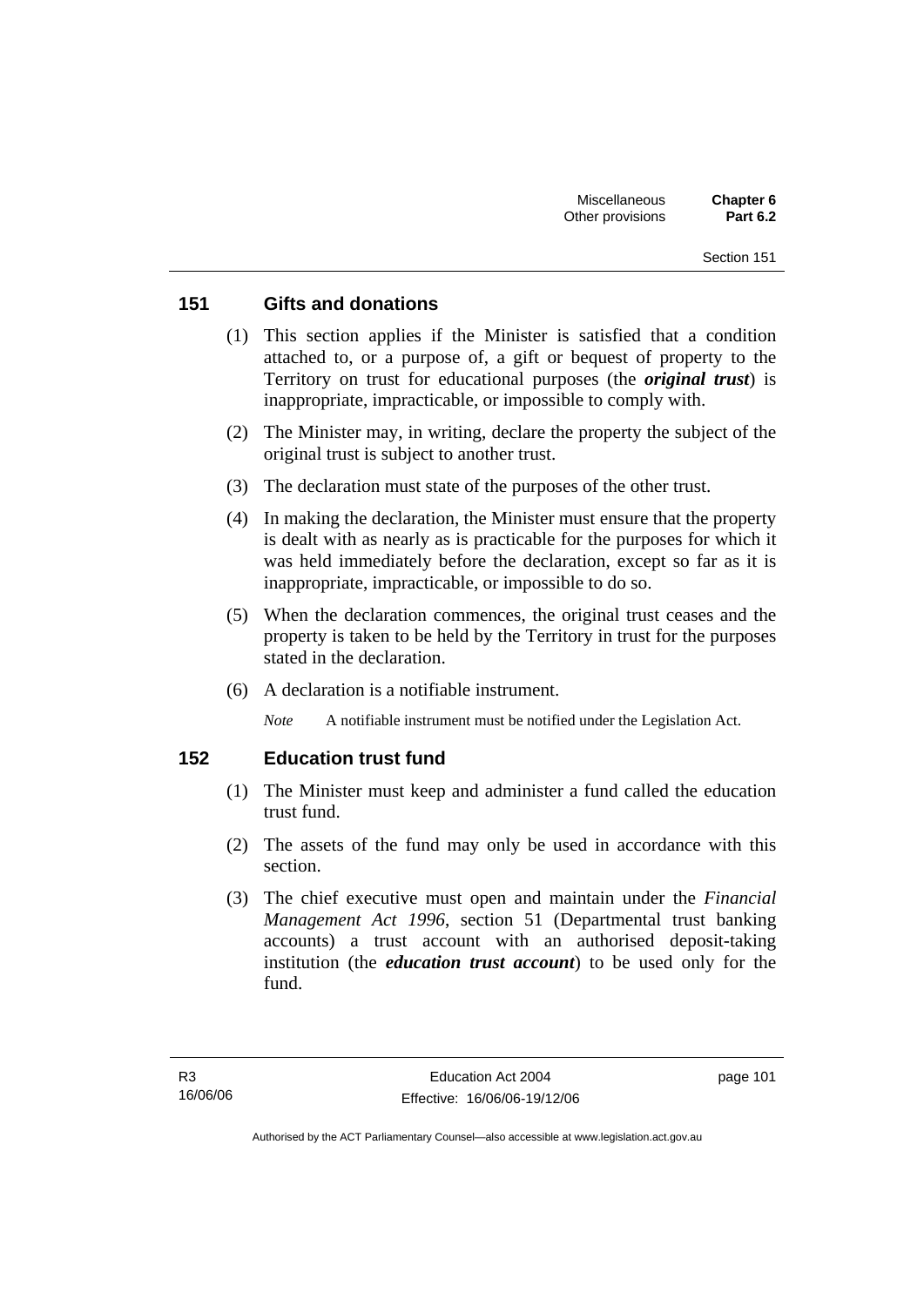## 151 Gifts and donations

(1) This section applies if the Minister is satisfied that a condition attached to, or a purpose of, a gift or bequest of property to the Territory on trust for educational purposes (the ***original trust***) is inappropriate, impracticable, or impossible to comply with.

(2) The Minister may, in writing, declare the property the subject of the original trust is subject to another trust.

(3) The declaration must state of the purposes of the other trust.

(4) In making the declaration, the Minister must ensure that the property is dealt with as nearly as is practicable for the purposes for which it was held immediately before the declaration, except so far as it is inappropriate, impracticable, or impossible to do so.

(5) When the declaration commences, the original trust ceases and the property is taken to be held by the Territory in trust for the purposes stated in the declaration.

(6) A declaration is a notifiable instrument.

*Note* A notifiable instrument must be notified under the Legislation Act.

## 152 Education trust fund

(1) The Minister must keep and administer a fund called the education trust fund.

(2) The assets of the fund may only be used in accordance with this section.

(3) The chief executive must open and maintain under the *Financial Management Act 1996*, section 51 (Departmental trust banking accounts) a trust account with an authorised deposit-taking institution (the ***education trust account***) to be used only for the fund.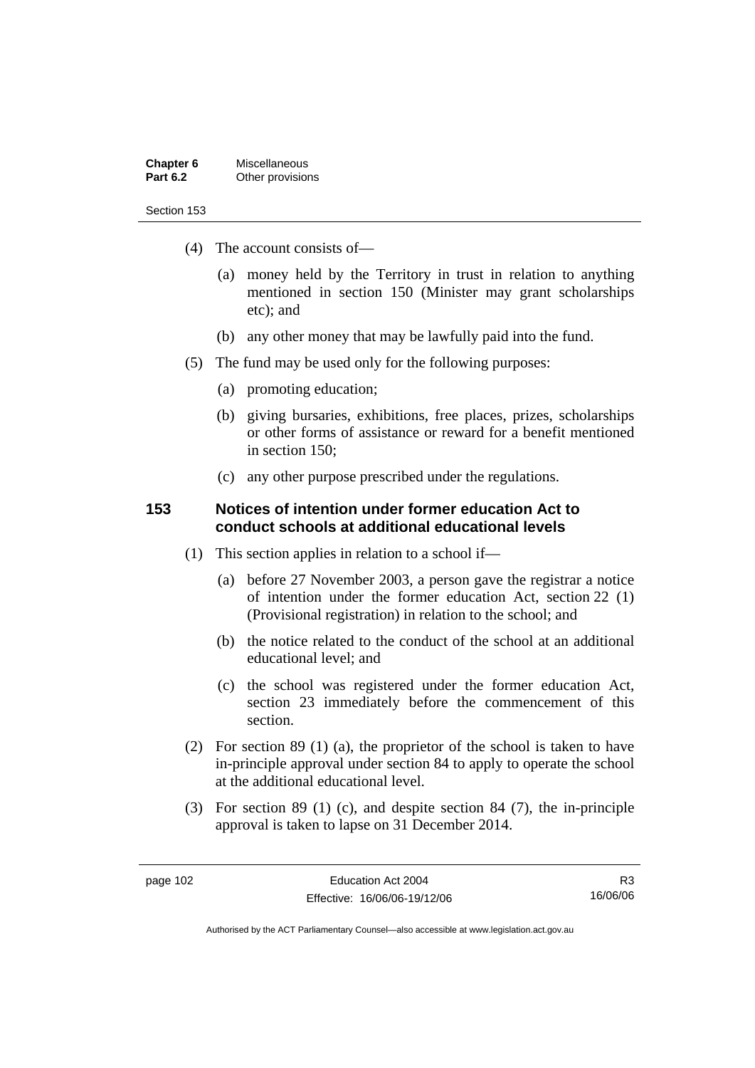(4) The account consists of—

(a) money held by the Territory in trust in relation to anything mentioned in section 150 (Minister may grant scholarships etc); and

(b) any other money that may be lawfully paid into the fund.

(5) The fund may be used only for the following purposes:

(a) promoting education;

(b) giving bursaries, exhibitions, free places, prizes, scholarships or other forms of assistance or reward for a benefit mentioned in section 150;

(c) any other purpose prescribed under the regulations.

### 153 Notices of intention under former education Act to conduct schools at additional educational levels

(1) This section applies in relation to a school if—

(a) before 27 November 2003, a person gave the registrar a notice of intention under the former education Act, section 22 (1) (Provisional registration) in relation to the school; and

(b) the notice related to the conduct of the school at an additional educational level; and

(c) the school was registered under the former education Act, section 23 immediately before the commencement of this section.

(2) For section 89 (1) (a), the proprietor of the school is taken to have in-principle approval under section 84 to apply to operate the school at the additional educational level.

(3) For section 89 (1) (c), and despite section 84 (7), the in-principle approval is taken to lapse on 31 December 2014.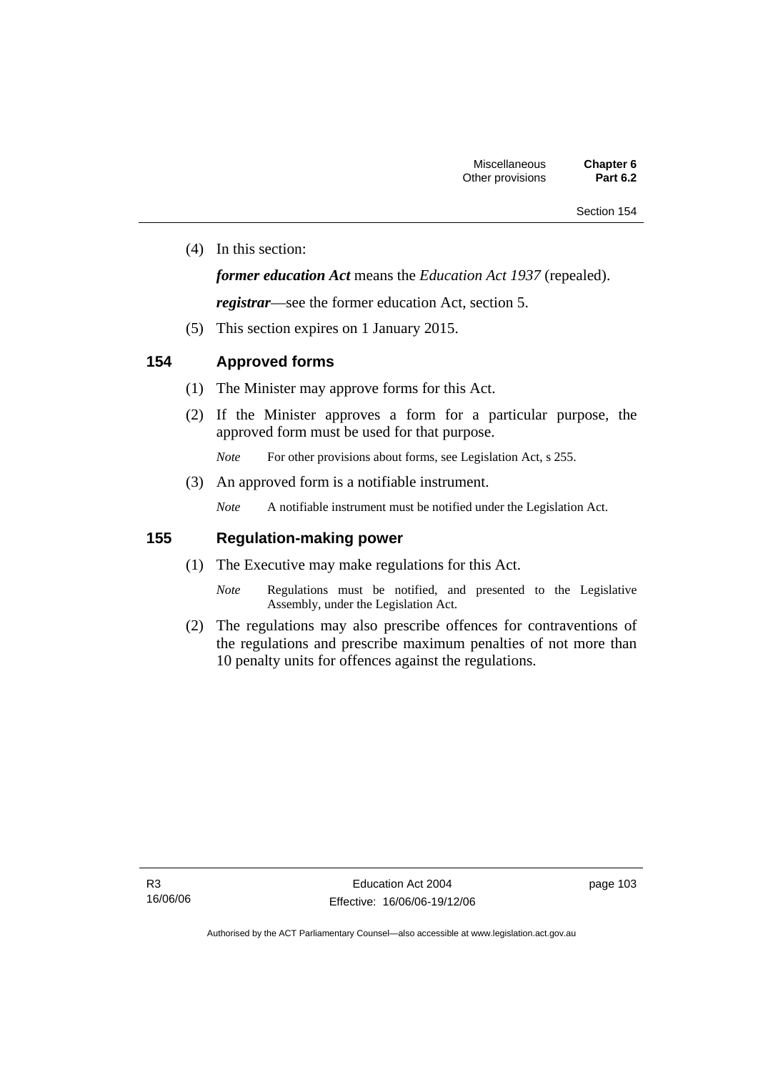(4) In this section:

***former education Act*** means the *Education Act 1937* (repealed).

***registrar***—see the former education Act, section 5.

(5) This section expires on 1 January 2015.

## 154 Approved forms

(1) The Minister may approve forms for this Act.

(2) If the Minister approves a form for a particular purpose, the approved form must be used for that purpose.

*Note* For other provisions about forms, see Legislation Act, s 255.

(3) An approved form is a notifiable instrument.

*Note* A notifiable instrument must be notified under the Legislation Act.

## 155 Regulation-making power

(1) The Executive may make regulations for this Act.

*Note* Regulations must be notified, and presented to the Legislative Assembly, under the Legislation Act.

(2) The regulations may also prescribe offences for contraventions of the regulations and prescribe maximum penalties of not more than 10 penalty units for offences against the regulations.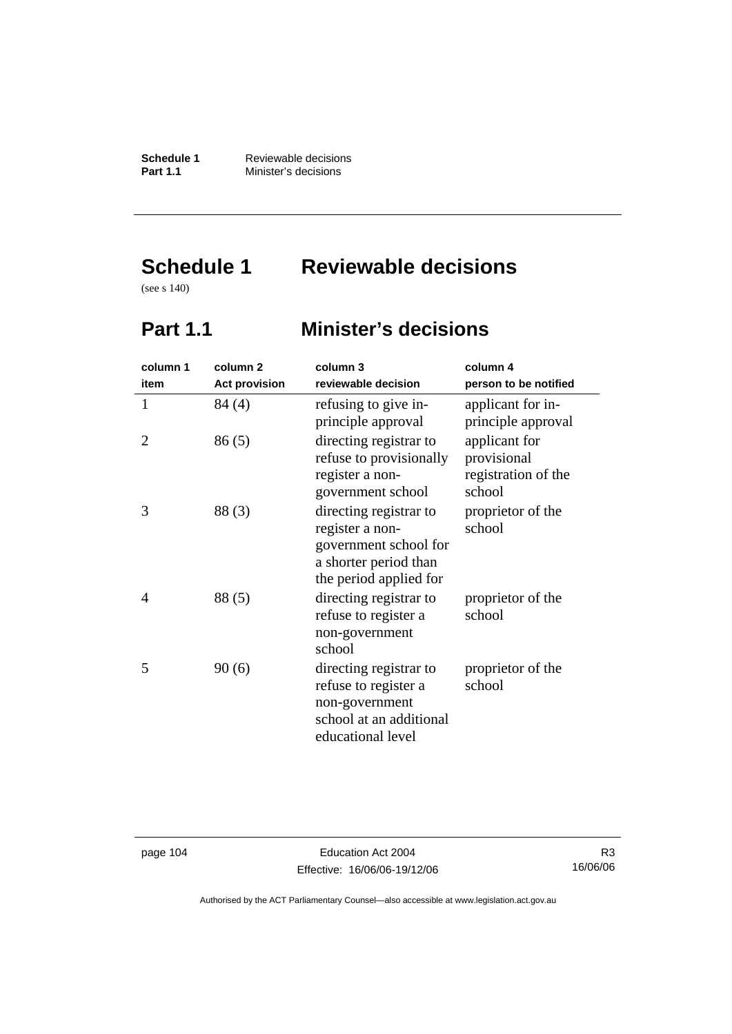# Schedule 1 Reviewable decisions

(see s 140)

## Part 1.1 Minister's decisions

| column 1 item | column 2 Act provision | column 3 reviewable decision | column 4 person to be notified |
|---|---|---|---|
| 1 | 84 (4) | refusing to give in-principle approval | applicant for in-principle approval |
| 2 | 86 (5) | directing registrar to refuse to provisionally register a non-government school | applicant for provisional registration of the school |
| 3 | 88 (3) | directing registrar to register a non-government school for a shorter period than the period applied for | proprietor of the school |
| 4 | 88 (5) | directing registrar to refuse to register a non-government school | proprietor of the school |
| 5 | 90 (6) | directing registrar to refuse to register a non-government school at an additional educational level | proprietor of the school |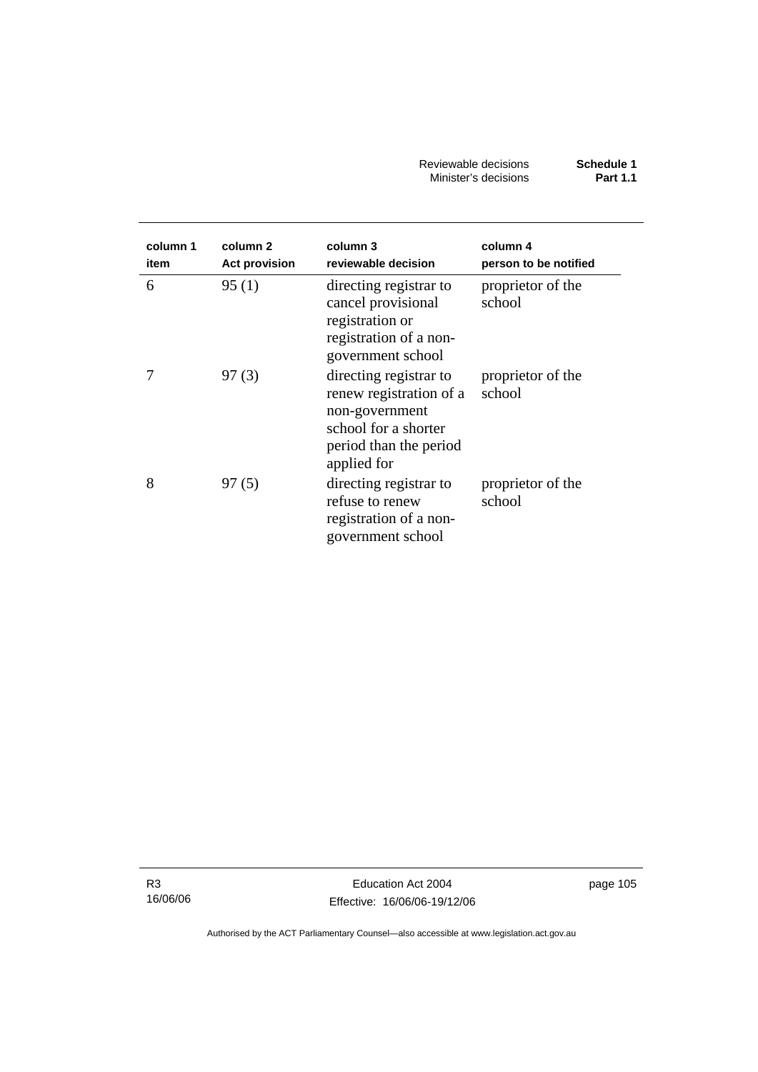| column 1 item | column 2 Act provision | column 3 reviewable decision | column 4 person to be notified |
|---|---|---|---|
| 6 | 95 (1) | directing registrar to cancel provisional registration or registration of a non-government school | proprietor of the school |
| 7 | 97 (3) | directing registrar to renew registration of a non-government school for a shorter period than the period applied for | proprietor of the school |
| 8 | 97 (5) | directing registrar to refuse to renew registration of a non-government school | proprietor of the school |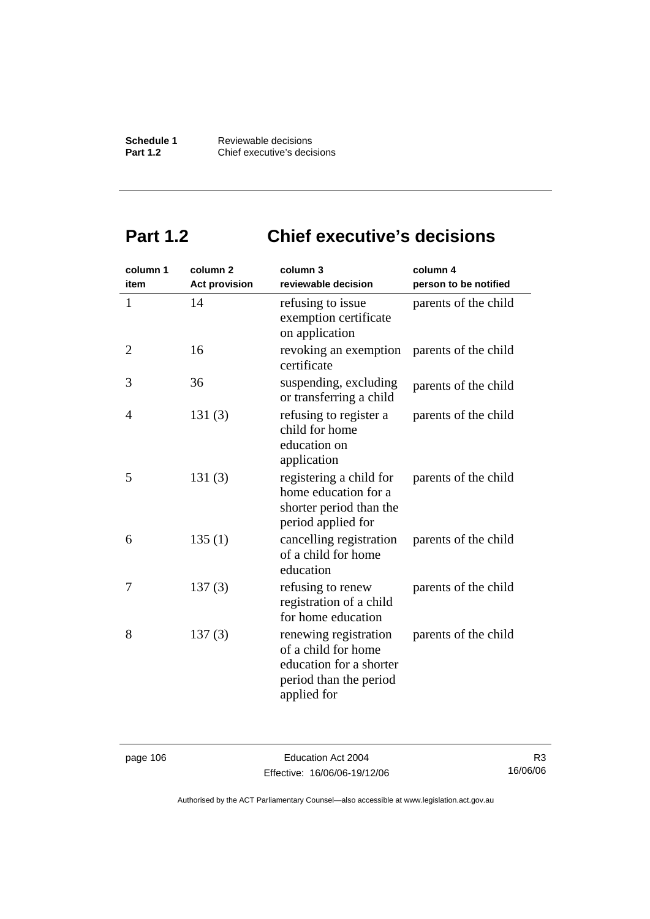# Part 1.2 Chief executive's decisions

| column 1 item | column 2 Act provision | column 3 reviewable decision | column 4 person to be notified |
|---|---|---|---|
| 1 | 14 | refusing to issue exemption certificate on application | parents of the child |
| 2 | 16 | revoking an exemption certificate | parents of the child |
| 3 | 36 | suspending, excluding or transferring a child | parents of the child |
| 4 | 131 (3) | refusing to register a child for home education on application | parents of the child |
| 5 | 131 (3) | registering a child for home education for a shorter period than the period applied for | parents of the child |
| 6 | 135 (1) | cancelling registration of a child for home education | parents of the child |
| 7 | 137 (3) | refusing to renew registration of a child for home education | parents of the child |
| 8 | 137 (3) | renewing registration of a child for home education for a shorter period than the period applied for | parents of the child |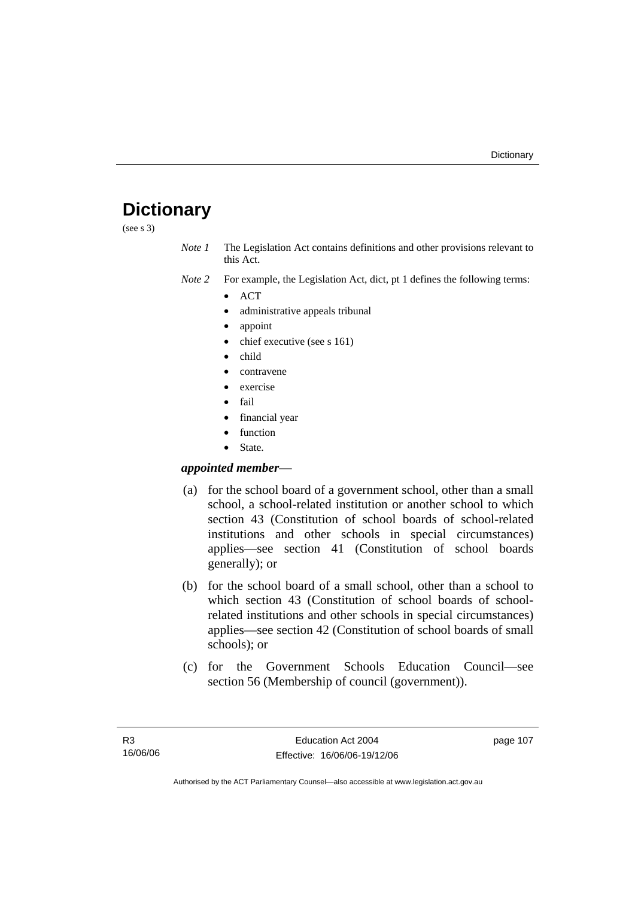# Dictionary

(see s 3)

*Note 1* The Legislation Act contains definitions and other provisions relevant to this Act.

*Note 2* For example, the Legislation Act, dict, pt 1 defines the following terms:

- ACT
- administrative appeals tribunal
- appoint
- chief executive (see s 161)
- child
- contravene
- exercise
- fail
- financial year
- function
- State.

***appointed member***—

(a) for the school board of a government school, other than a small school, a school-related institution or another school to which section 43 (Constitution of school boards of school-related institutions and other schools in special circumstances) applies—see section 41 (Constitution of school boards generally); or

(b) for the school board of a small school, other than a school to which section 43 (Constitution of school boards of school-related institutions and other schools in special circumstances) applies—see section 42 (Constitution of school boards of small schools); or

(c) for the Government Schools Education Council—see section 56 (Membership of council (government)).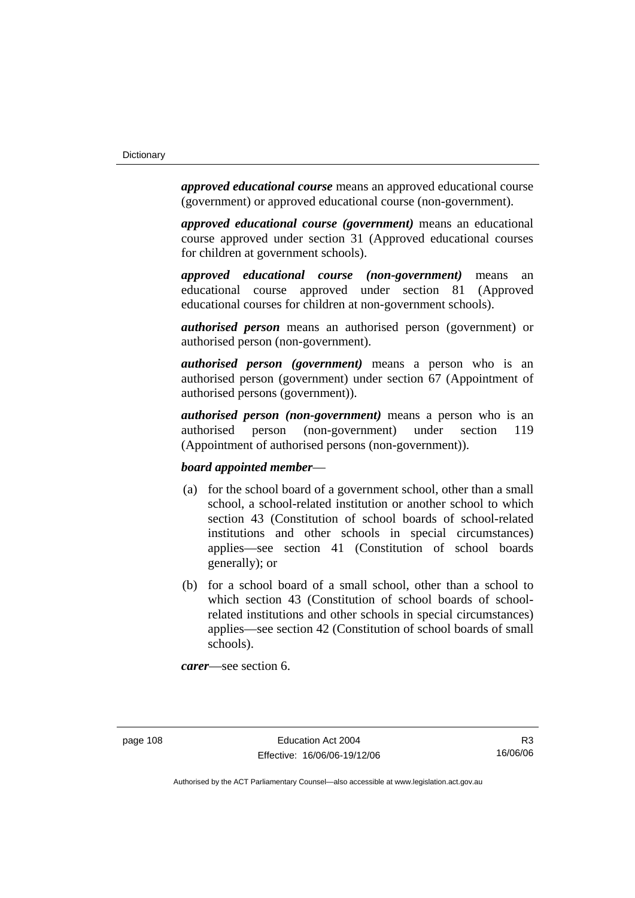***approved educational course*** means an approved educational course (government) or approved educational course (non-government).

***approved educational course (government)*** means an educational course approved under section 31 (Approved educational courses for children at government schools).

***approved educational course (non-government)*** means an educational course approved under section 81 (Approved educational courses for children at non-government schools).

***authorised person*** means an authorised person (government) or authorised person (non-government).

***authorised person (government)*** means a person who is an authorised person (government) under section 67 (Appointment of authorised persons (government)).

***authorised person (non-government)*** means a person who is an authorised person (non-government) under section 119 (Appointment of authorised persons (non-government)).

***board appointed member***—

(a) for the school board of a government school, other than a small school, a school-related institution or another school to which section 43 (Constitution of school boards of school-related institutions and other schools in special circumstances) applies—see section 41 (Constitution of school boards generally); or

(b) for a school board of a small school, other than a school to which section 43 (Constitution of school boards of school-related institutions and other schools in special circumstances) applies—see section 42 (Constitution of school boards of small schools).

***carer***—see section 6.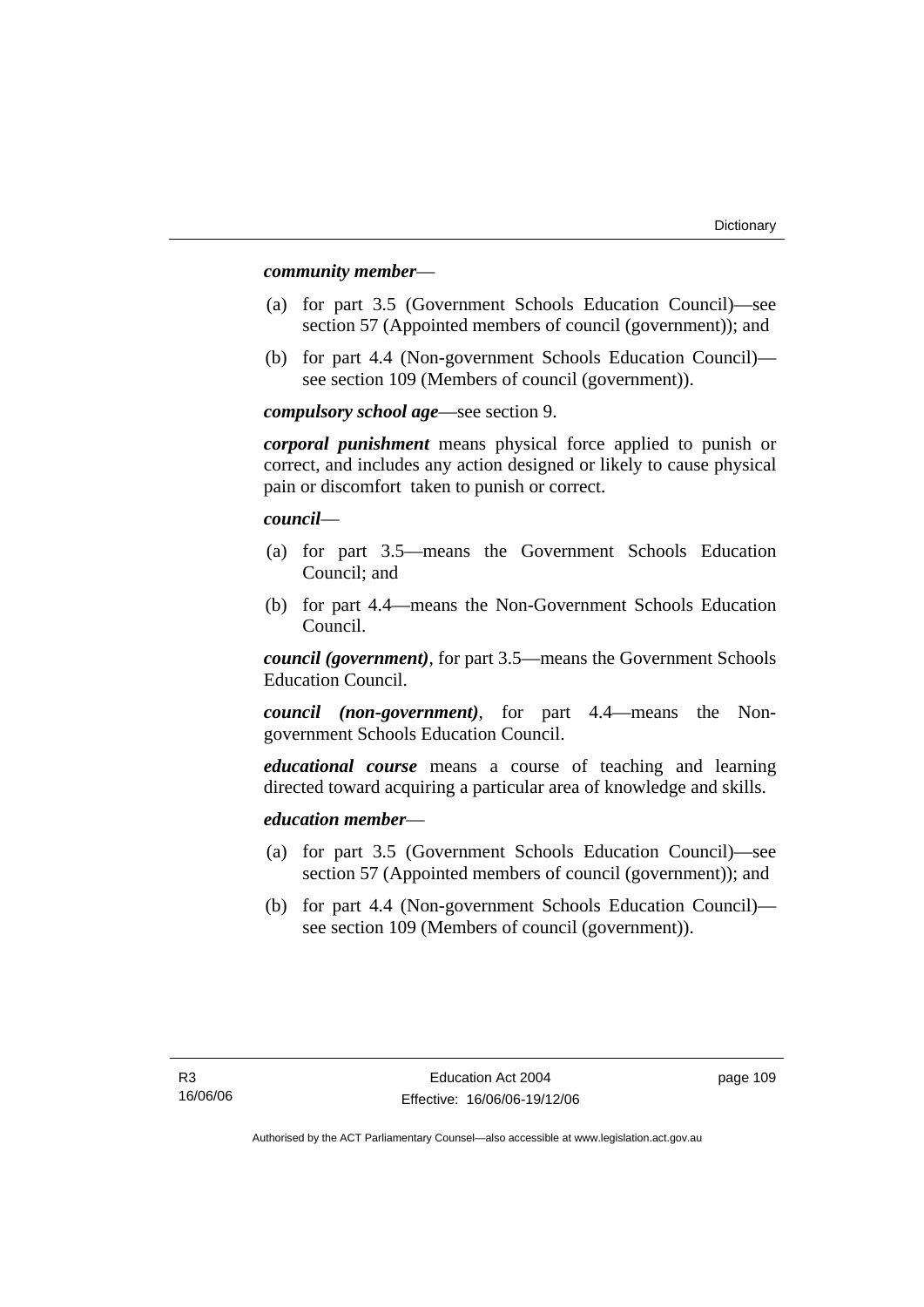***community member***—

(a) for part 3.5 (Government Schools Education Council)—see section 57 (Appointed members of council (government)); and

(b) for part 4.4 (Non-government Schools Education Council)—see section 109 (Members of council (government)).

***compulsory school age***—see section 9.

***corporal punishment*** means physical force applied to punish or correct, and includes any action designed or likely to cause physical pain or discomfort taken to punish or correct.

***council***—

(a) for part 3.5—means the Government Schools Education Council; and

(b) for part 4.4—means the Non-Government Schools Education Council.

***council (government)***, for part 3.5—means the Government Schools Education Council.

***council (non-government)***, for part 4.4—means the Non-government Schools Education Council.

***educational course*** means a course of teaching and learning directed toward acquiring a particular area of knowledge and skills.

***education member***—

(a) for part 3.5 (Government Schools Education Council)—see section 57 (Appointed members of council (government)); and

(b) for part 4.4 (Non-government Schools Education Council)—see section 109 (Members of council (government)).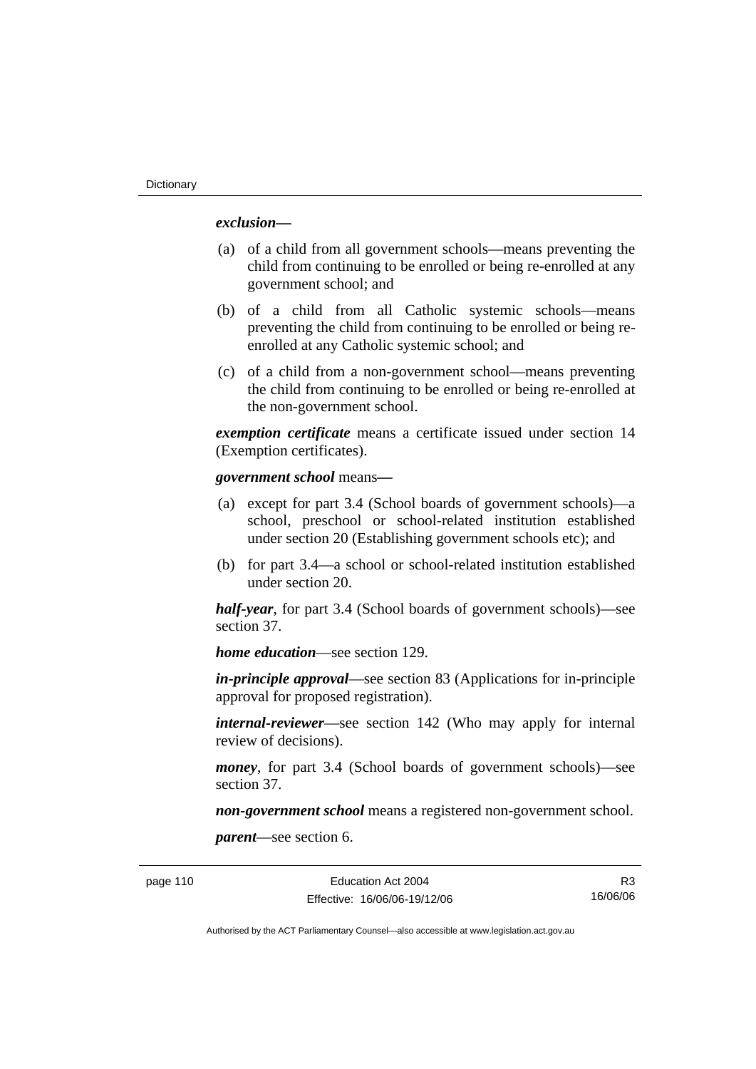***exclusion*****—**

(a) of a child from all government schools—means preventing the child from continuing to be enrolled or being re-enrolled at any government school; and

(b) of a child from all Catholic systemic schools—means preventing the child from continuing to be enrolled or being re-enrolled at any Catholic systemic school; and

(c) of a child from a non-government school—means preventing the child from continuing to be enrolled or being re-enrolled at the non-government school.

***exemption certificate*** means a certificate issued under section 14 (Exemption certificates).

***government school*** means**—**

(a) except for part 3.4 (School boards of government schools)—a school, preschool or school-related institution established under section 20 (Establishing government schools etc); and

(b) for part 3.4—a school or school-related institution established under section 20.

***half-year***, for part 3.4 (School boards of government schools)—see section 37.

***home education***—see section 129.

***in-principle approval***—see section 83 (Applications for in-principle approval for proposed registration).

***internal-reviewer***—see section 142 (Who may apply for internal review of decisions).

***money***, for part 3.4 (School boards of government schools)—see section 37.

***non-government school*** means a registered non-government school.

***parent***—see section 6.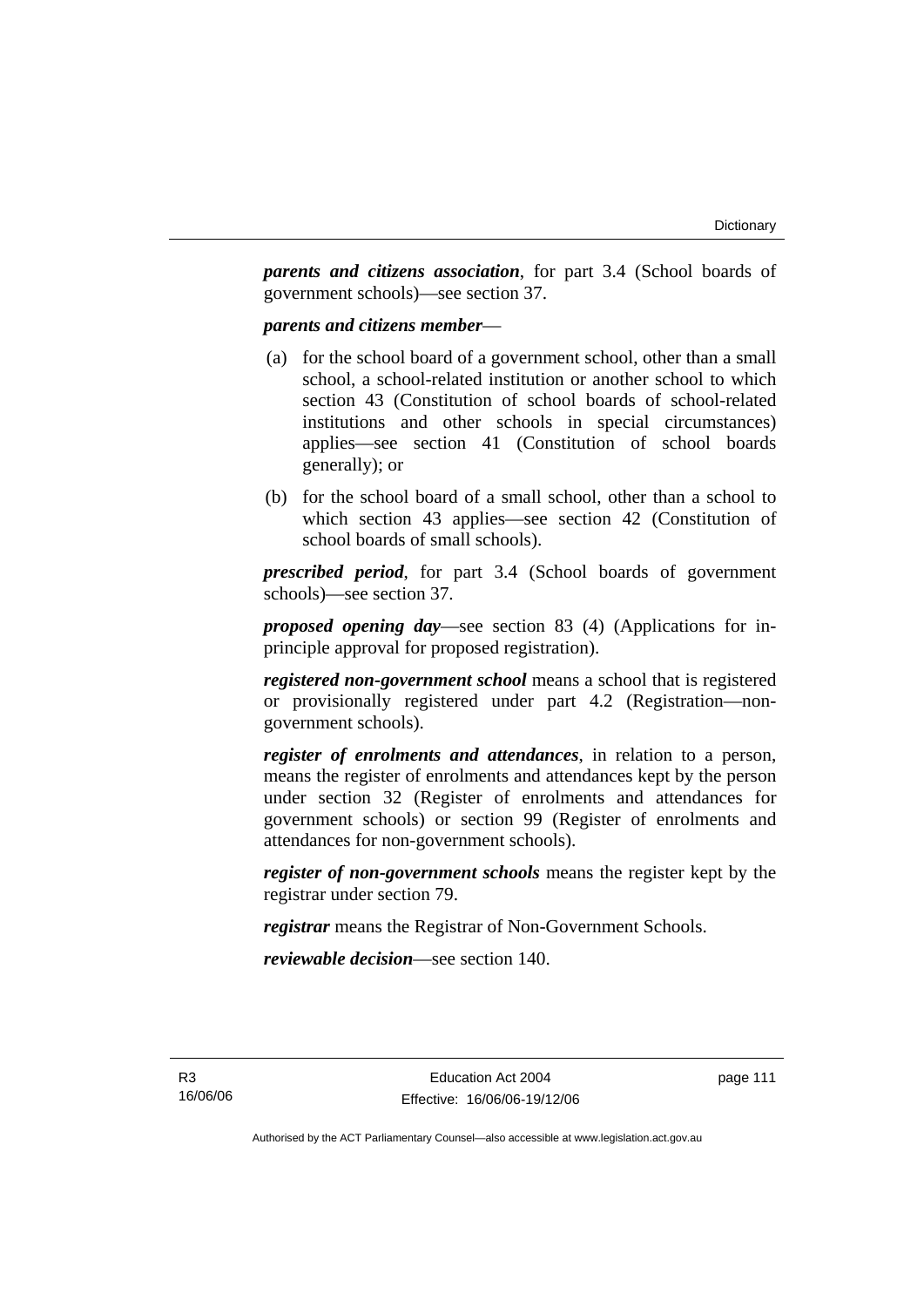***parents and citizens association***, for part 3.4 (School boards of government schools)—see section 37.

***parents and citizens member***—

(a) for the school board of a government school, other than a small school, a school-related institution or another school to which section 43 (Constitution of school boards of school-related institutions and other schools in special circumstances) applies—see section 41 (Constitution of school boards generally); or

(b) for the school board of a small school, other than a school to which section 43 applies—see section 42 (Constitution of school boards of small schools).

***prescribed period***, for part 3.4 (School boards of government schools)—see section 37.

***proposed opening day***—see section 83 (4) (Applications for in-principle approval for proposed registration).

***registered non-government school*** means a school that is registered or provisionally registered under part 4.2 (Registration—non-government schools).

***register of enrolments and attendances***, in relation to a person, means the register of enrolments and attendances kept by the person under section 32 (Register of enrolments and attendances for government schools) or section 99 (Register of enrolments and attendances for non-government schools).

***register of non-government schools*** means the register kept by the registrar under section 79.

***registrar*** means the Registrar of Non-Government Schools.

***reviewable decision***—see section 140.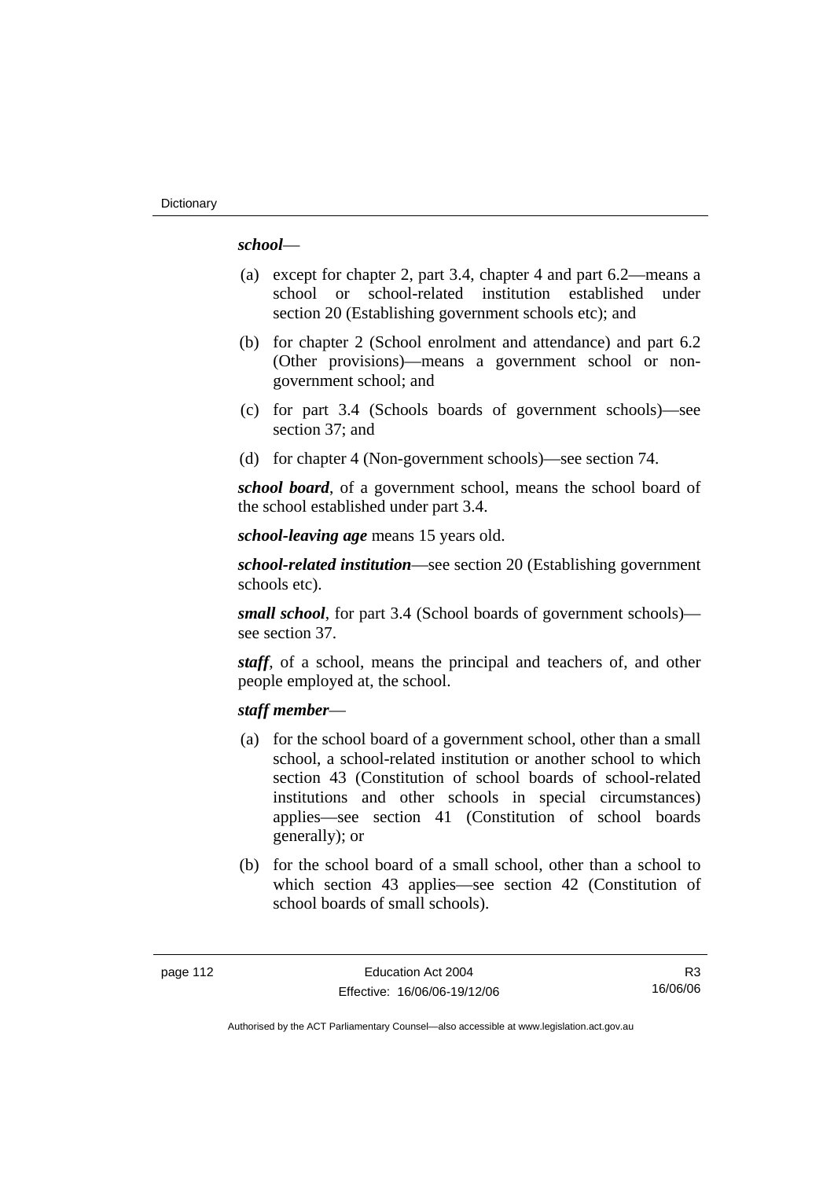***school***—

(a) except for chapter 2, part 3.4, chapter 4 and part 6.2—means a school or school-related institution established under section 20 (Establishing government schools etc); and

(b) for chapter 2 (School enrolment and attendance) and part 6.2 (Other provisions)—means a government school or non-government school; and

(c) for part 3.4 (Schools boards of government schools)—see section 37; and

(d) for chapter 4 (Non-government schools)—see section 74.

***school board***, of a government school, means the school board of the school established under part 3.4.

***school-leaving age*** means 15 years old.

***school-related institution***—see section 20 (Establishing government schools etc).

***small school***, for part 3.4 (School boards of government schools)—see section 37.

***staff***, of a school, means the principal and teachers of, and other people employed at, the school.

***staff member***—

(a) for the school board of a government school, other than a small school, a school-related institution or another school to which section 43 (Constitution of school boards of school-related institutions and other schools in special circumstances) applies—see section 41 (Constitution of school boards generally); or

(b) for the school board of a small school, other than a school to which section 43 applies—see section 42 (Constitution of school boards of small schools).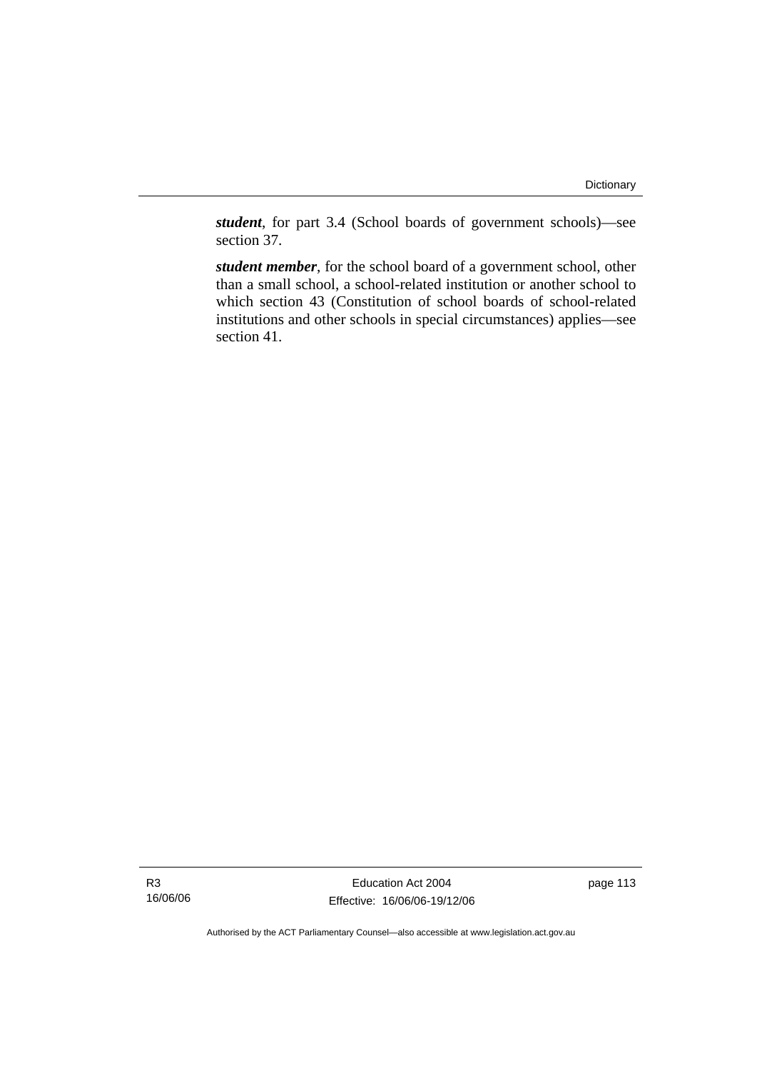***student***, for part 3.4 (School boards of government schools)—see section 37.

***student member***, for the school board of a government school, other than a small school, a school-related institution or another school to which section 43 (Constitution of school boards of school-related institutions and other schools in special circumstances) applies—see section 41.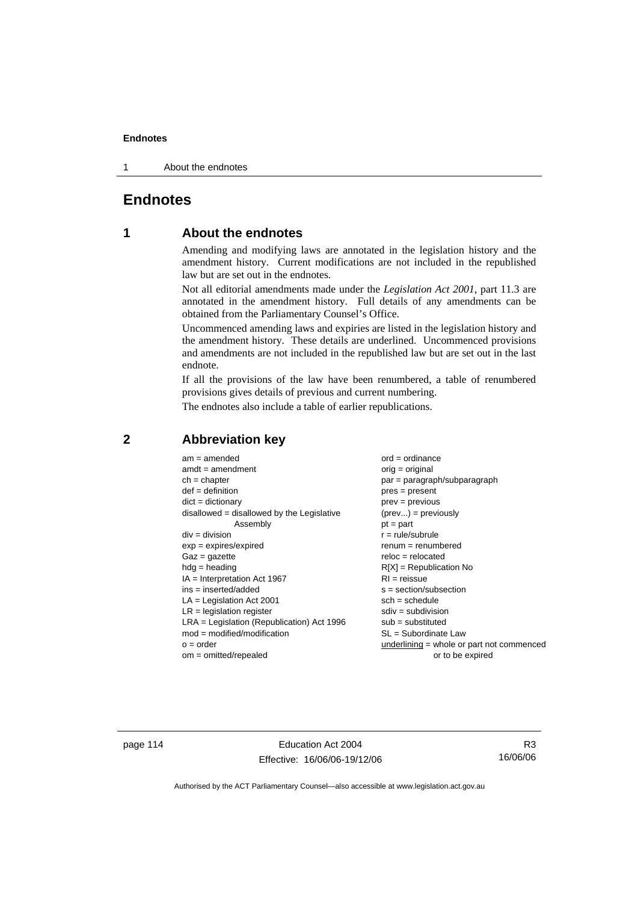# Endnotes

## 1 About the endnotes

Amending and modifying laws are annotated in the legislation history and the amendment history. Current modifications are not included in the republished law but are set out in the endnotes.

Not all editorial amendments made under the *Legislation Act 2001*, part 11.3 are annotated in the amendment history. Full details of any amendments can be obtained from the Parliamentary Counsel's Office.

Uncommenced amending laws and expiries are listed in the legislation history and the amendment history. These details are underlined. Uncommenced provisions and amendments are not included in the republished law but are set out in the last endnote.

If all the provisions of the law have been renumbered, a table of renumbered provisions gives details of previous and current numbering.

The endnotes also include a table of earlier republications.

## 2 Abbreviation key

am = amended
amdt = amendment
ch = chapter
def = definition
dict = dictionary
disallowed = disallowed by the Legislative Assembly
div = division
exp = expires/expired
Gaz = gazette
hdg = heading
IA = Interpretation Act 1967
ins = inserted/added
LA = Legislation Act 2001
LR = legislation register
LRA = Legislation (Republication) Act 1996
mod = modified/modification
o = order
om = omitted/repealed
ord = ordinance
orig = original
par = paragraph/subparagraph
pres = present
prev = previous
(prev...) = previously
pt = part
r = rule/subrule
renum = renumbered
reloc = relocated
R[X] = Republication No
RI = reissue
s = section/subsection
sch = schedule
sdiv = subdivision
sub = substituted
SL = Subordinate Law
underlining = whole or part not commenced or to be expired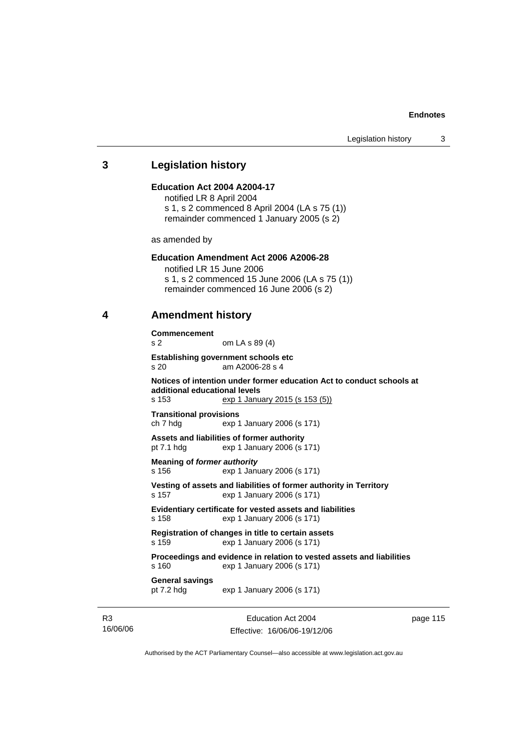## 3 Legislation history

**Education Act 2004 A2004-17**

notified LR 8 April 2004

s 1, s 2 commenced 8 April 2004 (LA s 75 (1))

remainder commenced 1 January 2005 (s 2)

as amended by

**Education Amendment Act 2006 A2006-28**

notified LR 15 June 2006

s 1, s 2 commenced 15 June 2006 (LA s 75 (1))

remainder commenced 16 June 2006 (s 2)

## 4 Amendment history

**Commencement**

s 2 om LA s 89 (4)

**Establishing government schools etc**

s 20 am A2006-28 s 4

**Notices of intention under former education Act to conduct schools at additional educational levels**

s 153 exp 1 January 2015 (s 153 (5))

**Transitional provisions**

ch 7 hdg exp 1 January 2006 (s 171)

**Assets and liabilities of former authority**

pt 7.1 hdg exp 1 January 2006 (s 171)

**Meaning of *former authority***

s 156 exp 1 January 2006 (s 171)

**Vesting of assets and liabilities of former authority in Territory**

s 157 exp 1 January 2006 (s 171)

**Evidentiary certificate for vested assets and liabilities**

s 158 exp 1 January 2006 (s 171)

**Registration of changes in title to certain assets**

s 159 exp 1 January 2006 (s 171)

**Proceedings and evidence in relation to vested assets and liabilities**

s 160 exp 1 January 2006 (s 171)

**General savings**

pt 7.2 hdg exp 1 January 2006 (s 171)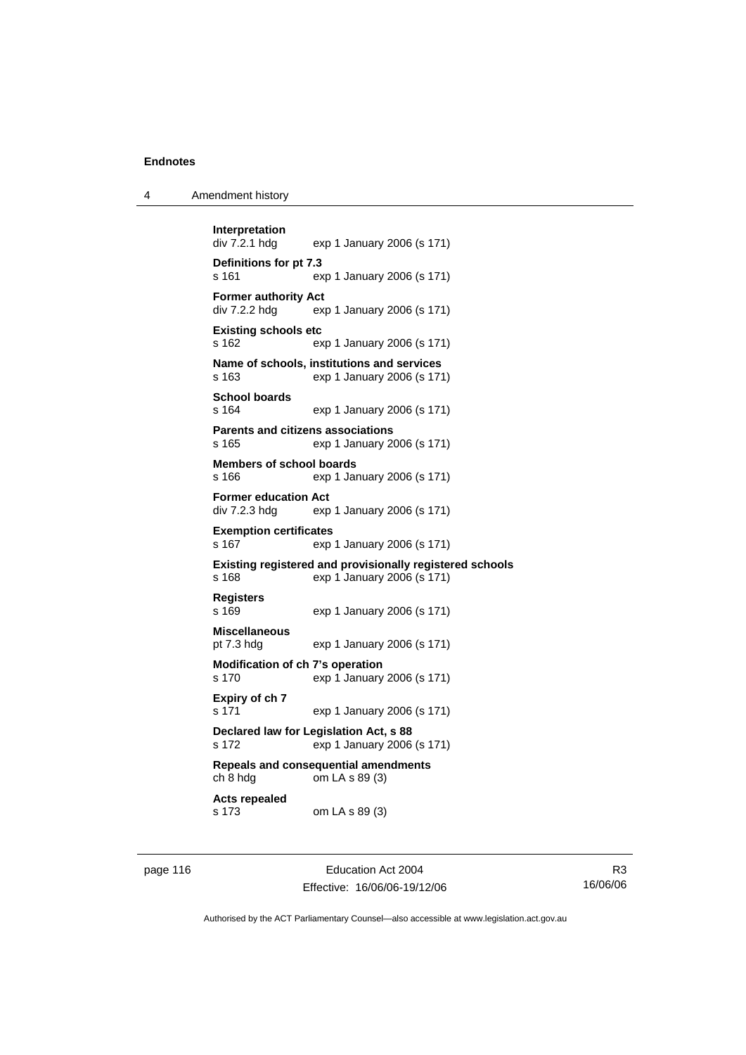**Interpretation**
div 7.2.1 hdg exp 1 January 2006 (s 171)

**Definitions for pt 7.3**
s 161 exp 1 January 2006 (s 171)

**Former authority Act**
div 7.2.2 hdg exp 1 January 2006 (s 171)

**Existing schools etc**
s 162 exp 1 January 2006 (s 171)

**Name of schools, institutions and services**
s 163 exp 1 January 2006 (s 171)

**School boards**
s 164 exp 1 January 2006 (s 171)

**Parents and citizens associations**
s 165 exp 1 January 2006 (s 171)

**Members of school boards**
s 166 exp 1 January 2006 (s 171)

**Former education Act**
div 7.2.3 hdg exp 1 January 2006 (s 171)

**Exemption certificates**
s 167 exp 1 January 2006 (s 171)

**Existing registered and provisionally registered schools**
s 168 exp 1 January 2006 (s 171)

**Registers**
s 169 exp 1 January 2006 (s 171)

**Miscellaneous**
pt 7.3 hdg exp 1 January 2006 (s 171)

**Modification of ch 7's operation**
s 170 exp 1 January 2006 (s 171)

**Expiry of ch 7**
s 171 exp 1 January 2006 (s 171)

**Declared law for Legislation Act, s 88**
s 172 exp 1 January 2006 (s 171)

**Repeals and consequential amendments**
ch 8 hdg om LA s 89 (3)

**Acts repealed**
s 173 om LA s 89 (3)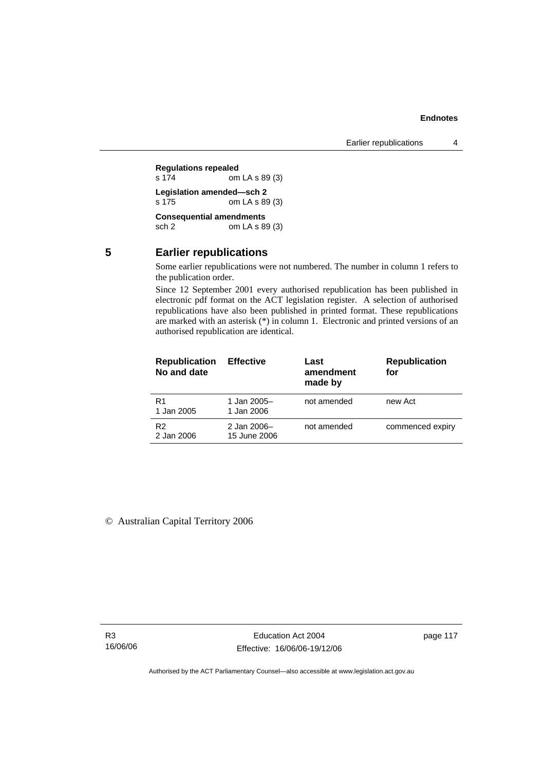**Regulations repealed**
s 174 om LA s 89 (3)

**Legislation amended—sch 2**
s 175 om LA s 89 (3)

**Consequential amendments**
sch 2 om LA s 89 (3)

## 5 Earlier republications

Some earlier republications were not numbered. The number in column 1 refers to the publication order.

Since 12 September 2001 every authorised republication has been published in electronic pdf format on the ACT legislation register. A selection of authorised republications have also been published in printed format. These republications are marked with an asterisk (*) in column 1. Electronic and printed versions of an authorised republication are identical.

| Republication No and date | Effective | Last amendment made by | Republication for |
|---|---|---|---|
| R1 1 Jan 2005 | 1 Jan 2005– 1 Jan 2006 | not amended | new Act |
| R2 2 Jan 2006 | 2 Jan 2006– 15 June 2006 | not amended | commenced expiry |

© Australian Capital Territory 2006